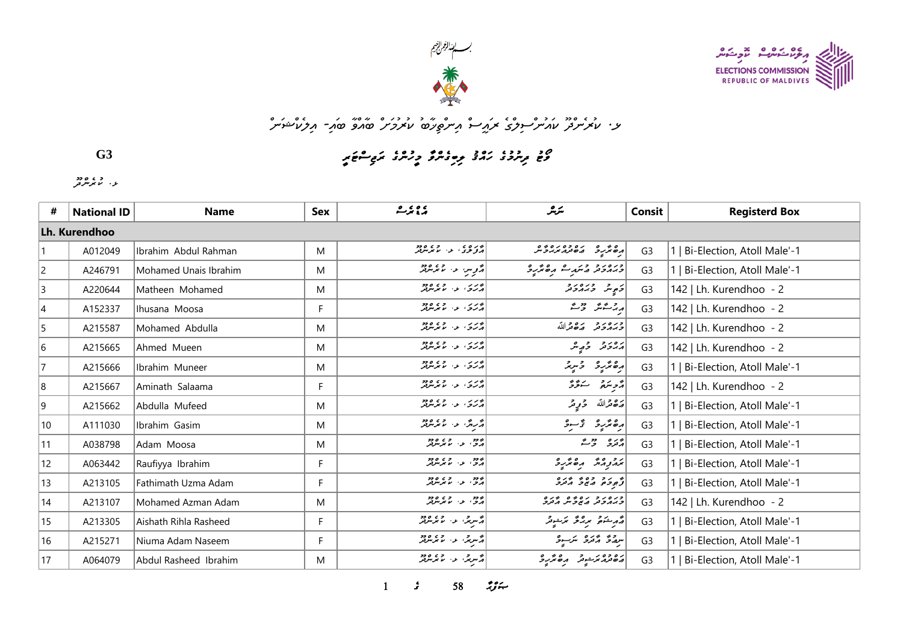ELECTIONS COMMISSION
REPUBLIC OF MALDIVES

**G3**

| # | National ID | Name | Sex | | | Consit | Registerd Box |
|---|---|---|---|---|---|---|---|
| **Lh. Kurendhoo** | | | | | | | |
| 1 | A012049 | Ibrahim Abdul Rahman | M | | | G3 | 1 \| Bi-Election, Atoll Male'-1 |
| 2 | A246791 | Mohamed Unais Ibrahim | M | | | G3 | 1 \| Bi-Election, Atoll Male'-1 |
| 3 | A220644 | Matheen Mohamed | M | | | G3 | 142 \| Lh. Kurendhoo - 2 |
| 4 | A152337 | Ihusana Moosa | F | | | G3 | 142 \| Lh. Kurendhoo - 2 |
| 5 | A215587 | Mohamed Abdulla | M | | | G3 | 142 \| Lh. Kurendhoo - 2 |
| 6 | A215665 | Ahmed Mueen | M | | | G3 | 142 \| Lh. Kurendhoo - 2 |
| 7 | A215666 | Ibrahim Muneer | M | | | G3 | 1 \| Bi-Election, Atoll Male'-1 |
| 8 | A215667 | Aminath Salaama | F | | | G3 | 142 \| Lh. Kurendhoo - 2 |
| 9 | A215662 | Abdulla Mufeed | M | | | G3 | 1 \| Bi-Election, Atoll Male'-1 |
| 10 | A111030 | Ibrahim Gasim | M | | | G3 | 1 \| Bi-Election, Atoll Male'-1 |
| 11 | A038798 | Adam Moosa | M | | | G3 | 1 \| Bi-Election, Atoll Male'-1 |
| 12 | A063442 | Raufiyya Ibrahim | F | | | G3 | 1 \| Bi-Election, Atoll Male'-1 |
| 13 | A213105 | Fathimath Uzma Adam | F | | | G3 | 1 \| Bi-Election, Atoll Male'-1 |
| 14 | A213107 | Mohamed Azman Adam | M | | | G3 | 142 \| Lh. Kurendhoo - 2 |
| 15 | A213305 | Aishath Rihla Rasheed | F | | | G3 | 1 \| Bi-Election, Atoll Male'-1 |
| 16 | A215271 | Niuma Adam Naseem | F | | | G3 | 1 \| Bi-Election, Atoll Male'-1 |
| 17 | A064079 | Abdul Rasheed Ibrahim | M | | | G3 | 1 \| Bi-Election, Atoll Male'-1 |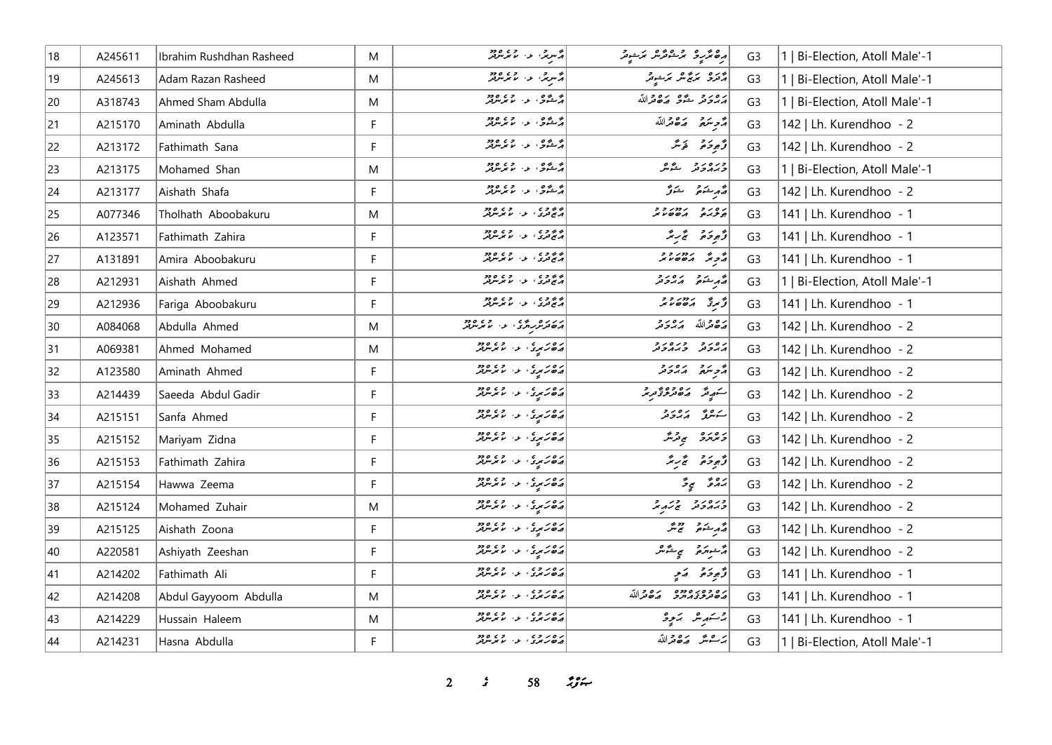| 18 | A245611 | Ibrahim Rushdhan Rasheed | M | އާސިރީ، ލ. ކުރެންދޫ | އިބްރާހީމް ރުޝްދާން ރަޝީދު | G3 | 1 \| Bi-Election, Atoll Male'-1 |
|---|---|---|---|---|---|---|---|
| 19 | A245613 | Adam Razan Rasheed | M | އާސިރީ، ލ. ކުރެންދޫ | އާދަމް ރަޒާން ރަޝީދު | G3 | 1 \| Bi-Election, Atoll Male'-1 |
| 20 | A318743 | Ahmed Sham Abdulla | M | އާޝާވް، ލ. ކުރެންދޫ | އަޙްމަދު ޝާމް ޢަބްދުﷲ | G3 | 1 \| Bi-Election, Atoll Male'-1 |
| 21 | A215170 | Aminath Abdulla | F | އާޝާވް، ލ. ކުރެންދޫ | އާމިނަތު ޢަބްދުﷲ | G3 | 142 \| Lh. Kurendhoo - 2 |
| 22 | A213172 | Fathimath Sana | F | އާޝާވް، ލ. ކުރެންދޫ | ފާތިމަތު ސަނާ | G3 | 142 \| Lh. Kurendhoo - 2 |
| 23 | A213175 | Mohamed Shan | M | އާޝާވް، ލ. ކުރެންދޫ | މުޙައްމަދު ޝާން | G3 | 1 \| Bi-Election, Atoll Male'-1 |
| 24 | A213177 | Aishath Shafa | F | އާޝާވް، ލ. ކުރެންދޫ | އައިޝަތު ޝަފާ | G3 | 142 \| Lh. Kurendhoo - 2 |
| 25 | A077346 | Tholhath Aboobakuru | M | އާޖަދީ، ލ. ކުރެންދޫ | ޠަލްޙަތު އަބޫބަކުރު | G3 | 141 \| Lh. Kurendhoo - 1 |
| 26 | A123571 | Fathimath Zahira | F | އާޖަދީ، ލ. ކުރެންދޫ | ފާތިމަތު ޒާހިރާ | G3 | 141 \| Lh. Kurendhoo - 1 |
| 27 | A131891 | Amira Aboobakuru | F | އާޖަދީ، ލ. ކުރެންދޫ | އާމިރާ އަބޫބަކުރު | G3 | 141 \| Lh. Kurendhoo - 1 |
| 28 | A212931 | Aishath Ahmed | F | އާޖަދީ، ލ. ކުރެންދޫ | އައިޝަތު އަޙްމަދު | G3 | 1 \| Bi-Election, Atoll Male'-1 |
| 29 | A212936 | Fariga Aboobakuru | F | އާޖަދީ، ލ. ކުރެންދޫ | ފާރިގާ އަބޫބަކުރު | G3 | 141 \| Lh. Kurendhoo - 1 |
| 30 | A084068 | Abdulla Ahmed | M | އަބަދަހުރިއްޔާ، ލ. ކުރެންދޫ | ޢަބްދުﷲ އަޙްމަދު | G3 | 142 \| Lh. Kurendhoo - 2 |
| 31 | A069381 | Ahmed Mohamed | M | އަބަރަށިގެ، ލ. ކުރެންދޫ | އަޙްމަދު މުޙައްމަދު | G3 | 142 \| Lh. Kurendhoo - 2 |
| 32 | A123580 | Aminath Ahmed | F | އަބަރަށިގެ، ލ. ކުރެންދޫ | އާމިނަތު އަޙްމަދު | G3 | 142 \| Lh. Kurendhoo - 2 |
| 33 | A214439 | Saeeda Abdul Gadir | F | އަބަރަށިގެ، ލ. ކުރެންދޫ | ސަޢީދާ ޢަބްދުލްޤާދިރު | G3 | 142 \| Lh. Kurendhoo - 2 |
| 34 | A215151 | Sanfa Ahmed | F | އަބަރަށިގެ، ލ. ކުރެންދޫ | ސަންފާ އަޙްމަދު | G3 | 142 \| Lh. Kurendhoo - 2 |
| 35 | A215152 | Mariyam Zidna | F | އަބަރަށިގެ، ލ. ކުރެންދޫ | މަރިޔަމް ޒިދްނާ | G3 | 142 \| Lh. Kurendhoo - 2 |
| 36 | A215153 | Fathimath Zahira | F | އަބަރަށިގެ، ލ. ކުރެންދޫ | ފާތިމަތު ޒާހިރާ | G3 | 142 \| Lh. Kurendhoo - 2 |
| 37 | A215154 | Hawwa Zeema | F | އަބަރަށިގެ، ލ. ކުރެންދޫ | ޙައްވާ ޒީމާ | G3 | 142 \| Lh. Kurendhoo - 2 |
| 38 | A215124 | Mohamed Zuhair | M | އަބަރަށިގެ، ލ. ކުރެންދޫ | މުޙައްމަދު ޒުހައިރު | G3 | 142 \| Lh. Kurendhoo - 2 |
| 39 | A215125 | Aishath Zoona | F | އަބަރަށިގެ، ލ. ކުރެންދޫ | އައިޝަތު ޒޫނާ | G3 | 142 \| Lh. Kurendhoo - 2 |
| 40 | A220581 | Ashiyath Zeeshan | F | އަބަރަށިގެ، ލ. ކުރެންދޫ | އާޝިޔަތު ޒީޝާން | G3 | 142 \| Lh. Kurendhoo - 2 |
| 41 | A214202 | Fathimath Ali | F | އަބަރުގެ، ލ. ކުރެންދޫ | ފާތިމަތު ޢަލީ | G3 | 141 \| Lh. Kurendhoo - 1 |
| 42 | A214208 | Abdul Gayyoom Abdulla | M | އަބަރުގެ، ލ. ކުރެންދޫ | ޢަބްދުލްޤައްޔޫމް ޢަބްދުﷲ | G3 | 141 \| Lh. Kurendhoo - 1 |
| 43 | A214229 | Hussain Haleem | M | އަބަރުގެ، ލ. ކުރެންދޫ | ޙުސައިން ޙަލީމް | G3 | 141 \| Lh. Kurendhoo - 1 |
| 44 | A214231 | Hasna Abdulla | F | އަބަރުގެ، ލ. ކުރެންދޫ | ހަސްނާ ޢަބްދުﷲ | G3 | 1 \| Bi-Election, Atoll Male'-1 |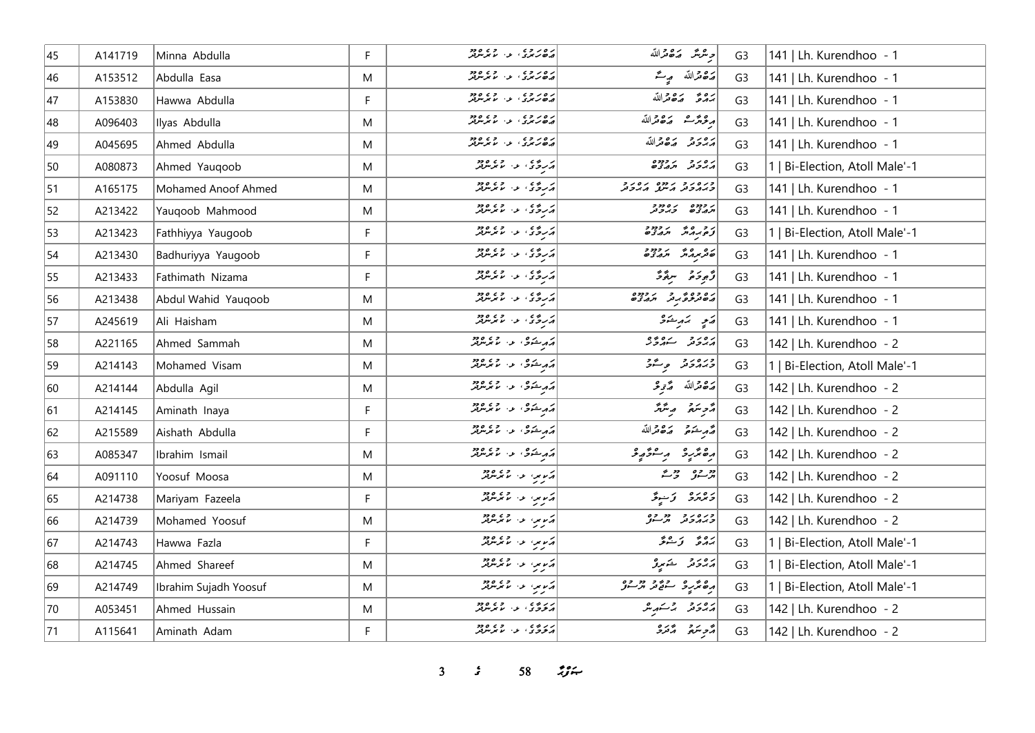| 45 | A141719 | Minna Abdulla | F | މަޑަހުރާ، ލ. ކުރެންދޫ | މިންނާ އަބްދުﷲ | G3 | 141 \| Lh. Kurendhoo - 1 |
|---|---|---|---|---|---|---|---|
| 46 | A153512 | Abdulla Easa | M | މަޑަހުރާ، ލ. ކުރެންދޫ | އަބްދުﷲ ޢީސާ | G3 | 141 \| Lh. Kurendhoo - 1 |
| 47 | A153830 | Hawwa Abdulla | F | މަޑަހުރާ، ލ. ކުރެންދޫ | ޙައްވާ އަބްދުﷲ | G3 | 141 \| Lh. Kurendhoo - 1 |
| 48 | A096403 | Ilyas Abdulla | M | މަޑަހުރާ، ލ. ކުރެންދޫ | އިލްޔާސް އަބްދުﷲ | G3 | 141 \| Lh. Kurendhoo - 1 |
| 49 | A045695 | Ahmed Abdulla | M | މަޑަހުރާ، ލ. ކުރެންދޫ | އަޙްމަދު އަބްދުﷲ | G3 | 141 \| Lh. Kurendhoo - 1 |
| 50 | A080873 | Ahmed Yauqoob | M | އަރިމާގެ، ލ. ކުރެންދޫ | އަޙްމަދު ޔަޢުޤޫބު | G3 | 1 \| Bi-Election, Atoll Male'-1 |
| 51 | A165175 | Mohamed Anoof Ahmed | M | އަރިމާގެ، ލ. ކުރެންދޫ | މުޙައްމަދު އަނޫފް އަޙްމަދު | G3 | 141 \| Lh. Kurendhoo - 1 |
| 52 | A213422 | Yauqoob Mahmood | M | އަރިމާގެ، ލ. ކުރެންދޫ | ޔަޢުޤޫބު މަޙްމޫދު | G3 | 141 \| Lh. Kurendhoo - 1 |
| 53 | A213423 | Fathhiyya Yaugoob | F | އަރިމާގެ، ލ. ކުރެންދޫ | ފަތުޙިއްޔާ ޔަޢުޤޫބު | G3 | 1 \| Bi-Election, Atoll Male'-1 |
| 54 | A213430 | Badhuriyya Yaugoob | F | އަރިމާގެ، ލ. ކުރެންދޫ | ބަދުރިއްޔާ ޔަޢުޤޫބު | G3 | 141 \| Lh. Kurendhoo - 1 |
| 55 | A213433 | Fathimath Nizama | F | އަރިމާގެ، ލ. ކުރެންދޫ | ފާތިމަތު ނިޒާމާ | G3 | 141 \| Lh. Kurendhoo - 1 |
| 56 | A213438 | Abdul Wahid Yauqoob | M | އަރިމާގެ، ލ. ކުރެންދޫ | އަބްދުލްވާޙިދު ޔަޢުޤޫބު | G3 | 141 \| Lh. Kurendhoo - 1 |
| 57 | A245619 | Ali Haisham | M | އަރިމާގެ، ލ. ކުރެންދޫ | ޢަލީ ހައިޝަމް | G3 | 141 \| Lh. Kurendhoo - 1 |
| 58 | A221165 | Ahmed Sammah | M | އައިޝަމް، ލ. ކުރެންދޫ | އަޙްމަދު ސައްމާޙް | G3 | 142 \| Lh. Kurendhoo - 2 |
| 59 | A214143 | Mohamed Visam | M | އައިޝަމް، ލ. ކުރެންދޫ | މުޙައްމަދު ވިސާމް | G3 | 1 \| Bi-Election, Atoll Male'-1 |
| 60 | A214144 | Abdulla Agil | M | އައިޝަމް، ލ. ކުރެންދޫ | އަބްދުﷲ ޢާޤިލް | G3 | 142 \| Lh. Kurendhoo - 2 |
| 61 | A214145 | Aminath Inaya | F | އައިޝަމް، ލ. ކުރެންދޫ | އާމިނަތު އިނާޔާ | G3 | 142 \| Lh. Kurendhoo - 2 |
| 62 | A215589 | Aishath Abdulla | F | އައިޝަމް، ލ. ކުރެންދޫ | އާއިޝަތު އަބްދުﷲ | G3 | 142 \| Lh. Kurendhoo - 2 |
| 63 | A085347 | Ibrahim Ismail | M | އައިޝަމް، ލ. ކުރެންދޫ | އިބްރާހީމް އިސްމާޢީލް | G3 | 142 \| Lh. Kurendhoo - 2 |
| 64 | A091110 | Yoosuf Moosa | M | އަރިރި، ލ. ކުރެންދޫ | ޔޫސުފް މޫސާ | G3 | 142 \| Lh. Kurendhoo - 2 |
| 65 | A214738 | Mariyam Fazeela | F | އަރިރި، ލ. ކުރެންދޫ | މަރިޔަމް ފަޟީލާ | G3 | 142 \| Lh. Kurendhoo - 2 |
| 66 | A214739 | Mohamed Yoosuf | M | އަރިރި، ލ. ކުރެންދޫ | މުޙައްމަދު ޔޫސުފް | G3 | 142 \| Lh. Kurendhoo - 2 |
| 67 | A214743 | Hawwa Fazla | F | އަރިރި، ލ. ކުރެންދޫ | ޙައްވާ ފަޟްލާ | G3 | 1 \| Bi-Election, Atoll Male'-1 |
| 68 | A214745 | Ahmed Shareef | M | އަރިރި، ލ. ކުރެންދޫ | އަޙްމަދު ޝަރީފް | G3 | 1 \| Bi-Election, Atoll Male'-1 |
| 69 | A214749 | Ibrahim Sujadh Yoosuf | M | އަރިރި، ލ. ކުރެންދޫ | އިބްރާހީމް ސުޖާދު ޔޫސުފް | G3 | 1 \| Bi-Election, Atoll Male'-1 |
| 70 | A053451 | Ahmed Hussain | M | އަވަގާ، ލ. ކުރެންދޫ | އަޙްމަދު ޙުސައިން | G3 | 142 \| Lh. Kurendhoo - 2 |
| 71 | A115641 | Aminath Adam | F | އަވަގާ، ލ. ކުރެންދޫ | އާމިނަތު އާދަމް | G3 | 142 \| Lh. Kurendhoo - 2 |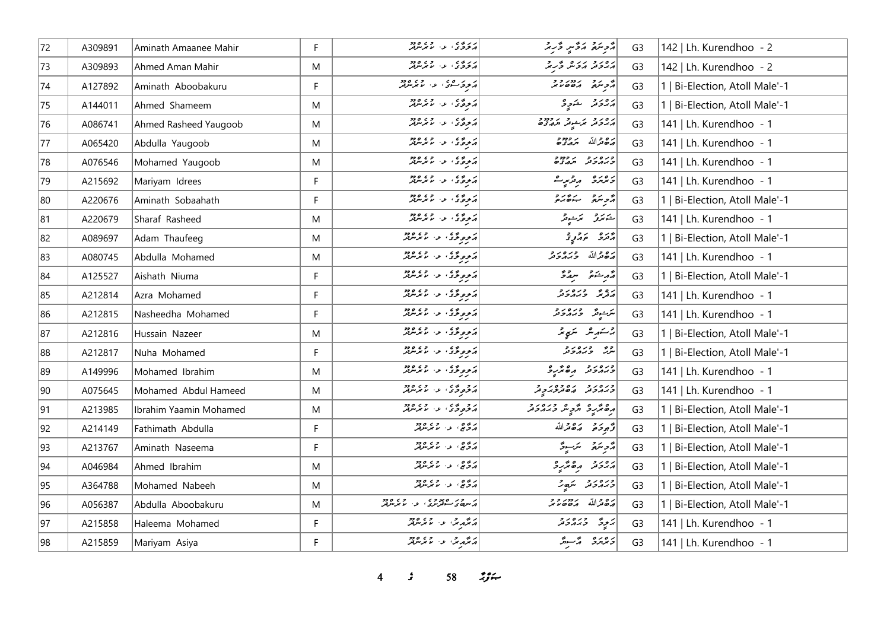| 72 | A309891 | Aminath Amaanee Mahir | F | އަރަވާގެ، ލ. ކުރެންދޫ | އާމިނަތު އަމާނީ މާހިރު | G3 | 142 \| Lh. Kurendhoo - 2 |
|---|---|---|---|---|---|---|---|
| 73 | A309893 | Ahmed Aman Mahir | M | އަރަވާގެ، ލ. ކުރެންދޫ | އަޙްމަދު އަމަން މާހިރު | G3 | 142 \| Lh. Kurendhoo - 2 |
| 74 | A127892 | Aminath Aboobakuru | F | އަލިވަސްގެ، ލ. ކުރެންދޫ | އާމިނަތު އަބޫބަކުރު | G3 | 1 \| Bi-Election, Atoll Male'-1 |
| 75 | A144011 | Ahmed Shameem | M | އަލިވާގެ، ލ. ކުރެންދޫ | އަޙްމަދު ޝަމީމް | G3 | 1 \| Bi-Election, Atoll Male'-1 |
| 76 | A086741 | Ahmed Rasheed Yaugoob | M | އަލިވާގެ، ލ. ކުރެންދޫ | އަޙްމަދު ރަޝީދު ޔައުގޫބު | G3 | 141 \| Lh. Kurendhoo - 1 |
| 77 | A065420 | Abdulla Yaugoob | M | އަލިވާގެ، ލ. ކުރެންދޫ | އަބްދުﷲ ޔައުގޫބު | G3 | 141 \| Lh. Kurendhoo - 1 |
| 78 | A076546 | Mohamed Yaugoob | M | އަލިވާގެ، ލ. ކުރެންދޫ | މުޙައްމަދު ޔައުގޫބު | G3 | 141 \| Lh. Kurendhoo - 1 |
| 79 | A215692 | Mariyam Idrees | F | އަލިވާގެ، ލ. ކުރެންދޫ | މަރިޔަމް އިދުރީސް | G3 | 141 \| Lh. Kurendhoo - 1 |
| 80 | A220676 | Aminath Sobaahath | F | އަލިވާގެ، ލ. ކުރެންދޫ | އާމިނަތު ސަބާޙަތު | G3 | 1 \| Bi-Election, Atoll Male'-1 |
| 81 | A220679 | Sharaf Rasheed | M | އަލިވާގެ، ލ. ކުރެންދޫ | ޝަރަފު ރަޝީދު | G3 | 141 \| Lh. Kurendhoo - 1 |
| 82 | A089697 | Adam Thaufeeg | M | އަލިވިލާގެ، ލ. ކުރެންދޫ | އާދަމް ތައުފީގު | G3 | 1 \| Bi-Election, Atoll Male'-1 |
| 83 | A080745 | Abdulla Mohamed | M | އަލިވިލާގެ، ލ. ކުރެންދޫ | އަބްދުﷲ މުޙައްމަދު | G3 | 141 \| Lh. Kurendhoo - 1 |
| 84 | A125527 | Aishath Niuma | F | އަލިވިލާގެ، ލ. ކުރެންދޫ | އާއިޝަތު ނިއުމާ | G3 | 1 \| Bi-Election, Atoll Male'-1 |
| 85 | A212814 | Azra Mohamed | F | އަލިވިލާގެ، ލ. ކުރެންދޫ | އަޒްރާ މުޙައްމަދު | G3 | 141 \| Lh. Kurendhoo - 1 |
| 86 | A212815 | Nasheedha Mohamed | F | އަލިވިލާގެ، ލ. ކުރެންދޫ | ނަޝީދާ މުޙައްމަދު | G3 | 141 \| Lh. Kurendhoo - 1 |
| 87 | A212816 | Hussain Nazeer | M | އަލިވިލާގެ، ލ. ކުރެންދޫ | ޙުސައިން ނަޒީރު | G3 | 1 \| Bi-Election, Atoll Male'-1 |
| 88 | A212817 | Nuha Mohamed | F | އަލިވިލާގެ، ލ. ކުރެންދޫ | ނުހާ މުޙައްމަދު | G3 | 1 \| Bi-Election, Atoll Male'-1 |
| 89 | A149996 | Mohamed Ibrahim | M | އަލިވިލާގެ، ލ. ކުރެންދޫ | މުޙައްމަދު އިބްރާހީމް | G3 | 141 \| Lh. Kurendhoo - 1 |
| 90 | A075645 | Mohamed Abdul Hameed | M | އަލުވިލާގެ، ލ. ކުރެންދޫ | މުޙައްމަދު އަބްދުލްޙަމީދު | G3 | 141 \| Lh. Kurendhoo - 1 |
| 91 | A213985 | Ibrahim Yaamin Mohamed | M | އަލުވިލާގެ، ލ. ކުރެންދޫ | އިބްރާހީމް ޔާމިން މުޙައްމަދު | G3 | 1 \| Bi-Election, Atoll Male'-1 |
| 92 | A214149 | Fathimath Abdulla | F | އަމާޒް، ލ. ކުރެންދޫ | ފާތިމަތު އަބްދުﷲ | G3 | 1 \| Bi-Election, Atoll Male'-1 |
| 93 | A213767 | Aminath Naseema | F | އަމާޒް، ލ. ކުރެންދޫ | އާމިނަތު ނަސީމާ | G3 | 1 \| Bi-Election, Atoll Male'-1 |
| 94 | A046984 | Ahmed Ibrahim | M | އަމާޒް، ލ. ކުރެންދޫ | އަޙްމަދު އިބްރާހީމް | G3 | 1 \| Bi-Election, Atoll Male'-1 |
| 95 | A364788 | Mohamed Nabeeh | M | އަމާޒް، ލ. ކުރެންދޫ | މުޙައްމަދު ނަބީހު | G3 | 1 \| Bi-Election, Atoll Male'-1 |
| 96 | A056387 | Abdulla Aboobakuru | M | އަސްބަރަސްތޫރީގެ، ލ. ކުރެންދޫ | އަބްދުﷲ އަބޫބަކުރު | G3 | 1 \| Bi-Election, Atoll Male'-1 |
| 97 | A215858 | Haleema Mohamed | F | އަނާއިރު، ލ. ކުރެންދޫ | ހަލީމާ މުޙައްމަދު | G3 | 141 \| Lh. Kurendhoo - 1 |
| 98 | A215859 | Mariyam Asiya | F | އަނާއިރު، ލ. ކުރެންދޫ | މަރިޔަމް އާސިޔާ | G3 | 141 \| Lh. Kurendhoo - 1 |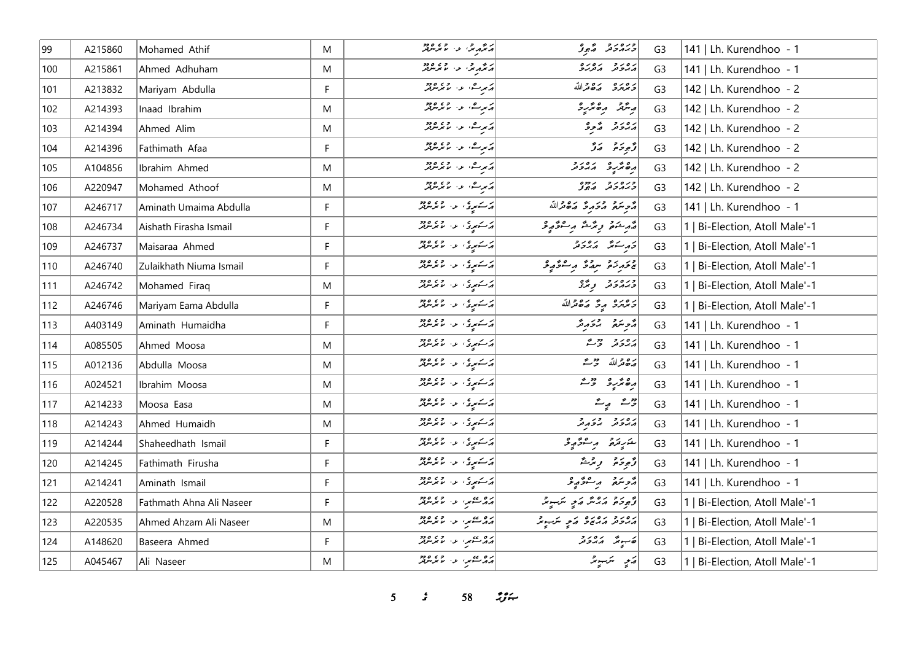| 99 | A215860 | Mohamed Athif | M | އަތޮޅުރީ، ލ. ކުރެންދޫ | މުހައްމަދު އާތިފް | G3 | 141 \| Lh. Kurendhoo - 1 |
|---|---|---|---|---|---|---|---|
| 100 | A215861 | Ahmed Adhuham | M | އަތޮޅުރީ، ލ. ކުރެންދޫ | އަހުމަދު އަދުހަމް | G3 | 141 \| Lh. Kurendhoo - 1 |
| 101 | A213832 | Mariyam Abdulla | F | އަރިސް، ލ. ކުރެންދޫ | މަރިޔަމް އަބްދުﷲ | G3 | 142 \| Lh. Kurendhoo - 2 |
| 102 | A214393 | Inaad Ibrahim | M | އަރިސް، ލ. ކުރެންދޫ | އިނާދު އިބްރާހީމް | G3 | 142 \| Lh. Kurendhoo - 2 |
| 103 | A214394 | Ahmed Alim | M | އަރިސް، ލ. ކުރެންދޫ | އަހުމަދު އާލިމް | G3 | 142 \| Lh. Kurendhoo - 2 |
| 104 | A214396 | Fathimath Afaa | F | އަރިސް، ލ. ކުރެންދޫ | ފާތިމަތު އަފާ | G3 | 142 \| Lh. Kurendhoo - 2 |
| 105 | A104856 | Ibrahim Ahmed | M | އަރިސް، ލ. ކުރެންދޫ | އިބްރާހީމް އަހުމަދު | G3 | 142 \| Lh. Kurendhoo - 2 |
| 106 | A220947 | Mohamed Athoof | M | އަރިސް، ލ. ކުރެންދޫ | މުހައްމަދު އަތޫފް | G3 | 142 \| Lh. Kurendhoo - 2 |
| 107 | A246717 | Aminath Umaima Abdulla | F | އަސަރީގެ، ލ. ކުރެންދޫ | އާމިނަތު އުމައިމާ އަބްދުﷲ | G3 | 141 \| Lh. Kurendhoo - 1 |
| 108 | A246734 | Aishath Firasha Ismail | F | އަސަރީގެ، ލ. ކުރެންދޫ | އާއިޝަތު ފިރާޝާ އިސްމާޢީލް | G3 | 1 \| Bi-Election, Atoll Male'-1 |
| 109 | A246737 | Maisaraa Ahmed | F | އަސަރީގެ، ލ. ކުރެންދޫ | މައިސަރާ އަހުމަދު | G3 | 1 \| Bi-Election, Atoll Male'-1 |
| 110 | A246740 | Zulaikhath Niuma Ismail | F | އަސަރީގެ، ލ. ކުރެންދޫ | ޒުލައިޚަތު ނިޢުމާ އިސްމާޢީލް | G3 | 1 \| Bi-Election, Atoll Male'-1 |
| 111 | A246742 | Mohamed Firaq | M | އަސަރީގެ، ލ. ކުރެންދޫ | މުހައްމަދު ފިރާގު | G3 | 1 \| Bi-Election, Atoll Male'-1 |
| 112 | A246746 | Mariyam Eama Abdulla | F | އަސަރީގެ، ލ. ކުރެންދޫ | މަރިޔަމް އީމާ އަބްދުﷲ | G3 | 1 \| Bi-Election, Atoll Male'-1 |
| 113 | A403149 | Aminath Humaidha | F | އަސަރީގެ، ލ. ކުރެންދޫ | އާމިނަތު ހުމައިދާ | G3 | 141 \| Lh. Kurendhoo - 1 |
| 114 | A085505 | Ahmed Moosa | M | އަސަރީގެ، ލ. ކުރެންދޫ | އަހުމަދު މޫސާ | G3 | 141 \| Lh. Kurendhoo - 1 |
| 115 | A012136 | Abdulla Moosa | M | އަސަރީގެ، ލ. ކުރެންދޫ | އަބްދުﷲ މޫސާ | G3 | 141 \| Lh. Kurendhoo - 1 |
| 116 | A024521 | Ibrahim Moosa | M | އަސަރީގެ، ލ. ކުރެންދޫ | އިބްރާހީމް މޫސާ | G3 | 141 \| Lh. Kurendhoo - 1 |
| 117 | A214233 | Moosa Easa | M | އަސަރީގެ، ލ. ކުރެންދޫ | މޫސާ ޢީސާ | G3 | 141 \| Lh. Kurendhoo - 1 |
| 118 | A214243 | Ahmed Humaidh | M | އަސަރީގެ، ލ. ކުރެންދޫ | އަހުމަދު ހުމައިދު | G3 | 141 \| Lh. Kurendhoo - 1 |
| 119 | A214244 | Shaheedhath Ismail | F | އަސަރީގެ، ލ. ކުރެންދޫ | ޝަހީދަތު އިސްމާޢީލް | G3 | 141 \| Lh. Kurendhoo - 1 |
| 120 | A214245 | Fathimath Firusha | F | އަސަރީގެ، ލ. ކުރެންދޫ | ފާތިމަތު ފިރުޝާ | G3 | 141 \| Lh. Kurendhoo - 1 |
| 121 | A214241 | Aminath Ismail | F | އަސަރީގެ، ލ. ކުރެންދޫ | އާމިނަތު އިސްމާޢީލް | G3 | 141 \| Lh. Kurendhoo - 1 |
| 122 | A220528 | Fathmath Ahna Ali Naseer | F | އައްސޭރި، ލ. ކުރެންދޫ | ފާތިމަތު އަހުނާ އަލި ނަސީރު | G3 | 1 \| Bi-Election, Atoll Male'-1 |
| 123 | A220535 | Ahmed Ahzam Ali Naseer | M | އައްސޭރި، ލ. ކުރެންދޫ | އަހުމަދު އަހުޒަމް އަލި ނަސީރު | G3 | 1 \| Bi-Election, Atoll Male'-1 |
| 124 | A148620 | Baseera Ahmed | F | އައްސޭރި، ލ. ކުރެންދޫ | ބަސީރާ އަހުމަދު | G3 | 1 \| Bi-Election, Atoll Male'-1 |
| 125 | A045467 | Ali Naseer | M | އައްސޭރި، ލ. ކުރެންދޫ | އަލި ނަސީރު | G3 | 1 \| Bi-Election, Atoll Male'-1 |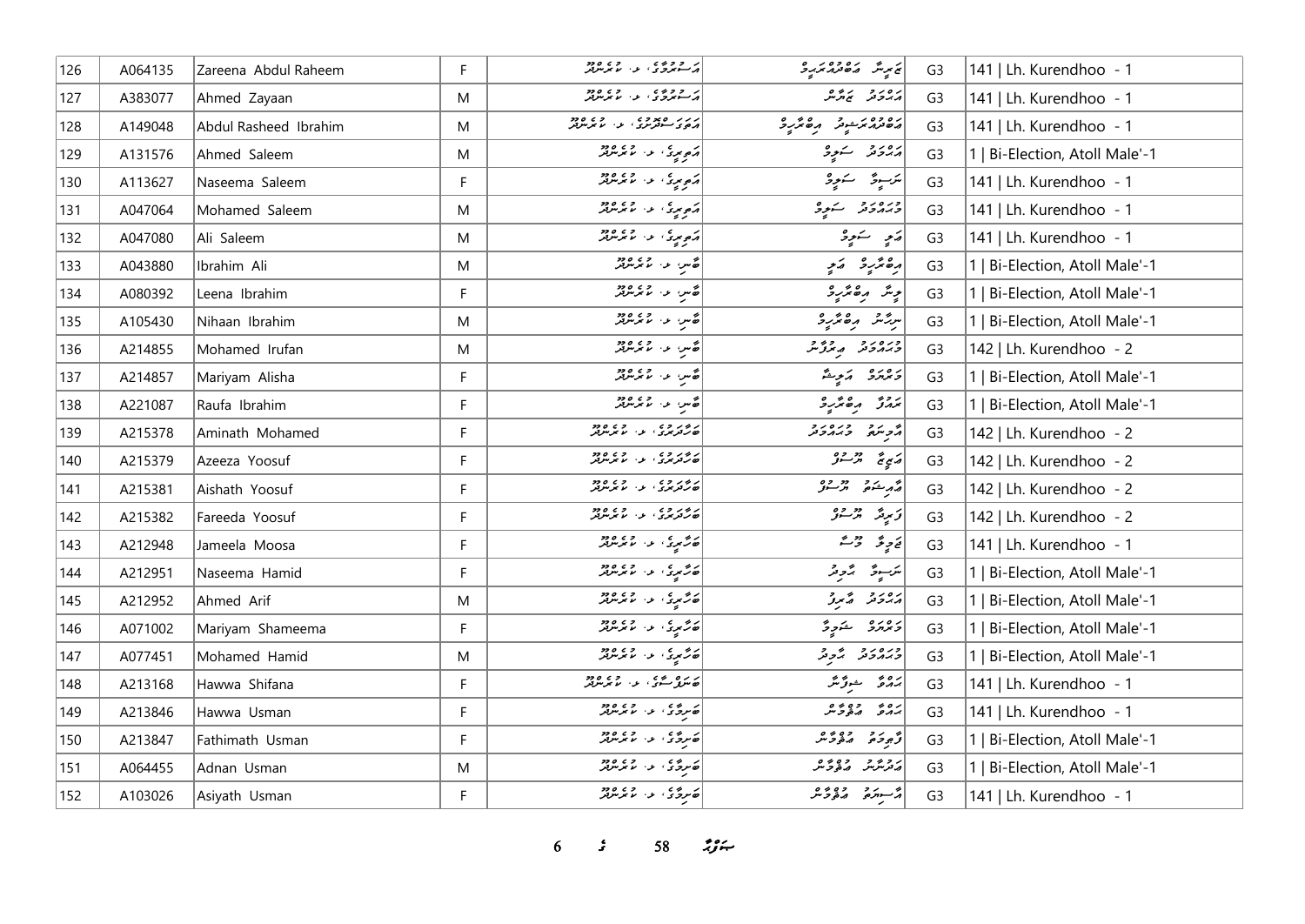| 126 | A064135 | Zareena Abdul Raheem | F | ޒަސްމިނުގެ، ލ. ކުރެންދޫ | ޒަރީނާ ޢަބްދުލްރަޙީމް | G3 | 141 \| Lh. Kurendhoo - 1 |
|---|---|---|---|---|---|---|---|
| 127 | A383077 | Ahmed Zayaan | M | ޒަސްމިނުގެ، ލ. ކުރެންދޫ | އަޙްމަދު ޒަޔާން | G3 | 141 \| Lh. Kurendhoo - 1 |
| 128 | A149048 | Abdul Rasheed Ibrahim | M | ޢަބްދުއްރަޝީދު، ލ. ކުރެންދޫ | ޢަބްދުއްރަޝީދު އިބްރާހީމް | G3 | 141 \| Lh. Kurendhoo - 1 |
| 129 | A131576 | Ahmed Saleem | M | އަލިވިލާ، ލ. ކުރެންދޫ | އަޙްމަދު ސަލީމް | G3 | 1 \| Bi-Election, Atoll Male'-1 |
| 130 | A113627 | Naseema Saleem | F | އަލިވިލާ، ލ. ކުރެންދޫ | ނަސީމާ ސަލީމް | G3 | 141 \| Lh. Kurendhoo - 1 |
| 131 | A047064 | Mohamed Saleem | M | އަލިވިލާ، ލ. ކުރެންދޫ | މުޙައްމަދު ސަލީމް | G3 | 141 \| Lh. Kurendhoo - 1 |
| 132 | A047080 | Ali Saleem | M | އަލިވިލާ، ލ. ކުރެންދޫ | އަލި ސަލީމް | G3 | 141 \| Lh. Kurendhoo - 1 |
| 133 | A043880 | Ibrahim Ali | M | ބާނި، ލ. ކުރެންދޫ | އިބްރާހީމް އަލި | G3 | 1 \| Bi-Election, Atoll Male'-1 |
| 134 | A080392 | Leena Ibrahim | F | ބާނި، ލ. ކުރެންދޫ | ލީނާ އިބްރާހީމް | G3 | 1 \| Bi-Election, Atoll Male'-1 |
| 135 | A105430 | Nihaan Ibrahim | M | ބާނި، ލ. ކުރެންދޫ | ނިހާން އިބްރާހީމް | G3 | 1 \| Bi-Election, Atoll Male'-1 |
| 136 | A214855 | Mohamed Irufan | M | ބާނި، ލ. ކުރެންދޫ | މުޙައްމަދު އިރުފާން | G3 | 142 \| Lh. Kurendhoo - 2 |
| 137 | A214857 | Mariyam Alisha | F | ބާނި، ލ. ކުރެންދޫ | މަރްޔަމް އަލީޝާ | G3 | 1 \| Bi-Election, Atoll Male'-1 |
| 138 | A221087 | Raufa Ibrahim | F | ބާނި، ލ. ކުރެންދޫ | ރައުފާ އިބްރާހީމް | G3 | 1 \| Bi-Election, Atoll Male'-1 |
| 139 | A215378 | Aminath Mohamed | F | ބަހާރުގެ، ލ. ކުރެންދޫ | އާމިނަތު މުޙައްމަދު | G3 | 142 \| Lh. Kurendhoo - 2 |
| 140 | A215379 | Azeeza Yoosuf | F | ބަހާރުގެ، ލ. ކުރެންދޫ | އަޒީޒާ ޔޫސުފު | G3 | 142 \| Lh. Kurendhoo - 2 |
| 141 | A215381 | Aishath Yoosuf | F | ބަހާރުގެ، ލ. ކުރެންދޫ | އައިޝަތު ޔޫސުފު | G3 | 142 \| Lh. Kurendhoo - 2 |
| 142 | A215382 | Fareeda Yoosuf | F | ބަހާރުގެ، ލ. ކުރެންދޫ | ފަރީދާ ޔޫސުފު | G3 | 142 \| Lh. Kurendhoo - 2 |
| 143 | A212948 | Jameela Moosa | F | ބަހާރީގެ، ލ. ކުރެންދޫ | ޖަމީލާ މޫސާ | G3 | 141 \| Lh. Kurendhoo - 1 |
| 144 | A212951 | Naseema Hamid | F | ބަހާރީގެ، ލ. ކުރެންދޫ | ނަސީމާ ހާމިދު | G3 | 1 \| Bi-Election, Atoll Male'-1 |
| 145 | A212952 | Ahmed Arif | M | ބަހާރީގެ، ލ. ކުރެންދޫ | އަޙްމަދު އާރިފު | G3 | 1 \| Bi-Election, Atoll Male'-1 |
| 146 | A071002 | Mariyam Shameema | F | ބަހާރީގެ، ލ. ކުރެންދޫ | މަރްޔަމް ޝަމީމާ | G3 | 1 \| Bi-Election, Atoll Male'-1 |
| 147 | A077451 | Mohamed Hamid | M | ބަހާރީގެ، ލ. ކުރެންދޫ | މުޙައްމަދު ހާމިދު | G3 | 1 \| Bi-Election, Atoll Male'-1 |
| 148 | A213168 | Hawwa Shifana | F | ބަނަފްސާގެ، ލ. ކުރެންދޫ | ޙައްވާ ޝިފާނާ | G3 | 141 \| Lh. Kurendhoo - 1 |
| 149 | A213846 | Hawwa Usman | F | ބަރިމާގެ، ލ. ކުރެންދޫ | ޙައްވާ ޢުثްމާން | G3 | 141 \| Lh. Kurendhoo - 1 |
| 150 | A213847 | Fathimath Usman | F | ބަރިމާގެ، ލ. ކުރެންދޫ | ފާޠިމަތު ޢުثްމާން | G3 | 1 \| Bi-Election, Atoll Male'-1 |
| 151 | A064455 | Adnan Usman | M | ބަރިމާގެ، ލ. ކުރެންދޫ | ޢަދުނާން ޢުثްމާން | G3 | 1 \| Bi-Election, Atoll Male'-1 |
| 152 | A103026 | Asiyath Usman | F | ބަރިމާގެ، ލ. ކުރެންދޫ | އާސިޔަތު ޢުثްމާން | G3 | 141 \| Lh. Kurendhoo - 1 |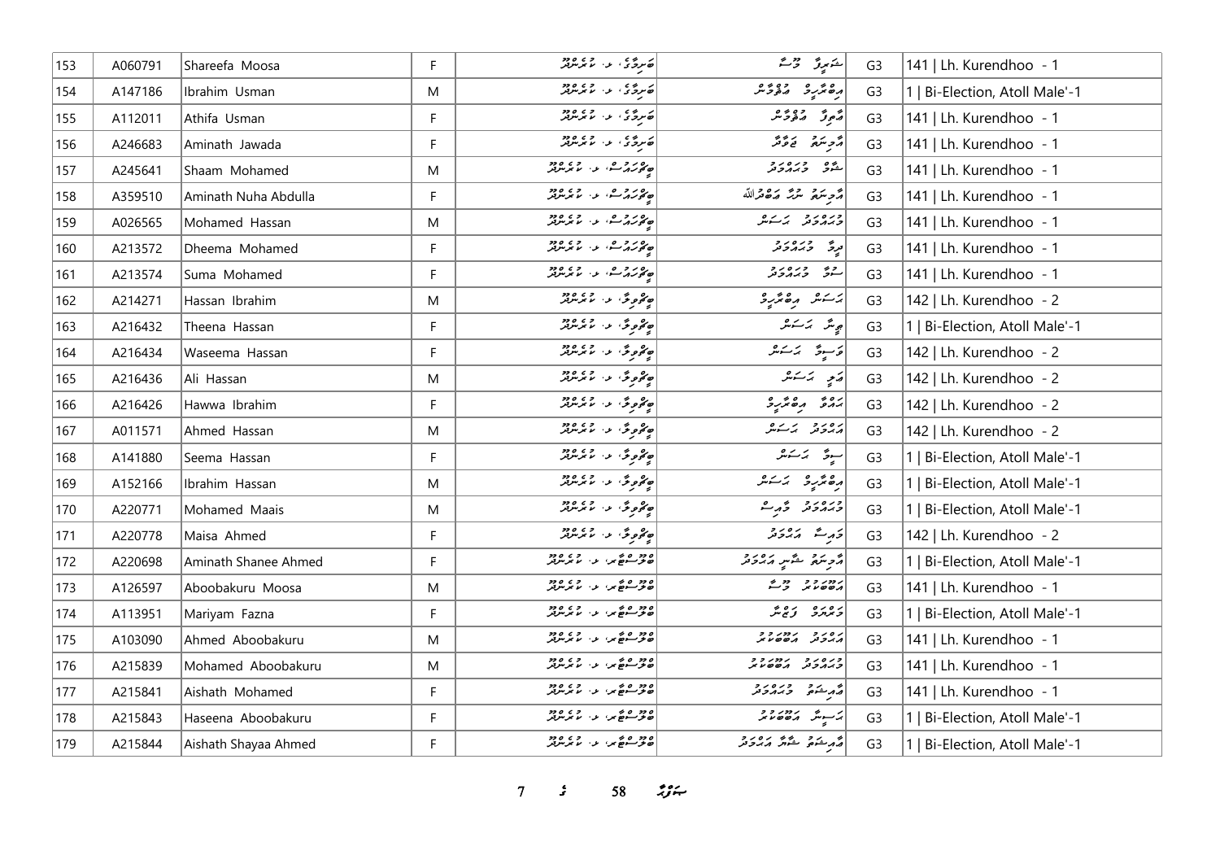| 153 | A060791 | Shareefa Moosa | F | ޙަރިމާގެ، ލ. ކުރެންދޫ | ޝަރީފާ މޫސާ | G3 | 141 \| Lh. Kurendhoo - 1 |
|---|---|---|---|---|---|---|---|
| 154 | A147186 | Ibrahim Usman | M | ޙަރިމާގެ، ލ. ކުރެންދޫ | އިބްރާހީމް ޢުޘްމާން | G3 | 1 \| Bi-Election, Atoll Male'-1 |
| 155 | A112011 | Athifa Usman | F | ޙަރިމާގެ، ލ. ކުރެންދޫ | އާތިފާ ޢުޘްމާން | G3 | 141 \| Lh. Kurendhoo - 1 |
| 156 | A246683 | Aminath Jawada | F | ޙަރިމާގެ، ލ. ކުރެންދޫ | އާމިނަތު ޖަވާދާ | G3 | 141 \| Lh. Kurendhoo - 1 |
| 157 | A245641 | Shaam Mohamed | M | ބީޗްހައުސް، ލ. ކުރެންދޫ | ޝާމް މުޙައްމަދު | G3 | 141 \| Lh. Kurendhoo - 1 |
| 158 | A359510 | Aminath Nuha Abdulla | F | ބީޗްހައުސް، ލ. ކުރެންދޫ | އާމިނަތު ނުހާ އަބްދުﷲ | G3 | 141 \| Lh. Kurendhoo - 1 |
| 159 | A026565 | Mohamed Hassan | M | ބީޗްހައުސް، ލ. ކުރެންދޫ | މުޙައްމަދު ޙަސަން | G3 | 141 \| Lh. Kurendhoo - 1 |
| 160 | A213572 | Dheema Mohamed | F | ބީޗްހައުސް، ލ. ކުރެންދޫ | ދީމާ މުޙައްމަދު | G3 | 141 \| Lh. Kurendhoo - 1 |
| 161 | A213574 | Suma Mohamed | F | ބީޗްހައުސް، ލ. ކުރެންދޫ | ސުމާ މުޙައްމަދު | G3 | 141 \| Lh. Kurendhoo - 1 |
| 162 | A214271 | Hassan Ibrahim | M | ބީޗްވިލާ، ލ. ކުރެންދޫ | ޙަސަން އިބްރާހީމް | G3 | 142 \| Lh. Kurendhoo - 2 |
| 163 | A216432 | Theena Hassan | F | ބީޗްވިލާ، ލ. ކުރެންދޫ | ތީނާ ޙަސަން | G3 | 1 \| Bi-Election, Atoll Male'-1 |
| 164 | A216434 | Waseema Hassan | F | ބީޗްވިލާ، ލ. ކުރެންދޫ | ވަސީމާ ޙަސަން | G3 | 142 \| Lh. Kurendhoo - 2 |
| 165 | A216436 | Ali Hassan | M | ބީޗްވިލާ، ލ. ކުރެންދޫ | އަލި ޙަސަން | G3 | 142 \| Lh. Kurendhoo - 2 |
| 166 | A216426 | Hawwa Ibrahim | F | ބީޗްވިލާ، ލ. ކުރެންދޫ | ހައްވާ އިބްރާހީމް | G3 | 142 \| Lh. Kurendhoo - 2 |
| 167 | A011571 | Ahmed Hassan | M | ބީޗްވިލާ، ލ. ކުރެންދޫ | އަޙްމަދު ޙަސަން | G3 | 142 \| Lh. Kurendhoo - 2 |
| 168 | A141880 | Seema Hassan | F | ބީޗްވިލާ، ލ. ކުރެންދޫ | ސީމާ ޙަސަން | G3 | 1 \| Bi-Election, Atoll Male'-1 |
| 169 | A152166 | Ibrahim Hassan | M | ބީޗްވިލާ، ލ. ކުރެންދޫ | އިބްރާހީމް ޙަސަން | G3 | 1 \| Bi-Election, Atoll Male'-1 |
| 170 | A220771 | Mohamed Maais | M | ބީޗްވިލާ، ލ. ކުރެންދޫ | މުޙައްމަދު މާއިސް | G3 | 1 \| Bi-Election, Atoll Male'-1 |
| 171 | A220778 | Maisa Ahmed | F | ބީޗްވިލާ، ލ. ކުރެންދޫ | މައިސާ އަޙްމަދު | G3 | 142 \| Lh. Kurendhoo - 2 |
| 172 | A220698 | Aminath Shanee Ahmed | F | ބޫސްޓަރ، ލ. ކުރެންދޫ | އާމިނަތު ޝާނީ އަޙްމަދު | G3 | 1 \| Bi-Election, Atoll Male'-1 |
| 173 | A126597 | Aboobakuru Moosa | M | ބޫސްޓަރ، ލ. ކުރެންދޫ | އަބޫބަކުރު މޫސާ | G3 | 141 \| Lh. Kurendhoo - 1 |
| 174 | A113951 | Mariyam Fazna | F | ބޫސްޓަރ، ލ. ކުރެންދޫ | މަރިޔަމް ފަޒްނާ | G3 | 1 \| Bi-Election, Atoll Male'-1 |
| 175 | A103090 | Ahmed Aboobakuru | M | ބޫސްޓަރ، ލ. ކުރެންދޫ | އަޙްމަދު އަބޫބަކުރު | G3 | 141 \| Lh. Kurendhoo - 1 |
| 176 | A215839 | Mohamed Aboobakuru | M | ބޫސްޓަރ، ލ. ކުރެންދޫ | މުޙައްމަދު އަބޫބަކުރު | G3 | 141 \| Lh. Kurendhoo - 1 |
| 177 | A215841 | Aishath Mohamed | F | ބޫސްޓަރ، ލ. ކުރެންދޫ | އާއިޝަތު މުޙައްމަދު | G3 | 141 \| Lh. Kurendhoo - 1 |
| 178 | A215843 | Haseena Aboobakuru | F | ބޫސްޓަރ، ލ. ކުރެންދޫ | ހަސީނާ އަބޫބަކުރު | G3 | 1 \| Bi-Election, Atoll Male'-1 |
| 179 | A215844 | Aishath Shayaa Ahmed | F | ބޫސްޓަރ، ލ. ކުރެންދޫ | އާއިޝަތު ޝަޔާ އަޙްމަދު | G3 | 1 \| Bi-Election, Atoll Male'-1 |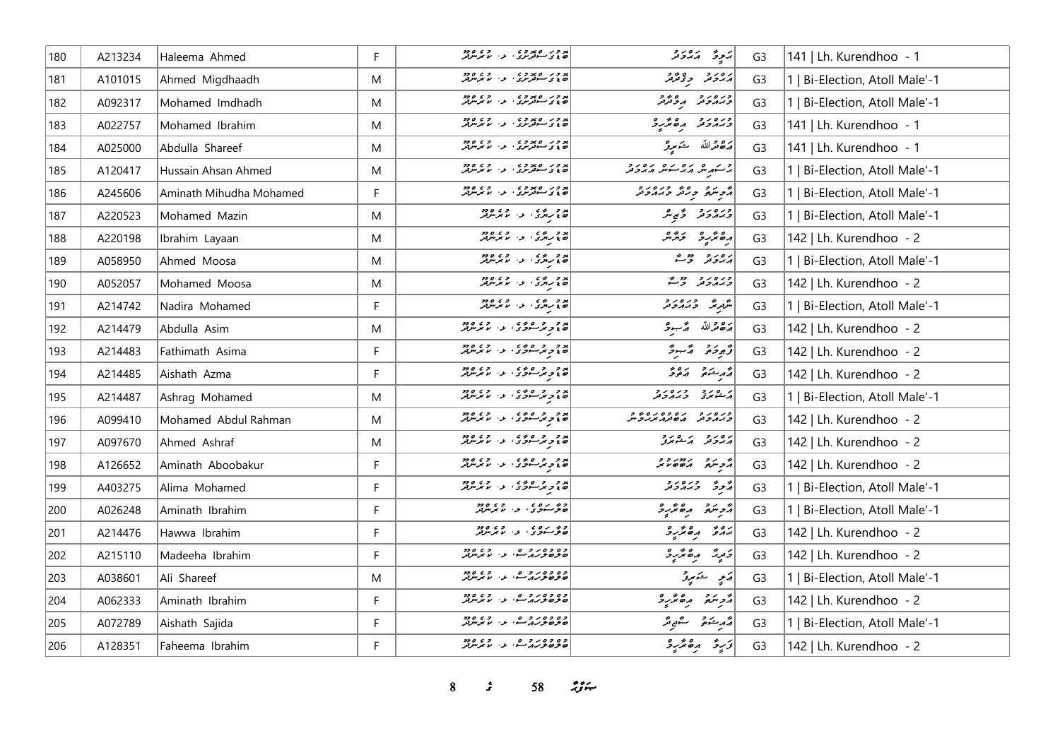| 180 | A213234 | Haleema Ahmed | F | ބޮޑުހަތަރުގެ، ލ. ކުރެންދޫ | ހަލީމާ އަހުމަދު | G3 | 141 \| Lh. Kurendhoo - 1 |
|---|---|---|---|---|---|---|---|
| 181 | A101015 | Ahmed Migdhaadh | M | ބޮޑުހަތަރުގެ، ލ. ކުރެންދޫ | އަހުމަދު މިގްދާދު | G3 | 1 \| Bi-Election, Atoll Male'-1 |
| 182 | A092317 | Mohamed Imdhadh | M | ބޮޑުހަތަރުގެ، ލ. ކުރެންދޫ | މުހައްމަދު އިމްދާދު | G3 | 1 \| Bi-Election, Atoll Male'-1 |
| 183 | A022757 | Mohamed Ibrahim | M | ބޮޑުހަތަރުގެ، ލ. ކުރެންދޫ | މުހައްމަދު އިބްރާހީމް | G3 | 141 \| Lh. Kurendhoo - 1 |
| 184 | A025000 | Abdulla Shareef | M | ބޮޑުހަތަރުގެ، ލ. ކުރެންދޫ | އަބްދުﷲ ޝަރީފް | G3 | 141 \| Lh. Kurendhoo - 1 |
| 185 | A120417 | Hussain Ahsan Ahmed | M | ބޮޑުހަތަރުގެ، ލ. ކުރެންދޫ | ހުސައިން އަހްސަން އަހުމަދު | G3 | 1 \| Bi-Election, Atoll Male'-1 |
| 186 | A245606 | Aminath Mihudha Mohamed | F | ބޮޑުހަތަރުގެ، ލ. ކުރެންދޫ | އާމިނަތު މިހުދާ މުހައްމަދު | G3 | 1 \| Bi-Election, Atoll Male'-1 |
| 187 | A220523 | Mohamed Mazin | M | ބޮޑުހިޔާ، ލ. ކުރެންދޫ | މުހައްމަދު މާޒިން | G3 | 1 \| Bi-Election, Atoll Male'-1 |
| 188 | A220198 | Ibrahim Layaan | M | ބޮޑުހިޔާ، ލ. ކުރެންދޫ | އިބްރާހީމް ލަޔާން | G3 | 142 \| Lh. Kurendhoo - 2 |
| 189 | A058950 | Ahmed Moosa | M | ބޮޑުހިޔާ، ލ. ކުރެންދޫ | އަހުމަދު މޫސާ | G3 | 1 \| Bi-Election, Atoll Male'-1 |
| 190 | A052057 | Mohamed Moosa | M | ބޮޑުހިޔާ، ލ. ކުރެންދޫ | މުހައްމަދު މޫސާ | G3 | 142 \| Lh. Kurendhoo - 2 |
| 191 | A214742 | Nadira Mohamed | F | ބޮޑުހިޔާ، ލ. ކުރެންދޫ | ނާދިރާ މުހައްމަދު | G3 | 1 \| Bi-Election, Atoll Male'-1 |
| 192 | A214479 | Abdulla Asim | M | ބޮޑުމަރުސަލާމާގެ، ލ. ކުރެންދޫ | އަބްދުﷲ އާސިމް | G3 | 142 \| Lh. Kurendhoo - 2 |
| 193 | A214483 | Fathimath Asima | F | ބޮޑުމަރުސަލާމާގެ، ލ. ކުރެންދޫ | ފާތިމަތު އާސިމާ | G3 | 142 \| Lh. Kurendhoo - 2 |
| 194 | A214485 | Aishath Azma | F | ބޮޑުމަރުސަލާމާގެ، ލ. ކުރެންދޫ | އާއިޝަތު އަޒްމާ | G3 | 142 \| Lh. Kurendhoo - 2 |
| 195 | A214487 | Ashrag Mohamed | M | ބޮޑުމަރުސަލާމާގެ، ލ. ކުރެންދޫ | އަޝްރަގް މުހައްމަދު | G3 | 1 \| Bi-Election, Atoll Male'-1 |
| 196 | A099410 | Mohamed Abdul Rahman | M | ބޮޑުމަރުސަލާމާގެ، ލ. ކުރެންދޫ | މުހައްމަދު އަބްދުއްރަހްމާން | G3 | 142 \| Lh. Kurendhoo - 2 |
| 197 | A097670 | Ahmed Ashraf | M | ބޮޑުމަރުސަލާމާގެ، ލ. ކުރެންދޫ | އަހުމަދު އަޝްރަފް | G3 | 142 \| Lh. Kurendhoo - 2 |
| 198 | A126652 | Aminath Aboobakur | F | ބޮޑުމަރުސަލާމާގެ، ލ. ކުރެންދޫ | އާމިނަތު އަބޫބަކުރު | G3 | 142 \| Lh. Kurendhoo - 2 |
| 199 | A403275 | Alima Mohamed | F | ބޮޑުމަރުސަލާމާގެ، ލ. ކުރެންދޫ | އާލިމާ މުހައްމަދު | G3 | 1 \| Bi-Election, Atoll Male'-1 |
| 200 | A026248 | Aminath Ibrahim | F | ބޮލާސަވާގެ، ލ. ކުރެންދޫ | އާމިނަތު އިބްރާހީމް | G3 | 1 \| Bi-Election, Atoll Male'-1 |
| 201 | A214476 | Hawwa Ibrahim | F | ބޮލާސަވާގެ، ލ. ކުރެންދޫ | ހައްވާ އިބްރާހީމް | G3 | 142 \| Lh. Kurendhoo - 2 |
| 202 | A215110 | Madeeha Ibrahim | F | ބުރުބުލުހައުސް، ލ. ކުރެންދޫ | މަދީހާ އިބްރާހީމް | G3 | 142 \| Lh. Kurendhoo - 2 |
| 203 | A038601 | Ali Shareef | M | ބުރުބުލުހައުސް، ލ. ކުރެންދޫ | އަލި ޝަރީފް | G3 | 1 \| Bi-Election, Atoll Male'-1 |
| 204 | A062333 | Aminath Ibrahim | F | ބުރުބުލުހައުސް، ލ. ކުރެންދޫ | އާމިނަތު އިބްރާހީމް | G3 | 142 \| Lh. Kurendhoo - 2 |
| 205 | A072789 | Aishath Sajida | F | ބުރުބުލުހައުސް، ލ. ކުރެންދޫ | އާއިޝަތު ސާޖިދާ | G3 | 1 \| Bi-Election, Atoll Male'-1 |
| 206 | A128351 | Faheema Ibrahim | F | ބުރުބުލުހައުސް، ލ. ކުރެންދޫ | ފަހީމާ އިބްރާހީމް | G3 | 142 \| Lh. Kurendhoo - 2 |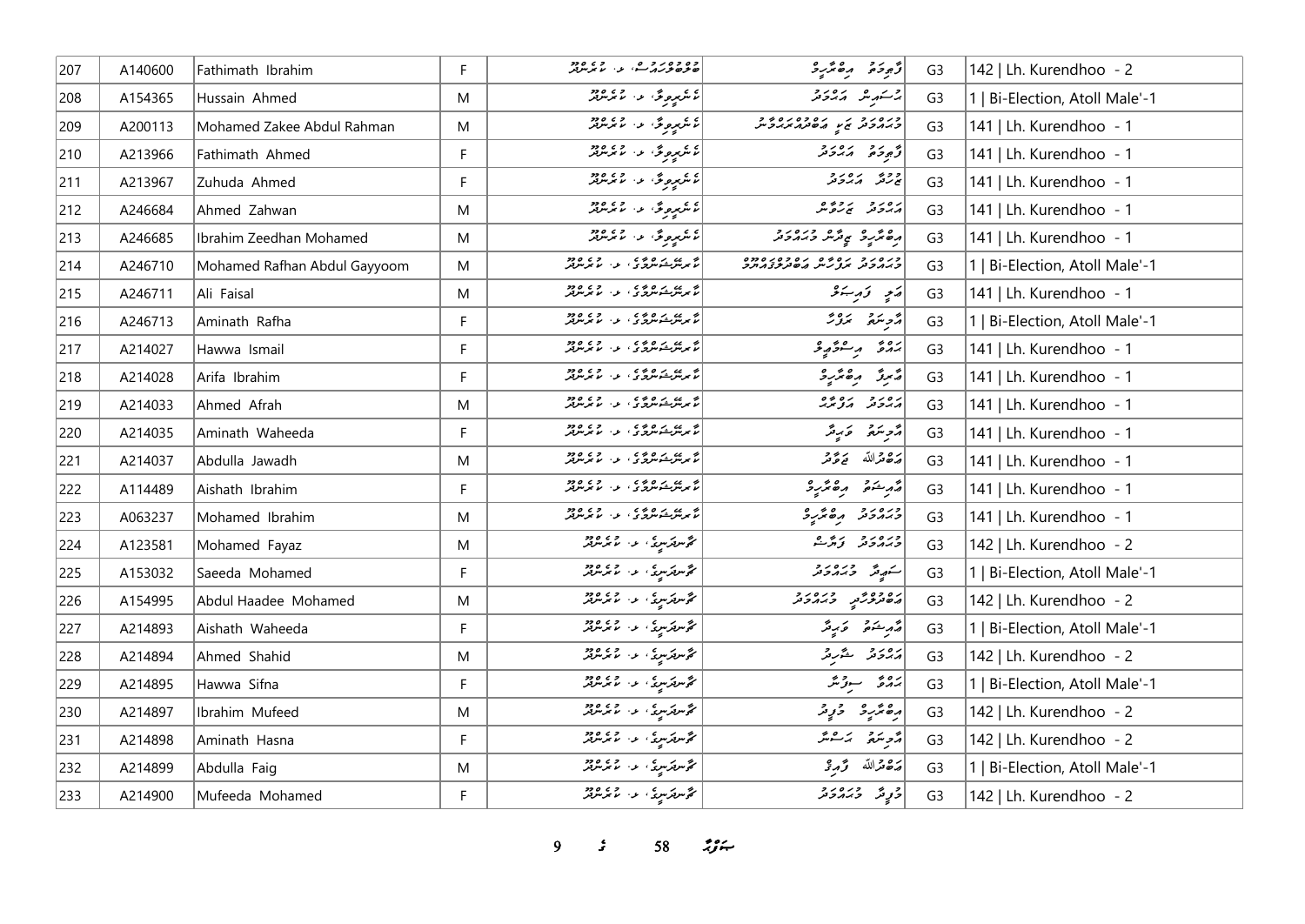| 207 | A140600 | Fathimath Ibrahim | F | ޖަޒީރާހަރުގެ، ލ. ކުރެންދޫ | ފާތިމަތު އިބްރާހީމް | G3 | 142 \| Lh. Kurendhoo - 2 |
|---|---|---|---|---|---|---|---|
| 208 | A154365 | Hussain Ahmed | M | ކެނޑިލިވާ، ލ. ކުރެންދޫ | ހުސައިން އަޙްމަދު | G3 | 1 \| Bi-Election, Atoll Male'-1 |
| 209 | A200113 | Mohamed Zakee Abdul Rahman | M | ކެނޑިލިވާ، ލ. ކުރެންދޫ | މުޙައްމަދު ޒަކީ އަބްދުއްރަޙްމާން | G3 | 141 \| Lh. Kurendhoo - 1 |
| 210 | A213966 | Fathimath Ahmed | F | ކެނޑިލިވާ، ލ. ކުރެންދޫ | ފާތިމަތު އަޙްމަދު | G3 | 141 \| Lh. Kurendhoo - 1 |
| 211 | A213967 | Zuhuda Ahmed | F | ކެނޑިލިވާ، ލ. ކުރެންދޫ | ޒުހުދާ އަޙްމަދު | G3 | 141 \| Lh. Kurendhoo - 1 |
| 212 | A246684 | Ahmed Zahwan | M | ކެނޑިލިވާ، ލ. ކުރެންދޫ | އަޙްމަދު ޒަހްވާން | G3 | 141 \| Lh. Kurendhoo - 1 |
| 213 | A246685 | Ibrahim Zeedhan Mohamed | M | ކެނޑިލިވާ، ލ. ކުރެންދޫ | އިބްރާހީމް ޒީދާން މުޙައްމަދު | G3 | 141 \| Lh. Kurendhoo - 1 |
| 214 | A246710 | Mohamed Rafhan Abdul Gayyoom | M | ކުރިނބީމާގެ، ލ. ކުރެންދޫ | މުޙައްމަދު ރަފްހާން އަބްދުލްގައްޔޫމް | G3 | 1 \| Bi-Election, Atoll Male'-1 |
| 215 | A246711 | Ali Faisal | M | ކުރިނބީމާގެ، ލ. ކުރެންދޫ | އަލި ފައިސަލް | G3 | 141 \| Lh. Kurendhoo - 1 |
| 216 | A246713 | Aminath Rafha | F | ކުރިނބީމާގެ، ލ. ކުރެންދޫ | އާމިނަތު ރަފްހާ | G3 | 1 \| Bi-Election, Atoll Male'-1 |
| 217 | A214027 | Hawwa Ismail | F | ކުރިނބީމާގެ، ލ. ކުރެންދޫ | ހައްވާ އިސްމާޢީލް | G3 | 141 \| Lh. Kurendhoo - 1 |
| 218 | A214028 | Arifa Ibrahim | F | ކުރިނބީމާގެ، ލ. ކުރެންދޫ | އާރިފާ އިބްރާހީމް | G3 | 141 \| Lh. Kurendhoo - 1 |
| 219 | A214033 | Ahmed Afrah | M | ކުރިނބީމާގެ، ލ. ކުރެންދޫ | އަޙްމަދު އަފްރާހް | G3 | 141 \| Lh. Kurendhoo - 1 |
| 220 | A214035 | Aminath Waheeda | F | ކުރިނބީމާގެ، ލ. ކުރެންދޫ | އާމިނަތު ވަހީދާ | G3 | 141 \| Lh. Kurendhoo - 1 |
| 221 | A214037 | Abdulla Jawadh | M | ކުރިނބީމާގެ، ލ. ކުރެންދޫ | އަބްދުﷲ ޖަވާދު | G3 | 141 \| Lh. Kurendhoo - 1 |
| 222 | A114489 | Aishath Ibrahim | F | ކުރިނބީމާގެ، ލ. ކުރެންދޫ | އާއިޝަތު އިބްރާހީމް | G3 | 141 \| Lh. Kurendhoo - 1 |
| 223 | A063237 | Mohamed Ibrahim | M | ކުރިނބީމާގެ، ލ. ކުރެންދޫ | މުޙައްމަދު އިބްރާހީމް | G3 | 141 \| Lh. Kurendhoo - 1 |
| 224 | A123581 | Mohamed Fayaz | M | ކޮސްޓަލިގެ، ލ. ކުރެންދޫ | މުޙައްމަދު ފައްޔާޒް | G3 | 142 \| Lh. Kurendhoo - 2 |
| 225 | A153032 | Saeeda Mohamed | F | ކޮސްޓަލިގެ، ލ. ކުރެންދޫ | ސަޢީދާ މުޙައްމަދު | G3 | 1 \| Bi-Election, Atoll Male'-1 |
| 226 | A154995 | Abdul Haadee Mohamed | M | ކޮސްޓަލިގެ، ލ. ކުރެންދޫ | އަބްދުލްހާދީ މުޙައްމަދު | G3 | 142 \| Lh. Kurendhoo - 2 |
| 227 | A214893 | Aishath Waheeda | F | ކޮސްޓަލިގެ، ލ. ކުރެންދޫ | އާއިޝަތު ވަހީދާ | G3 | 1 \| Bi-Election, Atoll Male'-1 |
| 228 | A214894 | Ahmed Shahid | M | ކޮސްޓަލިގެ، ލ. ކުރެންދޫ | އަޙްމަދު ޝާހިދު | G3 | 142 \| Lh. Kurendhoo - 2 |
| 229 | A214895 | Hawwa Sifna | F | ކޮސްޓަލިގެ، ލ. ކުރެންދޫ | ހައްވާ ސިފްނާ | G3 | 1 \| Bi-Election, Atoll Male'-1 |
| 230 | A214897 | Ibrahim Mufeed | M | ކޮސްޓަލިގެ، ލ. ކުރެންދޫ | އިބްރާހީމް މުފީދު | G3 | 142 \| Lh. Kurendhoo - 2 |
| 231 | A214898 | Aminath Hasna | F | ކޮސްޓަލިގެ، ލ. ކުރެންދޫ | އާމިނަތު ހަސްނާ | G3 | 142 \| Lh. Kurendhoo - 2 |
| 232 | A214899 | Abdulla Faig | M | ކޮސްޓަލިގެ، ލ. ކުރެންދޫ | އަބްދުﷲ ފާއިގު | G3 | 1 \| Bi-Election, Atoll Male'-1 |
| 233 | A214900 | Mufeeda Mohamed | F | ކޮސްޓަލިގެ، ލ. ކުރެންދޫ | މުފީދާ މުޙައްމަދު | G3 | 142 \| Lh. Kurendhoo - 2 |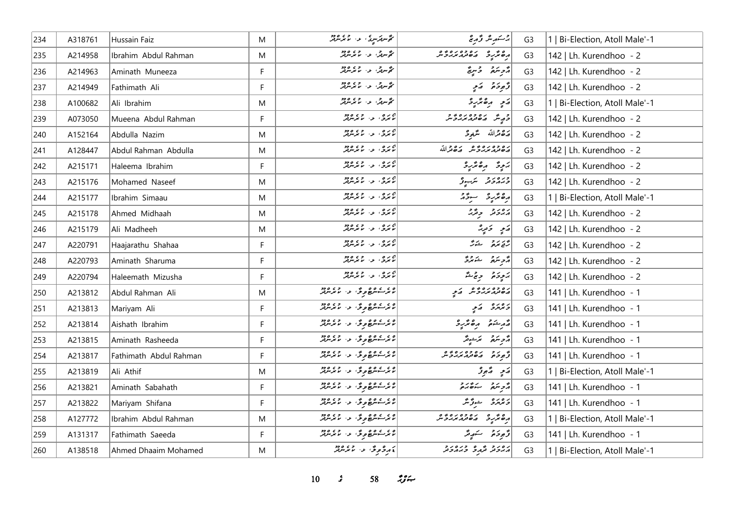| 234 | A318761 | Hussain Faiz | M | ގޯސްޓަރިޓީ، ލ. ކުރެންދޫ | ޙުސައިން ފާއިޒް | G3 | 1 \| Bi-Election, Atoll Male'-1 |
|---|---|---|---|---|---|---|---|
| 235 | A214958 | Ibrahim Abdul Rahman | M | ގޯސްޓަ، ލ. ކުރެންދޫ | އިބްރާހީމް ޢަބްދުއްރަޙްމާން | G3 | 142 \| Lh. Kurendhoo - 2 |
| 236 | A214963 | Aminath Muneeza | F | ގޯސްޓަ، ލ. ކުރެންދޫ | އާމިނަތު މުނީޒާ | G3 | 142 \| Lh. Kurendhoo - 2 |
| 237 | A214949 | Fathimath Ali | F | ގޯސްޓަ، ލ. ކުރެންދޫ | ފާތިމަތު ޢަލީ | G3 | 142 \| Lh. Kurendhoo - 2 |
| 238 | A100682 | Ali Ibrahim | M | ގޯސްޓަ، ލ. ކުރެންދޫ | ޢަލީ އިބްރާހީމް | G3 | 1 \| Bi-Election, Atoll Male'-1 |
| 239 | A073050 | Mueena Abdul Rahman | F | ކުރަމް، ލ. ކުރެންދޫ | މުޢީނާ ޢަބްދުއްރަޙްމާން | G3 | 142 \| Lh. Kurendhoo - 2 |
| 240 | A152164 | Abdulla Nazim | M | ކުރަމް، ލ. ކުރެންދޫ | ޢަބްދުﷲ ނާޒިމް | G3 | 142 \| Lh. Kurendhoo - 2 |
| 241 | A128447 | Abdul Rahman Abdulla | M | ކުރަމް، ލ. ކުރެންދޫ | ޢަބްދުއްރަޙްމާން ޢަބްދުﷲ | G3 | 142 \| Lh. Kurendhoo - 2 |
| 242 | A215171 | Haleema Ibrahim | F | ކުރަމް، ލ. ކުރެންދޫ | ހަލީމާ އިބްރާހީމް | G3 | 142 \| Lh. Kurendhoo - 2 |
| 243 | A215176 | Mohamed Naseef | M | ކުރަމް، ލ. ކުރެންދޫ | މުޙައްމަދު ނަސީފް | G3 | 142 \| Lh. Kurendhoo - 2 |
| 244 | A215177 | Ibrahim Simaau | M | ކުރަމް، ލ. ކުރެންދޫ | އިބްރާހީމް ސިމާއު | G3 | 1 \| Bi-Election, Atoll Male'-1 |
| 245 | A215178 | Ahmed Midhaah | M | ކުރަމް، ލ. ކުރެންދޫ | އަޙްމަދު މިދާޙް | G3 | 142 \| Lh. Kurendhoo - 2 |
| 246 | A215179 | Ali Madheeh | M | ކުރަމް، ލ. ކުރެންދޫ | ޢަލީ މަދީޙް | G3 | 142 \| Lh. Kurendhoo - 2 |
| 247 | A220791 | Haajarathu Shahaa | F | ކުރަމް، ލ. ކުރެންދޫ | ހާޖަރަތު ޝަހާ | G3 | 142 \| Lh. Kurendhoo - 2 |
| 248 | A220793 | Aminath Sharuma | F | ކުރަމް، ލ. ކުރެންދޫ | އާމިނަތު ޝަރުމާ | G3 | 142 \| Lh. Kurendhoo - 2 |
| 249 | A220794 | Haleemath Mizusha | F | ކުރަމް، ލ. ކުރެންދޫ | ހަލީމަތު މިޒުޝާ | G3 | 142 \| Lh. Kurendhoo - 2 |
| 250 | A213812 | Abdul Rahman Ali | M | ކުރެސްންޓްވިލާ، ލ. ކުރެންދޫ | ޢަބްދުއްރަޙްމާން ޢަލީ | G3 | 141 \| Lh. Kurendhoo - 1 |
| 251 | A213813 | Mariyam Ali | F | ކުރެސްންޓްވިލާ، ލ. ކުރެންދޫ | މަރިޔަމް ޢަލީ | G3 | 141 \| Lh. Kurendhoo - 1 |
| 252 | A213814 | Aishath Ibrahim | F | ކުރެސްންޓްވިލާ، ލ. ކުރެންދޫ | ޢާއިޝަތު އިބްރާހީމް | G3 | 141 \| Lh. Kurendhoo - 1 |
| 253 | A213815 | Aminath Rasheeda | F | ކުރެސްންޓްވިލާ، ލ. ކުރެންދޫ | އާމިނަތު ރަޝީދާ | G3 | 141 \| Lh. Kurendhoo - 1 |
| 254 | A213817 | Fathimath Abdul Rahman | F | ކުރެސްންޓްވިލާ، ލ. ކުރެންދޫ | ފާތިމަތު ޢަބްދުއްރަޙްމާން | G3 | 141 \| Lh. Kurendhoo - 1 |
| 255 | A213819 | Ali Athif | M | ކުރެސްންޓްވިލާ، ލ. ކުރެންދޫ | ޢަލީ ޢާޠިފް | G3 | 1 \| Bi-Election, Atoll Male'-1 |
| 256 | A213821 | Aminath Sabahath | F | ކުރެސްންޓްވިލާ، ލ. ކުރެންދޫ | އާމިނަތު ސަބާހަތު | G3 | 141 \| Lh. Kurendhoo - 1 |
| 257 | A213822 | Mariyam Shifana | F | ކުރެސްންޓްވިލާ، ލ. ކުރެންދޫ | މަރިޔަމް ޝިފާނާ | G3 | 141 \| Lh. Kurendhoo - 1 |
| 258 | A127772 | Ibrahim Abdul Rahman | M | ކުރެސްންޓްވިލާ، ލ. ކުރެންދޫ | އިބްރާހީމް ޢަބްދުއްރަޙްމާން | G3 | 1 \| Bi-Election, Atoll Male'-1 |
| 259 | A131317 | Fathimath Saeeda | F | ކުރެސްންޓްވިލާ، ލ. ކުރެންދޫ | ފާތިމަތު ސަޢީދާ | G3 | 141 \| Lh. Kurendhoo - 1 |
| 260 | A138518 | Ahmed Dhaaim Mohamed | M | ގައިމުވިލާ، ލ. ކުރެންދޫ | އަޙްމަދު ދާއިމް މުޙައްމަދު | G3 | 1 \| Bi-Election, Atoll Male'-1 |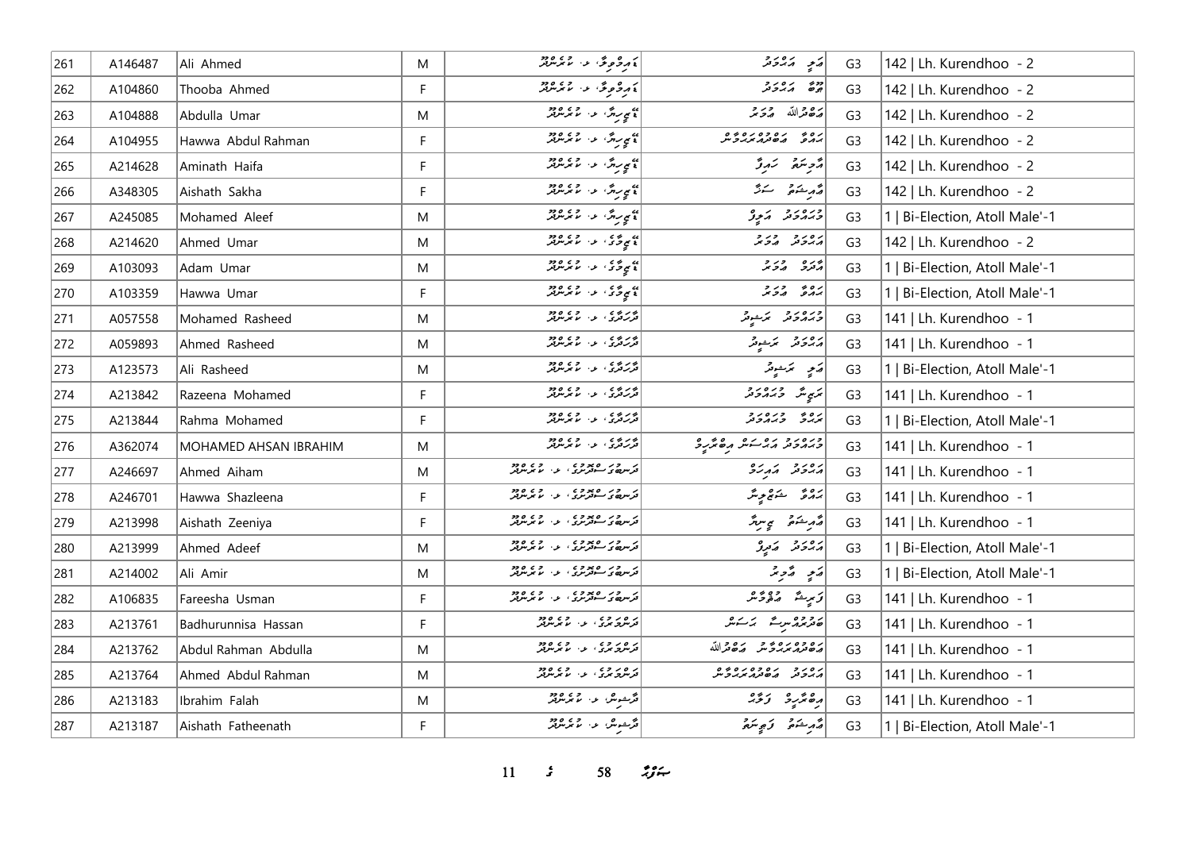| 261 | A146487 | Ali Ahmed | M | އައިވަރީވިލާ، ލ. ކުރެންދޫ | ޢަލީ އަޙްމަދު | G3 | 142 \| Lh. Kurendhoo - 2 |
|---|---|---|---|---|---|---|---|
| 262 | A104860 | Thooba Ahmed | F | އައިވަރީވިލާ، ލ. ކުރެންދޫ | ޠޫބާ އަޙްމަދު | G3 | 142 \| Lh. Kurendhoo - 2 |
| 263 | A104888 | Abdulla Umar | M | ޓީރިން، ލ. ކުރެންދޫ | ޢަބްދުﷲ ޢުމަރު | G3 | 142 \| Lh. Kurendhoo - 2 |
| 264 | A104955 | Hawwa Abdul Rahman | F | ޓީރިން، ލ. ކުރެންދޫ | ޙައްވާ ޢަބްދުއްރަޙްމާން | G3 | 142 \| Lh. Kurendhoo - 2 |
| 265 | A214628 | Aminath Haifa | F | ޓީރިން، ލ. ކުރެންދޫ | އާމިނަތު ހައިފާ | G3 | 142 \| Lh. Kurendhoo - 2 |
| 266 | A348305 | Aishath Sakha | F | ޓީރިން، ލ. ކުރެންދޫ | ޢާއިޝަތު ސަޚާ | G3 | 142 \| Lh. Kurendhoo - 2 |
| 267 | A245085 | Mohamed Aleef | M | ޓީރިން، ލ. ކުރެންދޫ | މުޙައްމަދު އަލީފު | G3 | 1 \| Bi-Election, Atoll Male'-1 |
| 268 | A214620 | Ahmed Umar | M | ޓީވީގޭ، ލ. ކުރެންދޫ | އަޙްމަދު ޢުމަރު | G3 | 142 \| Lh. Kurendhoo - 2 |
| 269 | A103093 | Adam Umar | M | ޓީވީގޭ، ލ. ކުރެންދޫ | އާދަމް ޢުމަރު | G3 | 1 \| Bi-Election, Atoll Male'-1 |
| 270 | A103359 | Hawwa Umar | F | ޓީވީގޭ، ލ. ކުރެންދޫ | ޙައްވާ ޢުމަރު | G3 | 1 \| Bi-Election, Atoll Male'-1 |
| 271 | A057558 | Mohamed Rasheed | M | ދޮރަދުގޭ، ލ. ކުރެންދޫ | މުޙައްމަދު ރަޝީދު | G3 | 141 \| Lh. Kurendhoo - 1 |
| 272 | A059893 | Ahmed Rasheed | M | ދޮރަދުގޭ، ލ. ކުރެންދޫ | އަޙްމަދު ރަޝީދު | G3 | 141 \| Lh. Kurendhoo - 1 |
| 273 | A123573 | Ali Rasheed | M | ދޮރަދުގޭ، ލ. ކުރެންދޫ | ޢަލީ ރަޝީދު | G3 | 1 \| Bi-Election, Atoll Male'-1 |
| 274 | A213842 | Razeena Mohamed | F | ދޮރަދުގޭ، ލ. ކުރެންދޫ | ރަޒީނާ މުޙައްމަދު | G3 | 141 \| Lh. Kurendhoo - 1 |
| 275 | A213844 | Rahma Mohamed | F | ދޮރަދުގޭ، ލ. ކުރެންދޫ | ރަޙްމާ މުޙައްމަދު | G3 | 1 \| Bi-Election, Atoll Male'-1 |
| 276 | A362074 | MOHAMED AHSAN IBRAHIM | M | ދޮރަދުގޭ، ލ. ކުރެންދޫ | މުޙައްމަދު އަޙްސަން އިބްރާހީމް | G3 | 141 \| Lh. Kurendhoo - 1 |
| 277 | A246697 | Ahmed Aiham | M | ނަސްރީގެ ސްޓޯރސް، ލ. ކުރެންދޫ | އަޙްމަދު އައިހަމް | G3 | 141 \| Lh. Kurendhoo - 1 |
| 278 | A246701 | Hawwa Shazleena | F | ނަސްރީގެ ސްޓޯރސް، ލ. ކުރެންދޫ | ޙައްވާ ޝަޒްލީނާ | G3 | 141 \| Lh. Kurendhoo - 1 |
| 279 | A213998 | Aishath Zeeniya | F | ނަސްރީގެ ސްޓޯރސް، ލ. ކުރެންދޫ | ޢާއިޝަތު ޒީނިޔާ | G3 | 141 \| Lh. Kurendhoo - 1 |
| 280 | A213999 | Ahmed Adeef | M | ނަސްރީގެ ސްޓޯރސް، ލ. ކުރެންދޫ | އަޙްމަދު އަދީފު | G3 | 1 \| Bi-Election, Atoll Male'-1 |
| 281 | A214002 | Ali Amir | M | ނަސްރީގެ ސްޓޯރސް، ލ. ކުރެންދޫ | ޢަލީ އާމިރު | G3 | 1 \| Bi-Election, Atoll Male'-1 |
| 282 | A106835 | Fareesha Usman | F | ނަސްރީގެ ސްޓޯރސް، ލ. ކުރެންދޫ | ފަރީޝާ ޢުޘްމާން | G3 | 141 \| Lh. Kurendhoo - 1 |
| 283 | A213761 | Badhurunnisa Hassan | F | ނެރުވަރުގޭ، ލ. ކުރެންދޫ | ބަދުރުއްނިސާ ޙަސަން | G3 | 141 \| Lh. Kurendhoo - 1 |
| 284 | A213762 | Abdul Rahman Abdulla | M | ނެރުވަރުގޭ، ލ. ކުރެންދޫ | ޢަބްދުއްރަޙްމާން ޢަބްދުﷲ | G3 | 141 \| Lh. Kurendhoo - 1 |
| 285 | A213764 | Ahmed Abdul Rahman | M | ނެރުވަރުގޭ، ލ. ކުރެންދޫ | އަޙްމަދު ޢަބްދުއްރަޙްމާން | G3 | 141 \| Lh. Kurendhoo - 1 |
| 286 | A213183 | Ibrahim Falah | M | ދޫޝިން، ލ. ކުރެންދޫ | އިބްރާހީމް ފަލާޙް | G3 | 141 \| Lh. Kurendhoo - 1 |
| 287 | A213187 | Aishath Fatheenath | F | ދޫޝިން، ލ. ކުރެންދޫ | ޢާއިޝަތު ފަތީނަތު | G3 | 1 \| Bi-Election, Atoll Male'-1 |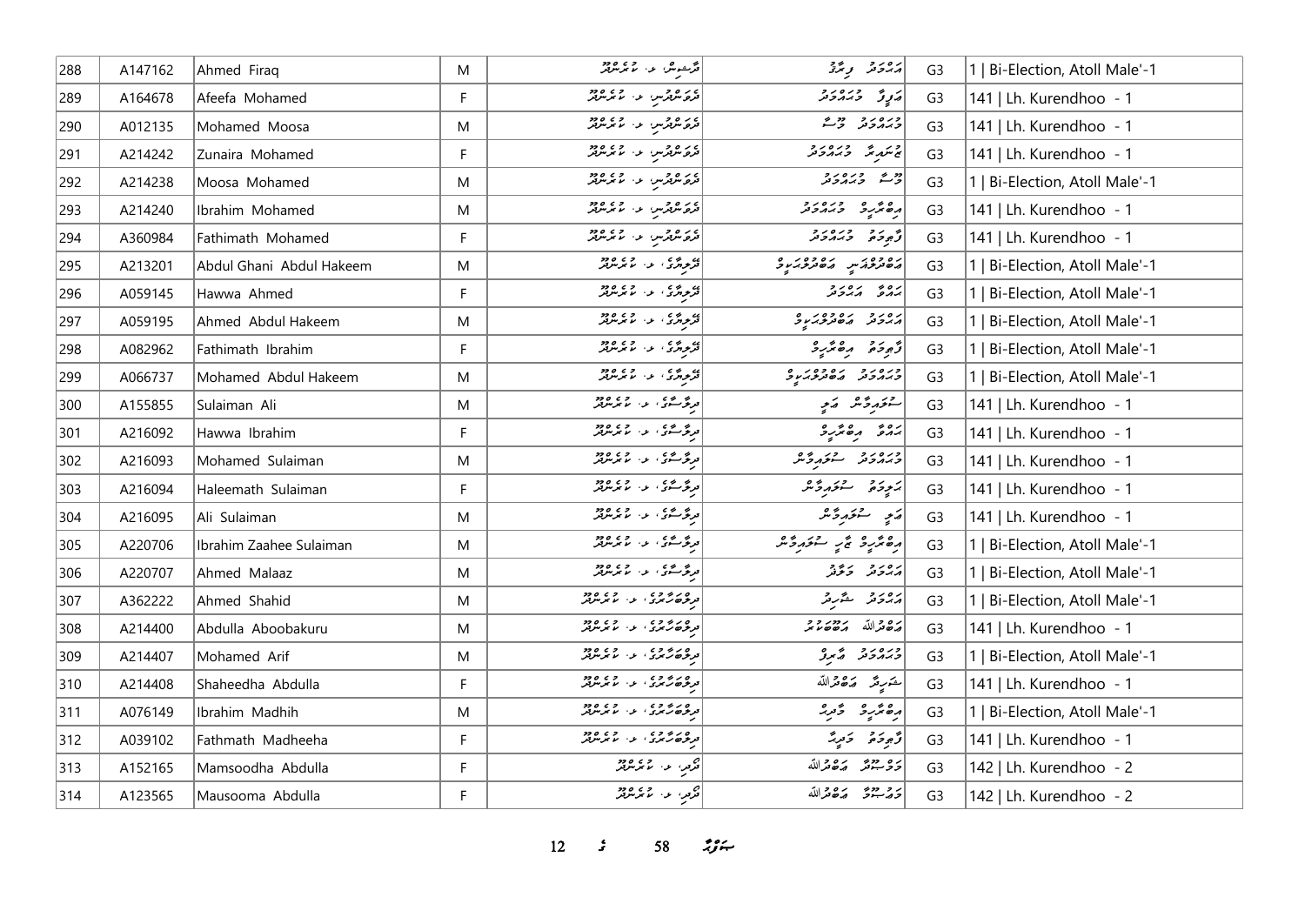| 288 | A147162 | Ahmed Firaq | M | ފާޝިވާ، ލ. ކުރެންދޫ | އަޙްމަދު ފިރާޤު | G3 | 1 \| Bi-Election, Atoll Male'-1 |
|---|---|---|---|---|---|---|---|
| 289 | A164678 | Afeefa Mohamed | F | ދެލަންދުސް، ލ. ކުރެންދޫ | އަފީފާ މުޙައްމަދު | G3 | 141 \| Lh. Kurendhoo - 1 |
| 290 | A012135 | Mohamed Moosa | M | ދެލަންދުސް، ލ. ކުރެންދޫ | މުޙައްމަދު މޫސާ | G3 | 141 \| Lh. Kurendhoo - 1 |
| 291 | A214242 | Zunaira Mohamed | F | ދެލަންދުސް، ލ. ކުރެންދޫ | ޒުނައިރާ މުޙައްމަދު | G3 | 141 \| Lh. Kurendhoo - 1 |
| 292 | A214238 | Moosa Mohamed | M | ދެލަންދުސް، ލ. ކުރެންދޫ | މޫސާ މުޙައްމަދު | G3 | 1 \| Bi-Election, Atoll Male'-1 |
| 293 | A214240 | Ibrahim Mohamed | M | ދެލަންދުސް، ލ. ކުރެންދޫ | އިބްރާހީމް މުޙައްމަދު | G3 | 141 \| Lh. Kurendhoo - 1 |
| 294 | A360984 | Fathimath Mohamed | F | ދެލަންދުސް، ލ. ކުރެންދޫ | ފާތިމަތު މުޙައްމަދު | G3 | 141 \| Lh. Kurendhoo - 1 |
| 295 | A213201 | Abdul Ghani Abdul Hakeem | M | ދޫވިލާ، ލ. ކުރެންދޫ | އަބްދުލްޣަނީ އަބްދުލްޙަކީމް | G3 | 1 \| Bi-Election, Atoll Male'-1 |
| 296 | A059145 | Hawwa Ahmed | F | ދޫވިލާ، ލ. ކުރެންދޫ | ޙައްވާ އަޙްމަދު | G3 | 1 \| Bi-Election, Atoll Male'-1 |
| 297 | A059195 | Ahmed Abdul Hakeem | M | ދޫވިލާ، ލ. ކުރެންދޫ | އަޙްމަދު އަބްދުލްޙަކީމް | G3 | 1 \| Bi-Election, Atoll Male'-1 |
| 298 | A082962 | Fathimath Ibrahim | F | ދޫވިލާ، ލ. ކުރެންދޫ | ފާތިމަތު އިބްރާހީމް | G3 | 1 \| Bi-Election, Atoll Male'-1 |
| 299 | A066737 | Mohamed Abdul Hakeem | M | ދޫވިލާ، ލ. ކުރެންދޫ | މުޙައްމަދު އަބްދުލްޙަކީމް | G3 | 1 \| Bi-Election, Atoll Male'-1 |
| 300 | A155855 | Sulaiman Ali | M | ދިލާސާ، ލ. ކުރެންދޫ | ސުލައިމާން ޢަލީ | G3 | 141 \| Lh. Kurendhoo - 1 |
| 301 | A216092 | Hawwa Ibrahim | F | ދިލާސާ، ލ. ކުރެންދޫ | ޙައްވާ އިބްރާހީމް | G3 | 141 \| Lh. Kurendhoo - 1 |
| 302 | A216093 | Mohamed Sulaiman | M | ދިލާސާ، ލ. ކުރެންދޫ | މުޙައްމަދު ސުލައިމާން | G3 | 141 \| Lh. Kurendhoo - 1 |
| 303 | A216094 | Haleemath Sulaiman | F | ދިލާސާ، ލ. ކުރެންދޫ | ހަލީމަތު ސުލައިމާން | G3 | 141 \| Lh. Kurendhoo - 1 |
| 304 | A216095 | Ali Sulaiman | M | ދިލާސާ، ލ. ކުރެންދޫ | ޢަލީ ސުލައިމާން | G3 | 141 \| Lh. Kurendhoo - 1 |
| 305 | A220706 | Ibrahim Zaahee Sulaiman | M | ދިލާސާ، ލ. ކުރެންދޫ | އިބްރާހީމް ޒާހީ ސުލައިމާން | G3 | 1 \| Bi-Election, Atoll Male'-1 |
| 306 | A220707 | Ahmed Malaaz | M | ދިލާސާ، ލ. ކުރެންދޫ | އަޙްމަދު މަލާޒު | G3 | 1 \| Bi-Election, Atoll Male'-1 |
| 307 | A362222 | Ahmed Shahid | M | ދިލްބަހާރުގެ، ލ. ކުރެންދޫ | އަޙްމަދު ޝާހިދު | G3 | 1 \| Bi-Election, Atoll Male'-1 |
| 308 | A214400 | Abdulla Aboobakuru | M | ދިލްބަހާރުގެ، ލ. ކުރެންދޫ | އަބްދުﷲ އަބޫބަކުރު | G3 | 141 \| Lh. Kurendhoo - 1 |
| 309 | A214407 | Mohamed Arif | M | ދިލްބަހާރުގެ، ލ. ކުރެންދޫ | މުޙައްމަދު އާރިފު | G3 | 1 \| Bi-Election, Atoll Male'-1 |
| 310 | A214408 | Shaheedha Abdulla | F | ދިލްބަހާރުގެ، ލ. ކުރެންދޫ | ޝަހީދާ އަބްދުﷲ | G3 | 141 \| Lh. Kurendhoo - 1 |
| 311 | A076149 | Ibrahim Madhih | M | ދިލްބަހާރުގެ، ލ. ކުރެންދޫ | އިބްރާހީމް މާދިޙް | G3 | 1 \| Bi-Election, Atoll Male'-1 |
| 312 | A039102 | Fathmath Madheeha | F | ދިލްބަހާރުގެ، ލ. ކުރެންދޫ | ފާތިމަތު މަދީހާ | G3 | 141 \| Lh. Kurendhoo - 1 |
| 313 | A152165 | Mamsoodha Abdulla | F | ދޮރި، ލ. ކުރެންދޫ | މަމްސޫދާ އަބްދުﷲ | G3 | 142 \| Lh. Kurendhoo - 2 |
| 314 | A123565 | Mausooma Abdulla | F | ދޮރި، ލ. ކުރެންދޫ | މައުސޫމާ އަބްދުﷲ | G3 | 142 \| Lh. Kurendhoo - 2 |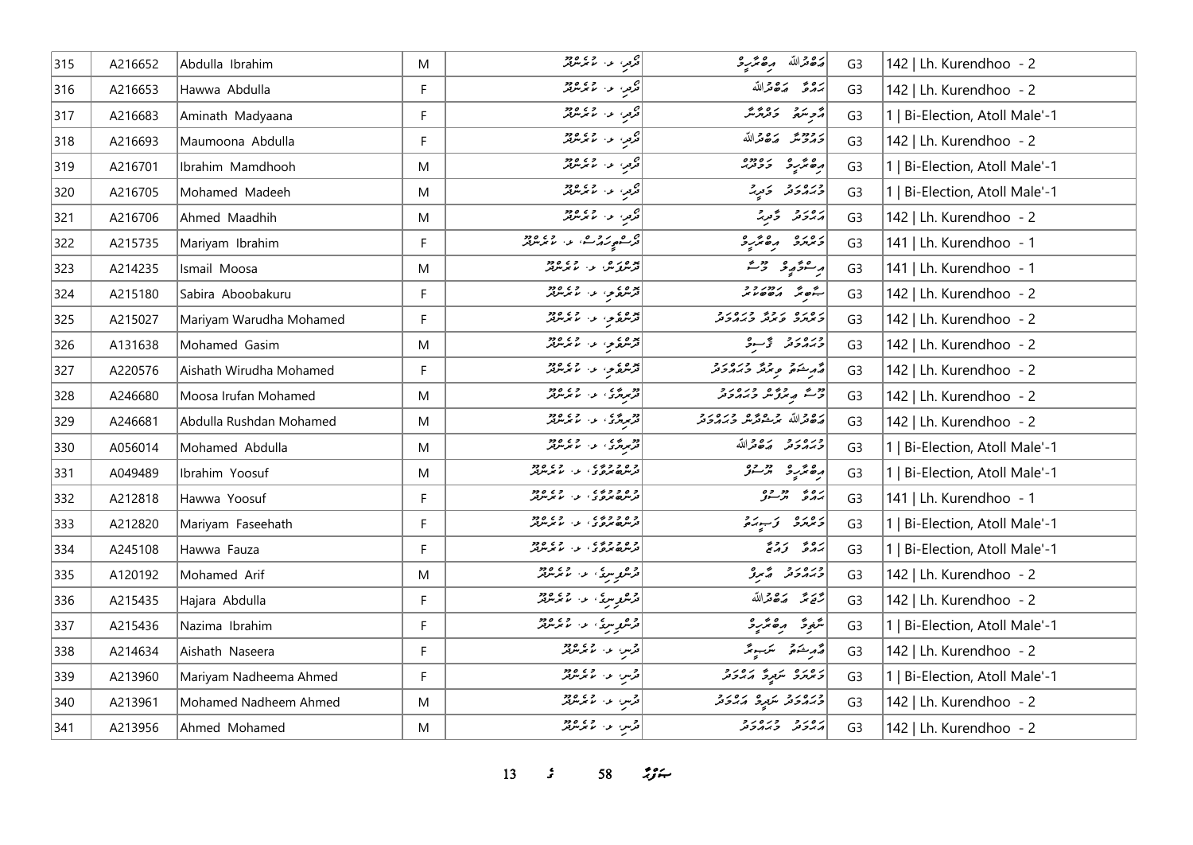| | | | | | | | |
|---|---|---|---|---|---|---|---|
| 315 | A216652 | Abdulla Ibrahim | M | ލޯރި، ލ. ކުރެންދޫ | އަބްދުﷲ އިބްރާހީމް | G3 | 142 \| Lh. Kurendhoo - 2 |
| 316 | A216653 | Hawwa Abdulla | F | ލޯރި، ލ. ކުރެންދޫ | ހައްވާ އަބްދުﷲ | G3 | 142 \| Lh. Kurendhoo - 2 |
| 317 | A216683 | Aminath Madyaana | F | ލޯރި، ލ. ކުރެންދޫ | އާމިނަތު މަދްޔާނާ | G3 | 1 \| Bi-Election, Atoll Male'-1 |
| 318 | A216693 | Maumoona Abdulla | F | ލޯރި، ލ. ކުރެންދޫ | މައުމޫނާ އަބްދުﷲ | G3 | 142 \| Lh. Kurendhoo - 2 |
| 319 | A216701 | Ibrahim Mamdhooh | M | ލޯރި، ލ. ކުރެންދޫ | އިބްރާހީމް މަމްދޫހު | G3 | 1 \| Bi-Election, Atoll Male'-1 |
| 320 | A216705 | Mohamed Madeeh | M | ލޯރި، ލ. ކުރެންދޫ | މުޙައްމަދު މަދީހު | G3 | 1 \| Bi-Election, Atoll Male'-1 |
| 321 | A216706 | Ahmed Maadhih | M | ލޯރި، ލ. ކުރެންދޫ | އަޙްމަދު މާދިހު | G3 | 142 \| Lh. Kurendhoo - 2 |
| 322 | A215735 | Mariyam Ibrahim | F | ލޯސްޓިޔަސް، ލ. ކުރެންދޫ | މަރިޔަމް އިބްރާހީމް | G3 | 141 \| Lh. Kurendhoo - 1 |
| 323 | A214235 | Ismail Moosa | M | ނޫރުވަން، ލ. ކުރެންދޫ | އިސްމާޢީލް މޫސާ | G3 | 141 \| Lh. Kurendhoo - 1 |
| 324 | A215180 | Sabira Aboobakuru | F | ނޫރުވާދީ، ލ. ކުރެންދޫ | ޞާބިރާ އަބޫބަކުރު | G3 | 142 \| Lh. Kurendhoo - 2 |
| 325 | A215027 | Mariyam Warudha Mohamed | F | ނޫރުވާދީ، ލ. ކުރެންދޫ | މަރިޔަމް ވަރުދާ މުޙައްމަދު | G3 | 142 \| Lh. Kurendhoo - 2 |
| 326 | A131638 | Mohamed Gasim | M | ނޫރުވާދީ، ލ. ކުރެންދޫ | މުޙައްމަދު ޤާސިމް | G3 | 142 \| Lh. Kurendhoo - 2 |
| 327 | A220576 | Aishath Wirudha Mohamed | F | ނޫރުވާދީ، ލ. ކުރެންދޫ | އާއިޝަތު ވިރުދާ މުޙައްމަދު | G3 | 142 \| Lh. Kurendhoo - 2 |
| 328 | A246680 | Moosa Irufan Mohamed | M | ދޫރިއާގެ، ލ. ކުރެންދޫ | މޫސާ އިރުފާން މުޙައްމަދު | G3 | 142 \| Lh. Kurendhoo - 2 |
| 329 | A246681 | Abdulla Rushdan Mohamed | M | ދޫރިއާގެ، ލ. ކުރެންދޫ | އަބްދުﷲ ރުޝްދާން މުޙައްމަދު | G3 | 142 \| Lh. Kurendhoo - 2 |
| 330 | A056014 | Mohamed Abdulla | M | ދޫރިއާގެ، ލ. ކުރެންދޫ | މުޙައްމަދު އަބްދުﷲ | G3 | 1 \| Bi-Election, Atoll Male'-1 |
| 331 | A049489 | Ibrahim Yoosuf | M | ދުންބުރުގެ، ލ. ކުރެންދޫ | އިބްރާހީމް ޔޫސުފް | G3 | 1 \| Bi-Election, Atoll Male'-1 |
| 332 | A212818 | Hawwa Yoosuf | F | ދުންބުރުގެ، ލ. ކުރެންދޫ | ހައްވާ ޔޫސުފް | G3 | 141 \| Lh. Kurendhoo - 1 |
| 333 | A212820 | Mariyam Faseehath | F | ދުންބުރުގެ، ލ. ކުރެންދޫ | މަރިޔަމް ފަސީހަތު | G3 | 1 \| Bi-Election, Atoll Male'-1 |
| 334 | A245108 | Hawwa Fauza | F | ދުންބުރުގެ، ލ. ކުރެންދޫ | ހައްވާ ފައުޒާ | G3 | 1 \| Bi-Election, Atoll Male'-1 |
| 335 | A120192 | Mohamed Arif | M | ދޮންލިލީ، ލ. ކުރެންދޫ | މުޙައްމަދު އާރިފް | G3 | 142 \| Lh. Kurendhoo - 2 |
| 336 | A215435 | Hajara Abdulla | F | ދޮންލިލީ، ލ. ކުރެންދޫ | ހާޖަރާ އަބްދުﷲ | G3 | 142 \| Lh. Kurendhoo - 2 |
| 337 | A215436 | Nazima Ibrahim | F | ދޮންލިލީ، ލ. ކުރެންދޫ | ނާޒިމާ އިބްރާހީމް | G3 | 1 \| Bi-Election, Atoll Male'-1 |
| 338 | A214634 | Aishath Naseera | F | ދޮނި، ލ. ކުރެންދޫ | އާއިޝަތު ނަސީރާ | G3 | 142 \| Lh. Kurendhoo - 2 |
| 339 | A213960 | Mariyam Nadheema Ahmed | F | ދޮނި، ލ. ކުރެންދޫ | މަރިޔަމް ނަދީމާ އަޙްމަދު | G3 | 1 \| Bi-Election, Atoll Male'-1 |
| 340 | A213961 | Mohamed Nadheem Ahmed | M | ދޮނި، ލ. ކުރެންދޫ | މުޙައްމަދު ނަދީމް އަޙްމަދު | G3 | 142 \| Lh. Kurendhoo - 2 |
| 341 | A213956 | Ahmed Mohamed | M | ދޮނި، ލ. ކުރެންދޫ | އަޙްމަދު މުޙައްމަދު | G3 | 142 \| Lh. Kurendhoo - 2 |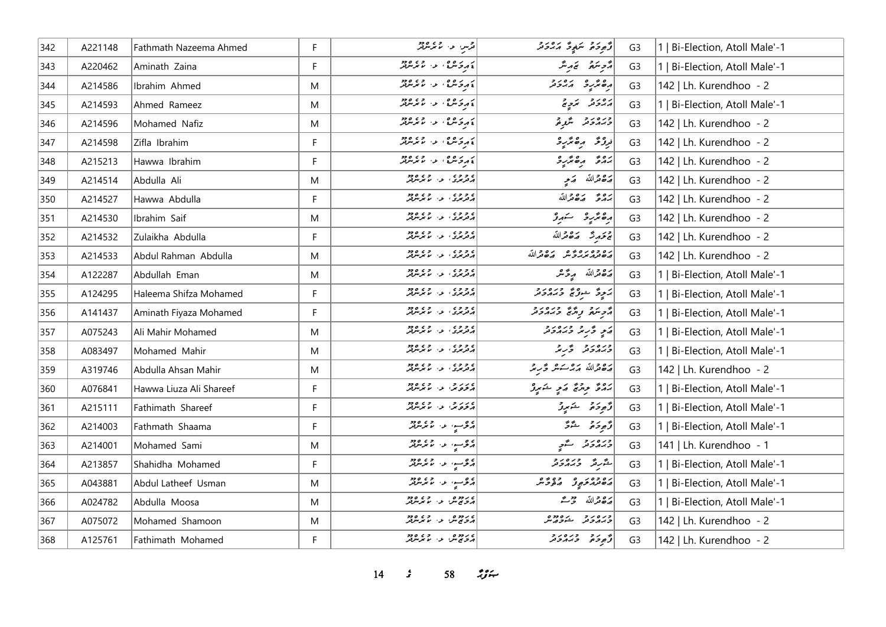| 342 | A221148 | Fathmath Nazeema Ahmed | F | ދޯނި، ލ. ކުރެންދޫ | ފާތިމަތު ނަޒީމާ އަހުމަދު | G3 | 1 \| Bi-Election, Atoll Male'-1 |
|---|---|---|---|---|---|---|---|
| 343 | A220462 | Aminath Zaina | F | ގުލްޒާރު، ލ. ކުރެންދޫ | އާމިނަތު ޒައިނާ | G3 | 1 \| Bi-Election, Atoll Male'-1 |
| 344 | A214586 | Ibrahim Ahmed | M | ގުލްޒާރު، ލ. ކުރެންދޫ | އިބްރާހީމް އަހުމަދު | G3 | 142 \| Lh. Kurendhoo - 2 |
| 345 | A214593 | Ahmed Rameez | M | ގުލްޒާރު، ލ. ކުރެންދޫ | އަހުމަދު ރަމީޒު | G3 | 1 \| Bi-Election, Atoll Male'-1 |
| 346 | A214596 | Mohamed Nafiz | M | ގުލްޒާރު، ލ. ކުރެންދޫ | މުހައްމަދު ނާފިޒު | G3 | 142 \| Lh. Kurendhoo - 2 |
| 347 | A214598 | Zifla Ibrahim | F | ގުލްޒާރު، ލ. ކުރެންދޫ | ޒިފްލާ އިބްރާހީމް | G3 | 142 \| Lh. Kurendhoo - 2 |
| 348 | A215213 | Hawwa Ibrahim | F | ގުލްޒާރު، ލ. ކުރެންދޫ | ހައްވާ އިބްރާހީމް | G3 | 142 \| Lh. Kurendhoo - 2 |
| 349 | A214514 | Abdulla Ali | M | ގުލްފާމް، ލ. ކުރެންދޫ | އަބްދުﷲ އަލި | G3 | 142 \| Lh. Kurendhoo - 2 |
| 350 | A214527 | Hawwa Abdulla | F | ގުލްފާމް، ލ. ކުރެންދޫ | ހައްވާ އަބްދުﷲ | G3 | 142 \| Lh. Kurendhoo - 2 |
| 351 | A214530 | Ibrahim Saif | M | ގުލްފާމް، ލ. ކުރެންދޫ | އިބްރާހީމް ސައިފު | G3 | 142 \| Lh. Kurendhoo - 2 |
| 352 | A214532 | Zulaikha Abdulla | F | ގުލްފާމް، ލ. ކުރެންދޫ | ޒުލައިޚާ އަބްދުﷲ | G3 | 142 \| Lh. Kurendhoo - 2 |
| 353 | A214533 | Abdul Rahman Abdulla | M | ގުލްފާމް، ލ. ކުރެންދޫ | އަބްދުއްރަޙްމާން އަބްދުﷲ | G3 | 142 \| Lh. Kurendhoo - 2 |
| 354 | A122287 | Abdullah Eman | M | ގުލްފާމް، ލ. ކުރެންދޫ | އަބްދުﷲ އީމާން | G3 | 1 \| Bi-Election, Atoll Male'-1 |
| 355 | A124295 | Haleema Shifza Mohamed | F | ގުލްފާމް، ލ. ކުރެންދޫ | ހަލީމާ ޝިފްޒާ މުހައްމަދު | G3 | 1 \| Bi-Election, Atoll Male'-1 |
| 356 | A141437 | Aminath Fiyaza Mohamed | F | ގުލްފާމް، ލ. ކުރެންދޫ | އާމިނަތު ފިޔާޒާ މުހައްމަދު | G3 | 1 \| Bi-Election, Atoll Male'-1 |
| 357 | A075243 | Ali Mahir Mohamed | M | ގުލްފާމް، ލ. ކުރެންދޫ | އަލި މާހިރު މުހައްމަދު | G3 | 1 \| Bi-Election, Atoll Male'-1 |
| 358 | A083497 | Mohamed Mahir | M | ގުލްފާމް، ލ. ކުރެންދޫ | މުހައްމަދު މާހިރު | G3 | 1 \| Bi-Election, Atoll Male'-1 |
| 359 | A319746 | Abdulla Ahsan Mahir | M | ގުލްފާމް، ލ. ކުރެންދޫ | އަބްދުﷲ އަޙްސަން މާހިރު | G3 | 142 \| Lh. Kurendhoo - 2 |
| 360 | A076841 | Hawwa Liuza Ali Shareef | F | ގުލްޝަން، ލ. ކުރެންދޫ | ހައްވާ ލިއުޒާ އަލި ޝަރީފު | G3 | 1 \| Bi-Election, Atoll Male'-1 |
| 361 | A215111 | Fathimath Shareef | F | ގުލްޝަން، ލ. ކުރެންދޫ | ފާތިމަތު ޝަރީފު | G3 | 1 \| Bi-Election, Atoll Male'-1 |
| 362 | A214003 | Fathmath Shaama | F | ގުލްސީ، ލ. ކުރެންދޫ | ފާތިމަތު ޝާމާ | G3 | 1 \| Bi-Election, Atoll Male'-1 |
| 363 | A214001 | Mohamed Sami | M | ގުލްސީ، ލ. ކުރެންދޫ | މުހައްމަދު ސާމީ | G3 | 141 \| Lh. Kurendhoo - 1 |
| 364 | A213857 | Shahidha Mohamed | F | ގުލްސީ، ލ. ކުރެންދޫ | ޝާހިދާ މުހައްމަދު | G3 | 1 \| Bi-Election, Atoll Male'-1 |
| 365 | A043881 | Abdul Latheef Usman | M | ގުލްސީ، ލ. ކުރެންދޫ | އަބްދުއްލަޠީފު އުސްމާން | G3 | 1 \| Bi-Election, Atoll Male'-1 |
| 366 | A024782 | Abdulla Moosa | M | ގުލްޒޫން، ލ. ކުރެންދޫ | އަބްދުﷲ މޫސާ | G3 | 1 \| Bi-Election, Atoll Male'-1 |
| 367 | A075072 | Mohamed Shamoon | M | ގުލްޒޫން، ލ. ކުރެންދޫ | މުހައްމަދު ޝަމޫން | G3 | 142 \| Lh. Kurendhoo - 2 |
| 368 | A125761 | Fathimath Mohamed | F | ގުލްޒޫން، ލ. ކުރެންދޫ | ފާތިމަތު މުހައްމަދު | G3 | 142 \| Lh. Kurendhoo - 2 |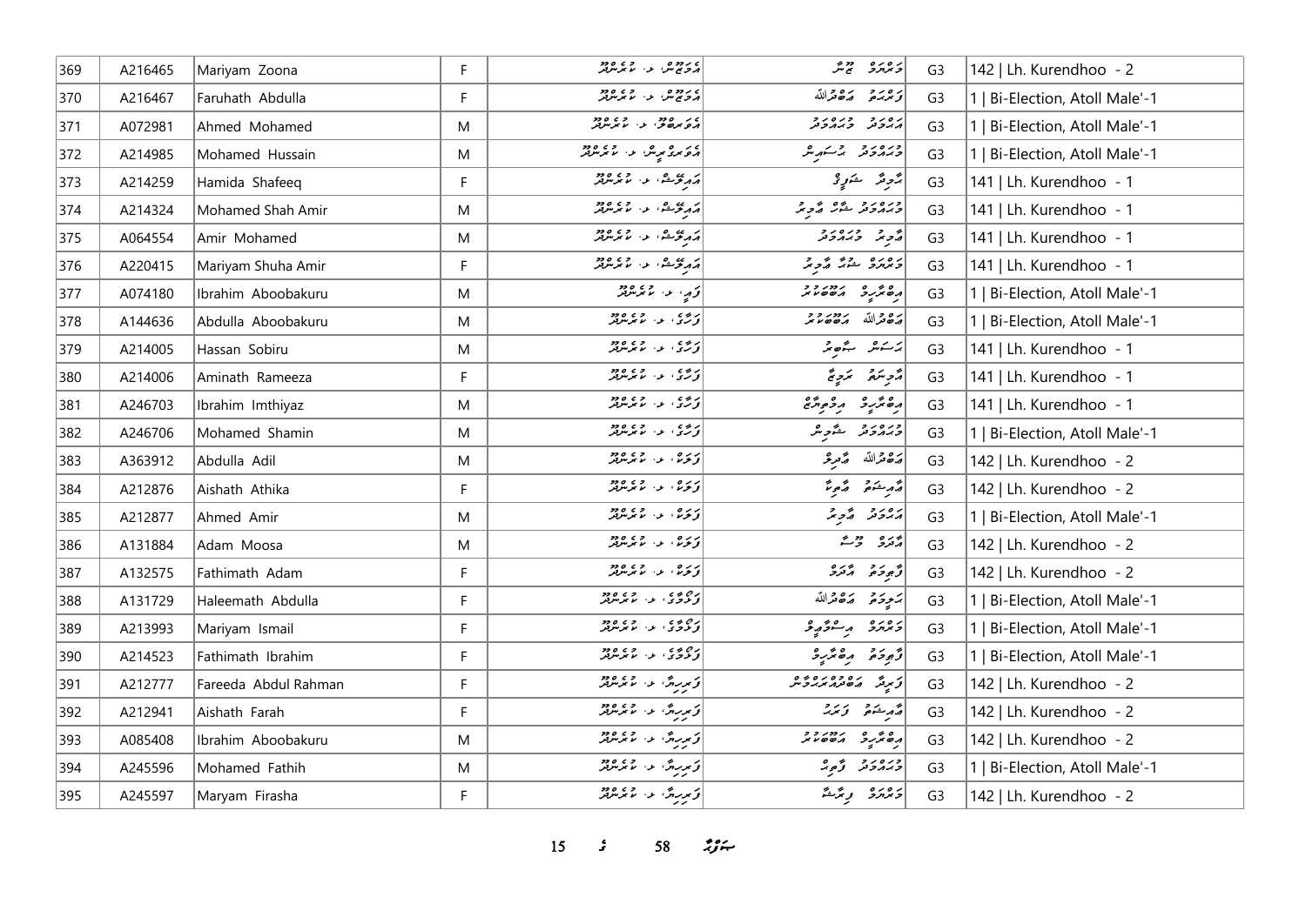| 369 | A216465 | Mariyam Zoona | F | އެމަލީޝަން، ލ. ކުރެންދޫ | މަރިޔަމް ޒޫނާ | G3 | 142 \| Lh. Kurendhoo - 2 |
|---|---|---|---|---|---|---|---|
| 370 | A216467 | Faruhath Abdulla | F | އެމަލީޝަން، ލ. ކުރެންދޫ | ފަރުހަތު އަބްދުﷲ | G3 | 1 \| Bi-Election, Atoll Male'-1 |
| 371 | A072981 | Ahmed Mohamed | M | އެވަރބްލޫ، ލ. ކުރެންދޫ | އަހުމަދު މުޙައްމަދު | G3 | 1 \| Bi-Election, Atoll Male'-1 |
| 372 | A214985 | Mohamed Hussain | M | އެވަރގްރީން، ލ. ކުރެންދޫ | މުޙައްމަދު ހުސައިން | G3 | 1 \| Bi-Election, Atoll Male'-1 |
| 373 | A214259 | Hamida Shafeeq | F | އައިލެންޑް، ލ. ކުރެންދޫ | ހާމިދާ ޝަފީޤު | G3 | 141 \| Lh. Kurendhoo - 1 |
| 374 | A214324 | Mohamed Shah Amir | M | އައިލެންޑް، ލ. ކުރެންދޫ | މުޙައްމަދު ޝާހް އާމިރު | G3 | 141 \| Lh. Kurendhoo - 1 |
| 375 | A064554 | Amir Mohamed | M | އައިލެންޑް، ލ. ކުރެންދޫ | އާމިރު މުޙައްމަދު | G3 | 141 \| Lh. Kurendhoo - 1 |
| 376 | A220415 | Mariyam Shuha Amir | F | އައިލެންޑް، ލ. ކުރެންދޫ | މަރިޔަމް ޝުހާ އާމިރު | G3 | 141 \| Lh. Kurendhoo - 1 |
| 377 | A074180 | Ibrahim Aboobakuru | M | ވައި، ލ. ކުރެންދޫ | އިބްރާހީމް އަބޫބަކުރު | G3 | 1 \| Bi-Election, Atoll Male'-1 |
| 378 | A144636 | Abdulla Aboobakuru | M | ވަހުމާ، ލ. ކުރެންދޫ | އަބްދުﷲ އަބޫބަކުރު | G3 | 1 \| Bi-Election, Atoll Male'-1 |
| 379 | A214005 | Hassan Sobiru | M | ވަހުމާ، ލ. ކުރެންދޫ | ހަސަން ޞާބިރު | G3 | 141 \| Lh. Kurendhoo - 1 |
| 380 | A214006 | Aminath Rameeza | F | ވަހުމާ، ލ. ކުރެންދޫ | އާމިނަތު ރަމީޒާ | G3 | 141 \| Lh. Kurendhoo - 1 |
| 381 | A246703 | Ibrahim Imthiyaz | M | ވަހުމާ، ލ. ކުރެންދޫ | އިބްރާހީމް އިމްތިޔާޒް | G3 | 141 \| Lh. Kurendhoo - 1 |
| 382 | A246706 | Mohamed Shamin | M | ވަހުމާ، ލ. ކުރެންދޫ | މުޙައްމަދު ޝާމިން | G3 | 1 \| Bi-Election, Atoll Male'-1 |
| 383 | A363912 | Abdulla Adil | M | ވަރަށް، ލ. ކުރެންދޫ | އަބްދުﷲ އާދިލް | G3 | 142 \| Lh. Kurendhoo - 2 |
| 384 | A212876 | Aishath Athika | F | ވަރަށް، ލ. ކުރެންދޫ | އާއިޝަތު އާތިކާ | G3 | 142 \| Lh. Kurendhoo - 2 |
| 385 | A212877 | Ahmed Amir | M | ވަރަށް، ލ. ކުރެންދޫ | އަހުމަދު އާމިރު | G3 | 1 \| Bi-Election, Atoll Male'-1 |
| 386 | A131884 | Adam Moosa | M | ވަރަށް، ލ. ކުރެންދޫ | އާދަމް މޫސާ | G3 | 142 \| Lh. Kurendhoo - 2 |
| 387 | A132575 | Fathimath Adam | F | ވަރަށް، ލ. ކުރެންދޫ | ފާތިމަތު އާދަމް | G3 | 142 \| Lh. Kurendhoo - 2 |
| 388 | A131729 | Haleemath Abdulla | F | ވެލްވެޓް، ލ. ކުރެންދޫ | ހަލީމަތު އަބްދުﷲ | G3 | 1 \| Bi-Election, Atoll Male'-1 |
| 389 | A213993 | Mariyam Ismail | F | ވެލްވެޓް، ލ. ކުރެންދޫ | މަރިޔަމް އިސްމާއިލް | G3 | 1 \| Bi-Election, Atoll Male'-1 |
| 390 | A214523 | Fathimath Ibrahim | F | ވެލްވެޓް، ލ. ކުރެންދޫ | ފާތިމަތު އިބްރާހީމް | G3 | 1 \| Bi-Election, Atoll Male'-1 |
| 391 | A212777 | Fareeda Abdul Rahman | F | ވިނިލާ، ލ. ކުރެންދޫ | ފަރީދާ އަބްދުއްރަޙްމާން | G3 | 142 \| Lh. Kurendhoo - 2 |
| 392 | A212941 | Aishath Farah | F | ވިނިލާ، ލ. ކުރެންދޫ | އާއިޝަތު ފަރަހް | G3 | 142 \| Lh. Kurendhoo - 2 |
| 393 | A085408 | Ibrahim Aboobakuru | M | ވިނިލާ، ލ. ކުރެންދޫ | އިބްރާހީމް އަބޫބަކުރު | G3 | 142 \| Lh. Kurendhoo - 2 |
| 394 | A245596 | Mohamed Fathih | M | ވިނިލާ، ލ. ކުރެންދޫ | މުޙައްމަދު ފާތިހު | G3 | 1 \| Bi-Election, Atoll Male'-1 |
| 395 | A245597 | Maryam Firasha | F | ވިނިލާ، ލ. ކުރެންދޫ | މަރިޔަމް ފިރާޝާ | G3 | 142 \| Lh. Kurendhoo - 2 |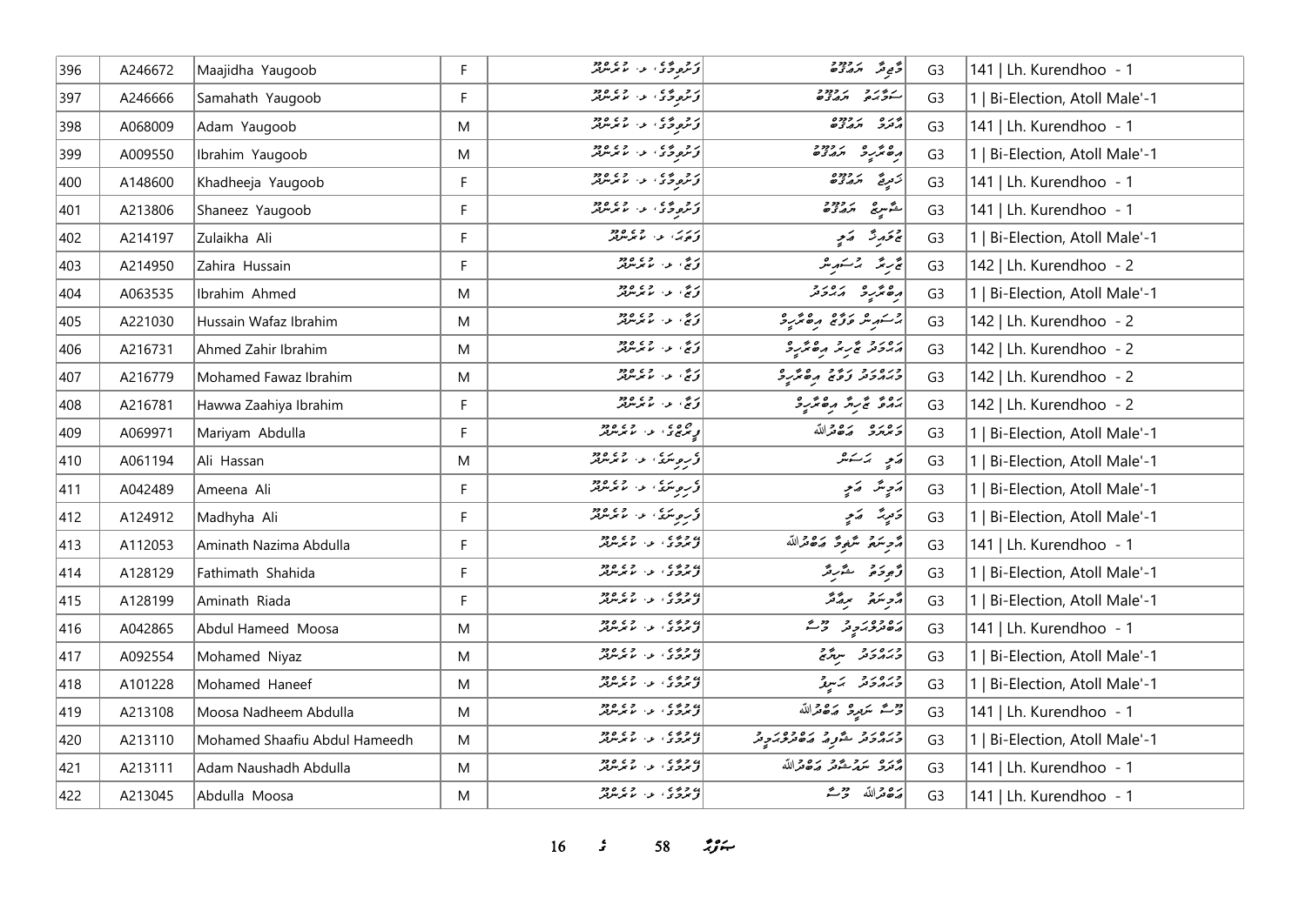| 396 | A246672 | Maajidha Yaugoob | F | ފަރުވާގެ، ލ. ކުރެންދޫ | މާޖިދާ ޔައުގޫބު | G3 | 141 \| Lh. Kurendhoo - 1 |
|---|---|---|---|---|---|---|---|
| 397 | A246666 | Samahath Yaugoob | F | ފަރުވާގެ، ލ. ކުރެންދޫ | ސަމާހަތު ޔައުގޫބު | G3 | 1 \| Bi-Election, Atoll Male'-1 |
| 398 | A068009 | Adam Yaugoob | M | ފަރުވާގެ، ލ. ކުރެންދޫ | އާދަމް ޔައުގޫބު | G3 | 141 \| Lh. Kurendhoo - 1 |
| 399 | A009550 | Ibrahim Yaugoob | M | ފަރުވާގެ، ލ. ކުރެންދޫ | އިބްރާހީމް ޔައުގޫބު | G3 | 1 \| Bi-Election, Atoll Male'-1 |
| 400 | A148600 | Khadheeja Yaugoob | F | ފަރުވާގެ، ލ. ކުރެންދޫ | ޚަދީޖާ ޔައުގޫބު | G3 | 141 \| Lh. Kurendhoo - 1 |
| 401 | A213806 | Shaneez Yaugoob | F | ފަރުވާގެ، ލ. ކުރެންދޫ | ޝާނީޒް ޔައުގޫބު | G3 | 141 \| Lh. Kurendhoo - 1 |
| 402 | A214197 | Zulaikha Ali | F | ފަރަކް، ލ. ކުރެންދޫ | ޒުލައިޚާ އަލީ | G3 | 1 \| Bi-Election, Atoll Male'-1 |
| 403 | A214950 | Zahira Hussain | F | ފަޖާ، ލ. ކުރެންދޫ | ޒާހިރާ ހުސައިން | G3 | 142 \| Lh. Kurendhoo - 2 |
| 404 | A063535 | Ibrahim Ahmed | M | ފަޖާ، ލ. ކުރެންދޫ | އިބްރާހީމް އަހުމަދު | G3 | 1 \| Bi-Election, Atoll Male'-1 |
| 405 | A221030 | Hussain Wafaz Ibrahim | M | ފަޖާ، ލ. ކުރެންދޫ | ހުސައިން ވަފާޒް އިބްރާހީމް | G3 | 142 \| Lh. Kurendhoo - 2 |
| 406 | A216731 | Ahmed Zahir Ibrahim | M | ފަޖާ، ލ. ކުރެންދޫ | އަހުމަދު ޒާހިރު އިބްރާހީމް | G3 | 142 \| Lh. Kurendhoo - 2 |
| 407 | A216779 | Mohamed Fawaz Ibrahim | M | ފަޖާ، ލ. ކުރެންދޫ | މުހައްމަދު ފަވާޒް އިބްރާހީމް | G3 | 142 \| Lh. Kurendhoo - 2 |
| 408 | A216781 | Hawwa Zaahiya Ibrahim | F | ފަޖާ، ލ. ކުރެންދޫ | ހައްވާ ޒާހިޔާ އިބްރާހީމް | G3 | 142 \| Lh. Kurendhoo - 2 |
| 409 | A069971 | Mariyam Abdulla | F | ފިރުޒާގެ، ލ. ކުރެންދޫ | މަރިޔަމް އަބްދުﷲ | G3 | 1 \| Bi-Election, Atoll Male'-1 |
| 410 | A061194 | Ali Hassan | M | ފެހިވިނަގެ، ލ. ކުރެންދޫ | އަލީ ހަސަން | G3 | 1 \| Bi-Election, Atoll Male'-1 |
| 411 | A042489 | Ameena Ali | F | ފެހިވިނަގެ، ލ. ކުރެންދޫ | އަމީނާ އަލީ | G3 | 1 \| Bi-Election, Atoll Male'-1 |
| 412 | A124912 | Madhyha Ali | F | ފެހިވިނަގެ، ލ. ކުރެންދޫ | މަދިހާ އަލީ | G3 | 1 \| Bi-Election, Atoll Male'-1 |
| 413 | A112053 | Aminath Nazima Abdulla | F | ފޮރުވާގެ، ލ. ކުރެންދޫ | އާމިނަތު ނާޒިމާ އަބްދުﷲ | G3 | 141 \| Lh. Kurendhoo - 1 |
| 414 | A128129 | Fathimath Shahida | F | ފޮރުވާގެ، ލ. ކުރެންދޫ | ފާތިމަތު ޝާހިދާ | G3 | 1 \| Bi-Election, Atoll Male'-1 |
| 415 | A128199 | Aminath Riada | F | ފޮރުވާގެ، ލ. ކުރެންދޫ | އާމިނަތު ރިޔާޟާ | G3 | 1 \| Bi-Election, Atoll Male'-1 |
| 416 | A042865 | Abdul Hameed Moosa | M | ފޮރުވާގެ، ލ. ކުރެންދޫ | އަބްދުލްހަމީދު މޫސާ | G3 | 141 \| Lh. Kurendhoo - 1 |
| 417 | A092554 | Mohamed Niyaz | M | ފޮރުވާގެ، ލ. ކުރެންދޫ | މުހައްމަދު ނިޔާޒް | G3 | 1 \| Bi-Election, Atoll Male'-1 |
| 418 | A101228 | Mohamed Haneef | M | ފޮރުވާގެ، ލ. ކުރެންދޫ | މުހައްމަދު ހަނީފް | G3 | 1 \| Bi-Election, Atoll Male'-1 |
| 419 | A213108 | Moosa Nadheem Abdulla | M | ފޮރުވާގެ، ލ. ކުރެންދޫ | މޫސާ ނަދީމް އަބްދުﷲ | G3 | 141 \| Lh. Kurendhoo - 1 |
| 420 | A213110 | Mohamed Shaafiu Abdul Hameedh | M | ފޮރުވާގެ، ލ. ކުރެންދޫ | މުހައްމަދު ޝާފިއު އަބްދުލްހަމީދު | G3 | 1 \| Bi-Election, Atoll Male'-1 |
| 421 | A213111 | Adam Naushadh Abdulla | M | ފޮރުވާގެ، ލ. ކުރެންދޫ | އާދަމް ނައުޝާދު އަބްދުﷲ | G3 | 141 \| Lh. Kurendhoo - 1 |
| 422 | A213045 | Abdulla Moosa | M | ފޮރުވާގެ، ލ. ކުރެންދޫ | އަބްދުﷲ މޫސާ | G3 | 141 \| Lh. Kurendhoo - 1 |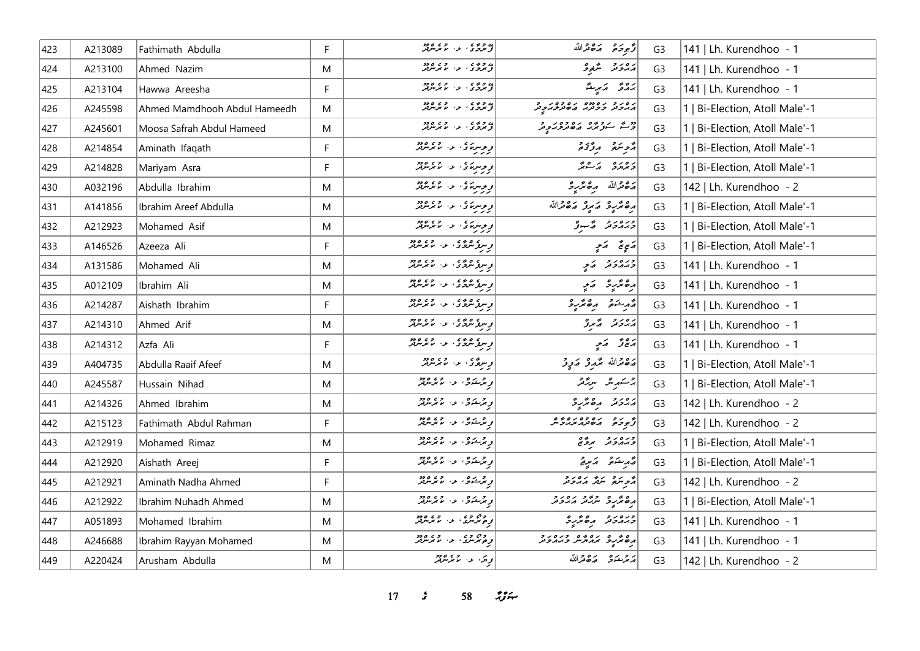| 423 | A213089 | Fathimath Abdulla | F | ޢާމުގޭ، ލ. ކުރެންދޫ | ފާތިމަތު އަބްދުﷲ | G3 | 141 \| Lh. Kurendhoo - 1 |
|---|---|---|---|---|---|---|---|
| 424 | A213100 | Ahmed Nazim | M | ޢާމުގޭ، ލ. ކުރެންދޫ | އަޙްމަދު ނާޒިމް | G3 | 141 \| Lh. Kurendhoo - 1 |
| 425 | A213104 | Hawwa Areesha | F | ޢާމުގޭ، ލ. ކުރެންދޫ | ހައްވާ އަރީޝާ | G3 | 141 \| Lh. Kurendhoo - 1 |
| 426 | A245598 | Ahmed Mamdhooh Abdul Hameedh | M | ޢާމުގޭ، ލ. ކުރެންދޫ | އަޙްމަދު މަމްދޫޙް އަބްދުލްޙަމީދު | G3 | 1 \| Bi-Election, Atoll Male'-1 |
| 427 | A245601 | Moosa Safrah Abdul Hameed | M | ޢާމުގޭ، ލ. ކުރެންދޫ | މޫސާ ސަފްރާޙް އަބްދުލްޙަމީދު | G3 | 1 \| Bi-Election, Atoll Male'-1 |
| 428 | A214854 | Aminath Ifaqath | F | ވިލިނިގީ، ލ. ކުރެންދޫ | އާމިނަތު އިފާޤަތު | G3 | 1 \| Bi-Election, Atoll Male'-1 |
| 429 | A214828 | Mariyam Asra | F | ވިލިނިގީ، ލ. ކުރެންދޫ | މަރިޔަމް އަސްރާ | G3 | 1 \| Bi-Election, Atoll Male'-1 |
| 430 | A032196 | Abdulla Ibrahim | M | ވިލިނިގީ، ލ. ކުރެންދޫ | އަބްދުﷲ އިބްރާހީމް | G3 | 142 \| Lh. Kurendhoo - 2 |
| 431 | A141856 | Ibrahim Areef Abdulla | M | ވިލިނިގީ، ލ. ކުރެންދޫ | އިބްރާހީމް އަރީފް އަބްދުﷲ | G3 | 1 \| Bi-Election, Atoll Male'-1 |
| 432 | A212923 | Mohamed Asif | M | ވިލިނިގީ، ލ. ކުރެންދޫ | މުޙައްމަދު އާސިފް | G3 | 1 \| Bi-Election, Atoll Male'-1 |
| 433 | A146526 | Azeeza Ali | F | ވިނަސްޓްގޭ، ލ. ކުރެންދޫ | އަޒީޒާ އަލީ | G3 | 1 \| Bi-Election, Atoll Male'-1 |
| 434 | A131586 | Mohamed Ali | M | ވިނަސްޓްގޭ، ލ. ކުރެންދޫ | މުޙައްމަދު އަލީ | G3 | 141 \| Lh. Kurendhoo - 1 |
| 435 | A012109 | Ibrahim Ali | M | ވިނަސްޓްގޭ، ލ. ކުރެންދޫ | އިބްރާހީމް އަލީ | G3 | 141 \| Lh. Kurendhoo - 1 |
| 436 | A214287 | Aishath Ibrahim | F | ވިނަސްޓްގޭ، ލ. ކުރެންދޫ | އާއިޝަތު އިބްރާހީމް | G3 | 141 \| Lh. Kurendhoo - 1 |
| 437 | A214310 | Ahmed Arif | M | ވިނަސްޓްގޭ، ލ. ކުރެންދޫ | އަޙްމަދު އާރިފް | G3 | 141 \| Lh. Kurendhoo - 1 |
| 438 | A214312 | Azfa Ali | F | ވިނަސްޓްގޭ، ލ. ކުރެންދޫ | އަޒްފާ އަލީ | G3 | 141 \| Lh. Kurendhoo - 1 |
| 439 | A404735 | Abdulla Raaif Afeef | M | ވިނިލާގޭ، ލ. ކުރެންދޫ | އަބްދުﷲ ރާއިފް އަފީފް | G3 | 1 \| Bi-Election, Atoll Male'-1 |
| 440 | A245587 | Hussain Nihad | M | ވިރުޝަވް، ލ. ކުރެންދޫ | ހުސައިން ނިހާދު | G3 | 1 \| Bi-Election, Atoll Male'-1 |
| 441 | A214326 | Ahmed Ibrahim | M | ވިރުޝަވް، ލ. ކުރެންދޫ | އަޙްމަދު އިބްރާހީމް | G3 | 142 \| Lh. Kurendhoo - 2 |
| 442 | A215123 | Fathimath Abdul Rahman | F | ވިރުޝަވް، ލ. ކުރެންދޫ | ފާތިމަތު އަބްދުއްރަޙްމާން | G3 | 142 \| Lh. Kurendhoo - 2 |
| 443 | A212919 | Mohamed Rimaz | M | ވިރުޝަވް، ލ. ކުރެންދޫ | މުޙައްމަދު ރިމާޒް | G3 | 1 \| Bi-Election, Atoll Male'-1 |
| 444 | A212920 | Aishath Areej | F | ވިރުޝަވް، ލ. ކުރެންދޫ | އާއިޝަތު އަރީޖު | G3 | 1 \| Bi-Election, Atoll Male'-1 |
| 445 | A212921 | Aminath Nadha Ahmed | F | ވިރުޝަވް، ލ. ކުރެންދޫ | އާމިނަތު ނަދާ އަޙްމަދު | G3 | 142 \| Lh. Kurendhoo - 2 |
| 446 | A212922 | Ibrahim Nuhadh Ahmed | M | ވިރުޝަވް، ލ. ކުރެންދޫ | އިބްރާހީމް ނުހާދު އަޙްމަދު | G3 | 1 \| Bi-Election, Atoll Male'-1 |
| 447 | A051893 | Mohamed Ibrahim | M | ވިއުރެންގޭ، ލ. ކުރެންދޫ | މުޙައްމަދު އިބްރާހީމް | G3 | 141 \| Lh. Kurendhoo - 1 |
| 448 | A246688 | Ibrahim Rayyan Mohamed | M | ވިއުރެންގޭ، ލ. ކުރެންދޫ | އިބްރާހީމް ރައްޔާން މުޙައްމަދު | G3 | 141 \| Lh. Kurendhoo - 1 |
| 449 | A220424 | Arusham Abdulla | M | ވީނަ، ލ. ކުރެންދޫ | އަރުޝަމް އަބްދުﷲ | G3 | 142 \| Lh. Kurendhoo - 2 |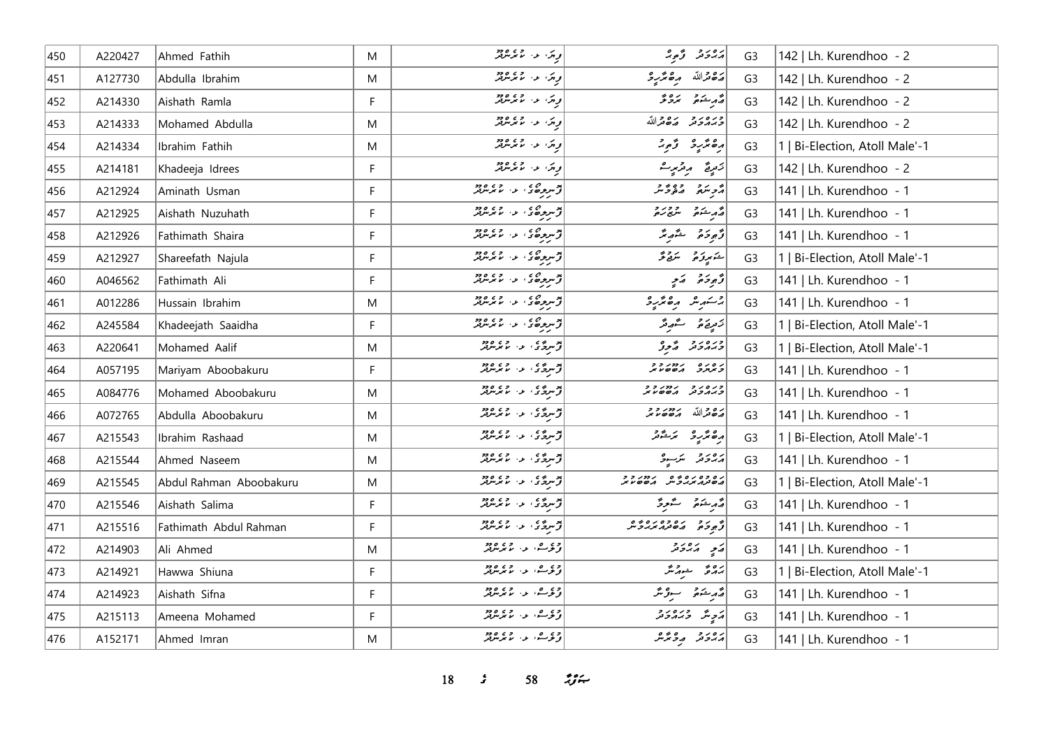| 450 | A220427 | Ahmed Fathih | M | وِدَنَ، ލ. ކުރެންދޫ | އަޙްމަދު ފާތިޙު | G3 | 142 \| Lh. Kurendhoo - 2 |
|---|---|---|---|---|---|---|---|
| 451 | A127730 | Abdulla Ibrahim | M | وِدَنَ، ލ. ކުރެންދޫ | އަބްދުﷲ އިބްރާހީމް | G3 | 142 \| Lh. Kurendhoo - 2 |
| 452 | A214330 | Aishath Ramla | F | وِدَنَ، ލ. ކުރެންދޫ | އައިޝަތު ރަމްލާ | G3 | 142 \| Lh. Kurendhoo - 2 |
| 453 | A214333 | Mohamed Abdulla | M | وِدَنَ، ލ. ކުރެންދޫ | މުޙައްމަދު އަބްދުﷲ | G3 | 142 \| Lh. Kurendhoo - 2 |
| 454 | A214334 | Ibrahim Fathih | M | وِدَنَ، ލ. ކުރެންދޫ | އިބްރާހީމް ފާތިޙު | G3 | 1 \| Bi-Election, Atoll Male'-1 |
| 455 | A214181 | Khadeeja Idrees | F | وِدَنَ، ލ. ކުރެންދޫ | ޚަދީޖާ އިދްރީސް | G3 | 142 \| Lh. Kurendhoo - 2 |
| 456 | A212924 | Aminath Usman | F | ފިނިފެންމާގެ، ލ. ކުރެންދޫ | އާމިނަތު އުސްމާން | G3 | 141 \| Lh. Kurendhoo - 1 |
| 457 | A212925 | Aishath Nuzuhath | F | ފިނިފެންމާގެ، ލ. ކުރެންދޫ | އައިޝަތު ނުޒުހަތު | G3 | 141 \| Lh. Kurendhoo - 1 |
| 458 | A212926 | Fathimath Shaira | F | ފިނިފެންމާގެ، ލ. ކުރެންދޫ | ފާތިމަތު ޝާއިރާ | G3 | 141 \| Lh. Kurendhoo - 1 |
| 459 | A212927 | Shareefath Najula | F | ފިނިފެންމާގެ، ލ. ކުރެންދޫ | ޝަރީފަތު ނަޖޫލާ | G3 | 1 \| Bi-Election, Atoll Male'-1 |
| 460 | A046562 | Fathimath Ali | F | ފިނިފެންމާގެ، ލ. ކުރެންދޫ | ފާތިމަތު އަލި | G3 | 141 \| Lh. Kurendhoo - 1 |
| 461 | A012286 | Hussain Ibrahim | M | ފިނިފެންމާގެ، ލ. ކުރެންދޫ | ހުސައިން އިބްރާހީމް | G3 | 141 \| Lh. Kurendhoo - 1 |
| 462 | A245584 | Khadeejath Saaidha | F | ފިނިފެންމާގެ، ލ. ކުރެންދޫ | ޚަދީޖަތު ސާއިދާ | G3 | 1 \| Bi-Election, Atoll Male'-1 |
| 463 | A220641 | Mohamed Aalif | M | ފިނިމާގެ، ލ. ކުރެންދޫ | މުޙައްމަދު އާލިފް | G3 | 1 \| Bi-Election, Atoll Male'-1 |
| 464 | A057195 | Mariyam Aboobakuru | F | ފިނިމާގެ، ލ. ކުރެންދޫ | މަރިޔަމް އަބޫބަކުރު | G3 | 141 \| Lh. Kurendhoo - 1 |
| 465 | A084776 | Mohamed Aboobakuru | M | ފިނިމާގެ، ލ. ކުރެންދޫ | މުޙައްމަދު އަބޫބަކުރު | G3 | 141 \| Lh. Kurendhoo - 1 |
| 466 | A072765 | Abdulla Aboobakuru | M | ފިނިމާގެ، ލ. ކުރެންދޫ | އަބްދުﷲ އަބޫބަކުރު | G3 | 141 \| Lh. Kurendhoo - 1 |
| 467 | A215543 | Ibrahim Rashaad | M | ފިނިމާގެ، ލ. ކުރެންދޫ | އިބްރާހީމް ރަޝާދު | G3 | 1 \| Bi-Election, Atoll Male'-1 |
| 468 | A215544 | Ahmed Naseem | M | ފިނިމާގެ، ލ. ކުރެންދޫ | އަޙްމަދު ނަސީމް | G3 | 141 \| Lh. Kurendhoo - 1 |
| 469 | A215545 | Abdul Rahman Aboobakuru | M | ފިނިމާގެ، ލ. ކުރެންދޫ | އަބްދުއްރަޙްމާން އަބޫބަކުރު | G3 | 1 \| Bi-Election, Atoll Male'-1 |
| 470 | A215546 | Aishath Salima | F | ފިނިމާގެ، ލ. ކުރެންދޫ | އައިޝަތު ސާލިމާ | G3 | 141 \| Lh. Kurendhoo - 1 |
| 471 | A215516 | Fathimath Abdul Rahman | F | ފިނިމާގެ، ލ. ކުރެންދޫ | ފާތިމަތު އަބްދުއްރަޙްމާން | G3 | 141 \| Lh. Kurendhoo - 1 |
| 472 | A214903 | Ali Ahmed | M | ފުލުސް، ލ. ކުރެންދޫ | އަލި އަޙްމަދު | G3 | 141 \| Lh. Kurendhoo - 1 |
| 473 | A214921 | Hawwa Shiuna | F | ފުލުސް، ލ. ކުރެންދޫ | ހައްވާ ޝިއުނާ | G3 | 1 \| Bi-Election, Atoll Male'-1 |
| 474 | A214923 | Aishath Sifna | F | ފުލުސް، ލ. ކުރެންދޫ | އައިޝަތު ސިފްނާ | G3 | 141 \| Lh. Kurendhoo - 1 |
| 475 | A215113 | Ameena Mohamed | F | ފުލުސް، ލ. ކުރެންދޫ | އަމީނާ މުޙައްމަދު | G3 | 141 \| Lh. Kurendhoo - 1 |
| 476 | A152171 | Ahmed Imran | M | ފުލުސް، ލ. ކުރެންދޫ | އަޙްމަދު އިމްރާން | G3 | 141 \| Lh. Kurendhoo - 1 |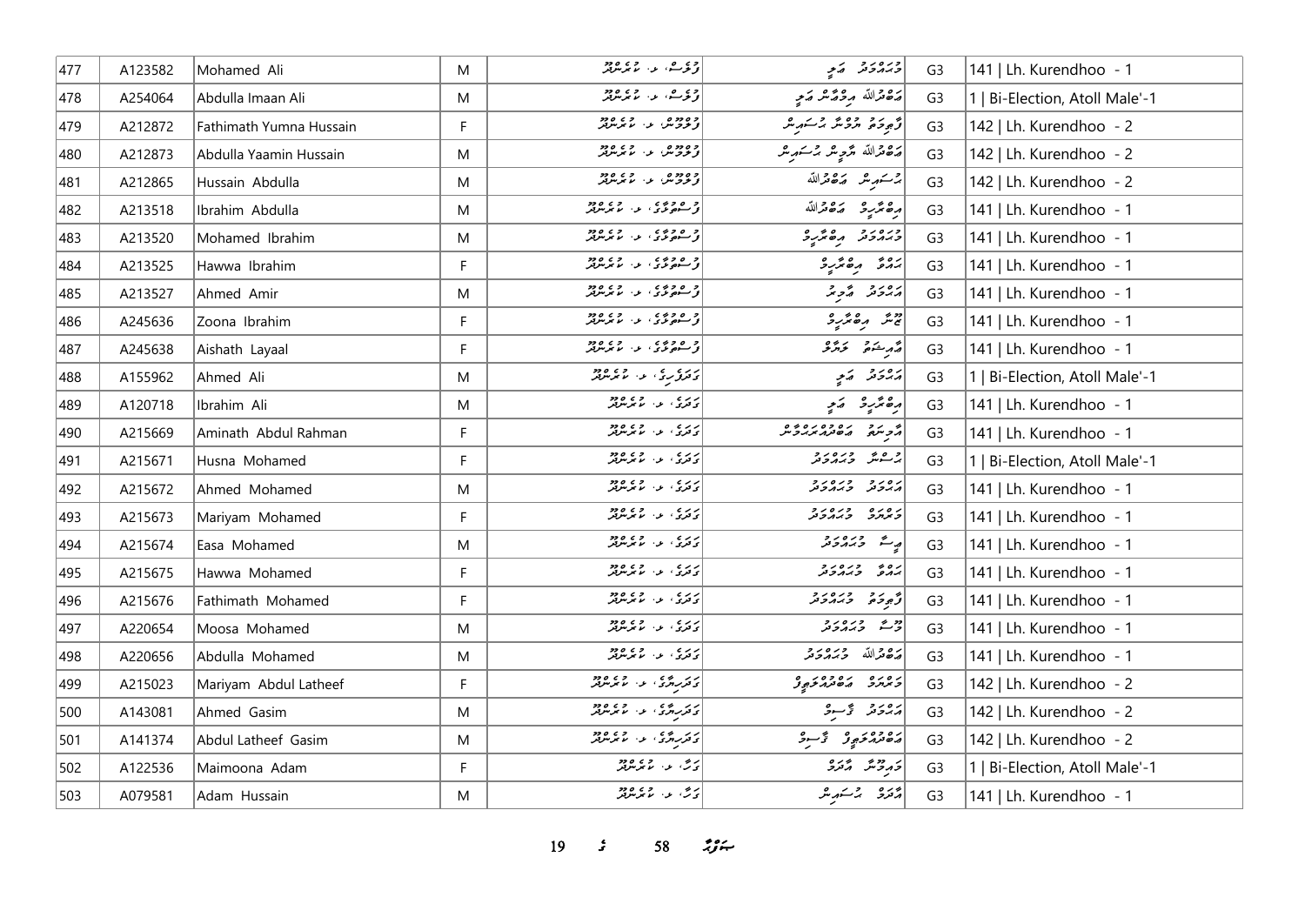| 477 | A123582 | Mohamed Ali | M | ވެލީސް، ލ. ކުރެންދޫ | މުހައްމަދު އަލި | G3 | 141 \| Lh. Kurendhoo - 1 |
|---|---|---|---|---|---|---|---|
| 478 | A254064 | Abdulla Imaan Ali | M | ވެލީސް، ލ. ކުރެންދޫ | އަބްދުﷲ އިމާން އަލި | G3 | 1 \| Bi-Election, Atoll Male'-1 |
| 479 | A212872 | Fathimath Yumna Hussain | F | ފުލުފުން، ލ. ކުރެންދޫ | ފާތިމަތު ޔުމްނާ ހުސައިން | G3 | 142 \| Lh. Kurendhoo - 2 |
| 480 | A212873 | Abdulla Yaamin Hussain | M | ފުލުފުން، ލ. ކުރެންދޫ | އަބްދުﷲ ޔާމިން ހުސައިން | G3 | 142 \| Lh. Kurendhoo - 2 |
| 481 | A212865 | Hussain Abdulla | M | ފުލުފުން، ލ. ކުރެންދޫ | ހުސައިން އަބްދުﷲ | G3 | 142 \| Lh. Kurendhoo - 2 |
| 482 | A213518 | Ibrahim Abdulla | M | ފުސްލުލުގޭ، ލ. ކުރެންދޫ | އިބްރާހީމް އަބްދުﷲ | G3 | 141 \| Lh. Kurendhoo - 1 |
| 483 | A213520 | Mohamed Ibrahim | M | ފުސްލުލުގޭ، ލ. ކުރެންދޫ | މުހައްމަދު އިބްރާހީމް | G3 | 141 \| Lh. Kurendhoo - 1 |
| 484 | A213525 | Hawwa Ibrahim | F | ފުސްލުލުގޭ، ލ. ކުރެންދޫ | ހައްވާ އިބްރާހީމް | G3 | 141 \| Lh. Kurendhoo - 1 |
| 485 | A213527 | Ahmed Amir | M | ފުސްލުލުގޭ، ލ. ކުރެންދޫ | އަހްމަދު އާމިރު | G3 | 141 \| Lh. Kurendhoo - 1 |
| 486 | A245636 | Zoona Ibrahim | F | ފުސްލުލުގޭ، ލ. ކުރެންދޫ | ޒޫނާ އިބްރާހީމް | G3 | 141 \| Lh. Kurendhoo - 1 |
| 487 | A245638 | Aishath Layaal | F | ފުސްލުލުގޭ، ލ. ކުރެންދޫ | އާއިޝަތު ލަޔާލް | G3 | 141 \| Lh. Kurendhoo - 1 |
| 488 | A155962 | Ahmed Ali | M | ގަދަފިނިގެ، ލ. ކުރެންދޫ | އަހްމަދު އަލި | G3 | 1 \| Bi-Election, Atoll Male'-1 |
| 489 | A120718 | Ibrahim Ali | M | ގަދަގެ، ލ. ކުރެންދޫ | އިބްރާހީމް އަލި | G3 | 141 \| Lh. Kurendhoo - 1 |
| 490 | A215669 | Aminath Abdul Rahman | F | ގަދަގެ، ލ. ކުރެންދޫ | އާމިނަތު އަބްދުއްރަޙްމާން | G3 | 141 \| Lh. Kurendhoo - 1 |
| 491 | A215671 | Husna Mohamed | F | ގަދަގެ، ލ. ކުރެންދޫ | ހުސްނާ މުހައްމަދު | G3 | 1 \| Bi-Election, Atoll Male'-1 |
| 492 | A215672 | Ahmed Mohamed | M | ގަދަގެ، ލ. ކުރެންދޫ | އަހްމަދު މުހައްމަދު | G3 | 141 \| Lh. Kurendhoo - 1 |
| 493 | A215673 | Mariyam Mohamed | F | ގަދަގެ، ލ. ކުރެންދޫ | މަރިޔަމް މުހައްމަދު | G3 | 141 \| Lh. Kurendhoo - 1 |
| 494 | A215674 | Easa Mohamed | M | ގަދަގެ، ލ. ކުރެންދޫ | ޢީސާ މުހައްމަދު | G3 | 141 \| Lh. Kurendhoo - 1 |
| 495 | A215675 | Hawwa Mohamed | F | ގަދަގެ، ލ. ކުރެންދޫ | ހައްވާ މުހައްމަދު | G3 | 141 \| Lh. Kurendhoo - 1 |
| 496 | A215676 | Fathimath Mohamed | F | ގަދަގެ، ލ. ކުރެންދޫ | ފާތިމަތު މުހައްމަދު | G3 | 141 \| Lh. Kurendhoo - 1 |
| 497 | A220654 | Moosa Mohamed | M | ގަދަގެ، ލ. ކުރެންދޫ | މޫސާ މުހައްމަދު | G3 | 141 \| Lh. Kurendhoo - 1 |
| 498 | A220656 | Abdulla Mohamed | M | ގަދަގެ، ލ. ކުރެންދޫ | އަބްދުﷲ މުހައްމަދު | G3 | 141 \| Lh. Kurendhoo - 1 |
| 499 | A215023 | Mariyam Abdul Latheef | F | ގަދަހިތާގެ، ލ. ކުރެންދޫ | މަރިޔަމް އަބްދުލްލަޠީފް | G3 | 142 \| Lh. Kurendhoo - 2 |
| 500 | A143081 | Ahmed Gasim | M | ގަދަހިތާގެ، ލ. ކުރެންދޫ | އަހްމަދު ޤާސިމް | G3 | 142 \| Lh. Kurendhoo - 2 |
| 501 | A141374 | Abdul Latheef Gasim | M | ގަދަހިތާގެ، ލ. ކުރެންދޫ | އަބްދުލްލަޠީފް ޤާސިމް | G3 | 142 \| Lh. Kurendhoo - 2 |
| 502 | A122536 | Maimoona Adam | F | ގަލާ، ލ. ކުރެންދޫ | މައިމޫނާ އާދަމް | G3 | 1 \| Bi-Election, Atoll Male'-1 |
| 503 | A079581 | Adam Hussain | M | ގަލާ، ލ. ކުރެންދޫ | އާދަމް ހުސައިން | G3 | 141 \| Lh. Kurendhoo - 1 |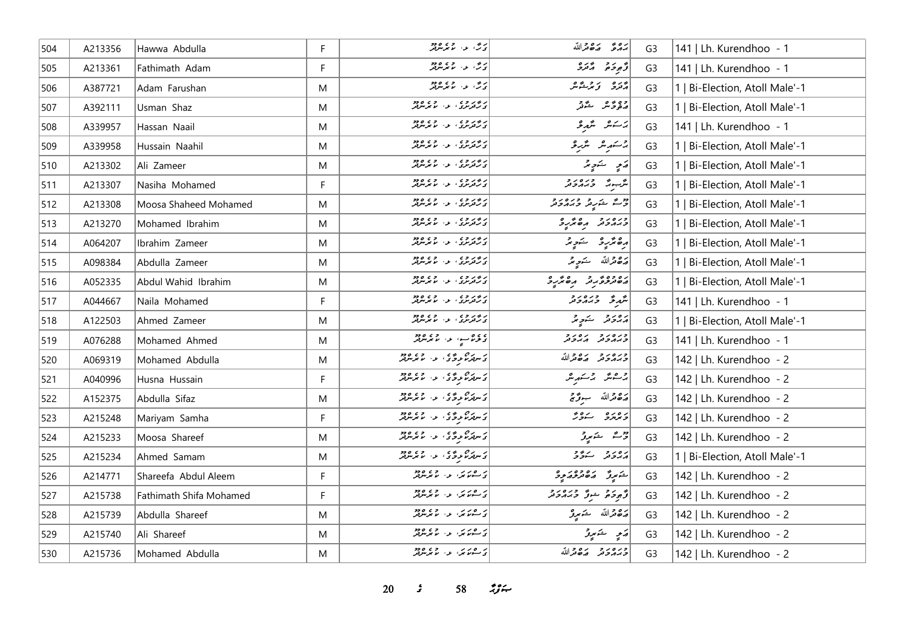| 504 | A213356 | Hawwa Abdulla | F | ގަލާ، ޅ. ކުރެންދޫ | ހައްވާ ޢަބްދުﷲ | G3 | 141 \| Lh. Kurendhoo - 1 |
|---|---|---|---|---|---|---|---|
| 505 | A213361 | Fathimath Adam | F | ގަލާ، ޅ. ކުރެންދޫ | ފާތިމަތު އާދަމް | G3 | 141 \| Lh. Kurendhoo - 1 |
| 506 | A387721 | Adam Farushan | M | ގަލާ، ޅ. ކުރެންދޫ | އާދަމް ފަރުޝާން | G3 | 1 \| Bi-Election, Atoll Male'-1 |
| 507 | A392111 | Usman Shaz | M | ގުލްފާމުގެ، ޅ. ކުރެންދޫ | އުސްމާން ޝާޒު | G3 | 1 \| Bi-Election, Atoll Male'-1 |
| 508 | A339957 | Hassan Naail | M | ގުލްފާމުގެ، ޅ. ކުރެންދޫ | ހަސަން ނާއިލް | G3 | 141 \| Lh. Kurendhoo - 1 |
| 509 | A339958 | Hussain Naahil | M | ގުލްފާމުގެ، ޅ. ކުރެންދޫ | ހުސައިން ނާހިލް | G3 | 1 \| Bi-Election, Atoll Male'-1 |
| 510 | A213302 | Ali Zameer | M | ގުލްފާމުގެ، ޅ. ކުރެންދޫ | ޢަލީ ޒަމީރު | G3 | 1 \| Bi-Election, Atoll Male'-1 |
| 511 | A213307 | Nasiha Mohamed | F | ގުލްފާމުގެ، ޅ. ކުރެންދޫ | ނާސިހާ މުޙައްމަދު | G3 | 1 \| Bi-Election, Atoll Male'-1 |
| 512 | A213308 | Moosa Shaheed Mohamed | M | ގުލްފާމުގެ، ޅ. ކުރެންދޫ | މޫސާ ޝަހީދު މުޙައްމަދު | G3 | 1 \| Bi-Election, Atoll Male'-1 |
| 513 | A213270 | Mohamed Ibrahim | M | ގުލްފާމުގެ، ޅ. ކުރެންދޫ | މުޙައްމަދު އިބްރާހީމް | G3 | 1 \| Bi-Election, Atoll Male'-1 |
| 514 | A064207 | Ibrahim Zameer | M | ގުލްފާމުގެ، ޅ. ކުރެންދޫ | އިބްރާހީމް ޒަމީރު | G3 | 1 \| Bi-Election, Atoll Male'-1 |
| 515 | A098384 | Abdulla Zameer | M | ގުލްފާމުގެ، ޅ. ކުރެންދޫ | ޢަބްދުﷲ ޒަމީރު | G3 | 1 \| Bi-Election, Atoll Male'-1 |
| 516 | A052335 | Abdul Wahid Ibrahim | M | ގުލްފާމުގެ، ޅ. ކުރެންދޫ | ޢަބްދުލްވާހިދު އިބްރާހީމް | G3 | 1 \| Bi-Election, Atoll Male'-1 |
| 517 | A044667 | Naila Mohamed | F | ގުލްފާމުގެ، ޅ. ކުރެންދޫ | ނާއިލާ މުޙައްމަދު | G3 | 141 \| Lh. Kurendhoo - 1 |
| 518 | A122503 | Ahmed Zameer | M | ގުލްފާމުގެ، ޅ. ކުރެންދޫ | އަޙްމަދު ޒަމީރު | G3 | 1 \| Bi-Election, Atoll Male'-1 |
| 519 | A076288 | Mohamed Ahmed | M | ގުލްސިޓީ، ޅ. ކުރެންދޫ | މުޙައްމަދު އަޙްމަދު | G3 | 141 \| Lh. Kurendhoo - 1 |
| 520 | A069319 | Mohamed Abdulla | M | ގުލްރަނގުވިލާ، ޅ. ކުރެންދޫ | މުޙައްމަދު ޢަބްދުﷲ | G3 | 142 \| Lh. Kurendhoo - 2 |
| 521 | A040996 | Husna Hussain | F | ގުލްރަނގުވިލާ، ޅ. ކުރެންދޫ | ހުސްނާ ހުސައިން | G3 | 142 \| Lh. Kurendhoo - 2 |
| 522 | A152375 | Abdulla Sifaz | M | ގުލްރަނގުވިލާ، ޅ. ކުރެންދޫ | ޢަބްދުﷲ ސިފާޒު | G3 | 142 \| Lh. Kurendhoo - 2 |
| 523 | A215248 | Mariyam Samha | F | ގުލްރަނގުވިލާ، ޅ. ކުރެންދޫ | މަރިޔަމް ސަމްހާ | G3 | 142 \| Lh. Kurendhoo - 2 |
| 524 | A215233 | Moosa Shareef | M | ގުލްރަނގުވިލާ، ޅ. ކުރެންދޫ | މޫސާ ޝަރީފު | G3 | 142 \| Lh. Kurendhoo - 2 |
| 525 | A215234 | Ahmed Samam | M | ގުލްރަނގުވިލާ، ޅ. ކުރެންދޫ | އަޙްމަދު ސަމާމު | G3 | 1 \| Bi-Election, Atoll Male'-1 |
| 526 | A214771 | Shareefa Abdul Aleem | F | ގުލްޝަނާ، ޅ. ކުރެންދޫ | ޝަރީފާ ޢަބްދުލްޢަލީމް | G3 | 142 \| Lh. Kurendhoo - 2 |
| 527 | A215738 | Fathimath Shifa Mohamed | F | ގުލްޝަނާ، ޅ. ކުރެންދޫ | ފާތިމަތު ޝިފާ މުޙައްމަދު | G3 | 142 \| Lh. Kurendhoo - 2 |
| 528 | A215739 | Abdulla Shareef | M | ގުލްޝަނާ، ޅ. ކުރެންދޫ | ޢަބްދުﷲ ޝަރީފު | G3 | 142 \| Lh. Kurendhoo - 2 |
| 529 | A215740 | Ali Shareef | M | ގުލްޝަނާ، ޅ. ކުރެންދޫ | ޢަލީ ޝަރީފު | G3 | 142 \| Lh. Kurendhoo - 2 |
| 530 | A215736 | Mohamed Abdulla | M | ގުލްޝަނާ، ޅ. ކުރެންދޫ | މުޙައްމަދު ޢަބްދުﷲ | G3 | 142 \| Lh. Kurendhoo - 2 |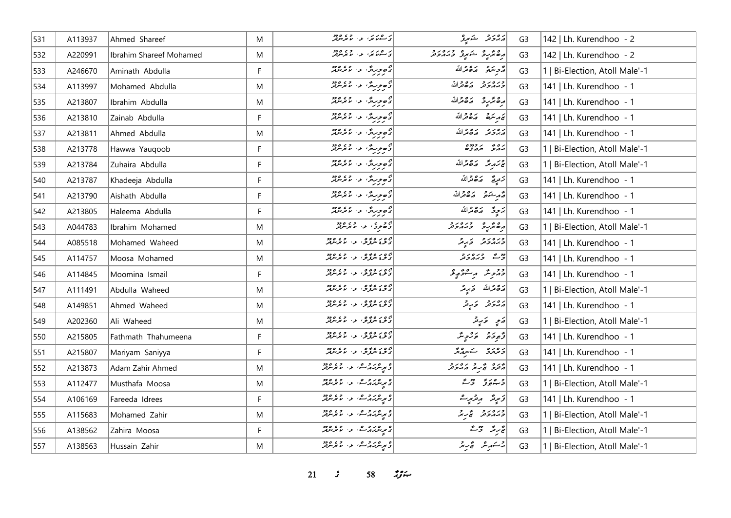| 531 | A113937 | Ahmed Shareef | M | ގަސްކަރަ، ޅ. ކުރެންދޫ | އަޙްމަދު ޝަރީފް | G3 | 142 \| Lh. Kurendhoo - 2 |
|---|---|---|---|---|---|---|---|
| 532 | A220991 | Ibrahim Shareef Mohamed | M | ގަސްކަރަ، ޅ. ކުރެންދޫ | އިބްރާހީމް ޝަރީފް މުޙައްމަދު | G3 | 142 \| Lh. Kurendhoo - 2 |
| 533 | A246670 | Aminath Abdulla | F | ގުލްބަހާރު، ޅ. ކުރެންދޫ | އާމިނަތު އަބްދުﷲ | G3 | 1 \| Bi-Election, Atoll Male'-1 |
| 534 | A113997 | Mohamed Abdulla | M | ގުލްބަހާރު، ޅ. ކުރެންދޫ | މުޙައްމަދު އަބްދުﷲ | G3 | 141 \| Lh. Kurendhoo - 1 |
| 535 | A213807 | Ibrahim Abdulla | M | ގުލްބަހާރު، ޅ. ކުރެންދޫ | އިބްރާހީމް އަބްދުﷲ | G3 | 141 \| Lh. Kurendhoo - 1 |
| 536 | A213810 | Zainab Abdulla | F | ގުލްބަހާރު، ޅ. ކުރެންދޫ | ޒައިނަބް އަބްދުﷲ | G3 | 141 \| Lh. Kurendhoo - 1 |
| 537 | A213811 | Ahmed Abdulla | M | ގުލްބަހާރު، ޅ. ކުރެންދޫ | އަޙްމަދު އަބްދުﷲ | G3 | 141 \| Lh. Kurendhoo - 1 |
| 538 | A213778 | Hawwa Yauqoob | F | ގުލްބަހާރު، ޅ. ކުރެންދޫ | ހައްވާ ޔައުޤޫބު | G3 | 1 \| Bi-Election, Atoll Male'-1 |
| 539 | A213784 | Zuhaira Abdulla | F | ގުލްބަހާރު، ޅ. ކުރެންދޫ | ޒުހައިރާ އަބްދުﷲ | G3 | 1 \| Bi-Election, Atoll Male'-1 |
| 540 | A213787 | Khadeeja Abdulla | F | ގުލްބަހާރު، ޅ. ކުރެންދޫ | ޚަދީޖާ އަބްދުﷲ | G3 | 141 \| Lh. Kurendhoo - 1 |
| 541 | A213790 | Aishath Abdulla | F | ގުލްބަހާރު، ޅ. ކުރެންދޫ | އާއިޝަތު އަބްދުﷲ | G3 | 141 \| Lh. Kurendhoo - 1 |
| 542 | A213805 | Haleema Abdulla | F | ގުލްބަހާރު، ޅ. ކުރެންދޫ | ހަލީމާ އަބްދުﷲ | G3 | 141 \| Lh. Kurendhoo - 1 |
| 543 | A044783 | Ibrahim Mohamed | M | ގުޅުފަސް، ޅ. ކުރެންދޫ | އިބްރާހީމް މުޙައްމަދު | G3 | 1 \| Bi-Election, Atoll Male'-1 |
| 544 | A085518 | Mohamed Waheed | M | ގުލްޝަނާގެ، ޅ. ކުރެންދޫ | މުޙައްމަދު ވަޙީދު | G3 | 141 \| Lh. Kurendhoo - 1 |
| 545 | A114757 | Moosa Mohamed | M | ގުލްޝަނާގެ، ޅ. ކުރެންދޫ | މޫސާ މުޙައްމަދު | G3 | 141 \| Lh. Kurendhoo - 1 |
| 546 | A114845 | Moomina Ismail | F | ގުލްޝަނާގެ، ޅ. ކުރެންދޫ | މޫމިނާ އިސްމާޢީލް | G3 | 141 \| Lh. Kurendhoo - 1 |
| 547 | A111491 | Abdulla Waheed | M | ގުލްޝަނާގެ، ޅ. ކުރެންދޫ | އަބްދުﷲ ވަޙީދު | G3 | 1 \| Bi-Election, Atoll Male'-1 |
| 548 | A149851 | Ahmed Waheed | M | ގުލްޝަނާގެ، ޅ. ކުރެންދޫ | އަޙްމަދު ވަޙީދު | G3 | 141 \| Lh. Kurendhoo - 1 |
| 549 | A202360 | Ali Waheed | M | ގުލްޝަނާގެ، ޅ. ކުރެންދޫ | އަލީ ވަޙީދު | G3 | 1 \| Bi-Election, Atoll Male'-1 |
| 550 | A215805 | Fathmath Thahumeena | F | ގުލްޝަނާގެ، ޅ. ކުރެންދޫ | ފާތިމަތު ތަހުމީނާ | G3 | 141 \| Lh. Kurendhoo - 1 |
| 551 | A215807 | Mariyam Saniyya | F | ގުލްޝަނާގެ، ޅ. ކުރެންދޫ | މަރިޔަމް ސަނިއްޔާ | G3 | 141 \| Lh. Kurendhoo - 1 |
| 552 | A213873 | Adam Zahir Ahmed | M | ގުރިންހައުސް، ޅ. ކުރެންދޫ | އާދަމް ޒާހިރު އަޙްމަދު | G3 | 141 \| Lh. Kurendhoo - 1 |
| 553 | A112477 | Musthafa Moosa | M | ގުރިންހައުސް، ޅ. ކުރެންދޫ | މުސްތަފާ މޫސާ | G3 | 1 \| Bi-Election, Atoll Male'-1 |
| 554 | A106169 | Fareeda Idrees | F | ގުރިންހައުސް، ޅ. ކުރެންދޫ | ފަރީދާ އިދުރީސް | G3 | 141 \| Lh. Kurendhoo - 1 |
| 555 | A115683 | Mohamed Zahir | M | ގުރިންހައުސް، ޅ. ކުރެންދޫ | މުޙައްމަދު ޒާހިރު | G3 | 1 \| Bi-Election, Atoll Male'-1 |
| 556 | A138562 | Zahira Moosa | F | ގުރިންހައުސް، ޅ. ކުރެންދޫ | ޒާހިރާ މޫސާ | G3 | 1 \| Bi-Election, Atoll Male'-1 |
| 557 | A138563 | Hussain Zahir | M | ގުރިންހައުސް، ޅ. ކުރެންދޫ | ހުސައިން ޒާހިރު | G3 | 1 \| Bi-Election, Atoll Male'-1 |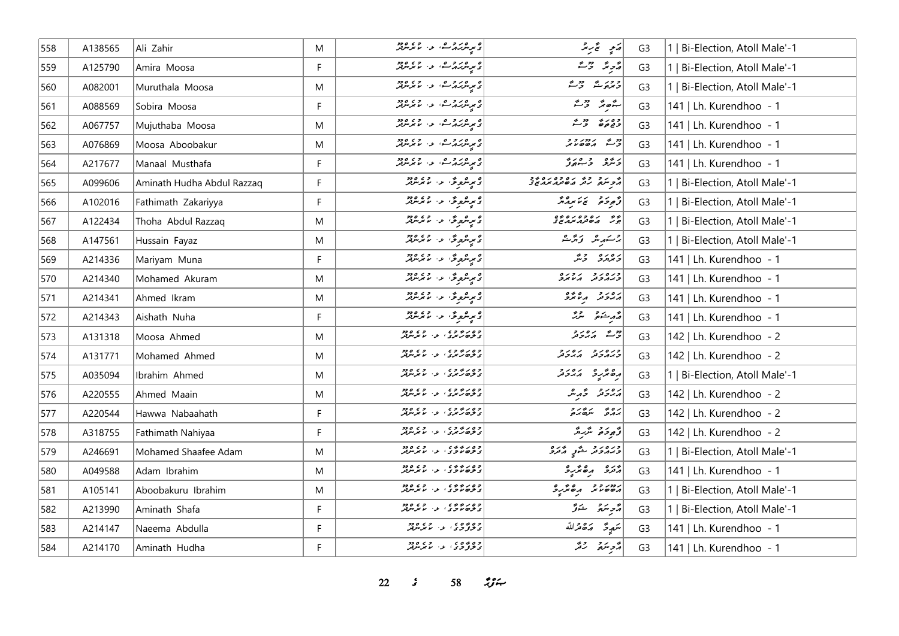| 558 | A138565 | Ali Zahir | M | ޑިސްޓެންސް، ލ. ކުރެންދޫ | އަލި ޒާހިރު | G3 | 1 \| Bi-Election, Atoll Male'-1 |
|---|---|---|---|---|---|---|---|
| 559 | A125790 | Amira Moosa | F | ޑިސްޓެންސް، ލ. ކުރެންދޫ | އާމިރާ މޫސާ | G3 | 1 \| Bi-Election, Atoll Male'-1 |
| 560 | A082001 | Muruthala Moosa | M | ޑިސްޓެންސް، ލ. ކުރެންދޫ | މުރުތަލާ މޫސާ | G3 | 1 \| Bi-Election, Atoll Male'-1 |
| 561 | A088569 | Sobira Moosa | F | ޑިސްޓެންސް، ލ. ކުރެންދޫ | ސާބިރާ މޫސާ | G3 | 141 \| Lh. Kurendhoo - 1 |
| 562 | A067757 | Mujuthaba Moosa | M | ޑިސްޓެންސް، ލ. ކުރެންދޫ | މުޖުތަބާ މޫސާ | G3 | 141 \| Lh. Kurendhoo - 1 |
| 563 | A076869 | Moosa Aboobakur | M | ޑިސްޓެންސް، ލ. ކުރެންދޫ | މޫސާ އަބޫބަކުރު | G3 | 141 \| Lh. Kurendhoo - 1 |
| 564 | A217677 | Manaal Musthafa | F | ޑިސްޓެންސް، ލ. ކުރެންދޫ | މަނާލް މުސްތަފާ | G3 | 141 \| Lh. Kurendhoo - 1 |
| 565 | A099606 | Aminath Hudha Abdul Razzaq | F | ޑިރިންގޯ، ލ. ކުރެންދޫ | އާމިނަތު ހުދާ އަބްދުލްރައްޒާގު | G3 | 1 \| Bi-Election, Atoll Male'-1 |
| 566 | A102016 | Fathimath Zakariyya | F | ޑިރިންގޯ، ލ. ކުރެންދޫ | ފާތިމަތު ޒަކަރިއްޔާ | G3 | 1 \| Bi-Election, Atoll Male'-1 |
| 567 | A122434 | Thoha Abdul Razzaq | M | ޑިރިންގޯ، ލ. ކުރެންދޫ | ޠާހާ އަބްދުލްރައްޒާގު | G3 | 1 \| Bi-Election, Atoll Male'-1 |
| 568 | A147561 | Hussain Fayaz | M | ޑިރިންގޯ، ލ. ކުރެންދޫ | ހުސައިން ފައްޔާޒް | G3 | 1 \| Bi-Election, Atoll Male'-1 |
| 569 | A214336 | Mariyam Muna | F | ޑިރިންގޯ، ލ. ކުރެންދޫ | މަރިޔަމް މުނާ | G3 | 141 \| Lh. Kurendhoo - 1 |
| 570 | A214340 | Mohamed Akuram | M | ޑިރިންގޯ، ލ. ކުރެންދޫ | މުހައްމަދު އަކުރަމް | G3 | 141 \| Lh. Kurendhoo - 1 |
| 571 | A214341 | Ahmed Ikram | M | ޑިރިންގޯ، ލ. ކުރެންދޫ | އަހްމަދު އިކްރާމް | G3 | 141 \| Lh. Kurendhoo - 1 |
| 572 | A214343 | Aishath Nuha | F | ޑިރިންގޯ، ލ. ކުރެންދޫ | އާއިޝަތު ނުހާ | G3 | 141 \| Lh. Kurendhoo - 1 |
| 573 | A131318 | Moosa Ahmed | M | ގުލްބަހާރުގެ، ލ. ކުރެންދޫ | މޫސާ އަހްމަދު | G3 | 142 \| Lh. Kurendhoo - 2 |
| 574 | A131771 | Mohamed Ahmed | M | ގުލްބަހާރުގެ، ލ. ކުރެންދޫ | މުހައްމަދު އަހްމަދު | G3 | 142 \| Lh. Kurendhoo - 2 |
| 575 | A035094 | Ibrahim Ahmed | M | ގުލްބަހާރުގެ، ލ. ކުރެންދޫ | އިބްރާހީމް އަހްމަދު | G3 | 1 \| Bi-Election, Atoll Male'-1 |
| 576 | A220555 | Ahmed Maain | M | ގުލްބަހާރުގެ، ލ. ކުރެންދޫ | އަހްމަދު މާއިން | G3 | 142 \| Lh. Kurendhoo - 2 |
| 577 | A220544 | Hawwa Nabaahath | F | ގުލްބަހާރުގެ، ލ. ކުރެންދޫ | ހައްވާ ނަބާހަތު | G3 | 142 \| Lh. Kurendhoo - 2 |
| 578 | A318755 | Fathimath Nahiyaa | F | ގުލްބަހާރުގެ، ލ. ކުރެންދޫ | ފާތިމަތު ނާހިޔާ | G3 | 142 \| Lh. Kurendhoo - 2 |
| 579 | A246691 | Mohamed Shaafee Adam | M | ގުލްބަކާގެ، ލ. ކުރެންދޫ | މުހައްމަދު ޝާފީ އާދަމް | G3 | 1 \| Bi-Election, Atoll Male'-1 |
| 580 | A049588 | Adam Ibrahim | M | ގުލްބަކާގެ، ލ. ކުރެންދޫ | އާދަމް އިބްރާހީމް | G3 | 141 \| Lh. Kurendhoo - 1 |
| 581 | A105141 | Aboobakuru Ibrahim | M | ގުލްބަކާގެ، ލ. ކުރެންދޫ | އަބޫބަކުރު އިބްރާހީމް | G3 | 1 \| Bi-Election, Atoll Male'-1 |
| 582 | A213990 | Aminath Shafa | F | ގުލްބަކާގެ، ލ. ކުރެންދޫ | އާމިނަތު ޝަފާ | G3 | 1 \| Bi-Election, Atoll Male'-1 |
| 583 | A214147 | Naeema Abdulla | F | ގުލްފާމްގެ، ލ. ކުރެންދޫ | ނަޢީމާ އަބްދުﷲ | G3 | 141 \| Lh. Kurendhoo - 1 |
| 584 | A214170 | Aminath Hudha | F | ގުލްފާމްގެ، ލ. ކުރެންދޫ | އާމިނަތު ހުދާ | G3 | 141 \| Lh. Kurendhoo - 1 |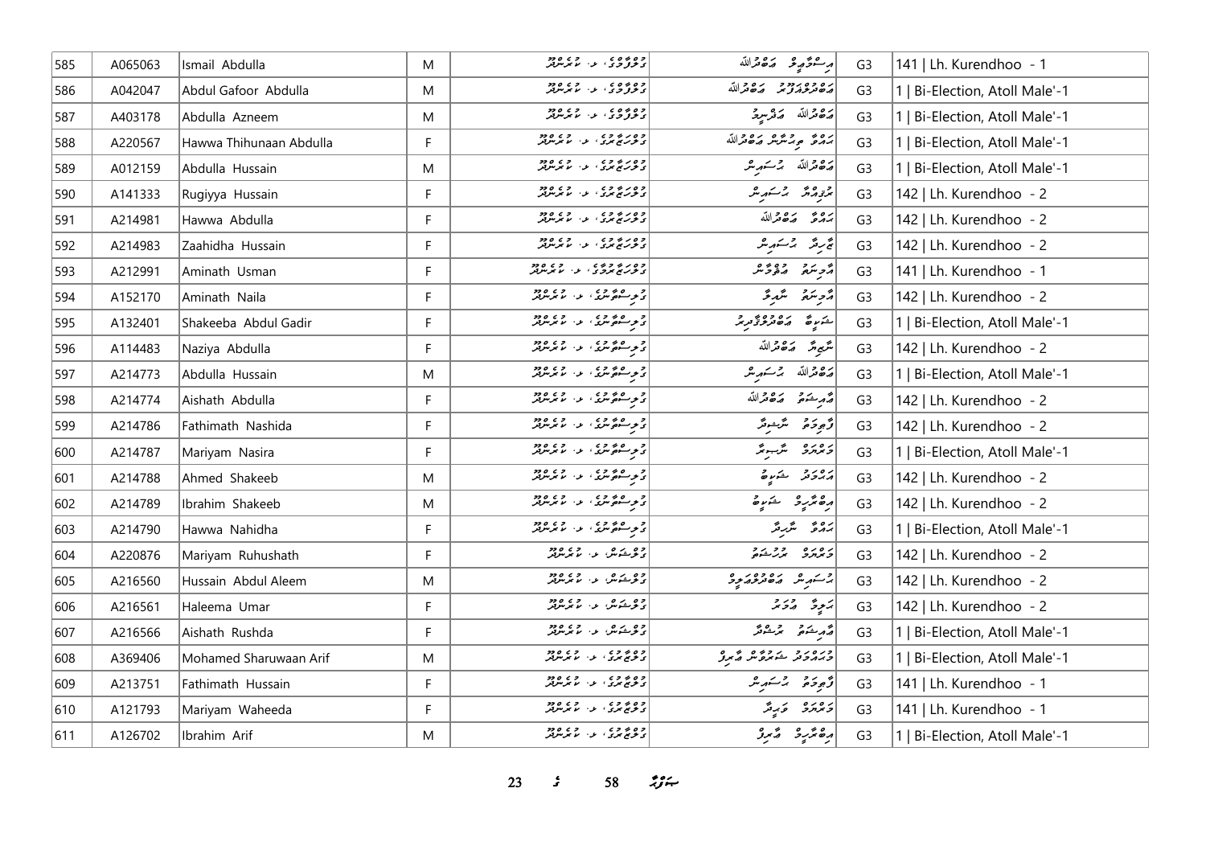| 585 | A065063 | Ismail Abdulla | M | ގުލްފާމާގެ، ލ. ކުރެންދޫ | އިސްމާޢިލް އަބްދުﷲ | G3 | 141 \| Lh. Kurendhoo - 1 |
|---|---|---|---|---|---|---|---|
| 586 | A042047 | Abdul Gafoor Abdulla | M | ގުލްފާމާގެ، ލ. ކުރެންދޫ | އަބްދުލްޣަފޫރު އަބްދުﷲ | G3 | 1 \| Bi-Election, Atoll Male'-1 |
| 587 | A403178 | Abdulla Azneem | M | ގުލްފާމާގެ، ލ. ކުރެންދޫ | އަބްދުﷲ އަޒްނީމް | G3 | 1 \| Bi-Election, Atoll Male'-1 |
| 588 | A220567 | Hawwa Thihunaan Abdulla | F | ގުލްހަޒާރުގެ، ލ. ކުރެންދޫ | ޙައްވާ ތިހުނާން އަބްދުﷲ | G3 | 1 \| Bi-Election, Atoll Male'-1 |
| 589 | A012159 | Abdulla Hussain | M | ގުލްހަޒާރުގެ، ލ. ކުރެންދޫ | އަބްދުﷲ ހުސައިން | G3 | 1 \| Bi-Election, Atoll Male'-1 |
| 590 | A141333 | Rugiyya Hussain | F | ގުލްހަޒާރުގެ، ލ. ކުރެންދޫ | ރުގިއްޔާ ހުސައިން | G3 | 142 \| Lh. Kurendhoo - 2 |
| 591 | A214981 | Hawwa Abdulla | F | ގުލްހަޒާރުގެ، ލ. ކުރެންދޫ | ޙައްވާ އަބްދުﷲ | G3 | 142 \| Lh. Kurendhoo - 2 |
| 592 | A214983 | Zaahidha Hussain | F | ގުލްހަޒާރުގެ، ލ. ކުރެންދޫ | ޒާހިދާ ހުސައިން | G3 | 142 \| Lh. Kurendhoo - 2 |
| 593 | A212991 | Aminath Usman | F | ގުލްހަޒާރުމާގެ، ލ. ކުރެންދޫ | އާމިނަތު ޢުثްމާން | G3 | 141 \| Lh. Kurendhoo - 1 |
| 594 | A152170 | Aminath Naila | F | ގުލިސްތާނުގެ، ލ. ކުރެންދޫ | އާމިނަތު ނާއިލާ | G3 | 142 \| Lh. Kurendhoo - 2 |
| 595 | A132401 | Shakeeba Abdul Gadir | F | ގުލިސްތާނުގެ، ލ. ކުރެންދޫ | ޝަކީބާ އަބްދުލްގާދިރު | G3 | 1 \| Bi-Election, Atoll Male'-1 |
| 596 | A114483 | Naziya Abdulla | F | ގުލިސްތާނުގެ، ލ. ކުރެންދޫ | ނާޒިޔާ އަބްދުﷲ | G3 | 142 \| Lh. Kurendhoo - 2 |
| 597 | A214773 | Abdulla Hussain | M | ގުލިސްތާނުގެ، ލ. ކުރެންދޫ | އަބްދުﷲ ހުސައިން | G3 | 1 \| Bi-Election, Atoll Male'-1 |
| 598 | A214774 | Aishath Abdulla | F | ގުލިސްތާނުގެ، ލ. ކުރެންދޫ | އާއިޝަތު އަބްދުﷲ | G3 | 142 \| Lh. Kurendhoo - 2 |
| 599 | A214786 | Fathimath Nashida | F | ގުލިސްތާނުގެ، ލ. ކުރެންދޫ | ފާތިމަތު ނާޝިދާ | G3 | 142 \| Lh. Kurendhoo - 2 |
| 600 | A214787 | Mariyam Nasira | F | ގުލިސްތާނުގެ، ލ. ކުރެންދޫ | މަރިޔަމް ނާސިރާ | G3 | 1 \| Bi-Election, Atoll Male'-1 |
| 601 | A214788 | Ahmed Shakeeb | M | ގުލިސްތާނުގެ، ލ. ކުރެންދޫ | އަޙްމަދު ޝަކީބު | G3 | 142 \| Lh. Kurendhoo - 2 |
| 602 | A214789 | Ibrahim Shakeeb | M | ގުލިސްތާނުގެ، ލ. ކުރެންދޫ | އިބްރާހީމް ޝަކީބު | G3 | 142 \| Lh. Kurendhoo - 2 |
| 603 | A214790 | Hawwa Nahidha | F | ގުލިސްތާނުގެ، ލ. ކުރެންދޫ | ޙައްވާ ނާހިދާ | G3 | 1 \| Bi-Election, Atoll Male'-1 |
| 604 | A220876 | Mariyam Ruhushath | F | ގުލްޝަން، ލ. ކުރެންދޫ | މަރިޔަމް ރުހުޝަތު | G3 | 142 \| Lh. Kurendhoo - 2 |
| 605 | A216560 | Hussain Abdul Aleem | M | ގުލްޝަން، ލ. ކުރެންދޫ | ހުސައިން އަބްދުލްޢަލީމް | G3 | 142 \| Lh. Kurendhoo - 2 |
| 606 | A216561 | Haleema Umar | F | ގުލްޝަން، ލ. ކުރެންދޫ | ހަލީމާ ޢުމަރު | G3 | 142 \| Lh. Kurendhoo - 2 |
| 607 | A216566 | Aishath Rushda | F | ގުލްޝަން، ލ. ކުރެންދޫ | އާއިޝަތު ރުޝްދާ | G3 | 1 \| Bi-Election, Atoll Male'-1 |
| 608 | A369406 | Mohamed Sharuwaan Arif | M | ގުލްޝަރީގެ، ލ. ކުރެންދޫ | މުޙައްމަދު ޝަރުވާން އާރިފު | G3 | 1 \| Bi-Election, Atoll Male'-1 |
| 609 | A213751 | Fathimath Hussain | F | ގުލްޝަރީގެ، ލ. ކުރެންދޫ | ފާތިމަތު ހުސައިން | G3 | 141 \| Lh. Kurendhoo - 1 |
| 610 | A121793 | Mariyam Waheeda | F | ގުލްޝަރީގެ، ލ. ކުރެންދޫ | މަރިޔަމް ވަހީދާ | G3 | 141 \| Lh. Kurendhoo - 1 |
| 611 | A126702 | Ibrahim Arif | M | ގުލްޝަރީގެ، ލ. ކުރެންދޫ | އިބްރާހީމް އާރިފު | G3 | 1 \| Bi-Election, Atoll Male'-1 |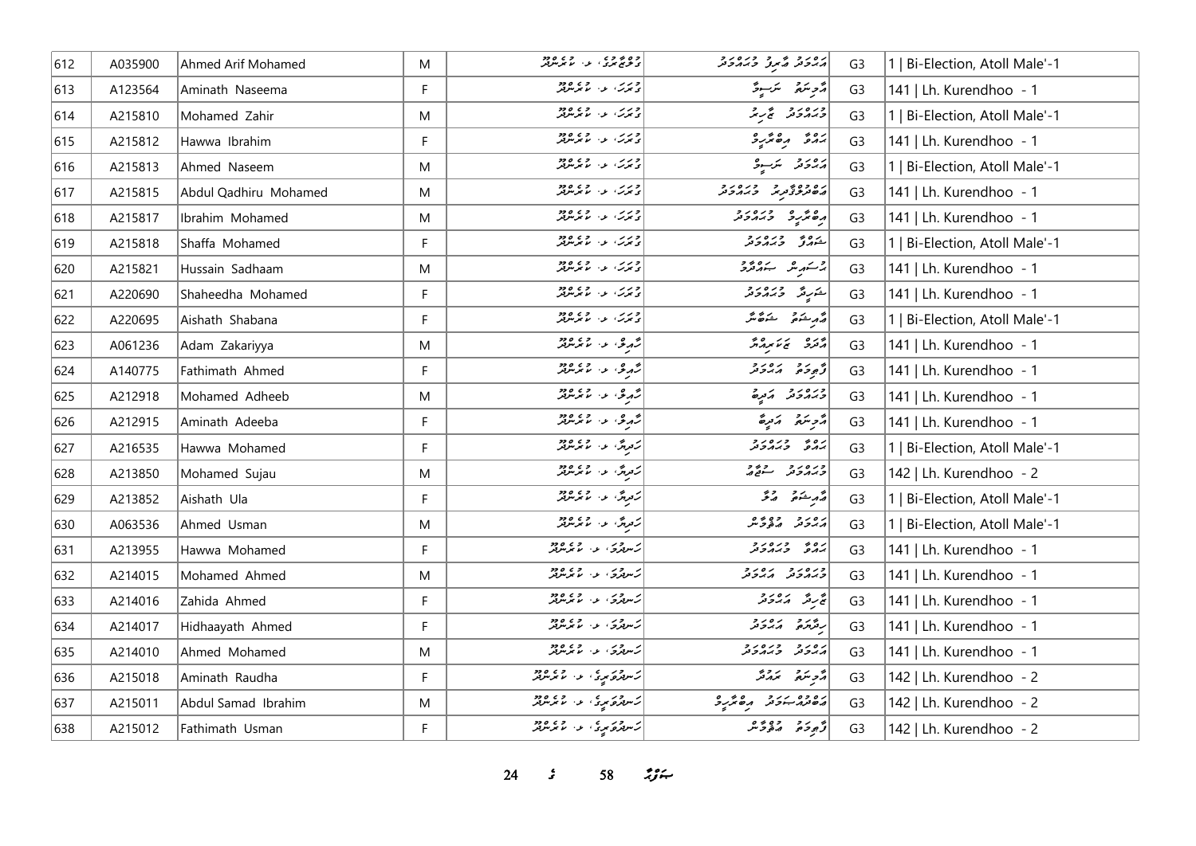| 612 | A035900 | Ahmed Arif Mohamed | M | ޑްރީމްލޭންޑް، ލ. ކުރެންދޫ | އަހްމަދު އާރިފު މުޙައްމަދު | G3 | 1 \| Bi-Election, Atoll Male'-1 |
|---|---|---|---|---|---|---|---|
| 613 | A123564 | Aminath Naseema | F | މުރަކަ، ލ. ކުރެންދޫ | އާމިނަތު ނަސީމާ | G3 | 141 \| Lh. Kurendhoo - 1 |
| 614 | A215810 | Mohamed Zahir | M | މުރަކަ، ލ. ކުރެންދޫ | މުޙައްމަދު ޒާހިރު | G3 | 1 \| Bi-Election, Atoll Male'-1 |
| 615 | A215812 | Hawwa Ibrahim | F | މުރަކަ، ލ. ކުރެންދޫ | ހައްވާ އިބްރާހީމް | G3 | 141 \| Lh. Kurendhoo - 1 |
| 616 | A215813 | Ahmed Naseem | M | މުރަކަ، ލ. ކުރެންދޫ | އަހްމަދު ނަސީމް | G3 | 1 \| Bi-Election, Atoll Male'-1 |
| 617 | A215815 | Abdul Qadhiru Mohamed | M | މުރަކަ، ލ. ކުރެންދޫ | އަބްދުލްޤާދިރު މުޙައްމަދު | G3 | 141 \| Lh. Kurendhoo - 1 |
| 618 | A215817 | Ibrahim Mohamed | M | މުރަކަ، ލ. ކުރެންދޫ | އިބްރާހީމް މުޙައްމަދު | G3 | 141 \| Lh. Kurendhoo - 1 |
| 619 | A215818 | Shaffa Mohamed | F | މުރަކަ، ލ. ކުރެންދޫ | ޝައްފާ މުޙައްމަދު | G3 | 1 \| Bi-Election, Atoll Male'-1 |
| 620 | A215821 | Hussain Sadhaam | M | މުރަކަ، ލ. ކުރެންދޫ | ޙުސައިން ސައްދާމު | G3 | 141 \| Lh. Kurendhoo - 1 |
| 621 | A220690 | Shaheedha Mohamed | F | މުރަކަ، ލ. ކުރެންދޫ | ޝަހީދާ މުޙައްމަދު | G3 | 141 \| Lh. Kurendhoo - 1 |
| 622 | A220695 | Aishath Shabana | F | މުރަކަ، ލ. ކުރެންދޫ | އާއިޝަތު ޝަބާނާ | G3 | 1 \| Bi-Election, Atoll Male'-1 |
| 623 | A061236 | Adam Zakariyya | M | ހާއިލް، ލ. ކުރެންދޫ | އާދަމް ޒަކަރިއްޔާ | G3 | 141 \| Lh. Kurendhoo - 1 |
| 624 | A140775 | Fathimath Ahmed | F | ހާއިލް، ލ. ކުރެންދޫ | ފާތިމަތު އަހްމަދު | G3 | 141 \| Lh. Kurendhoo - 1 |
| 625 | A212918 | Mohamed Adheeb | M | ހާއިލް، ލ. ކުރެންދޫ | މުޙައްމަދު އަދީބު | G3 | 141 \| Lh. Kurendhoo - 1 |
| 626 | A212915 | Aminath Adeeba | F | ހާއިލް، ލ. ކުރެންދޫ | އާމިނަތު އަދީބާ | G3 | 141 \| Lh. Kurendhoo - 1 |
| 627 | A216535 | Hawwa Mohamed | F | ހަރިގާ، ލ. ކުރެންދޫ | ހައްވާ މުޙައްމަދު | G3 | 1 \| Bi-Election, Atoll Male'-1 |
| 628 | A213850 | Mohamed Sujau | M | ހަރިގާ، ލ. ކުރެންދޫ | މުޙައްމަދު ސުޖާޢު | G3 | 142 \| Lh. Kurendhoo - 2 |
| 629 | A213852 | Aishath Ula | F | ހަރިގާ، ލ. ކުރެންދޫ | އާއިޝަތު އުލާ | G3 | 1 \| Bi-Election, Atoll Male'-1 |
| 630 | A063536 | Ahmed Usman | M | ހަރިގާ، ލ. ކުރެންދޫ | އަހްމަދު އުސްމާން | G3 | 1 \| Bi-Election, Atoll Male'-1 |
| 631 | A213955 | Hawwa Mohamed | F | ހަސަރުގީ، ލ. ކުރެންދޫ | ހައްވާ މުޙައްމަދު | G3 | 141 \| Lh. Kurendhoo - 1 |
| 632 | A214015 | Mohamed Ahmed | M | ހަސަރުގީ، ލ. ކުރެންދޫ | މުޙައްމަދު އަހްމަދު | G3 | 141 \| Lh. Kurendhoo - 1 |
| 633 | A214016 | Zahida Ahmed | F | ހަސަރުގީ، ލ. ކުރެންދޫ | ޒާހިދާ އަހްމަދު | G3 | 141 \| Lh. Kurendhoo - 1 |
| 634 | A214017 | Hidhaayath Ahmed | F | ހަސަރުގީ، ލ. ކުރެންދޫ | ހިދާޔަތު އަހްމަދު | G3 | 141 \| Lh. Kurendhoo - 1 |
| 635 | A214010 | Ahmed Mohamed | M | ހަސަރުގީ، ލ. ކުރެންދޫ | އަހްމަދު މުޙައްމަދު | G3 | 141 \| Lh. Kurendhoo - 1 |
| 636 | A215018 | Aminath Raudha | F | ހަސަރުމަތީގެ، ލ. ކުރެންދޫ | އާމިނަތު ރައުދާ | G3 | 142 \| Lh. Kurendhoo - 2 |
| 637 | A215011 | Abdul Samad Ibrahim | M | ހަސަރުމަތީގެ، ލ. ކުރެންދޫ | އަބްދުއްސަމަދު އިބްރާހީމް | G3 | 142 \| Lh. Kurendhoo - 2 |
| 638 | A215012 | Fathimath Usman | F | ހަސަރުމަތީގެ، ލ. ކުރެންދޫ | ފާތިމަތު އުސްމާން | G3 | 142 \| Lh. Kurendhoo - 2 |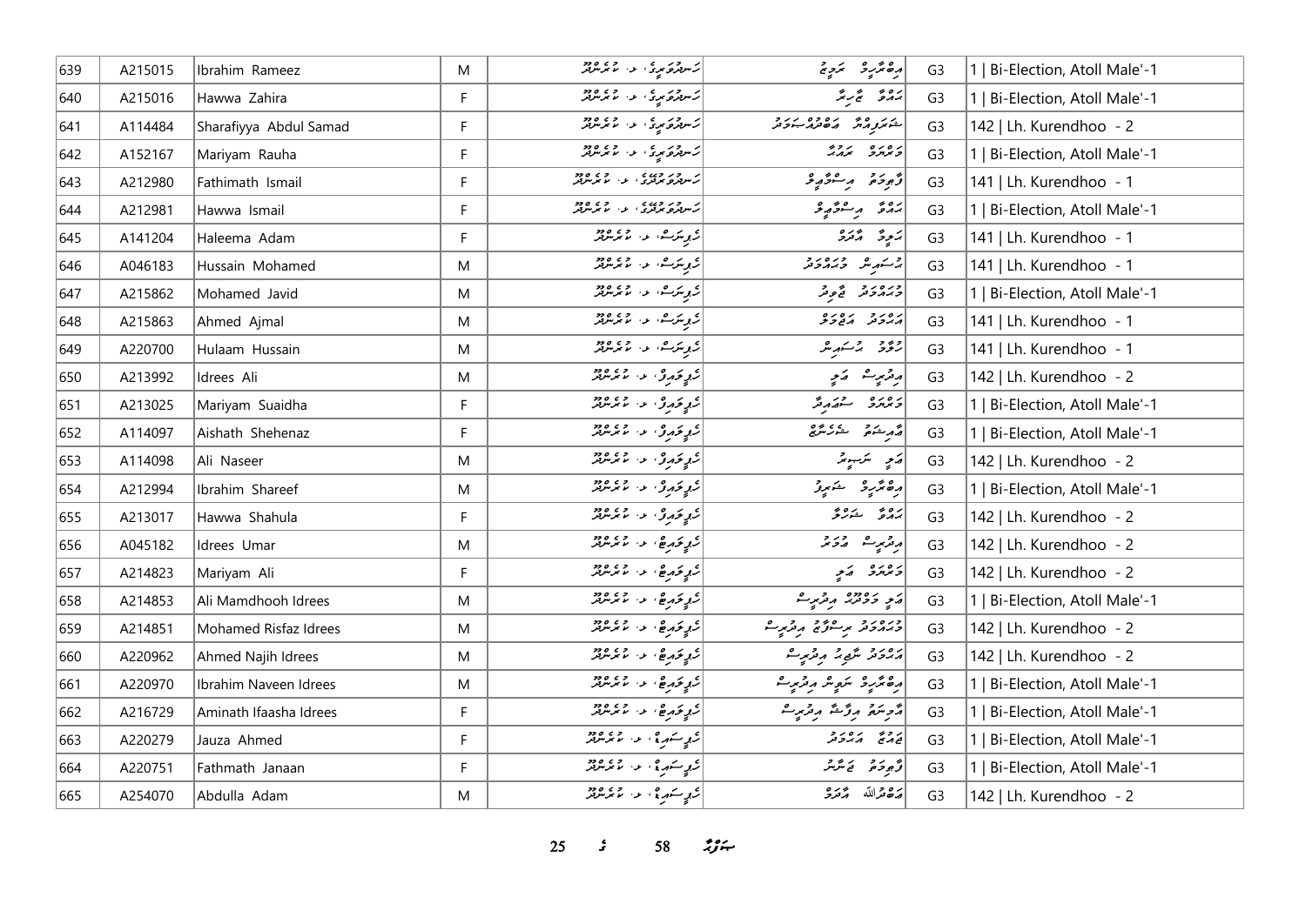| 639 | A215015 | Ibrahim Rameez | M | ހަނދުވަރީގެ، ލ. ކުރެންދޫ | އިބްރާހީމް ރަމީޒު | G3 | 1 \| Bi-Election, Atoll Male'-1 |
|---|---|---|---|---|---|---|---|
| 640 | A215016 | Hawwa Zahira | F | ހަނދުވަރީގެ، ލ. ކުރެންދޫ | ޙައްވާ ޒާހިރާ | G3 | 1 \| Bi-Election, Atoll Male'-1 |
| 641 | A114484 | Sharafiyya Abdul Samad | F | ހަނދުވަރީގެ، ލ. ކުރެންދޫ | ޝަރަފިއްޔާ އަބްދުއްޞަމަދު | G3 | 142 \| Lh. Kurendhoo - 2 |
| 642 | A152167 | Mariyam Rauha | F | ހަނދުވަރީގެ، ލ. ކުރެންދޫ | މަރިޔަމް ރައުހާ | G3 | 1 \| Bi-Election, Atoll Male'-1 |
| 643 | A212980 | Fathimath Ismail | F | ހަނދުވަރުދޮށުގެ، ލ. ކުރެންދޫ | ފާތިމަތު އިސްމާޢީލް | G3 | 141 \| Lh. Kurendhoo - 1 |
| 644 | A212981 | Hawwa Ismail | F | ހަނދުވަރުދޮށުގެ، ލ. ކުރެންދޫ | ޙައްވާ އިސްމާޢީލް | G3 | 1 \| Bi-Election, Atoll Male'-1 |
| 645 | A141204 | Haleema Adam | F | ހިލިނަސް، ލ. ކުރެންދޫ | ހަލީމާ އާދަމް | G3 | 141 \| Lh. Kurendhoo - 1 |
| 646 | A046183 | Hussain Mohamed | M | ހިލިނަސް، ލ. ކުރެންދޫ | ޙުސައިން މުޙައްމަދު | G3 | 141 \| Lh. Kurendhoo - 1 |
| 647 | A215862 | Mohamed Javid | M | ހިލިނަސް، ލ. ކުރެންދޫ | މުޙައްމަދު ޖާވިދު | G3 | 1 \| Bi-Election, Atoll Male'-1 |
| 648 | A215863 | Ahmed Ajmal | M | ހިލިނަސް، ލ. ކުރެންދޫ | އަޙްމަދު އަޖްމަލް | G3 | 141 \| Lh. Kurendhoo - 1 |
| 649 | A220700 | Hulaam Hussain | M | ހިލިނަސް، ލ. ކުރެންދޫ | ހުލާމް ޙުސައިން | G3 | 141 \| Lh. Kurendhoo - 1 |
| 650 | A213992 | Idrees Ali | M | ހިލިވަލީ، ލ. ކުރެންދޫ | އިދްރީސް ޢަލީ | G3 | 142 \| Lh. Kurendhoo - 2 |
| 651 | A213025 | Mariyam Suaidha | F | ހިލިވަލީ، ލ. ކުރެންދޫ | މަރިޔަމް ސުޢައިދާ | G3 | 1 \| Bi-Election, Atoll Male'-1 |
| 652 | A114097 | Aishath Shehenaz | F | ހިލިވަލީ، ލ. ކުރެންދޫ | ޢާއިޝަތު ޝެހެނާޒް | G3 | 1 \| Bi-Election, Atoll Male'-1 |
| 653 | A114098 | Ali Naseer | M | ހިލިވަލީ، ލ. ކުރެންދޫ | ޢަލީ ނަސީރު | G3 | 142 \| Lh. Kurendhoo - 2 |
| 654 | A212994 | Ibrahim Shareef | M | ހިލިވަލީ، ލ. ކުރެންދޫ | އިބްރާހީމް ޝަރީފު | G3 | 1 \| Bi-Election, Atoll Male'-1 |
| 655 | A213017 | Hawwa Shahula | F | ހިލިވަލީ، ލ. ކުރެންދޫ | ޙައްވާ ޝަހުލާ | G3 | 142 \| Lh. Kurendhoo - 2 |
| 656 | A045182 | Idrees Umar | M | ހިލިވަލިޖް، ލ. ކުރެންދޫ | އިދްރީސް އުމަރު | G3 | 142 \| Lh. Kurendhoo - 2 |
| 657 | A214823 | Mariyam Ali | F | ހިލިވަލިޖް، ލ. ކުރެންދޫ | މަރިޔަމް ޢަލީ | G3 | 142 \| Lh. Kurendhoo - 2 |
| 658 | A214853 | Ali Mamdhooh Idrees | M | ހިލިވަލިޖް، ލ. ކުރެންދޫ | ޢަލީ މަމްދޫޙް އިދްރީސް | G3 | 1 \| Bi-Election, Atoll Male'-1 |
| 659 | A214851 | Mohamed Risfaz Idrees | M | ހިލިވަލިޖް، ލ. ކުރެންދޫ | މުޙައްމަދު ރިސްފާޒް އިދްރީސް | G3 | 142 \| Lh. Kurendhoo - 2 |
| 660 | A220962 | Ahmed Najih Idrees | M | ހިލިވަލިޖް، ލ. ކުރެންދޫ | އަޙްމަދު ނާޖިޙް އިދްރީސް | G3 | 142 \| Lh. Kurendhoo - 2 |
| 661 | A220970 | Ibrahim Naveen Idrees | M | ހިލިވަލިޖް، ލ. ކުރެންދޫ | އިބްރާހީމް ނަވީން އިދްރީސް | G3 | 1 \| Bi-Election, Atoll Male'-1 |
| 662 | A216729 | Aminath Ifaasha Idrees | F | ހިލިވަލިޖް، ލ. ކުރެންދޫ | އާމިނަތު އިފާޝާ އިދްރީސް | G3 | 1 \| Bi-Election, Atoll Male'-1 |
| 663 | A220279 | Jauza Ahmed | F | ހިލިސަމާޖް، ލ. ކުރެންދޫ | ޖައުޒާ އަޙްމަދު | G3 | 1 \| Bi-Election, Atoll Male'-1 |
| 664 | A220751 | Fathmath Janaan | F | ހިލިސަމާޖް، ލ. ކުރެންދޫ | ފާތިމަތު ޖަނާން | G3 | 1 \| Bi-Election, Atoll Male'-1 |
| 665 | A254070 | Abdulla Adam | M | ހިލިސަމާޖް، ލ. ކުރެންދޫ | އަބްދުﷲ އާދަމް | G3 | 142 \| Lh. Kurendhoo - 2 |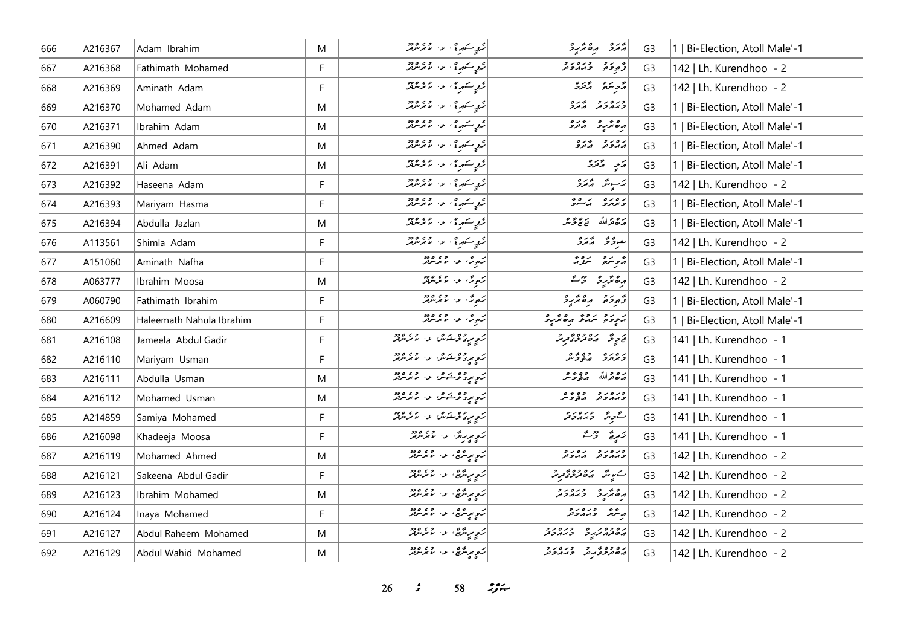| 666 | A216367 | Adam Ibrahim | M | ރެޑިސަންޝް، ލ. ކުރެންދޫ | އާދަމް އިބްރާހީމް | G3 | 1 \| Bi-Election, Atoll Male'-1 |
|---|---|---|---|---|---|---|---|
| 667 | A216368 | Fathimath Mohamed | F | ރެޑިސަންޝް، ލ. ކުރެންދޫ | ފާތިމަތު މުޙައްމަދު | G3 | 142 \| Lh. Kurendhoo - 2 |
| 668 | A216369 | Aminath Adam | F | ރެޑިސަންޝް، ލ. ކުރެންދޫ | އާމިނަތު އާދަމް | G3 | 142 \| Lh. Kurendhoo - 2 |
| 669 | A216370 | Mohamed Adam | M | ރެޑިސަންޝް، ލ. ކުރެންދޫ | މުޙައްމަދު އާދަމް | G3 | 1 \| Bi-Election, Atoll Male'-1 |
| 670 | A216371 | Ibrahim Adam | M | ރެޑިސަންޝް، ލ. ކުރެންދޫ | އިބްރާހީމް އާދަމް | G3 | 1 \| Bi-Election, Atoll Male'-1 |
| 671 | A216390 | Ahmed Adam | M | ރެޑިސަންޝް، ލ. ކުރެންދޫ | އަޙްމަދު އާދަމް | G3 | 1 \| Bi-Election, Atoll Male'-1 |
| 672 | A216391 | Ali Adam | M | ރެޑިސަންޝް، ލ. ކުރެންދޫ | އަލި އާދަމް | G3 | 1 \| Bi-Election, Atoll Male'-1 |
| 673 | A216392 | Haseena Adam | F | ރެޑިސަންޝް، ލ. ކުރެންދޫ | ހަސީނާ އާދަމް | G3 | 142 \| Lh. Kurendhoo - 2 |
| 674 | A216393 | Mariyam Hasma | F | ރެޑިސަންޝް، ލ. ކުރެންދޫ | މަރިޔަމް ހަސްމާ | G3 | 1 \| Bi-Election, Atoll Male'-1 |
| 675 | A216394 | Abdulla Jazlan | M | ރެޑިސަންޝް، ލ. ކުރެންދޫ | އަބްދުﷲ ޖަޒްލާން | G3 | 1 \| Bi-Election, Atoll Male'-1 |
| 676 | A113561 | Shimla Adam | F | ރެޑިސަންޝް، ލ. ކުރެންދޫ | ޝިމްލާ އާދަމް | G3 | 142 \| Lh. Kurendhoo - 2 |
| 677 | A151060 | Aminath Nafha | F | ހަވާ، ލ. ކުރެންދޫ | އާމިނަތު ނަފްހާ | G3 | 1 \| Bi-Election, Atoll Male'-1 |
| 678 | A063777 | Ibrahim Moosa | M | ހަވާ، ލ. ކުރެންދޫ | އިބްރާހީމް މޫސާ | G3 | 142 \| Lh. Kurendhoo - 2 |
| 679 | A060790 | Fathimath Ibrahim | F | ހަވާ، ލ. ކުރެންދޫ | ފާތިމަތު އިބްރާހީމް | G3 | 1 \| Bi-Election, Atoll Male'-1 |
| 680 | A216609 | Haleemath Nahula Ibrahim | F | ހަވާ، ލ. ކުރެންދޫ | ހަލީމަތު ނަހުލާ އިބްރާހީމް | G3 | 1 \| Bi-Election, Atoll Male'-1 |
| 681 | A216108 | Jameela Abdul Gadir | F | ހަވިދުވެސަން، ލ. ކުރެންދޫ | ޖަމީލާ އަބްދުލްގާދިރު | G3 | 141 \| Lh. Kurendhoo - 1 |
| 682 | A216110 | Mariyam Usman | F | ހަވިދުވެސަން، ލ. ކުރެންދޫ | މަރިޔަމް އުސްމާން | G3 | 141 \| Lh. Kurendhoo - 1 |
| 683 | A216111 | Abdulla Usman | M | ހަވިދުވެސަން، ލ. ކުރެންދޫ | އަބްދުﷲ އުސްމާން | G3 | 141 \| Lh. Kurendhoo - 1 |
| 684 | A216112 | Mohamed Usman | M | ހަވިދުވެސަން، ލ. ކުރެންދޫ | މުޙައްމަދު އުސްމާން | G3 | 141 \| Lh. Kurendhoo - 1 |
| 685 | A214859 | Samiya Mohamed | F | ހަވިދުވެސަން، ލ. ކުރެންދޫ | ސާމިޔާ މުޙައްމަދު | G3 | 141 \| Lh. Kurendhoo - 1 |
| 686 | A216098 | Khadeeja Moosa | F | ހަވިރިހާ، ލ. ކުރެންދޫ | ޚަދީޖާ މޫސާ | G3 | 141 \| Lh. Kurendhoo - 1 |
| 687 | A216119 | Mohamed Ahmed | M | ހަވިރިނގެ، ލ. ކުރެންދޫ | މުޙައްމަދު އަޙްމަދު | G3 | 142 \| Lh. Kurendhoo - 2 |
| 688 | A216121 | Sakeena Abdul Gadir | F | ހަވިރިނގެ، ލ. ކުރެންދޫ | ސަކީނާ އަބްދުލްގާދިރު | G3 | 142 \| Lh. Kurendhoo - 2 |
| 689 | A216123 | Ibrahim Mohamed | M | ހަވިރިނގެ، ލ. ކުރެންދޫ | އިބްރާހީމް މުޙައްމަދު | G3 | 142 \| Lh. Kurendhoo - 2 |
| 690 | A216124 | Inaya Mohamed | F | ހަވިރިނގެ، ލ. ކުރެންދޫ | އިނާޔާ މުޙައްމަދު | G3 | 142 \| Lh. Kurendhoo - 2 |
| 691 | A216127 | Abdul Raheem Mohamed | M | ހަވިރިނގެ، ލ. ކުރެންދޫ | އަބްދުއްރަޙީމް މުޙައްމަދު | G3 | 142 \| Lh. Kurendhoo - 2 |
| 692 | A216129 | Abdul Wahid Mohamed | M | ހަވިރިނގެ، ލ. ކުރެންދޫ | އަބްދުލްވާޙިދު މުޙައްމަދު | G3 | 142 \| Lh. Kurendhoo - 2 |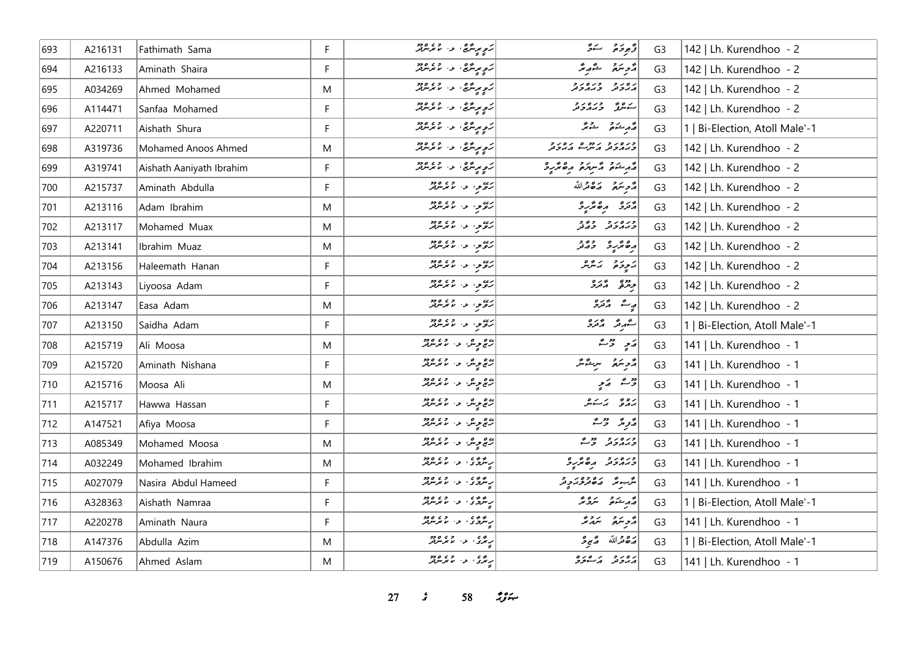| 693 | A216131 | Fathimath Sama | F | ހަވީރީގެ، ލ. ކުރެންދޫ | ފާތިމަތު ސަމާ | G3 | 142 \| Lh. Kurendhoo - 2 |
|---|---|---|---|---|---|---|---|
| 694 | A216133 | Aminath Shaira | F | ހަވީރީގެ، ލ. ކުރެންދޫ | އާމިނަތު ޝާއިރާ | G3 | 142 \| Lh. Kurendhoo - 2 |
| 695 | A034269 | Ahmed Mohamed | M | ހަވީރީގެ، ލ. ކުރެންދޫ | އަހުމަދު މުހައްމަދު | G3 | 142 \| Lh. Kurendhoo - 2 |
| 696 | A114471 | Sanfaa Mohamed | F | ހަވީރީގެ، ލ. ކުރެންދޫ | ސަންފާ މުހައްމަދު | G3 | 142 \| Lh. Kurendhoo - 2 |
| 697 | A220711 | Aishath Shura | F | ހަވީރީގެ، ލ. ކުރެންދޫ | އާއިޝަތު ޝޫރާ | G3 | 1 \| Bi-Election, Atoll Male'-1 |
| 698 | A319736 | Mohamed Anoos Ahmed | M | ހަވީރީގެ، ލ. ކުރެންދޫ | މުހައްމަދު އަނޫސް އަހުމަދު | G3 | 142 \| Lh. Kurendhoo - 2 |
| 699 | A319741 | Aishath Aaniyath Ibrahim | F | ހަވީރީގެ، ލ. ކުރެންދޫ | އާއިޝަތު އާނިޔަތު އިބްރާހީމް | G3 | 142 \| Lh. Kurendhoo - 2 |
| 700 | A215737 | Aminath Abdulla | F | ހެޔޮވި، ލ. ކުރެންދޫ | އާމިނަތު އަބްދުﷲ | G3 | 142 \| Lh. Kurendhoo - 2 |
| 701 | A213116 | Adam Ibrahim | M | ހެޔޮވި، ލ. ކުރެންދޫ | އާދަމް އިބްރާހީމް | G3 | 142 \| Lh. Kurendhoo - 2 |
| 702 | A213117 | Mohamed Muax | M | ހެޔޮވި، ލ. ކުރެންދޫ | މުހައްމަދު މުޢާޛު | G3 | 142 \| Lh. Kurendhoo - 2 |
| 703 | A213141 | Ibrahim Muaz | M | ހެޔޮވި، ލ. ކުރެންދޫ | އިބްރާހީމް މުޢާޛު | G3 | 142 \| Lh. Kurendhoo - 2 |
| 704 | A213156 | Haleemath Hanan | F | ހެޔޮވި، ލ. ކުރެންދޫ | ހަލީމަތު ހަނާން | G3 | 142 \| Lh. Kurendhoo - 2 |
| 705 | A213143 | Liyoosa Adam | F | ހެޔޮވި، ލ. ކުރެންދޫ | ލިޔޫޝާ އާދަމް | G3 | 142 \| Lh. Kurendhoo - 2 |
| 706 | A213147 | Easa Adam | M | ހެޔޮވި، ލ. ކުރެންދޫ | ޢީސާ އާދަމް | G3 | 142 \| Lh. Kurendhoo - 2 |
| 707 | A213150 | Saidha Adam | F | ހެޔޮވި، ލ. ކުރެންދޫ | ސާއިދާ އާދަމް | G3 | 1 \| Bi-Election, Atoll Male'-1 |
| 708 | A215719 | Ali Moosa | M | ހޮޅިވިލް، ލ. ކުރެންދޫ | އަލި މޫސާ | G3 | 141 \| Lh. Kurendhoo - 1 |
| 709 | A215720 | Aminath Nishana | F | ހޮޅިވިލް، ލ. ކުރެންދޫ | އާމިނަތު ނިޝާނާ | G3 | 141 \| Lh. Kurendhoo - 1 |
| 710 | A215716 | Moosa Ali | M | ހޮޅިވިލް، ލ. ކުރެންދޫ | މޫސާ އަލި | G3 | 141 \| Lh. Kurendhoo - 1 |
| 711 | A215717 | Hawwa Hassan | F | ހޮޅިވިލް، ލ. ކުރެންދޫ | ހައްވާ ހަސަން | G3 | 141 \| Lh. Kurendhoo - 1 |
| 712 | A147521 | Afiya Moosa | F | ހޮޅިވިލް، ލ. ކުރެންދޫ | އާފިޔާ މޫސާ | G3 | 141 \| Lh. Kurendhoo - 1 |
| 713 | A085349 | Mohamed Moosa | M | ހޮޅިވިލް، ލ. ކުރެންދޫ | މުހައްމަދު މޫސާ | G3 | 141 \| Lh. Kurendhoo - 1 |
| 714 | A032249 | Mohamed Ibrahim | M | ރިންގާގެ، ލ. ކުރެންދޫ | މުހައްމަދު އިބްރާހީމް | G3 | 141 \| Lh. Kurendhoo - 1 |
| 715 | A027079 | Nasira Abdul Hameed | F | ރިންގާގެ، ލ. ކުރެންދޫ | ނާސިރާ އަބްދުލްޙަމީދު | G3 | 141 \| Lh. Kurendhoo - 1 |
| 716 | A328363 | Aishath Namraa | F | ރިންގާގެ، ލ. ކުރެންދޫ | އާއިޝަތު ނަމްރާ | G3 | 1 \| Bi-Election, Atoll Male'-1 |
| 717 | A220278 | Aminath Naura | F | ރިންގާގެ، ލ. ކުރެންދޫ | އާމިނަތު ނައުރާ | G3 | 141 \| Lh. Kurendhoo - 1 |
| 718 | A147376 | Abdulla Azim | M | ރިހާގެ، ލ. ކުރެންދޫ | އަބްދުﷲ އާޒިމް | G3 | 1 \| Bi-Election, Atoll Male'-1 |
| 719 | A150676 | Ahmed Aslam | M | ރިހާގެ، ލ. ކުރެންދޫ | އަހުމަދު އަސްލަމް | G3 | 141 \| Lh. Kurendhoo - 1 |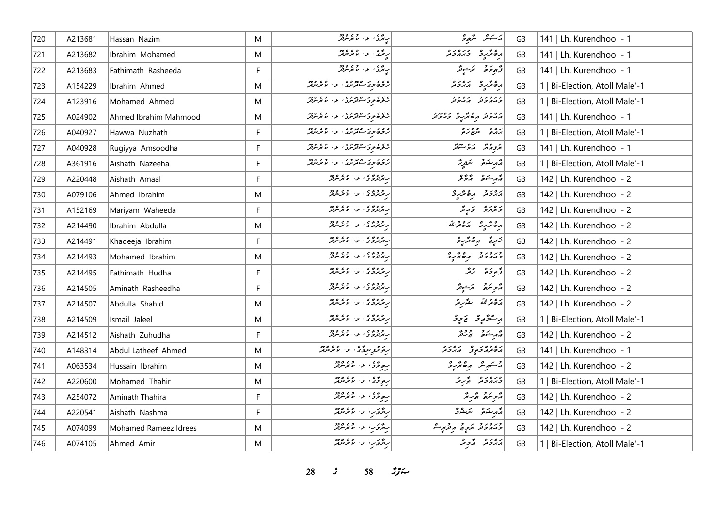| 720 | A213681 | Hassan Nazim | M | ރިތީ، ލ. ކުރެންދޫ | ހަސަން ނާޒިމް | G3 | 141 \| Lh. Kurendhoo - 1 |
|---|---|---|---|---|---|---|---|
| 721 | A213682 | Ibrahim Mohamed | M | ރިތީ، ލ. ކުރެންދޫ | އިބްރާހީމް މުހައްމަދު | G3 | 141 \| Lh. Kurendhoo - 1 |
| 722 | A213683 | Fathimath Rasheeda | F | ރިތީ، ލ. ކުރެންދޫ | ފާތިމަތު ރަޝީދާ | G3 | 141 \| Lh. Kurendhoo - 1 |
| 723 | A154229 | Ibrahim Ahmed | M | ހުވަދުވީގެ ސްޓޯރސް، ލ. ކުރެންދޫ | އިބްރާހީމް އަހުމަދު | G3 | 1 \| Bi-Election, Atoll Male'-1 |
| 724 | A123916 | Mohamed Ahmed | M | ހުވަދުވީގެ ސްޓޯރސް، ލ. ކުރެންދޫ | މުހައްމަދު އަހުމަދު | G3 | 1 \| Bi-Election, Atoll Male'-1 |
| 725 | A024902 | Ahmed Ibrahim Mahmood | M | ހުވަދުވީގެ ސްޓޯރސް، ލ. ކުރެންދޫ | އަހުމަދު އިބްރާހީމް މަހުމޫދު | G3 | 141 \| Lh. Kurendhoo - 1 |
| 726 | A040927 | Hawwa Nuzhath | F | ހުވަދުވީގެ ސްޓޯރސް، ލ. ކުރެންދޫ | ހައްވާ ނުޒުހަތު | G3 | 1 \| Bi-Election, Atoll Male'-1 |
| 727 | A040928 | Rugiyya Amsoodha | F | ހުވަދުވީގެ ސްޓޯރސް، ލ. ކުރެންދޫ | ރުގިއްޔާ އަމްސޫދާ | G3 | 141 \| Lh. Kurendhoo - 1 |
| 728 | A361916 | Aishath Nazeeha | F | ހުވަދުވީގެ ސްޓޯރސް، ލ. ކުރެންދޫ | އާއިޝަތު ނަޒީހާ | G3 | 1 \| Bi-Election, Atoll Male'-1 |
| 729 | A220448 | Aishath Amaal | F | ރިދުރުގެ، ލ. ކުރެންދޫ | އާއިޝަތު އަމާލް | G3 | 142 \| Lh. Kurendhoo - 2 |
| 730 | A079106 | Ahmed Ibrahim | M | ރިދުރުގެ، ލ. ކުރެންދޫ | އަހުމަދު އިބްރާހީމް | G3 | 142 \| Lh. Kurendhoo - 2 |
| 731 | A152169 | Mariyam Waheeda | F | ރިދުރުގެ، ލ. ކުރެންދޫ | މަރިޔަމް ވަހީދާ | G3 | 142 \| Lh. Kurendhoo - 2 |
| 732 | A214490 | Ibrahim Abdulla | M | ރިދުރުގެ، ލ. ކުރެންދޫ | އިބްރާހީމް އަބްދުﷲ | G3 | 142 \| Lh. Kurendhoo - 2 |
| 733 | A214491 | Khadeeja Ibrahim | F | ރިދުރުގެ، ލ. ކުރެންދޫ | ޚަދީޖާ އިބްރާހީމް | G3 | 142 \| Lh. Kurendhoo - 2 |
| 734 | A214493 | Mohamed Ibrahim | M | ރިދުރުގެ، ލ. ކުރެންދޫ | މުހައްމަދު އިބްރާހީމް | G3 | 142 \| Lh. Kurendhoo - 2 |
| 735 | A214495 | Fathimath Hudha | F | ރިދުރުގެ، ލ. ކުރެންދޫ | ފާތިމަތު ހުދާ | G3 | 142 \| Lh. Kurendhoo - 2 |
| 736 | A214505 | Aminath Rasheedha | F | ރިދުރުގެ، ލ. ކުރެންދޫ | އާމިނަތު ރަޝީދާ | G3 | 142 \| Lh. Kurendhoo - 2 |
| 737 | A214507 | Abdulla Shahid | M | ރިދުރުގެ، ލ. ކުރެންދޫ | އަބްދުﷲ ޝާހިދު | G3 | 142 \| Lh. Kurendhoo - 2 |
| 738 | A214509 | Ismail Jaleel | M | ރިދުރުގެ، ލ. ކުރެންދޫ | އިސްމާއީލް ޖަލީލް | G3 | 1 \| Bi-Election, Atoll Male'-1 |
| 739 | A214512 | Aishath Zuhudha | F | ރިދުރުގެ، ލ. ކުރެންދޫ | އާއިޝަތު ޒުހުދާ | G3 | 142 \| Lh. Kurendhoo - 2 |
| 740 | A148314 | Abdul Latheef Ahmed | M | ރިވެނުވިންގާ، ލ. ކުރެންދޫ | އަބްދުއްލަޠީފް އަހުމަދު | G3 | 141 \| Lh. Kurendhoo - 1 |
| 741 | A063534 | Hussain Ibrahim | M | ރިވިގާ، ލ. ކުރެންދޫ | ހުސައިން އިބްރާހީމް | G3 | 142 \| Lh. Kurendhoo - 2 |
| 742 | A220600 | Mohamed Thahir | M | ރިވިގާ، ލ. ކުރެންދޫ | މުހައްމަދު ޠާހިރު | G3 | 1 \| Bi-Election, Atoll Male'-1 |
| 743 | A254072 | Aminath Thahira | F | ރިވިގާ، ލ. ކުރެންދޫ | އާމިނަތު ޠާހިރާ | G3 | 142 \| Lh. Kurendhoo - 2 |
| 744 | A220541 | Aishath Nashma | F | ރިލާޒަ، ލ. ކުރެންދޫ | އާއިޝަތު ނަޝްމާ | G3 | 142 \| Lh. Kurendhoo - 2 |
| 745 | A074099 | Mohamed Rameez Idrees | M | ރިލާޒަ، ލ. ކުރެންދޫ | މުހައްމަދު ރަމީޒު އިދްރީސް | G3 | 142 \| Lh. Kurendhoo - 2 |
| 746 | A074105 | Ahmed Amir | M | ރިލާޒަ، ލ. ކުރެންދޫ | އަހުމަދު އާމިރު | G3 | 1 \| Bi-Election, Atoll Male'-1 |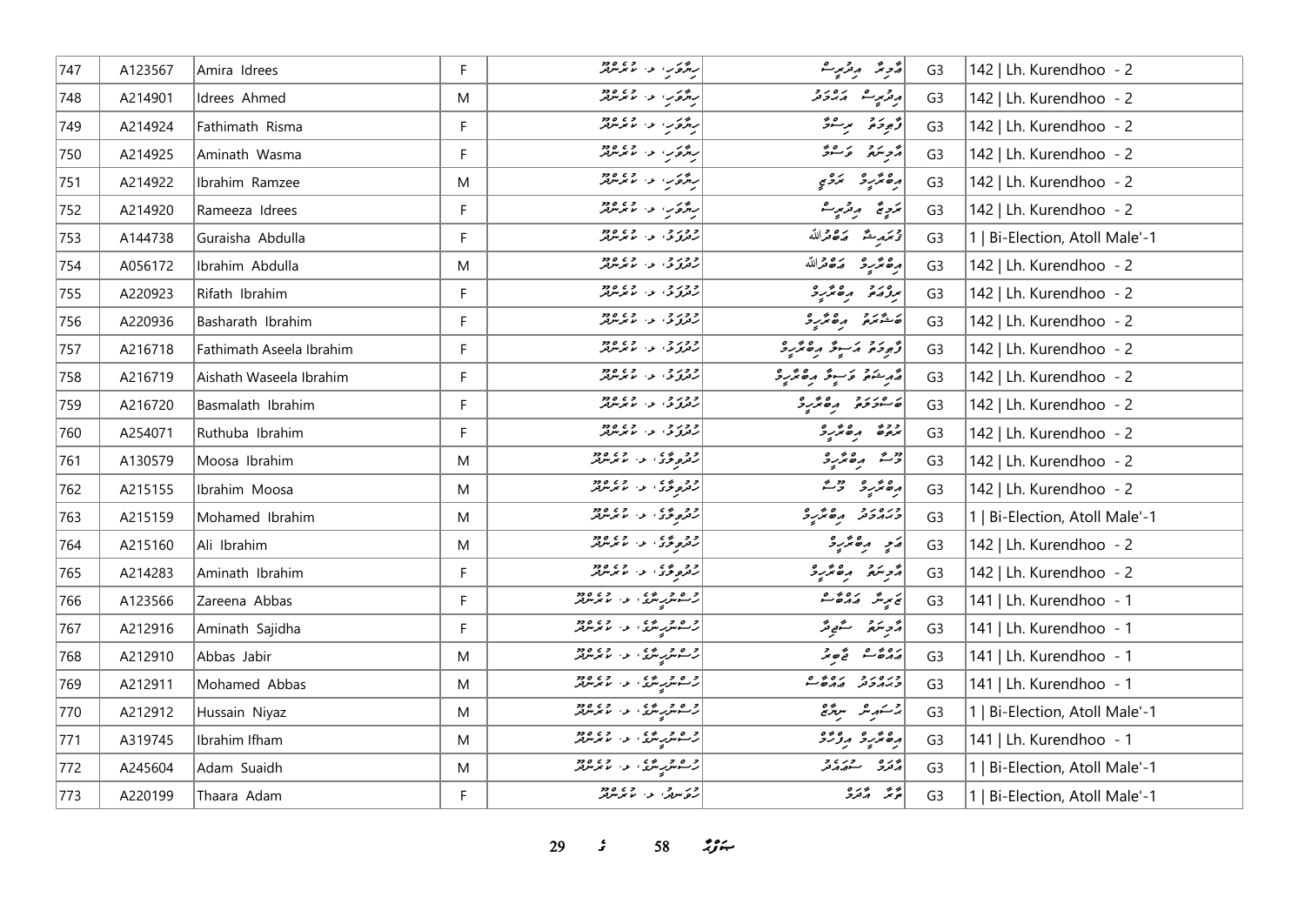| 747 | A123567 | Amira Idrees | F | ރިއްވަރ، ލ. ކުރެންދޫ | އާމިރާ އިދުރީސް | G3 | 142 \| Lh. Kurendhoo - 2 |
|---|---|---|---|---|---|---|---|
| 748 | A214901 | Idrees Ahmed | M | ރިއްވަރ، ލ. ކުރެންދޫ | އިދުރީސް އަހުމަދު | G3 | 142 \| Lh. Kurendhoo - 2 |
| 749 | A214924 | Fathimath Risma | F | ރިއްވަރ، ލ. ކުރެންދޫ | ފާތިމަތު ރިސްމާ | G3 | 142 \| Lh. Kurendhoo - 2 |
| 750 | A214925 | Aminath Wasma | F | ރިއްވަރ، ލ. ކުރެންދޫ | އާމިނަތު ވަސްމާ | G3 | 142 \| Lh. Kurendhoo - 2 |
| 751 | A214922 | Ibrahim Ramzee | M | ރިއްވަރ، ލ. ކުރެންދޫ | އިބްރާހީމް ރަމްޒީ | G3 | 142 \| Lh. Kurendhoo - 2 |
| 752 | A214920 | Rameeza Idrees | F | ރިއްވަރ، ލ. ކުރެންދޫ | ރަމީޒާ އިދުރީސް | G3 | 142 \| Lh. Kurendhoo - 2 |
| 753 | A144738 | Guraisha Abdulla | F | ހުދުވަލު، ލ. ކުރެންދޫ | ގުރައިޝާ އަބްދުﷲ | G3 | 1 \| Bi-Election, Atoll Male'-1 |
| 754 | A056172 | Ibrahim Abdulla | M | ހުދުވަލު، ލ. ކުރެންދޫ | އިބްރާހީމް އަބްދުﷲ | G3 | 142 \| Lh. Kurendhoo - 2 |
| 755 | A220923 | Rifath Ibrahim | F | ހުދުވަލު، ލ. ކުރެންދޫ | ރިފްއަތު އިބްރާހީމް | G3 | 142 \| Lh. Kurendhoo - 2 |
| 756 | A220936 | Basharath Ibrahim | F | ހުދުވަލު، ލ. ކުރެންދޫ | ބަޝާރަތު އިބްރާހީމް | G3 | 142 \| Lh. Kurendhoo - 2 |
| 757 | A216718 | Fathimath Aseela Ibrahim | F | ހުދުވަލު، ލ. ކުރެންދޫ | ފާތިމަތު އަސީލާ އިބްރާހީމް | G3 | 142 \| Lh. Kurendhoo - 2 |
| 758 | A216719 | Aishath Waseela Ibrahim | F | ހުދުވަލު، ލ. ކުރެންދޫ | އާއިޝަތު ވަސީލާ އިބްރާހީމް | G3 | 142 \| Lh. Kurendhoo - 2 |
| 759 | A216720 | Basmalath Ibrahim | F | ހުދުވަލު، ލ. ކުރެންދޫ | ބަސްމަލަތު އިބްރާހީމް | G3 | 142 \| Lh. Kurendhoo - 2 |
| 760 | A254071 | Ruthuba Ibrahim | F | ހުދުވަލު، ލ. ކުރެންދޫ | ރުތުބާ އިބްރާހީމް | G3 | 142 \| Lh. Kurendhoo - 2 |
| 761 | A130579 | Moosa Ibrahim | M | ހުދުވިލާ، ލ. ކުރެންދޫ | މޫސާ އިބްރާހީމް | G3 | 142 \| Lh. Kurendhoo - 2 |
| 762 | A215155 | Ibrahim Moosa | M | ހުދުވިލާ، ލ. ކުރެންދޫ | އިބްރާހީމް މޫސާ | G3 | 142 \| Lh. Kurendhoo - 2 |
| 763 | A215159 | Mohamed Ibrahim | M | ހުދުވިލާ، ލ. ކުރެންދޫ | މުހައްމަދު އިބްރާހީމް | G3 | 1 \| Bi-Election, Atoll Male'-1 |
| 764 | A215160 | Ali Ibrahim | M | ހުދުވިލާ، ލ. ކުރެންދޫ | އަލި އިބްރާހީމް | G3 | 142 \| Lh. Kurendhoo - 2 |
| 765 | A214283 | Aminath Ibrahim | F | ހުދުވިލާ، ލ. ކުރެންދޫ | އާމިނަތު އިބްރާހީމް | G3 | 142 \| Lh. Kurendhoo - 2 |
| 766 | A123566 | Zareena Abbas | F | ހުސްނުހިނާ، ލ. ކުރެންދޫ | ޒަރީނާ އައްބާސް | G3 | 141 \| Lh. Kurendhoo - 1 |
| 767 | A212916 | Aminath Sajidha | F | ހުސްނުހިނާ، ލ. ކުރެންދޫ | އާމިނަތު ސާޖިދާ | G3 | 141 \| Lh. Kurendhoo - 1 |
| 768 | A212910 | Abbas Jabir | M | ހުސްނުހިނާ، ލ. ކުރެންދޫ | އައްބާސް ޖާބިރު | G3 | 141 \| Lh. Kurendhoo - 1 |
| 769 | A212911 | Mohamed Abbas | M | ހުސްނުހިނާ، ލ. ކުރެންދޫ | މުހައްމަދު އައްބާސް | G3 | 141 \| Lh. Kurendhoo - 1 |
| 770 | A212912 | Hussain Niyaz | M | ހުސްނުހިނާ، ލ. ކުރެންދޫ | ހުސައިން ނިޔާޒު | G3 | 1 \| Bi-Election, Atoll Male'-1 |
| 771 | A319745 | Ibrahim Ifham | M | ހުސްނުހިނާ، ލ. ކުރެންދޫ | އިބްރާހީމް އިފްހާމް | G3 | 141 \| Lh. Kurendhoo - 1 |
| 772 | A245604 | Adam Suaidh | M | ހުސްނުހިނާ، ލ. ކުރެންދޫ | އާދަމް ސުއައިދު | G3 | 1 \| Bi-Election, Atoll Male'-1 |
| 773 | A220199 | Thaara Adam | F | ހުވަނދު، ލ. ކުރެންދޫ | ތާރާ އާދަމް | G3 | 1 \| Bi-Election, Atoll Male'-1 |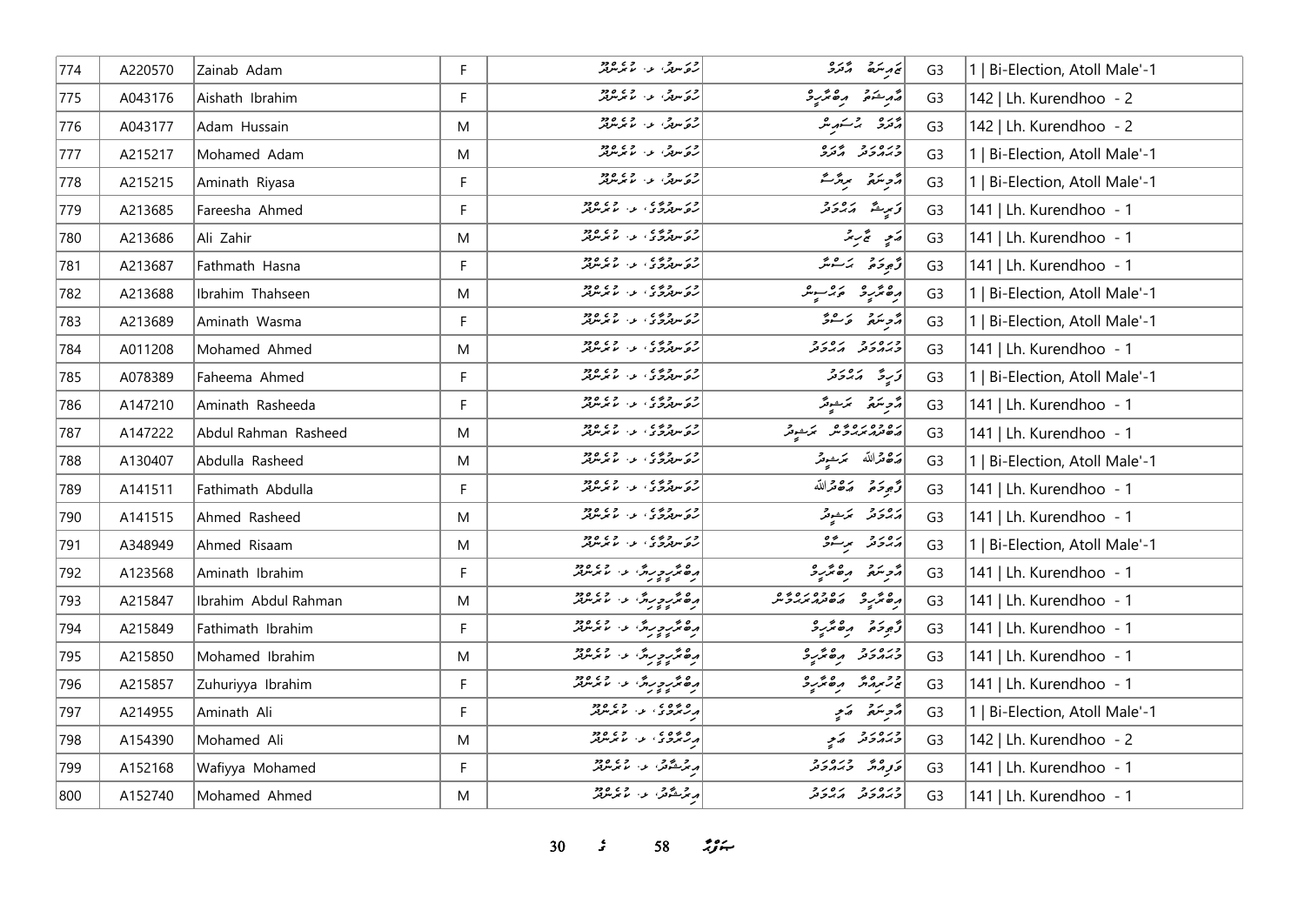| 774 | A220570 | Zainab Adam | F | ހުވަނދު، ލ. ކުރެންދޫ | ޒައިނަބު އާދަމް | G3 | 1 \| Bi-Election, Atoll Male'-1 |
|---|---|---|---|---|---|---|---|
| 775 | A043176 | Aishath Ibrahim | F | ހުވަނދު، ލ. ކުރެންދޫ | އައިޝަތު އިބްރާހީމް | G3 | 142 \| Lh. Kurendhoo - 2 |
| 776 | A043177 | Adam Hussain | M | ހުވަނދު، ލ. ކުރެންދޫ | އާދަމް ހުސައިން | G3 | 142 \| Lh. Kurendhoo - 2 |
| 777 | A215217 | Mohamed Adam | M | ހުވަނދު، ލ. ކުރެންދޫ | މުޙައްމަދު އާދަމް | G3 | 1 \| Bi-Election, Atoll Male'-1 |
| 778 | A215215 | Aminath Riyasa | F | ހުވަނދު، ލ. ކުރެންދޫ | އާމިނަތު ރިޔާސާ | G3 | 1 \| Bi-Election, Atoll Male'-1 |
| 779 | A213685 | Fareesha Ahmed | F | ހުވަނދުވާދީ، ލ. ކުރެންދޫ | ފަރީޝާ އަޙްމަދު | G3 | 141 \| Lh. Kurendhoo - 1 |
| 780 | A213686 | Ali Zahir | M | ހުވަނދުވާދީ، ލ. ކުރެންދޫ | ޢަލީ ޒާހިރު | G3 | 141 \| Lh. Kurendhoo - 1 |
| 781 | A213687 | Fathmath Hasna | F | ހުވަނދުވާދީ، ލ. ކުރެންދޫ | ފާތިމަތު ހަސްނާ | G3 | 141 \| Lh. Kurendhoo - 1 |
| 782 | A213688 | Ibrahim Thahseen | M | ހުވަނދުވާދީ، ލ. ކުރެންދޫ | އިބްރާހީމް ތަހްސީން | G3 | 1 \| Bi-Election, Atoll Male'-1 |
| 783 | A213689 | Aminath Wasma | F | ހުވަނދުވާދީ، ލ. ކުރެންދޫ | އާމިނަތު ވަސްމާ | G3 | 1 \| Bi-Election, Atoll Male'-1 |
| 784 | A011208 | Mohamed Ahmed | M | ހުވަނދުވާދީ، ލ. ކުރެންދޫ | މުޙައްމަދު އަޙްމަދު | G3 | 141 \| Lh. Kurendhoo - 1 |
| 785 | A078389 | Faheema Ahmed | F | ހުވަނދުވާދީ، ލ. ކުރެންދޫ | ފަހީމާ އަޙްމަދު | G3 | 1 \| Bi-Election, Atoll Male'-1 |
| 786 | A147210 | Aminath Rasheeda | F | ހުވަނދުވާދީ، ލ. ކުރެންދޫ | އާމިނަތު ރަޝީދާ | G3 | 141 \| Lh. Kurendhoo - 1 |
| 787 | A147222 | Abdul Rahman Rasheed | M | ހުވަނދުވާދީ، ލ. ކުރެންދޫ | އަބްދުއްރަޙްމާން ރަޝީދު | G3 | 141 \| Lh. Kurendhoo - 1 |
| 788 | A130407 | Abdulla Rasheed | M | ހުވަނދުވާދީ، ލ. ކުރެންދޫ | އަބްދުﷲ ރަޝީދު | G3 | 1 \| Bi-Election, Atoll Male'-1 |
| 789 | A141511 | Fathimath Abdulla | F | ހުވަނދުވާދީ، ލ. ކުރެންދޫ | ފާތިމަތު އަބްދުﷲ | G3 | 141 \| Lh. Kurendhoo - 1 |
| 790 | A141515 | Ahmed Rasheed | M | ހުވަނދުވާދީ، ލ. ކުރެންދޫ | އަޙްމަދު ރަޝީދު | G3 | 141 \| Lh. Kurendhoo - 1 |
| 791 | A348949 | Ahmed Risaam | M | ހުވަނދުވާދީ، ލ. ކުރެންދޫ | އަޙްމަދު ރިސާމް | G3 | 1 \| Bi-Election, Atoll Male'-1 |
| 792 | A123568 | Aminath Ibrahim | F | އިބްރާހީމީގެ، ލ. ކުރެންދޫ | އާމިނަތު އިބްރާހީމް | G3 | 141 \| Lh. Kurendhoo - 1 |
| 793 | A215847 | Ibrahim Abdul Rahman | M | އިބްރާހީމީގެ، ލ. ކުރެންދޫ | އިބްރާހީމް އަބްދުއްރަޙްމާން | G3 | 141 \| Lh. Kurendhoo - 1 |
| 794 | A215849 | Fathimath Ibrahim | F | އިބްރާހީމީގެ، ލ. ކުރެންދޫ | ފާތިމަތު އިބްރާހީމް | G3 | 141 \| Lh. Kurendhoo - 1 |
| 795 | A215850 | Mohamed Ibrahim | M | އިބްރާހީމީގެ، ލ. ކުރެންދޫ | މުޙައްމަދު އިބްރާހީމް | G3 | 141 \| Lh. Kurendhoo - 1 |
| 796 | A215857 | Zuhuriyya Ibrahim | F | އިބްރާހީމީގެ، ލ. ކުރެންދޫ | ޒުހުރިއްޔާ އިބްރާހީމް | G3 | 141 \| Lh. Kurendhoo - 1 |
| 797 | A214955 | Aminath Ali | F | އިރުގެވާދީ، ލ. ކުރެންދޫ | އާމިނަތު ޢަލީ | G3 | 1 \| Bi-Election, Atoll Male'-1 |
| 798 | A154390 | Mohamed Ali | M | އިރުގެވާދީ، ލ. ކުރެންދޫ | މުޙައްމަދު ޢަލީ | G3 | 142 \| Lh. Kurendhoo - 2 |
| 799 | A152168 | Wafiyya Mohamed | F | އިރުޝާދު، ލ. ކުރެންދޫ | ވަފިއްޔާ މުޙައްމަދު | G3 | 141 \| Lh. Kurendhoo - 1 |
| 800 | A152740 | Mohamed Ahmed | M | އިރުޝާދު، ލ. ކުރެންދޫ | މުޙައްމަދު އަޙްމަދު | G3 | 141 \| Lh. Kurendhoo - 1 |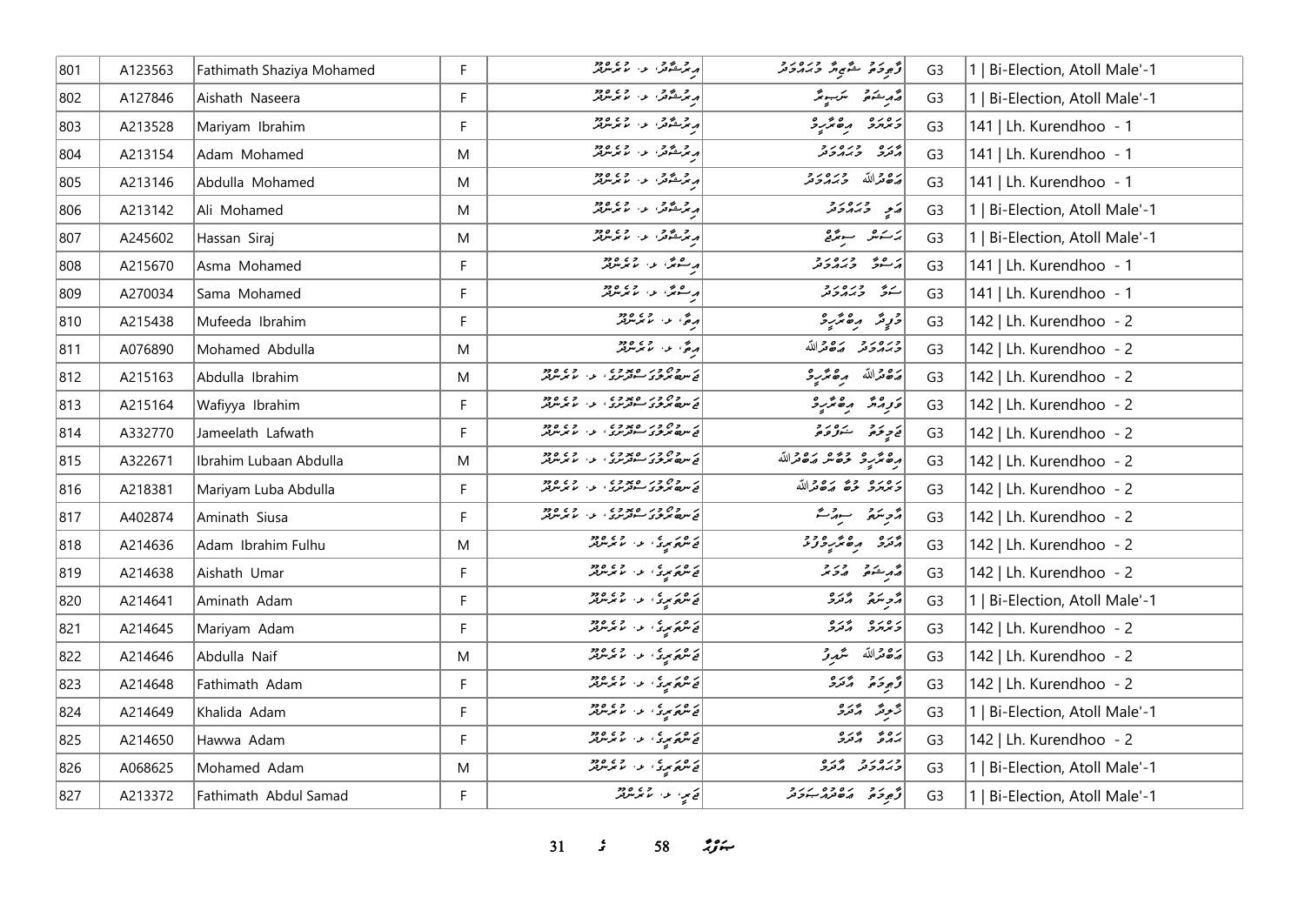| 801 | A123563 | Fathimath Shaziya Mohamed | F | މިރުސާދު، ޅ. ކުރެންދޫ | ފާތިމަތު ޝާޒިޔާ މުހައްމަދު | G3 | 1 \| Bi-Election, Atoll Male'-1 |
|---|---|---|---|---|---|---|---|
| 802 | A127846 | Aishath Naseera | F | މިރުސާދު، ޅ. ކުރެންދޫ | އައިޝަތު ނަސީރާ | G3 | 1 \| Bi-Election, Atoll Male'-1 |
| 803 | A213528 | Mariyam Ibrahim | F | މިރުސާދު، ޅ. ކުރެންދޫ | މަރިޔަމް އިބްރާހީމް | G3 | 141 \| Lh. Kurendhoo - 1 |
| 804 | A213154 | Adam Mohamed | M | މިރުސާދު، ޅ. ކުރެންދޫ | އާދަމް މުހައްމަދު | G3 | 141 \| Lh. Kurendhoo - 1 |
| 805 | A213146 | Abdulla Mohamed | M | މިރުސާދު، ޅ. ކުރެންދޫ | އަބްދުﷲ މުހައްމަދު | G3 | 141 \| Lh. Kurendhoo - 1 |
| 806 | A213142 | Ali Mohamed | M | މިރުސާދު، ޅ. ކުރެންދޫ | އަލި މުހައްމަދު | G3 | 1 \| Bi-Election, Atoll Male'-1 |
| 807 | A245602 | Hassan Siraj | M | މިރުސާދު، ޅ. ކުރެންދޫ | ހަސަން ސިރާޖު | G3 | 1 \| Bi-Election, Atoll Male'-1 |
| 808 | A215670 | Asma Mohamed | F | މިސްކާ، ޅ. ކުރެންދޫ | އަސްމާ މުހައްމަދު | G3 | 141 \| Lh. Kurendhoo - 1 |
| 809 | A270034 | Sama Mohamed | F | މިސްކާ، ޅ. ކުރެންދޫ | ސަމާ މުހައްމަދު | G3 | 141 \| Lh. Kurendhoo - 1 |
| 810 | A215438 | Mufeeda Ibrahim | F | މިވާ، ޅ. ކުރެންދޫ | މުފީދާ އިބްރާހީމް | G3 | 142 \| Lh. Kurendhoo - 2 |
| 811 | A076890 | Mohamed Abdulla | M | މިވާ، ޅ. ކުރެންދޫ | މުހައްމަދު އަބްދުﷲ | G3 | 142 \| Lh. Kurendhoo - 2 |
| 812 | A215163 | Abdulla Ibrahim | M | ޖަނބުރޯޒް ސްޓޫޑިއޯ، ޅ. ކުރެންދޫ | އަބްދުﷲ އިބްރާހީމް | G3 | 142 \| Lh. Kurendhoo - 2 |
| 813 | A215164 | Wafiyya Ibrahim | F | ޖަނބުރޯޒް ސްޓޫޑިއޯ، ޅ. ކުރެންދޫ | ވަފިއްޔާ އިބްރާހީމް | G3 | 142 \| Lh. Kurendhoo - 2 |
| 814 | A332770 | Jameelath Lafwath | F | ޖަނބުރޯޒް ސްޓޫޑިއޯ، ޅ. ކުރެންދޫ | ޖަމީލާތު ލަފްވަތު | G3 | 142 \| Lh. Kurendhoo - 2 |
| 815 | A322671 | Ibrahim Lubaan Abdulla | M | ޖަނބުރޯޒް ސްޓޫޑިއޯ، ޅ. ކުރެންދޫ | އިބްރާހީމް ލުބާން އަބްދުﷲ | G3 | 142 \| Lh. Kurendhoo - 2 |
| 816 | A218381 | Mariyam Luba Abdulla | F | ޖަނބުރޯޒް ސްޓޫޑިއޯ، ޅ. ކުރެންދޫ | މަރިޔަމް ލުބާ އަބްދުﷲ | G3 | 142 \| Lh. Kurendhoo - 2 |
| 817 | A402874 | Aminath Siusa | F | ޖަނބުރޯޒް ސްޓޫޑިއޯ، ޅ. ކުރެންދޫ | އާމިނަތު ސިއުސާ | G3 | 142 \| Lh. Kurendhoo - 2 |
| 818 | A214636 | Adam Ibrahim Fulhu | M | ޖަންބުގަހުގެ، ޅ. ކުރެންދޫ | އާދަމް އިބްރާހީމްފުޅު | G3 | 142 \| Lh. Kurendhoo - 2 |
| 819 | A214638 | Aishath Umar | F | ޖަންބުގަހުގެ، ޅ. ކުރެންދޫ | އައިޝަތު އުމަރު | G3 | 142 \| Lh. Kurendhoo - 2 |
| 820 | A214641 | Aminath Adam | F | ޖަންބުގަހުގެ، ޅ. ކުރެންދޫ | އާމިނަތު އާދަމް | G3 | 1 \| Bi-Election, Atoll Male'-1 |
| 821 | A214645 | Mariyam Adam | F | ޖަންބުގަހުގެ، ޅ. ކުރެންދޫ | މަރިޔަމް އާދަމް | G3 | 142 \| Lh. Kurendhoo - 2 |
| 822 | A214646 | Abdulla Naif | M | ޖަންބުގަހުގެ، ޅ. ކުރެންދޫ | އަބްދުﷲ ނާއިފު | G3 | 142 \| Lh. Kurendhoo - 2 |
| 823 | A214648 | Fathimath Adam | F | ޖަންބުގަހުގެ، ޅ. ކުރެންދޫ | ފާތިމަތު އާދަމް | G3 | 142 \| Lh. Kurendhoo - 2 |
| 824 | A214649 | Khalida Adam | F | ޖަންބުގަހުގެ، ޅ. ކުރެންދޫ | ޚާލިދާ އާދަމް | G3 | 1 \| Bi-Election, Atoll Male'-1 |
| 825 | A214650 | Hawwa Adam | F | ޖަންބުގަހުގެ، ޅ. ކުރެންދޫ | ހައްވާ އާދަމް | G3 | 142 \| Lh. Kurendhoo - 2 |
| 826 | A068625 | Mohamed Adam | M | ޖަންބުގަހުގެ، ޅ. ކުރެންދޫ | މުހައްމަދު އާދަމް | G3 | 1 \| Bi-Election, Atoll Male'-1 |
| 827 | A213372 | Fathimath Abdul Samad | F | ޖަރީ، ޅ. ކުރެންދޫ | ފާތިމަތު އަބްދުލްސަމަދު | G3 | 1 \| Bi-Election, Atoll Male'-1 |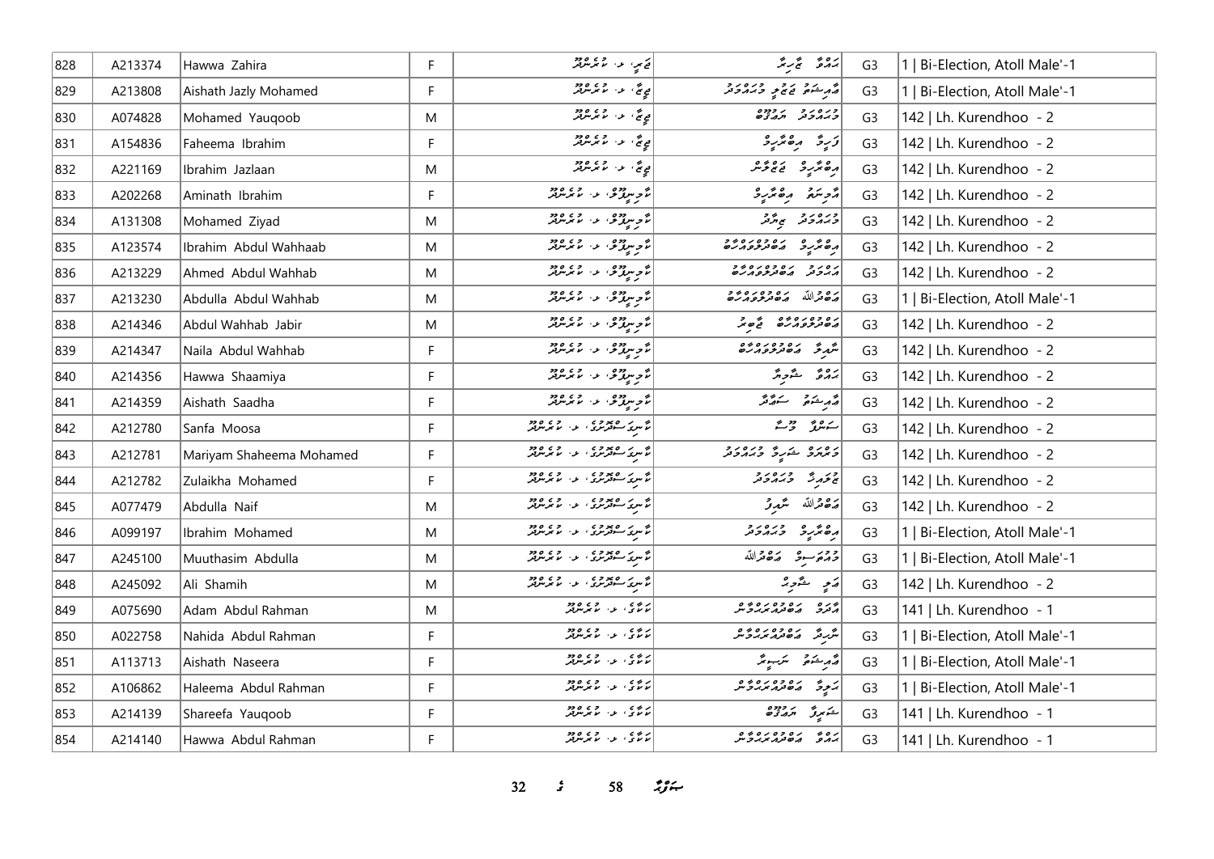| 828 | A213374 | Hawwa Zahira | F | ޗަނީ، ލ. ކުރެންދޫ | ހައްވާ ޒާހިރާ | G3 | 1 \| Bi-Election, Atoll Male'-1 |
|---|---|---|---|---|---|---|---|
| 829 | A213808 | Aishath Jazly Mohamed | F | ޖީޖާ، ލ. ކުރެންދޫ | އާއިޝަތު ޖަޒްލީ މުހައްމަދު | G3 | 1 \| Bi-Election, Atoll Male'-1 |
| 830 | A074828 | Mohamed Yauqoob | M | ޖީޖާ، ލ. ކުރެންދޫ | މުހައްމަދު ޔައުޤޫބު | G3 | 142 \| Lh. Kurendhoo - 2 |
| 831 | A154836 | Faheema Ibrahim | F | ޖީޖާ، ލ. ކުރެންދޫ | ފަހީމާ އިބްރާހިމް | G3 | 142 \| Lh. Kurendhoo - 2 |
| 832 | A221169 | Ibrahim Jazlaan | M | ޖީޖާ، ލ. ކުރެންދޫ | އިބްރާހިމް ޖަޒްލާން | G3 | 142 \| Lh. Kurendhoo - 2 |
| 833 | A202268 | Aminath Ibrahim | F | ގާލިބުދޫ، ލ. ކުރެންދޫ | އާމިނަތު އިބްރާހިމް | G3 | 142 \| Lh. Kurendhoo - 2 |
| 834 | A131308 | Mohamed Ziyad | M | ގާލިބުދޫ، ލ. ކުރެންދޫ | މުހައްމަދު ޒިޔާދު | G3 | 142 \| Lh. Kurendhoo - 2 |
| 835 | A123574 | Ibrahim Abdul Wahhaab | M | ގާލިބުދޫ، ލ. ކުރެންދޫ | އިބްރާހިމް އަބްދުލްވައްހާބު | G3 | 142 \| Lh. Kurendhoo - 2 |
| 836 | A213229 | Ahmed Abdul Wahhab | M | ގާލިބުދޫ، ލ. ކުރެންދޫ | އަހުމަދު އަބްދުލްވައްހާބު | G3 | 142 \| Lh. Kurendhoo - 2 |
| 837 | A213230 | Abdulla Abdul Wahhab | M | ގާލިބުދޫ، ލ. ކުރެންދޫ | އަބްދުﷲ އަބްދުލްވައްހާބު | G3 | 1 \| Bi-Election, Atoll Male'-1 |
| 838 | A214346 | Abdul Wahhab Jabir | M | ގާލިބުދޫ، ލ. ކުރެންދޫ | އަބްދުލްވައްހާބު ޖާބިރު | G3 | 142 \| Lh. Kurendhoo - 2 |
| 839 | A214347 | Naila Abdul Wahhab | F | ގާލިބުދޫ، ލ. ކުރެންދޫ | ނާއިލާ އަބްދުލްވައްހާބު | G3 | 142 \| Lh. Kurendhoo - 2 |
| 840 | A214356 | Hawwa Shaamiya | F | ގާލިބުދޫ، ލ. ކުރެންދޫ | ހައްވާ ޝާމިޔާ | G3 | 142 \| Lh. Kurendhoo - 2 |
| 841 | A214359 | Aishath Saadha | F | ގާލިބުދޫ، ލ. ކުރެންދޫ | އާއިޝަތު ސައުދާ | G3 | 142 \| Lh. Kurendhoo - 2 |
| 842 | A212780 | Sanfa Moosa | F | ގާނިޒަސްޓޫރު، ލ. ކުރެންދޫ | ސަންފާ މޫސާ | G3 | 142 \| Lh. Kurendhoo - 2 |
| 843 | A212781 | Mariyam Shaheema Mohamed | F | ގާނިޒަސްޓޫރު، ލ. ކުރެންދޫ | މަރިޔަމް ޝަހީމާ މުހައްމަދު | G3 | 142 \| Lh. Kurendhoo - 2 |
| 844 | A212782 | Zulaikha Mohamed | F | ގާނިޒަސްޓޫރު، ލ. ކުރެންދޫ | ޒުލައިޚާ މުހައްމަދު | G3 | 142 \| Lh. Kurendhoo - 2 |
| 845 | A077479 | Abdulla Naif | M | ގާނިޒަސްޓޫރު، ލ. ކުރެންދޫ | އަބްދުﷲ ނާއިފު | G3 | 142 \| Lh. Kurendhoo - 2 |
| 846 | A099197 | Ibrahim Mohamed | M | ގާނިޒަސްޓޫރު، ލ. ކުރެންދޫ | އިބްރާހިމް މުހައްމަދު | G3 | 1 \| Bi-Election, Atoll Male'-1 |
| 847 | A245100 | Muuthasim Abdulla | M | ގާނިޒަސްޓޫރު، ލ. ކުރެންދޫ | މުޢުތަޞިމް އަބްދުﷲ | G3 | 1 \| Bi-Election, Atoll Male'-1 |
| 848 | A245092 | Ali Shamih | M | ގާނިޒަސްޓޫރު، ލ. ކުރެންދޫ | އަލި ޝާމިހް | G3 | 142 \| Lh. Kurendhoo - 2 |
| 849 | A075690 | Adam Abdul Rahman | M | ކަކާގެ، ލ. ކުރެންދޫ | އާދަމް އަބްދުއްރަހްމާން | G3 | 141 \| Lh. Kurendhoo - 1 |
| 850 | A022758 | Nahida Abdul Rahman | F | ކަކާގެ، ލ. ކުރެންދޫ | ނާހިދާ އަބްދުއްރަހްމާން | G3 | 1 \| Bi-Election, Atoll Male'-1 |
| 851 | A113713 | Aishath Naseera | F | ކަކާގެ، ލ. ކުރެންދޫ | އާއިޝަތު ނަސީރާ | G3 | 1 \| Bi-Election, Atoll Male'-1 |
| 852 | A106862 | Haleema Abdul Rahman | F | ކަކާގެ، ލ. ކުރެންދޫ | ހަލީމާ އަބްދުއްރަހްމާން | G3 | 1 \| Bi-Election, Atoll Male'-1 |
| 853 | A214139 | Shareefa Yauqoob | F | ކަކާގެ، ލ. ކުރެންދޫ | ޝަރީފާ ޔައުޤޫބު | G3 | 141 \| Lh. Kurendhoo - 1 |
| 854 | A214140 | Hawwa Abdul Rahman | F | ކަކާގެ، ލ. ކުރެންދޫ | ހައްވާ އަބްދުއްރަހްމާން | G3 | 141 \| Lh. Kurendhoo - 1 |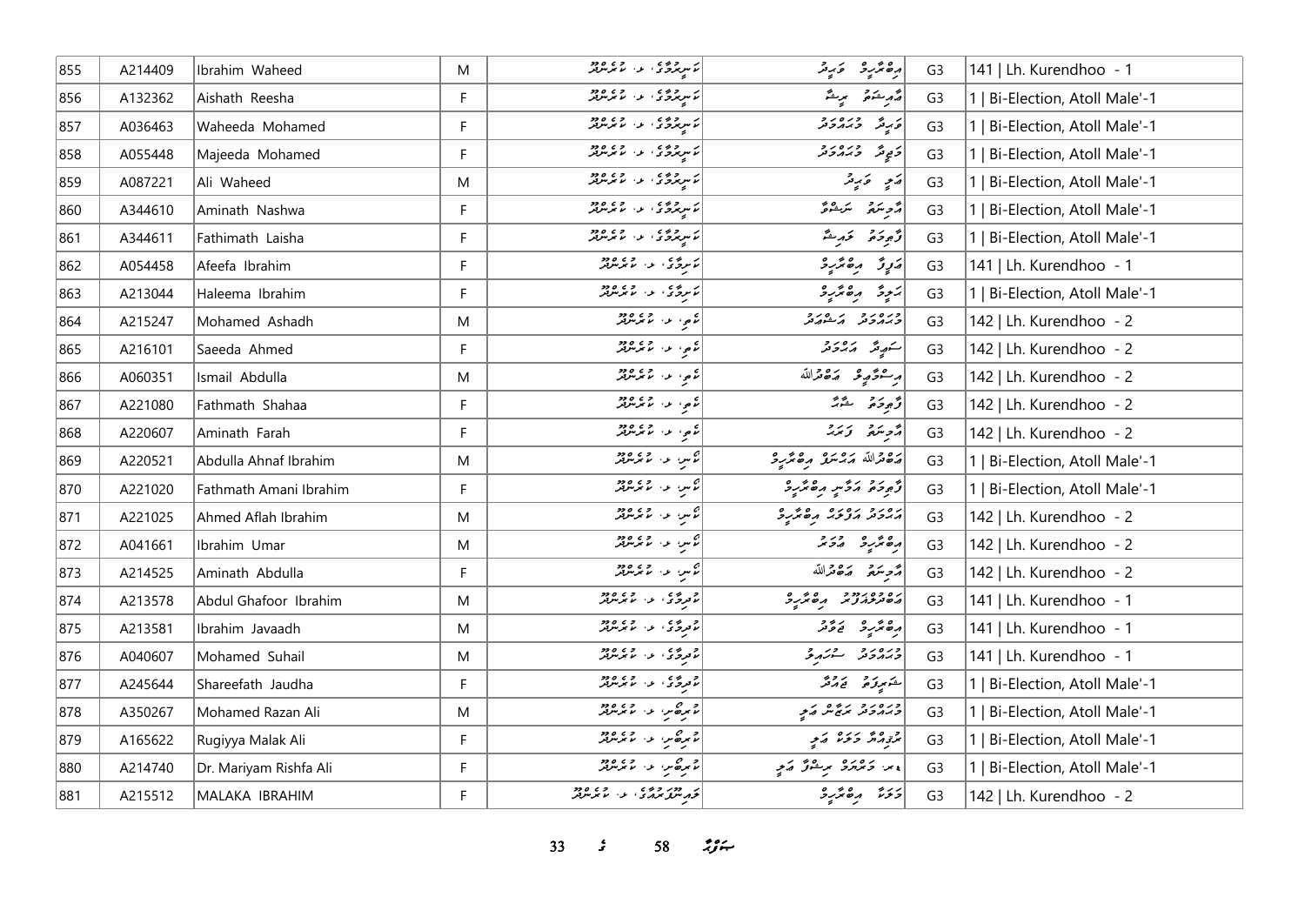| 855 | A214409 | Ibrahim Waheed | M | ކަނިރުގޮގޭ، ޅ. ކުރެންދޫ | އިބްރާހީމް ވަހީދު | G3 | 141 \| Lh. Kurendhoo - 1 |
|---|---|---|---|---|---|---|---|
| 856 | A132362 | Aishath Reesha | F | ކަނިރުގޮގޭ، ޅ. ކުރެންދޫ | އާއިޝަތު ރީޝާ | G3 | 1 \| Bi-Election, Atoll Male'-1 |
| 857 | A036463 | Waheeda Mohamed | F | ކަނިރުގޮގޭ، ޅ. ކުރެންދޫ | ވަހީދާ މުޙައްމަދު | G3 | 1 \| Bi-Election, Atoll Male'-1 |
| 858 | A055448 | Majeeda Mohamed | F | ކަނިރުގޮގޭ، ޅ. ކުރެންދޫ | މަޖީދާ މުޙައްމަދު | G3 | 1 \| Bi-Election, Atoll Male'-1 |
| 859 | A087221 | Ali Waheed | M | ކަނިރުގޮގޭ، ޅ. ކުރެންދޫ | އަލި ވަހީދު | G3 | 1 \| Bi-Election, Atoll Male'-1 |
| 860 | A344610 | Aminath Nashwa | F | ކަނިރުގޮގޭ، ޅ. ކުރެންދޫ | އާމިނަތު ނަޝްވާ | G3 | 1 \| Bi-Election, Atoll Male'-1 |
| 861 | A344611 | Fathimath Laisha | F | ކަނިރުގޮގޭ، ޅ. ކުރެންދޫ | ފާތިމަތު ލައިޝާ | G3 | 1 \| Bi-Election, Atoll Male'-1 |
| 862 | A054458 | Afeefa Ibrahim | F | ކަނިގޮގޭ، ޅ. ކުރެންދޫ | އަފީފާ އިބްރާހީމް | G3 | 141 \| Lh. Kurendhoo - 1 |
| 863 | A213044 | Haleema Ibrahim | F | ކަނިގޮގޭ، ޅ. ކުރެންދޫ | ހަލީމާ އިބްރާހީމް | G3 | 1 \| Bi-Election, Atoll Male'-1 |
| 864 | A215247 | Mohamed Ashadh | M | ކާވި، ޅ. ކުރެންދޫ | މުޙައްމަދު އަޝްޝަދު | G3 | 142 \| Lh. Kurendhoo - 2 |
| 865 | A216101 | Saeeda Ahmed | F | ކާވި، ޅ. ކުރެންދޫ | ސައީދާ އަޙްމަދު | G3 | 142 \| Lh. Kurendhoo - 2 |
| 866 | A060351 | Ismail Abdulla | M | ކާވި، ޅ. ކުރެންދޫ | އިސްމާޢީލް އަބްދުﷲ | G3 | 142 \| Lh. Kurendhoo - 2 |
| 867 | A221080 | Fathmath Shahaa | F | ކާވި، ޅ. ކުރެންދޫ | ފާތިމަތު ޝަހާ | G3 | 142 \| Lh. Kurendhoo - 2 |
| 868 | A220607 | Aminath Farah | F | ކާވި، ޅ. ކުރެންދޫ | އާމިނަތު ފަރަހް | G3 | 142 \| Lh. Kurendhoo - 2 |
| 869 | A220521 | Abdulla Ahnaf Ibrahim | M | ކާނި، ޅ. ކުރެންދޫ | އަބްދުﷲ އަޙްނަފް އިބްރާހީމް | G3 | 1 \| Bi-Election, Atoll Male'-1 |
| 870 | A221020 | Fathmath Amani Ibrahim | F | ކާނި، ޅ. ކުރެންދޫ | ފާތިމަތު އަމާނީ އިބްރާހީމް | G3 | 1 \| Bi-Election, Atoll Male'-1 |
| 871 | A221025 | Ahmed Aflah Ibrahim | M | ކާނި، ޅ. ކުރެންދޫ | އަޙްމަދު އަފްލަޙް އިބްރާހީމް | G3 | 142 \| Lh. Kurendhoo - 2 |
| 872 | A041661 | Ibrahim Umar | M | ކާނި، ޅ. ކުރެންދޫ | އިބްރާހީމް އުމަރު | G3 | 142 \| Lh. Kurendhoo - 2 |
| 873 | A214525 | Aminath Abdulla | F | ކާނި، ޅ. ކުރެންދޫ | އާމިނަތު އަބްދުﷲ | G3 | 142 \| Lh. Kurendhoo - 2 |
| 874 | A213578 | Abdul Ghafoor Ibrahim | M | ކުދިގޮގޭ، ޅ. ކުރެންދޫ | އަބްދުލްޣަފޫރު އިބްރާހީމް | G3 | 141 \| Lh. Kurendhoo - 1 |
| 875 | A213581 | Ibrahim Javaadh | M | ކުދިގޮގޭ، ޅ. ކުރެންދޫ | އިބްރާހީމް ޖަވާދު | G3 | 141 \| Lh. Kurendhoo - 1 |
| 876 | A040607 | Mohamed Suhail | M | ކުދިގޮގޭ، ޅ. ކުރެންދޫ | މުޙައްމަދު ސުހައިލް | G3 | 141 \| Lh. Kurendhoo - 1 |
| 877 | A245644 | Shareefath Jaudha | F | ކުދިގޮގޭ، ޅ. ކުރެންދޫ | ޝަރީފަތު ޖައުދާ | G3 | 1 \| Bi-Election, Atoll Male'-1 |
| 878 | A350267 | Mohamed Razan Ali | M | ކުރިބޯނި، ޅ. ކުރެންދޫ | މުޙައްމަދު ރަޒާން އަލި | G3 | 1 \| Bi-Election, Atoll Male'-1 |
| 879 | A165622 | Rugiyya Malak Ali | F | ކުރިބޯނި، ޅ. ކުރެންދޫ | ރުގިއްޔާ މަލަކް އަލި | G3 | 1 \| Bi-Election, Atoll Male'-1 |
| 880 | A214740 | Dr. Mariyam Rishfa Ali | F | ކުރިބޯނި، ޅ. ކުރެންދޫ | ޑރ. މަރިޔަމް ރިޝްފާ އަލި | G3 | 1 \| Bi-Election, Atoll Male'-1 |
| 881 | A215512 | MALAKA IBRAHIM | F | ތަޖްނޫރުގޭ، ޅ. ކުރެންދޫ | މަލަކާ އިބްރާހީމް | G3 | 142 \| Lh. Kurendhoo - 2 |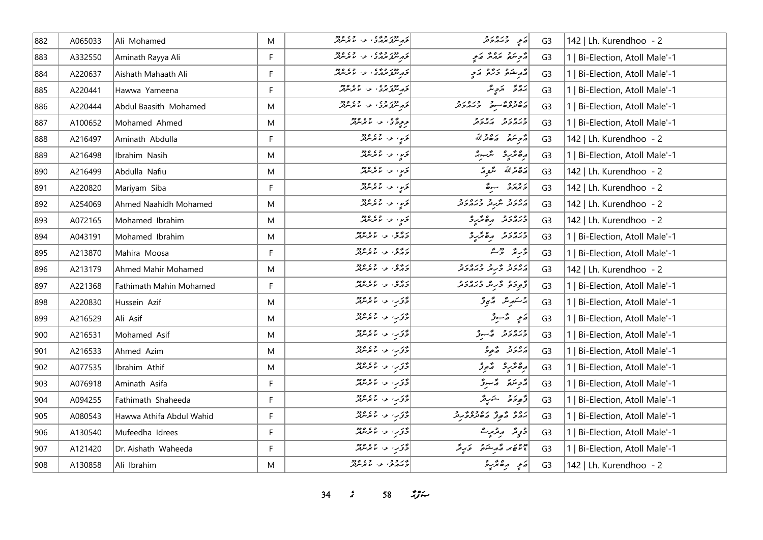| 882 | A065033 | Ali Mohamed | M | ގެއިންގުރައްގެ، ލ. ކުރެންދޫ | އަލި މުޙައްމަދު | G3 | 142 \| Lh. Kurendhoo - 2 |
|---|---|---|---|---|---|---|---|
| 883 | A332550 | Aminath Rayya Ali | F | ގެއިންގުރައްގެ، ލ. ކުރެންދޫ | އާމިނަތު ރައްޔާ އަލި | G3 | 1 \| Bi-Election, Atoll Male'-1 |
| 884 | A220637 | Aishath Mahaath Ali | F | ގެއިންގުރައްގެ، ލ. ކުރެންދޫ | އައިޝަތު މަހާތު އަލި | G3 | 1 \| Bi-Election, Atoll Male'-1 |
| 885 | A220441 | Hawwa Yameena | F | ގެއިންގުރުގެ، ލ. ކުރެންދޫ | ހައްވާ ޔަމީނާ | G3 | 1 \| Bi-Election, Atoll Male'-1 |
| 886 | A220444 | Abdul Baasith Mohamed | M | ގެއިންގުރުގެ، ލ. ކުރެންދޫ | އަބްދުލްބާސިތު މުޙައްމަދު | G3 | 1 \| Bi-Election, Atoll Male'-1 |
| 887 | A100652 | Mohamed Ahmed | M | ލިލީގެ، ލ. ކުރެންދޫ | މުޙައްމަދު އަޙްމަދު | G3 | 1 \| Bi-Election, Atoll Male'-1 |
| 888 | A216497 | Aminath Abdulla | F | ލަކީ، ލ. ކުރެންދޫ | އާމިނަތު އަބްދުﷲ | G3 | 142 \| Lh. Kurendhoo - 2 |
| 889 | A216498 | Ibrahim Nasih | M | ލަކީ، ލ. ކުރެންދޫ | އިބްރާހީމް ނާސިހް | G3 | 1 \| Bi-Election, Atoll Male'-1 |
| 890 | A216499 | Abdulla Nafiu | M | ލަކީ، ލ. ކުރެންދޫ | އަބްދުﷲ ނާފިއު | G3 | 142 \| Lh. Kurendhoo - 2 |
| 891 | A220820 | Mariyam Siba | F | ލަކީ، ލ. ކުރެންދޫ | މަރިޔަމް ސިބާ | G3 | 142 \| Lh. Kurendhoo - 2 |
| 892 | A254069 | Ahmed Naahidh Mohamed | M | ލަކީ، ލ. ކުރެންދޫ | އަޙްމަދު ނާހިދު މުޙައްމަދު | G3 | 142 \| Lh. Kurendhoo - 2 |
| 893 | A072165 | Mohamed Ibrahim | M | ލަކީ، ލ. ކުރެންދޫ | މުޙައްމަދު އިބްރާހީމް | G3 | 142 \| Lh. Kurendhoo - 2 |
| 894 | A043191 | Mohamed Ibrahim | M | މައްޗެ، ލ. ކުރެންދޫ | މުޙައްމަދު އިބްރާހީމް | G3 | 1 \| Bi-Election, Atoll Male'-1 |
| 895 | A213870 | Mahira Moosa | F | މައްޗެ، ލ. ކުރެންދޫ | މާހިރާ މޫސާ | G3 | 1 \| Bi-Election, Atoll Male'-1 |
| 896 | A213179 | Ahmed Mahir Mohamed | M | މައްޗެ، ލ. ކުރެންދޫ | އަޙްމަދު މާހިރު މުޙައްމަދު | G3 | 142 \| Lh. Kurendhoo - 2 |
| 897 | A221368 | Fathimath Mahin Mohamed | F | މައްޗެ، ލ. ކުރެންދޫ | ފާތިމަތު މާހިން މުޙައްމަދު | G3 | 1 \| Bi-Election, Atoll Male'-1 |
| 898 | A220830 | Hussein Azif | M | މާފަރި، ލ. ކުރެންދޫ | ހުސައިން އާޒިފު | G3 | 1 \| Bi-Election, Atoll Male'-1 |
| 899 | A216529 | Ali Asif | M | މާފަރި، ލ. ކުރެންދޫ | އަލި އާސިފު | G3 | 1 \| Bi-Election, Atoll Male'-1 |
| 900 | A216531 | Mohamed Asif | M | މާފަރި، ލ. ކުރެންދޫ | މުޙައްމަދު އާސިފު | G3 | 1 \| Bi-Election, Atoll Male'-1 |
| 901 | A216533 | Ahmed Azim | M | މާފަރި، ލ. ކުރެންދޫ | އަޙްމަދު އާޒިމް | G3 | 1 \| Bi-Election, Atoll Male'-1 |
| 902 | A077535 | Ibrahim Athif | M | މާފަރި، ލ. ކުރެންދޫ | އިބްރާހީމް އާތިފު | G3 | 1 \| Bi-Election, Atoll Male'-1 |
| 903 | A076918 | Aminath Asifa | F | މާފަރި، ލ. ކުރެންދޫ | އާމިނަތު އާސިފާ | G3 | 1 \| Bi-Election, Atoll Male'-1 |
| 904 | A094255 | Fathimath Shaheeda | F | މާފަރި، ލ. ކުރެންދޫ | ފާތިމަތު ޝަހީދާ | G3 | 1 \| Bi-Election, Atoll Male'-1 |
| 905 | A080543 | Hawwa Athifa Abdul Wahid | F | މާފަރި، ލ. ކުރެންދޫ | ހައްވާ އާތިފާ އަބްދުލްވާހިދު | G3 | 1 \| Bi-Election, Atoll Male'-1 |
| 906 | A130540 | Mufeedha Idrees | F | މާފަރި، ލ. ކުރެންދޫ | މުފީދާ އިދްރީސް | G3 | 1 \| Bi-Election, Atoll Male'-1 |
| 907 | A121420 | Dr. Aishath Waheeda | F | މާފަރި، ލ. ކުރެންދޫ | ޑޮކްޓަރ އައިޝަތު ވަހީދާ | G3 | 1 \| Bi-Election, Atoll Male'-1 |
| 908 | A130858 | Ali Ibrahim | M | މާރައްޓު، ލ. ކުރެންދޫ | އަލި އިބްރާހީމް | G3 | 142 \| Lh. Kurendhoo - 2 |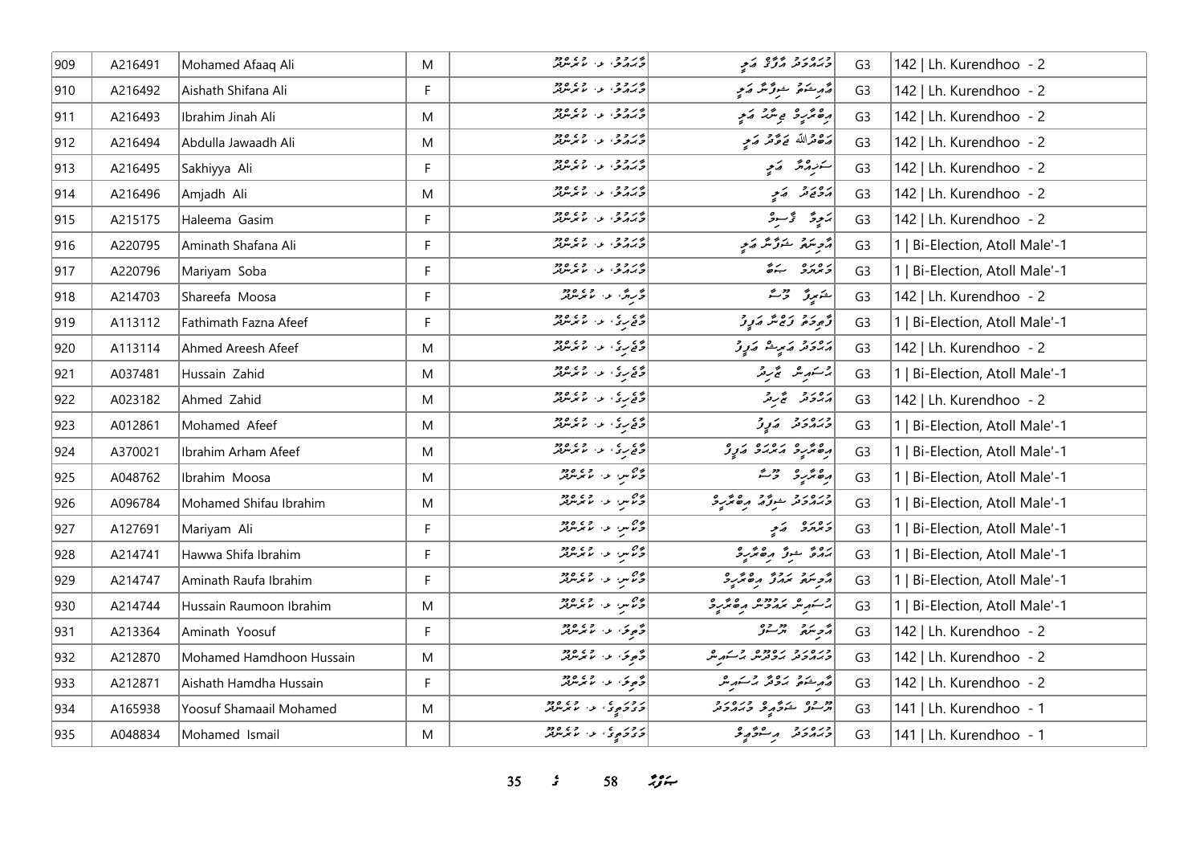| 909 | A216491 | Mohamed Afaaq Ali | M | ޓޮޕާޒް، ޅ. ކުރެންދޫ | މުހައްމަދު އަފާގު އަލި | G3 | 142 \| Lh. Kurendhoo - 2 |
|---|---|---|---|---|---|---|---|
| 910 | A216492 | Aishath Shifana Ali | F | ޓޮޕާޒް، ޅ. ކުރެންދޫ | އައިޝަތު ޝިފާނާ އަލި | G3 | 142 \| Lh. Kurendhoo - 2 |
| 911 | A216493 | Ibrahim Jinah Ali | M | ޓޮޕާޒް، ޅ. ކުރެންދޫ | އިބްރާހީމް ޖިނާހް އަލި | G3 | 142 \| Lh. Kurendhoo - 2 |
| 912 | A216494 | Abdulla Jawaadh Ali | M | ޓޮޕާޒް، ޅ. ކުރެންދޫ | އަބްދުﷲ ޖަވާދު އަލި | G3 | 142 \| Lh. Kurendhoo - 2 |
| 913 | A216495 | Sakhiyya Ali | F | ޓޮޕާޒް، ޅ. ކުރެންދޫ | ސަޚިއްޔާ އަލި | G3 | 142 \| Lh. Kurendhoo - 2 |
| 914 | A216496 | Amjadh Ali | M | ޓޮޕާޒް، ޅ. ކުރެންދޫ | އަމްޖަދު އަލި | G3 | 142 \| Lh. Kurendhoo - 2 |
| 915 | A215175 | Haleema Gasim | F | ޓޮޕާޒް، ޅ. ކުރެންދޫ | ހަލީމާ ޤާސިމް | G3 | 142 \| Lh. Kurendhoo - 2 |
| 916 | A220795 | Aminath Shafana Ali | F | ޓޮޕާޒް، ޅ. ކުރެންދޫ | އާމިނަތު ޝަފާނާ އަލި | G3 | 1 \| Bi-Election, Atoll Male'-1 |
| 917 | A220796 | Mariyam Soba | F | ޓޮޕާޒް، ޅ. ކުރެންދޫ | މަރިޔަމް ސޮބާ | G3 | 1 \| Bi-Election, Atoll Male'-1 |
| 918 | A214703 | Shareefa Moosa | F | ފަރިން، ޅ. ކުރެންދޫ | ޝަރީފާ މޫސާ | G3 | 142 \| Lh. Kurendhoo - 2 |
| 919 | A113112 | Fathimath Fazna Afeef | F | ފަޒާރީ، ޅ. ކުރެންދޫ | ފާތިމަތު ފަޒްނާ އަފީފު | G3 | 1 \| Bi-Election, Atoll Male'-1 |
| 920 | A113114 | Ahmed Areesh Afeef | M | ފަޒާރީ، ޅ. ކުރެންދޫ | އަހުމަދު އަރީޝް އަފީފު | G3 | 142 \| Lh. Kurendhoo - 2 |
| 921 | A037481 | Hussain Zahid | M | ފަޒާރީ، ޅ. ކުރެންދޫ | ހުސައިން ޒާހިދު | G3 | 1 \| Bi-Election, Atoll Male'-1 |
| 922 | A023182 | Ahmed Zahid | M | ފަޒާރީ، ޅ. ކުރެންދޫ | އަހުމަދު ޒާހިދު | G3 | 142 \| Lh. Kurendhoo - 2 |
| 923 | A012861 | Mohamed Afeef | M | ފަޒާރީ، ޅ. ކުރެންދޫ | މުހައްމަދު އަފީފު | G3 | 1 \| Bi-Election, Atoll Male'-1 |
| 924 | A370021 | Ibrahim Arham Afeef | M | ފަޒާރީ، ޅ. ކުރެންދޫ | އިބްރާހީމް އަރްހަމް އަފީފު | G3 | 1 \| Bi-Election, Atoll Male'-1 |
| 925 | A048762 | Ibrahim Moosa | M | ވާސް، ޅ. ކުރެންދޫ | އިބްރާހީމް މޫސާ | G3 | 1 \| Bi-Election, Atoll Male'-1 |
| 926 | A096784 | Mohamed Shifau Ibrahim | M | ވާސް، ޅ. ކުރެންދޫ | މުހައްމަދު ޝިފާއު އިބްރާހީމް | G3 | 1 \| Bi-Election, Atoll Male'-1 |
| 927 | A127691 | Mariyam Ali | F | ވާސް، ޅ. ކުރެންދޫ | މަރިޔަމް އަލި | G3 | 1 \| Bi-Election, Atoll Male'-1 |
| 928 | A214741 | Hawwa Shifa Ibrahim | F | ވާސް، ޅ. ކުރެންދޫ | ހައްވާ ޝިފާ އިބްރާހީމް | G3 | 1 \| Bi-Election, Atoll Male'-1 |
| 929 | A214747 | Aminath Raufa Ibrahim | F | ވާސް، ޅ. ކުރެންދޫ | އާމިނަތު ރައުފާ އިބްރާހީމް | G3 | 1 \| Bi-Election, Atoll Male'-1 |
| 930 | A214744 | Hussain Raumoon Ibrahim | M | ވާސް، ޅ. ކުރެންދޫ | ހުސައިން ރައުމޫން އިބްރާހީމް | G3 | 1 \| Bi-Election, Atoll Male'-1 |
| 931 | A213364 | Aminath Yoosuf | F | ވާއިވަ، ޅ. ކުރެންދޫ | އާމިނަތު ޔޫސުފް | G3 | 142 \| Lh. Kurendhoo - 2 |
| 932 | A212870 | Mohamed Hamdhoon Hussain | M | ވާއިވަ، ޅ. ކުރެންދޫ | މުހައްމަދު ހަމްދޫން ހުސައިން | G3 | 142 \| Lh. Kurendhoo - 2 |
| 933 | A212871 | Aishath Hamdha Hussain | F | ވާއިވަ، ޅ. ކުރެންދޫ | އައިޝަތު ހަމްދާ ހުސައިން | G3 | 142 \| Lh. Kurendhoo - 2 |
| 934 | A165938 | Yoosuf Shamaail Mohamed | M | ވަވަމަލީ، ޅ. ކުރެންދޫ | ޔޫސުފް ޝަމާއިލް މުހައްމަދު | G3 | 141 \| Lh. Kurendhoo - 1 |
| 935 | A048834 | Mohamed Ismail | M | ވަވަމަލީ، ޅ. ކުރެންދޫ | މުހައްމަދު އިސްމާއީލް | G3 | 141 \| Lh. Kurendhoo - 1 |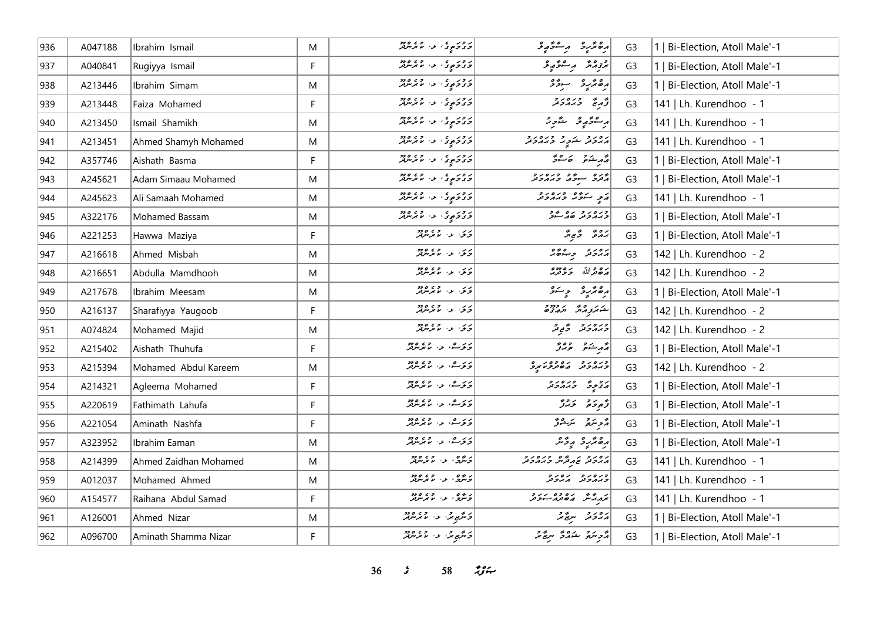| 936 | A047188 | Ibrahim Ismail | M | ގުލްފާމްގެ، ލ. ކުރެންދޫ | އިބްރާހީމް އިސްމާއީލް | G3 | 1 \| Bi-Election, Atoll Male'-1 |
|---|---|---|---|---|---|---|---|
| 937 | A040841 | Rugiyya Ismail | F | ގުލްފާމްގެ، ލ. ކުރެންދޫ | ރުގިއްޔާ އިސްމާއީލް | G3 | 1 \| Bi-Election, Atoll Male'-1 |
| 938 | A213446 | Ibrahim Simam | M | ގުލްފާމްގެ، ލ. ކުރެންދޫ | އިބްރާހީމް ސިމާމް | G3 | 1 \| Bi-Election, Atoll Male'-1 |
| 939 | A213448 | Faiza Mohamed | F | ގުލްފާމްގެ، ލ. ކުރެންދޫ | ފާއިޒާ މުޙައްމަދު | G3 | 141 \| Lh. Kurendhoo - 1 |
| 940 | A213450 | Ismail Shamikh | M | ގުލްފާމްގެ، ލ. ކުރެންދޫ | އިސްމާއީލް ޝާމިހް | G3 | 141 \| Lh. Kurendhoo - 1 |
| 941 | A213451 | Ahmed Shamyh Mohamed | M | ގުލްފާމްގެ، ލ. ކުރެންދޫ | އަޙްމަދު ޝަމީހު މުޙައްމަދު | G3 | 141 \| Lh. Kurendhoo - 1 |
| 942 | A357746 | Aishath Basma | F | ގުލްފާމްގެ، ލ. ކުރެންދޫ | އައިޝަތު ބަސްމާ | G3 | 1 \| Bi-Election, Atoll Male'-1 |
| 943 | A245621 | Adam Simaau Mohamed | M | ގުލްފާމްގެ، ލ. ކުރެންދޫ | އާދަމް ސިމާއު މުޙައްމަދު | G3 | 1 \| Bi-Election, Atoll Male'-1 |
| 944 | A245623 | Ali Samaah Mohamed | M | ގުލްފާމްގެ، ލ. ކުރެންދޫ | އަލި ސަމާޙް މުޙައްމަދު | G3 | 141 \| Lh. Kurendhoo - 1 |
| 945 | A322176 | Mohamed Bassam | M | ގުލްފާމްގެ، ލ. ކުރެންދޫ | މުޙައްމަދު ބައްސާމް | G3 | 1 \| Bi-Election, Atoll Male'-1 |
| 946 | A221253 | Hawwa Maziya | F | މަލް، ލ. ކުރެންދޫ | ހައްވާ މާޒިޔާ | G3 | 1 \| Bi-Election, Atoll Male'-1 |
| 947 | A216618 | Ahmed Misbah | M | މަލް، ލ. ކުރެންދޫ | އަޙްމަދު މިސްބާހް | G3 | 142 \| Lh. Kurendhoo - 2 |
| 948 | A216651 | Abdulla Mamdhooh | M | މަލް، ލ. ކުރެންދޫ | އަބްދުﷲ މަމްދޫހު | G3 | 142 \| Lh. Kurendhoo - 2 |
| 949 | A217678 | Ibrahim Meesam | M | މަލް، ލ. ކުރެންދޫ | އިބްރާހީމް މީސަމް | G3 | 1 \| Bi-Election, Atoll Male'-1 |
| 950 | A216137 | Sharafiyya Yaugoob | F | މަލް، ލ. ކުރެންދޫ | ޝަރަފިއްޔާ ޔައުގޫބު | G3 | 142 \| Lh. Kurendhoo - 2 |
| 951 | A074824 | Mohamed Majid | M | މަލް، ލ. ކުރެންދޫ | މުޙައްމަދު މާޖިދު | G3 | 142 \| Lh. Kurendhoo - 2 |
| 952 | A215402 | Aishath Thuhufa | F | މަލަސް، ލ. ކުރެންދޫ | އައިޝަތު ތުހުފާ | G3 | 1 \| Bi-Election, Atoll Male'-1 |
| 953 | A215394 | Mohamed Abdul Kareem | M | މަލަސް، ލ. ކުރެންދޫ | މުޙައްމަދު އަބްދުލްކަރީމް | G3 | 142 \| Lh. Kurendhoo - 2 |
| 954 | A214321 | Agleema Mohamed | F | މަލަސް، ލ. ކުރެންދޫ | އަގްލީމާ މުޙައްމަދު | G3 | 1 \| Bi-Election, Atoll Male'-1 |
| 955 | A220619 | Fathimath Lahufa | F | މަލަސް، ލ. ކުރެންދޫ | ފާތިމަތު ލަހުފާ | G3 | 1 \| Bi-Election, Atoll Male'-1 |
| 956 | A221054 | Aminath Nashfa | F | މަލަސް، ލ. ކުރެންދޫ | އާމިނަތު ނަޝްފާ | G3 | 1 \| Bi-Election, Atoll Male'-1 |
| 957 | A323952 | Ibrahim Eaman | M | މަލަސް، ލ. ކުރެންދޫ | އިބްރާހީމް އީމާން | G3 | 1 \| Bi-Election, Atoll Male'-1 |
| 958 | A214399 | Ahmed Zaidhan Mohamed | M | މަންޒު، ލ. ކުރެންދޫ | އަޙްމަދު ޒައިދާން މުޙައްމަދު | G3 | 141 \| Lh. Kurendhoo - 1 |
| 959 | A012037 | Mohamed Ahmed | M | މަންޒު، ލ. ކުރެންދޫ | މުޙައްމަދު އަޙްމަދު | G3 | 141 \| Lh. Kurendhoo - 1 |
| 960 | A154577 | Raihana Abdul Samad | F | މަންޒު، ލ. ކުރެންދޫ | ރައިހާނާ އަބްދުލްސަމަދު | G3 | 141 \| Lh. Kurendhoo - 1 |
| 961 | A126001 | Ahmed Nizar | M | މަންޒިލް، ލ. ކުރެންދޫ | އަޙްމަދު ނިޒާރު | G3 | 1 \| Bi-Election, Atoll Male'-1 |
| 962 | A096700 | Aminath Shamma Nizar | F | މަންޒިލް، ލ. ކުރެންދޫ | އާމިނަތު ޝައްމާ ނިޒާރު | G3 | 1 \| Bi-Election, Atoll Male'-1 |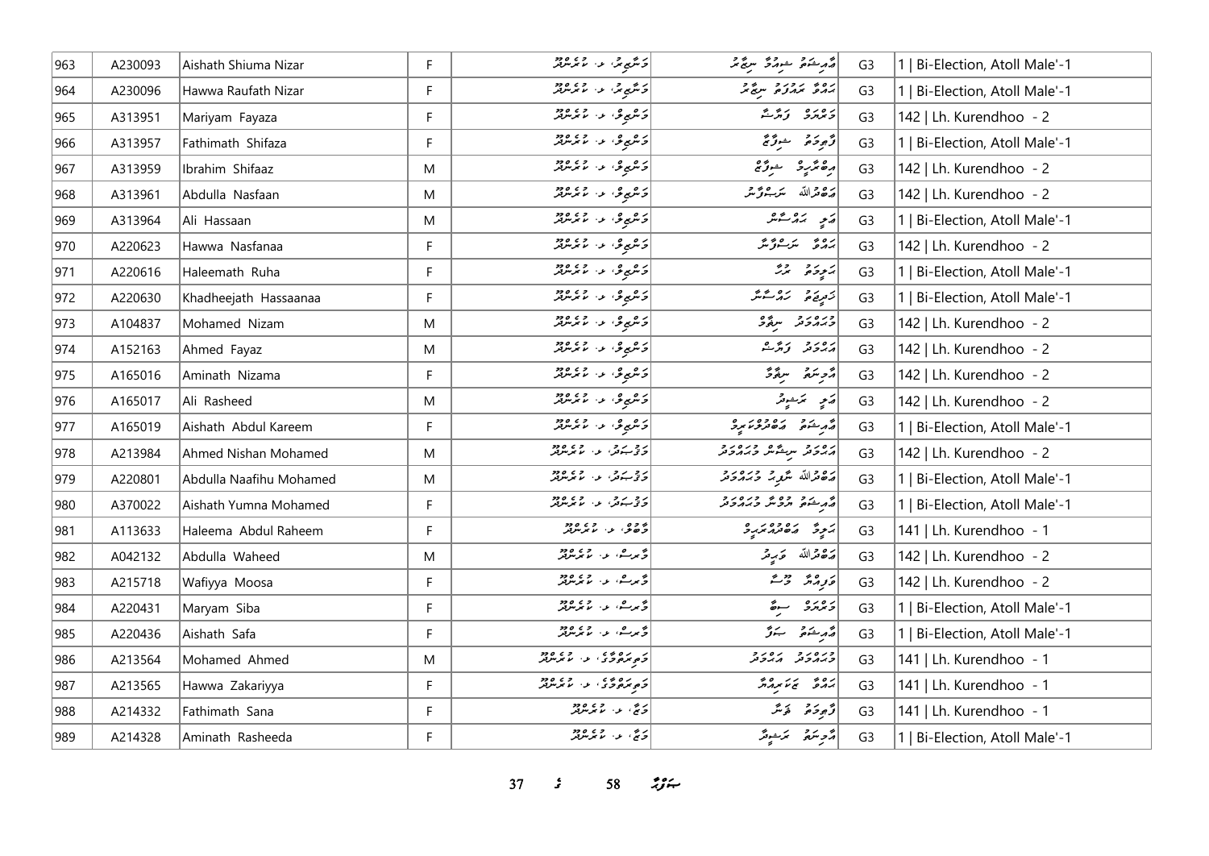| 963 | A230093 | Aishath Shiuma Nizar | F | ފަރުދީނާ، ލ. ކުރެންދޫ | އައިޝަތު ޝިއުމާ ނިޒާރު | G3 | 1 \| Bi-Election, Atoll Male'-1 |
|---|---|---|---|---|---|---|---|
| 964 | A230096 | Hawwa Raufath Nizar | F | ފަރުދީނާ، ލ. ކުރެންދޫ | ހައްވާ ރައުފަތު ނިޒާރު | G3 | 1 \| Bi-Election, Atoll Male'-1 |
| 965 | A313951 | Mariyam Fayaza | F | ފަރުދީވާ، ލ. ކުރެންދޫ | މަރިޔަމް ފައްޔާޒާ | G3 | 142 \| Lh. Kurendhoo - 2 |
| 966 | A313957 | Fathimath Shifaza | F | ފަރުދީވާ، ލ. ކުރެންދޫ | ފާތިމަތު ޝިފާޒާ | G3 | 1 \| Bi-Election, Atoll Male'-1 |
| 967 | A313959 | Ibrahim Shifaaz | M | ފަރުދީވާ، ލ. ކުރެންދޫ | އިބްރާހީމް ޝިފާޒް | G3 | 142 \| Lh. Kurendhoo - 2 |
| 968 | A313961 | Abdulla Nasfaan | M | ފަރުދީވާ، ލ. ކުރެންދޫ | އަބްދުﷲ ނަސްފާން | G3 | 142 \| Lh. Kurendhoo - 2 |
| 969 | A313964 | Ali Hassaan | M | ފަރުދީވާ، ލ. ކުރެންދޫ | އަލި ހައްސާން | G3 | 1 \| Bi-Election, Atoll Male'-1 |
| 970 | A220623 | Hawwa Nasfanaa | F | ފަރުދީވާ، ލ. ކުރެންދޫ | ހައްވާ ނަސްފާނާ | G3 | 142 \| Lh. Kurendhoo - 2 |
| 971 | A220616 | Haleemath Ruha | F | ފަރުދީވާ، ލ. ކުރެންދޫ | ހަލީމަތު ރުހާ | G3 | 1 \| Bi-Election, Atoll Male'-1 |
| 972 | A220630 | Khadheejath Hassaanaa | F | ފަރުދީވާ، ލ. ކުރެންދޫ | ޚަދީޖަތު ހައްސާނާ | G3 | 1 \| Bi-Election, Atoll Male'-1 |
| 973 | A104837 | Mohamed Nizam | M | ފަރުދީވާ، ލ. ކުރެންދޫ | މުހައްމަދު ނިޒާމް | G3 | 142 \| Lh. Kurendhoo - 2 |
| 974 | A152163 | Ahmed Fayaz | M | ފަރުދީވާ، ލ. ކުރެންދޫ | އަހުމަދު ފައްޔާޒް | G3 | 142 \| Lh. Kurendhoo - 2 |
| 975 | A165016 | Aminath Nizama | F | ފަރުދީވާ، ލ. ކުރެންދޫ | އާމިނަތު ނިޒާމާ | G3 | 142 \| Lh. Kurendhoo - 2 |
| 976 | A165017 | Ali Rasheed | M | ފަރުދީވާ، ލ. ކުރެންދޫ | އަލި ރަޝީދު | G3 | 142 \| Lh. Kurendhoo - 2 |
| 977 | A165019 | Aishath Abdul Kareem | F | ފަރުދީވާ، ލ. ކުރެންދޫ | އައިޝަތު އަބްދުލްކަރީމް | G3 | 1 \| Bi-Election, Atoll Male'-1 |
| 978 | A213984 | Ahmed Nishan Mohamed | M | ފަޑުބަރު، ލ. ކުރެންދޫ | އަހުމަދު ނިޝާން މުހައްމަދު | G3 | 142 \| Lh. Kurendhoo - 2 |
| 979 | A220801 | Abdulla Naafihu Mohamed | M | ފަޑުބަރު، ލ. ކުރެންދޫ | އަބްދުﷲ ނާފިހު މުހައްމަދު | G3 | 1 \| Bi-Election, Atoll Male'-1 |
| 980 | A370022 | Aishath Yumna Mohamed | F | ފަޑުބަރު، ލ. ކުރެންދޫ | އައިޝަތު ޔުމްނާ މުހައްމަދު | G3 | 1 \| Bi-Election, Atoll Male'-1 |
| 981 | A113633 | Haleema Abdul Raheem | F | ފާތޫ، ލ. ކުރެންދޫ | ހަލީމާ އަބްދުއްރަހީމް | G3 | 141 \| Lh. Kurendhoo - 1 |
| 982 | A042132 | Abdulla Waheed | M | ފާރީސް، ލ. ކުރެންދޫ | އަބްދުﷲ ވަހީދު | G3 | 142 \| Lh. Kurendhoo - 2 |
| 983 | A215718 | Wafiyya Moosa | F | ފާރީސް، ލ. ކުރެންދޫ | ވަފިއްޔާ މޫސާ | G3 | 142 \| Lh. Kurendhoo - 2 |
| 984 | A220431 | Maryam Siba | F | ފާރީސް، ލ. ކުރެންދޫ | މަރްޔަމް ސިބާ | G3 | 1 \| Bi-Election, Atoll Male'-1 |
| 985 | A220436 | Aishath Safa | F | ފާރީސް، ލ. ކުރެންދޫ | އައިޝަތު ސަފާ | G3 | 1 \| Bi-Election, Atoll Male'-1 |
| 986 | A213564 | Mohamed Ahmed | M | ފިނިފެންމާގެ، ލ. ކުރެންދޫ | މުހައްމަދު އަހުމަދު | G3 | 141 \| Lh. Kurendhoo - 1 |
| 987 | A213565 | Hawwa Zakariyya | F | ފިނިފެންމާގެ، ލ. ކުރެންދޫ | ހައްވާ ޒަކަރިއްޔާ | G3 | 141 \| Lh. Kurendhoo - 1 |
| 988 | A214332 | Fathimath Sana | F | ފިޓާ، ލ. ކުރެންދޫ | ފާތިމަތު ޘަނާ | G3 | 141 \| Lh. Kurendhoo - 1 |
| 989 | A214328 | Aminath Rasheeda | F | ފިޓާ، ލ. ކުރެންދޫ | އާމިނަތު ރަޝީދާ | G3 | 1 \| Bi-Election, Atoll Male'-1 |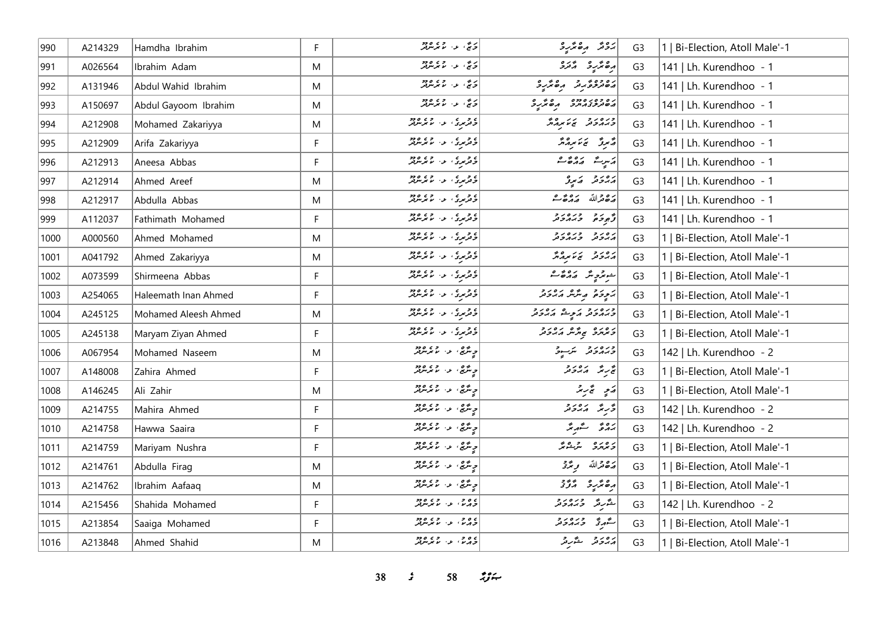| 990 | A214329 | Hamdha Ibrahim | F | ގަޖީ، ލ. ކުރެންދޫ | ހަމްދާ އިބްރާހީމް | G3 | 1 \| Bi-Election, Atoll Male'-1 |
|---|---|---|---|---|---|---|---|
| 991 | A026564 | Ibrahim Adam | M | ގަޖީ، ލ. ކުރެންދޫ | އިބްރާހީމް އާދަމް | G3 | 141 \| Lh. Kurendhoo - 1 |
| 992 | A131946 | Abdul Wahid Ibrahim | M | ގަޖީ، ލ. ކުރެންދޫ | އަބްދުލްވާހިދު އިބްރާހީމް | G3 | 141 \| Lh. Kurendhoo - 1 |
| 993 | A150697 | Abdul Gayoom Ibrahim | M | ގަޖީ، ލ. ކުރެންދޫ | އަބްދުލްޣައްޔޫމް އިބްރާހީމް | G3 | 141 \| Lh. Kurendhoo - 1 |
| 994 | A212908 | Mohamed Zakariyya | M | ވެލިރީގެ، ލ. ކުރެންދޫ | މުހައްމަދު ޒަކަރިއްޔާ | G3 | 141 \| Lh. Kurendhoo - 1 |
| 995 | A212909 | Arifa Zakariyya | F | ވެލިރީގެ، ލ. ކުރެންދޫ | އާރިފާ ޒަކަރިއްޔާ | G3 | 141 \| Lh. Kurendhoo - 1 |
| 996 | A212913 | Aneesa Abbas | F | ވެލިރީގެ، ލ. ކުރެންދޫ | އަނީސާ އައްބާސް | G3 | 141 \| Lh. Kurendhoo - 1 |
| 997 | A212914 | Ahmed Areef | M | ވެލިރީގެ، ލ. ކުރެންދޫ | އަހުމަދު އަރީފު | G3 | 141 \| Lh. Kurendhoo - 1 |
| 998 | A212917 | Abdulla Abbas | M | ވެލިރީގެ، ލ. ކުރެންދޫ | އަބްދުﷲ އައްބާސް | G3 | 141 \| Lh. Kurendhoo - 1 |
| 999 | A112037 | Fathimath Mohamed | F | ވެލިރީގެ، ލ. ކުރެންދޫ | ފާތިމަތު މުހައްމަދު | G3 | 141 \| Lh. Kurendhoo - 1 |
| 1000 | A000560 | Ahmed Mohamed | M | ވެލިރީގެ، ލ. ކުރެންދޫ | އަހުމަދު މުހައްމަދު | G3 | 1 \| Bi-Election, Atoll Male'-1 |
| 1001 | A041792 | Ahmed Zakariyya | M | ވެލިރީގެ، ލ. ކުރެންދޫ | އަހުމަދު ޒަކަރިއްޔާ | G3 | 1 \| Bi-Election, Atoll Male'-1 |
| 1002 | A073599 | Shirmeena Abbas | F | ވެލިރީގެ، ލ. ކުރެންދޫ | ޝިރުމީނާ އައްބާސް | G3 | 1 \| Bi-Election, Atoll Male'-1 |
| 1003 | A254065 | Haleemath Inan Ahmed | F | ވެލިރީގެ، ލ. ކުރެންދޫ | ހަލީމަތު އިނާން އަހުމަދު | G3 | 1 \| Bi-Election, Atoll Male'-1 |
| 1004 | A245125 | Mohamed Aleesh Ahmed | M | ވެލިރީގެ، ލ. ކުރެންދޫ | މުހައްމަދު އަލީޝް އަހުމަދު | G3 | 1 \| Bi-Election, Atoll Male'-1 |
| 1005 | A245138 | Maryam Ziyan Ahmed | F | ވެލިރީގެ، ލ. ކުރެންދޫ | މަރްޔަމް ޒިޔާން އަހުމަދު | G3 | 1 \| Bi-Election, Atoll Male'-1 |
| 1006 | A067954 | Mohamed Naseem | M | ވިނާޒް، ލ. ކުރެންދޫ | މުހައްމަދު ނަސީމު | G3 | 142 \| Lh. Kurendhoo - 2 |
| 1007 | A148008 | Zahira Ahmed | F | ވިނާޒް، ލ. ކުރެންދޫ | ޒާހިރާ އަހުމަދު | G3 | 1 \| Bi-Election, Atoll Male'-1 |
| 1008 | A146245 | Ali Zahir | M | ވިނާޒް، ލ. ކުރެންދޫ | އަލި ޒާހިރު | G3 | 1 \| Bi-Election, Atoll Male'-1 |
| 1009 | A214755 | Mahira Ahmed | F | ވިނާޒް، ލ. ކުރެންދޫ | މާހިރާ އަހުމަދު | G3 | 142 \| Lh. Kurendhoo - 2 |
| 1010 | A214758 | Hawwa Saaira | F | ވިނާޒް، ލ. ކުރެންދޫ | ހައްވާ ސާއިރާ | G3 | 142 \| Lh. Kurendhoo - 2 |
| 1011 | A214759 | Mariyam Nushra | F | ވިނާޒް، ލ. ކުރެންދޫ | މަރިޔަމް ނުޝްރާ | G3 | 1 \| Bi-Election, Atoll Male'-1 |
| 1012 | A214761 | Abdulla Firag | M | ވިނާޒް، ލ. ކުރެންދޫ | އަބްދުﷲ ފިރާގު | G3 | 1 \| Bi-Election, Atoll Male'-1 |
| 1013 | A214762 | Ibrahim Aafaaq | M | ވިނާޒް، ލ. ކުރެންދޫ | އިބްރާހީމް އާފާގު | G3 | 1 \| Bi-Election, Atoll Male'-1 |
| 1014 | A215456 | Shahida Mohamed | F | ވެއްޓާ، ލ. ކުރެންދޫ | ޝާހިދާ މުހައްމަދު | G3 | 142 \| Lh. Kurendhoo - 2 |
| 1015 | A213854 | Saaiga Mohamed | F | ވެއްޓާ، ލ. ކުރެންދޫ | ސާއިގާ މުހައްމަދު | G3 | 1 \| Bi-Election, Atoll Male'-1 |
| 1016 | A213848 | Ahmed Shahid | M | ވެއްޓާ، ލ. ކުރެންދޫ | އަހުމަދު ޝާހިދު | G3 | 1 \| Bi-Election, Atoll Male'-1 |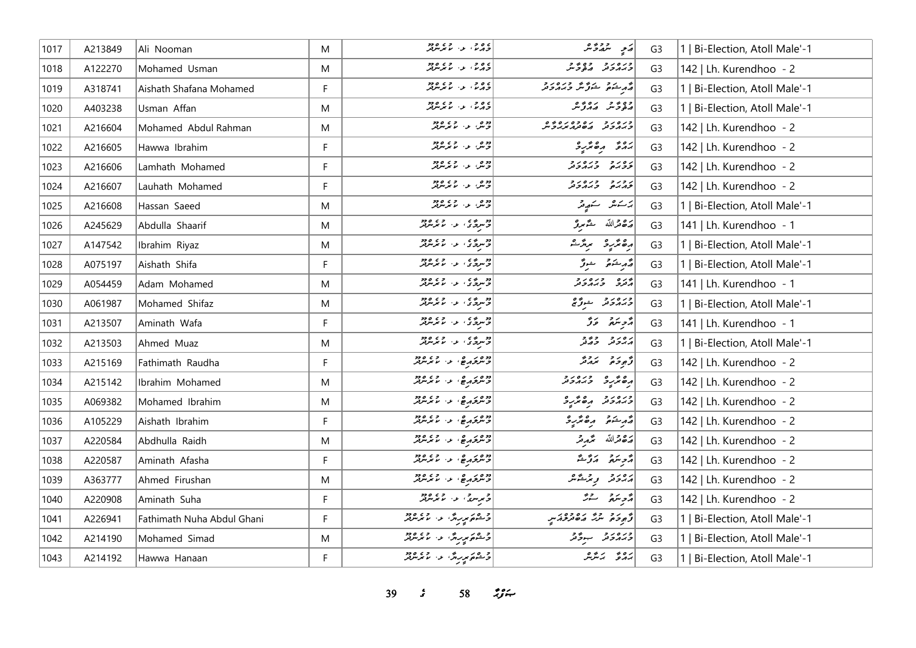| 1017 | A213849 | Ali Nooman | M | ގުރާބާ، ލ. ކުރެންދޫ | އަލި ނުޢުމާން | G3 | 1 \| Bi-Election, Atoll Male'-1 |
|---|---|---|---|---|---|---|---|
| 1018 | A122270 | Mohamed Usman | M | ގުރާބާ، ލ. ކުރެންދޫ | މުޙައްމަދު ޢުތުމާން | G3 | 142 \| Lh. Kurendhoo - 2 |
| 1019 | A318741 | Aishath Shafana Mohamed | F | ގުރާބާ، ލ. ކުރެންދޫ | ޢާއިޝަތު ޝަފާނާ މުޙައްމަދު | G3 | 1 \| Bi-Election, Atoll Male'-1 |
| 1020 | A403238 | Usman Affan | M | ގުރާބާ، ލ. ކުރެންދޫ | ޢުތުމާން އައްފާން | G3 | 1 \| Bi-Election, Atoll Male'-1 |
| 1021 | A216604 | Mohamed Abdul Rahman | M | ފުން، ލ. ކުރެންދޫ | މުޙައްމަދު ޢަބްދުއްރަޙްމާން | G3 | 142 \| Lh. Kurendhoo - 2 |
| 1022 | A216605 | Hawwa Ibrahim | F | ފުން، ލ. ކުރެންދޫ | ޙައްވާ އިބްރާހީމް | G3 | 142 \| Lh. Kurendhoo - 2 |
| 1023 | A216606 | Lamhath Mohamed | F | ފުން، ލ. ކުރެންދޫ | ލަމްޙަތު މުޙައްމަދު | G3 | 142 \| Lh. Kurendhoo - 2 |
| 1024 | A216607 | Lauhath Mohamed | F | ފުން، ލ. ކުރެންދޫ | ލައުޙަތު މުޙައްމަދު | G3 | 142 \| Lh. Kurendhoo - 2 |
| 1025 | A216608 | Hassan Saeed | M | ފުން، ލ. ކުރެންދޫ | ޙަސަން ސަޢީދު | G3 | 1 \| Bi-Election, Atoll Male'-1 |
| 1026 | A245629 | Abdulla Shaarif | M | ފުނިމާގެ، ލ. ކުރެންދޫ | ޢަބްދުﷲ ޝާރިފު | G3 | 141 \| Lh. Kurendhoo - 1 |
| 1027 | A147542 | Ibrahim Riyaz | M | ފުނިމާގެ، ލ. ކުރެންދޫ | އިބްރާހީމް ރިޔާޒް | G3 | 1 \| Bi-Election, Atoll Male'-1 |
| 1028 | A075197 | Aishath Shifa | F | ފުނިމާގެ، ލ. ކުރެންދޫ | ޢާއިޝަތު ޝިފާ | G3 | 1 \| Bi-Election, Atoll Male'-1 |
| 1029 | A054459 | Adam Mohamed | M | ފުނިމާގެ، ލ. ކުރެންދޫ | އާދަމް މުޙައްމަދު | G3 | 141 \| Lh. Kurendhoo - 1 |
| 1030 | A061987 | Mohamed Shifaz | M | ފުނިމާގެ، ލ. ކުރެންދޫ | މުޙައްމަދު ޝިފާޒް | G3 | 1 \| Bi-Election, Atoll Male'-1 |
| 1031 | A213507 | Aminath Wafa | F | ފުނިމާގެ، ލ. ކުރެންދޫ | އަމިނަތު ވަފާ | G3 | 141 \| Lh. Kurendhoo - 1 |
| 1032 | A213503 | Ahmed Muaz | M | ފުނިމާގެ، ލ. ކުރެންދޫ | އަޙްމަދު މުޢާޛު | G3 | 1 \| Bi-Election, Atoll Male'-1 |
| 1033 | A215169 | Fathimath Raudha | F | ފުންގަހިޔާ، ލ. ކުރެންދޫ | ފާޠިމަތު ރައުދާ | G3 | 142 \| Lh. Kurendhoo - 2 |
| 1034 | A215142 | Ibrahim Mohamed | M | ފުންގަހިޔާ، ލ. ކުރެންދޫ | އިބްރާހީމް މުޙައްމަދު | G3 | 142 \| Lh. Kurendhoo - 2 |
| 1035 | A069382 | Mohamed Ibrahim | M | ފުންގަހިޔާ، ލ. ކުރެންދޫ | މުޙައްމަދު އިބްރާހީމް | G3 | 142 \| Lh. Kurendhoo - 2 |
| 1036 | A105229 | Aishath Ibrahim | F | ފުންގަހިޔާ، ލ. ކުރެންދޫ | ޢާއިޝަތު އިބްރާހީމް | G3 | 142 \| Lh. Kurendhoo - 2 |
| 1037 | A220584 | Abdhulla Raidh | M | ފުންގަހިޔާ، ލ. ކުރެންދޫ | ޢަބްދުﷲ ރާއިދު | G3 | 142 \| Lh. Kurendhoo - 2 |
| 1038 | A220587 | Aminath Afasha | F | ފުންގަހިޔާ، ލ. ކުރެންދޫ | އަމިނަތު އަފާޝާ | G3 | 142 \| Lh. Kurendhoo - 2 |
| 1039 | A363777 | Ahmed Firushan | M | ފުންގަހިޔާ، ލ. ކުރެންދޫ | އަޙްމަދު ފިރުޝާން | G3 | 142 \| Lh. Kurendhoo - 2 |
| 1040 | A220908 | Aminath Suha | F | ފެނިރު، ލ. ކުރެންދޫ | އަމިނަތު ސުހާ | G3 | 142 \| Lh. Kurendhoo - 2 |
| 1041 | A226941 | Fathimath Nuha Abdul Ghani | F | ފެށޫމަރިނާ، ލ. ކުރެންދޫ | ފާޠިމަތު ނުހާ ޢަބްދުލްޣަނީ | G3 | 1 \| Bi-Election, Atoll Male'-1 |
| 1042 | A214190 | Mohamed Simad | M | ފެށޫމަރިނާ، ލ. ކުރެންދޫ | މުޙައްމަދު ސިމާދު | G3 | 1 \| Bi-Election, Atoll Male'-1 |
| 1043 | A214192 | Hawwa Hanaan | F | ފެށޫމަރިނާ، ލ. ކުރެންދޫ | ޙައްވާ ހަނާން | G3 | 1 \| Bi-Election, Atoll Male'-1 |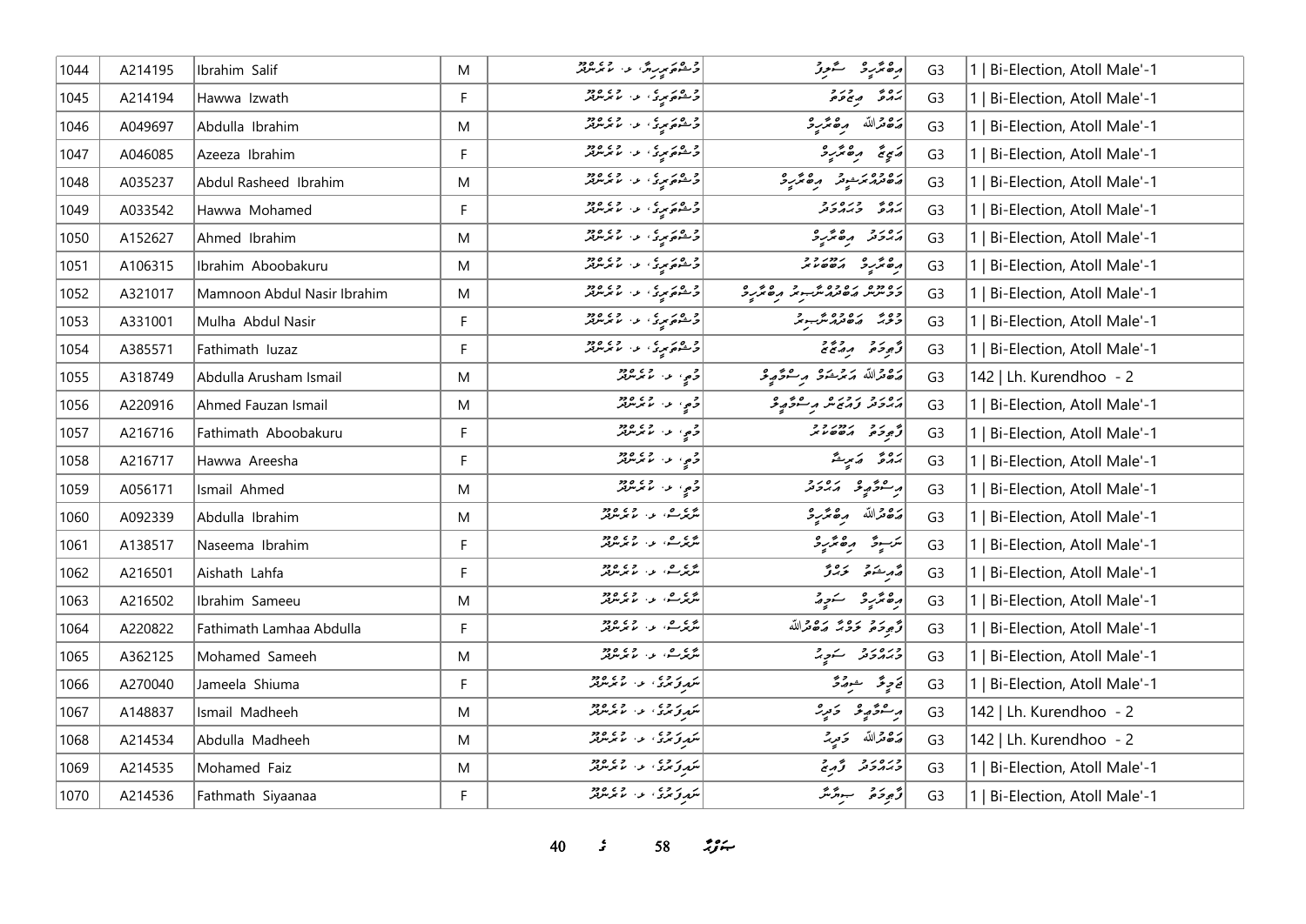| 1044 | A214195 | Ibrahim Salif | M | ޑްރީމްލައިޓް، ލ. ކުރެންދޫ | އިބްރާހީމް ސާލިފް | G3 | 1 \| Bi-Election, Atoll Male'-1 |
|---|---|---|---|---|---|---|---|
| 1045 | A214194 | Hawwa Izwath | F | ޑްރީމްލައިޓް، ލ. ކުރެންދޫ | ހައްވާ އިޒްވަތް | G3 | 1 \| Bi-Election, Atoll Male'-1 |
| 1046 | A049697 | Abdulla Ibrahim | M | ޑްރީމްލައިޓް، ލ. ކުރެންދޫ | އަބްދުﷲ އިބްރާހީމް | G3 | 1 \| Bi-Election, Atoll Male'-1 |
| 1047 | A046085 | Azeeza Ibrahim | F | ޑްރީމްލައިޓް، ލ. ކުރެންދޫ | އަޒީޒާ އިބްރާހީމް | G3 | 1 \| Bi-Election, Atoll Male'-1 |
| 1048 | A035237 | Abdul Rasheed Ibrahim | M | ޑްރީމްލައިޓް، ލ. ކުރެންދޫ | އަބްދުއްރަޝީދު އިބްރާހީމް | G3 | 1 \| Bi-Election, Atoll Male'-1 |
| 1049 | A033542 | Hawwa Mohamed | F | ޑްރީމްލައިޓް، ލ. ކުރެންދޫ | ހައްވާ މުޙައްމަދު | G3 | 1 \| Bi-Election, Atoll Male'-1 |
| 1050 | A152627 | Ahmed Ibrahim | M | ޑްރީމްލައިޓް، ލ. ކުރެންދޫ | އަޙްމަދު އިބްރާހީމް | G3 | 1 \| Bi-Election, Atoll Male'-1 |
| 1051 | A106315 | Ibrahim Aboobakuru | M | ޑްރީމްލައިޓް، ލ. ކުރެންދޫ | އިބްރާހީމް އަބޫބަކުރު | G3 | 1 \| Bi-Election, Atoll Male'-1 |
| 1052 | A321017 | Mamnoon Abdul Nasir Ibrahim | M | ޑްރީމްލައިޓް، ލ. ކުރެންދޫ | މަމްނޫން އަބްދުލްނާސިރު އިބްރާހީމް | G3 | 1 \| Bi-Election, Atoll Male'-1 |
| 1053 | A331001 | Mulha Abdul Nasir | F | ޑްރީމްލައިޓް، ލ. ކުރެންދޫ | މުލްހާ އަބްދުލްނާސިރު | G3 | 1 \| Bi-Election, Atoll Male'-1 |
| 1054 | A385571 | Fathimath Iuzaz | F | ޑްރީމްލައިޓް، ލ. ކުރެންދޫ | ފާތިމަތު އިއުޒާޒް | G3 | 1 \| Bi-Election, Atoll Male'-1 |
| 1055 | A318749 | Abdulla Arusham Ismail | M | މޫނި، ލ. ކުރެންދޫ | އަބްދުﷲ އަރުޝަމް އިސްމާއީލް | G3 | 142 \| Lh. Kurendhoo - 2 |
| 1056 | A220916 | Ahmed Fauzan Ismail | M | މޫނި، ލ. ކުރެންދޫ | އަޙްމަދު ފައުޒާން އިސްމާއީލް | G3 | 1 \| Bi-Election, Atoll Male'-1 |
| 1057 | A216716 | Fathimath Aboobakuru | F | މޫނި، ލ. ކުރެންދޫ | ފާތިމަތު އަބޫބަކުރު | G3 | 1 \| Bi-Election, Atoll Male'-1 |
| 1058 | A216717 | Hawwa Areesha | F | މޫނި، ލ. ކުރެންދޫ | ހައްވާ އަރީޝާ | G3 | 1 \| Bi-Election, Atoll Male'-1 |
| 1059 | A056171 | Ismail Ahmed | M | މޫނި، ލ. ކުރެންދޫ | އިސްމާއީލް އަޙްމަދު | G3 | 1 \| Bi-Election, Atoll Male'-1 |
| 1060 | A092339 | Abdulla Ibrahim | M | ނަރުގިސް، ލ. ކުރެންދޫ | އަބްދުﷲ އިބްރާހީމް | G3 | 1 \| Bi-Election, Atoll Male'-1 |
| 1061 | A138517 | Naseema Ibrahim | F | ނަރުގިސް، ލ. ކުރެންދޫ | ނަސީމާ އިބްރާހީމް | G3 | 1 \| Bi-Election, Atoll Male'-1 |
| 1062 | A216501 | Aishath Lahfa | F | ނަރުގިސް، ލ. ކުރެންދޫ | އާއިޝަތު ލަހްފާ | G3 | 1 \| Bi-Election, Atoll Male'-1 |
| 1063 | A216502 | Ibrahim Sameeu | M | ނަރުގިސް، ލ. ކުރެންދޫ | އިބްރާހީމް ސަމީއު | G3 | 1 \| Bi-Election, Atoll Male'-1 |
| 1064 | A220822 | Fathimath Lamhaa Abdulla | F | ނަރުގިސް، ލ. ކުރެންދޫ | ފާތިމަތު ލަމްހާ އަބްދުﷲ | G3 | 1 \| Bi-Election, Atoll Male'-1 |
| 1065 | A362125 | Mohamed Sameeh | M | ނަރުގިސް، ލ. ކުރެންދޫ | މުޙައްމަދު ސަމީހު | G3 | 1 \| Bi-Election, Atoll Male'-1 |
| 1066 | A270040 | Jameela Shiuma | F | ނައިފަރުގެ، ލ. ކުރެންދޫ | ޖަމީލާ ޝިއުމާ | G3 | 1 \| Bi-Election, Atoll Male'-1 |
| 1067 | A148837 | Ismail Madheeh | M | ނައިފަރުގެ، ލ. ކުރެންދޫ | އިސްމާއީލް މަދީހު | G3 | 142 \| Lh. Kurendhoo - 2 |
| 1068 | A214534 | Abdulla Madheeh | M | ނައިފަރުގެ، ލ. ކުރެންދޫ | އަބްދުﷲ މަދީހު | G3 | 142 \| Lh. Kurendhoo - 2 |
| 1069 | A214535 | Mohamed Faiz | M | ނައިފަރުގެ، ލ. ކުރެންދޫ | މުޙައްމަދު ފާއިޒު | G3 | 1 \| Bi-Election, Atoll Male'-1 |
| 1070 | A214536 | Fathmath Siyaanaa | F | ނައިފަރުގެ، ލ. ކުރެންދޫ | ފާތިމަތު ސިޔާނާ | G3 | 1 \| Bi-Election, Atoll Male'-1 |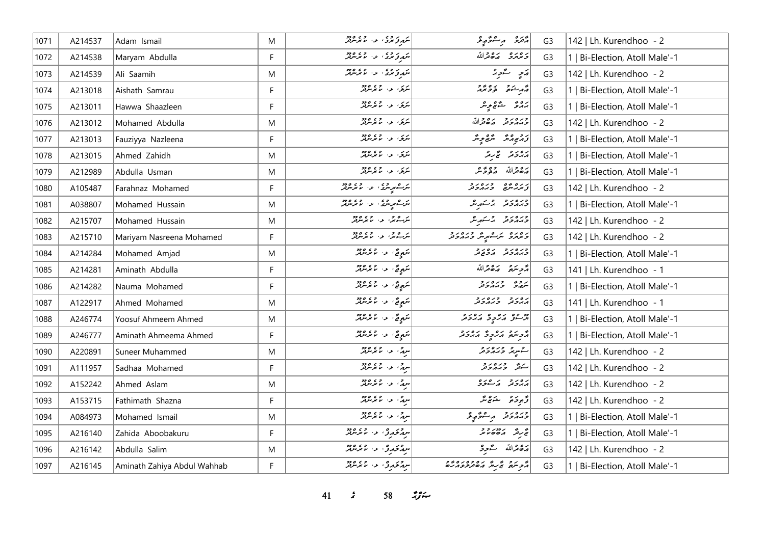| 1071 | A214537 | Adam Ismail | M | ޝަރަފުރީ، ލ. ކުރެންދޫ | އާދަމް އިސްމާޢީލް | G3 | 142 \| Lh. Kurendhoo - 2 |
|---|---|---|---|---|---|---|---|
| 1072 | A214538 | Maryam Abdulla | F | ޝަރަފުރީ، ލ. ކުރެންދޫ | މަރްޔަމް ޢަބްދުﷲ | G3 | 1 \| Bi-Election, Atoll Male'-1 |
| 1073 | A214539 | Ali Saamih | M | ޝަރަފުރީ، ލ. ކުރެންދޫ | ޢަލީ ސާމިހު | G3 | 142 \| Lh. Kurendhoo - 2 |
| 1074 | A213018 | Aishath Samrau | F | ޝަރަ، ލ. ކުރެންދޫ | އާއިޝަތު ޝަމްރާއު | G3 | 1 \| Bi-Election, Atoll Male'-1 |
| 1075 | A213011 | Hawwa Shaazleen | F | ޝަރަ، ލ. ކުރެންދޫ | ހައްވާ ޝާޒްލީން | G3 | 1 \| Bi-Election, Atoll Male'-1 |
| 1076 | A213012 | Mohamed Abdulla | M | ޝަރަ، ލ. ކުރެންދޫ | މުޙައްމަދު ޢަބްދުﷲ | G3 | 142 \| Lh. Kurendhoo - 2 |
| 1077 | A213013 | Fauziyya Nazleena | F | ޝަރަ، ލ. ކުރެންދޫ | ފައުޒިއްޔާ ނަޒްލީނާ | G3 | 1 \| Bi-Election, Atoll Male'-1 |
| 1078 | A213015 | Ahmed Zahidh | M | ޝަރަ، ލ. ކުރެންދޫ | އަޙްމަދު ޒާހިދު | G3 | 1 \| Bi-Election, Atoll Male'-1 |
| 1079 | A212989 | Abdulla Usman | M | ޝަރަ، ލ. ކުރެންދޫ | ޢަބްދުﷲ ޢުޘްމާން | G3 | 1 \| Bi-Election, Atoll Male'-1 |
| 1080 | A105487 | Farahnaz Mohamed | F | ނަސީމީނގެ، ލ. ކުރެންދޫ | ފަރަހްނާޒް މުޙައްމަދު | G3 | 142 \| Lh. Kurendhoo - 2 |
| 1081 | A038807 | Mohamed Hussain | M | ނަސީމީނގެ، ލ. ކުރެންދޫ | މުޙައްމަދު ޙުސައިން | G3 | 1 \| Bi-Election, Atoll Male'-1 |
| 1082 | A215707 | Mohamed Hussain | M | ނަސްރު، ލ. ކުރެންދޫ | މުޙައްމަދު ޙުސައިން | G3 | 142 \| Lh. Kurendhoo - 2 |
| 1083 | A215710 | Mariyam Nasreena Mohamed | F | ނަސްރު، ލ. ކުރެންދޫ | މަރިޔަމް ނަސްރީނާ މުޙައްމަދު | G3 | 142 \| Lh. Kurendhoo - 2 |
| 1084 | A214284 | Mohamed Amjad | M | ޝަތިރާ، ލ. ކުރެންދޫ | މުޙައްމަދު އަމްޖަދު | G3 | 1 \| Bi-Election, Atoll Male'-1 |
| 1085 | A214281 | Aminath Abdulla | F | ޝަތިރާ، ލ. ކުރެންދޫ | އާމިނަތު ޢަބްދުﷲ | G3 | 141 \| Lh. Kurendhoo - 1 |
| 1086 | A214282 | Nauma Mohamed | F | ޝަތިރާ، ލ. ކުރެންދޫ | ނައުމާ މުޙައްމަދު | G3 | 1 \| Bi-Election, Atoll Male'-1 |
| 1087 | A122917 | Ahmed Mohamed | M | ޝަތިރާ، ލ. ކުރެންދޫ | އަޙްމަދު މުޙައްމަދު | G3 | 141 \| Lh. Kurendhoo - 1 |
| 1088 | A246774 | Yoosuf Ahmeem Ahmed | M | ޝަތިރާ، ލ. ކުރެންދޫ | ޔޫސުފް އަޙްމީމް އަޙްމަދު | G3 | 1 \| Bi-Election, Atoll Male'-1 |
| 1089 | A246777 | Aminath Ahmeema Ahmed | F | ޝަތިރާ، ލ. ކުރެންދޫ | އާމިނަތު އަޙްމީމާ އަޙްމަދު | G3 | 1 \| Bi-Election, Atoll Male'-1 |
| 1090 | A220891 | Suneer Muhammed | M | ސިދް، ލ. ކުރެންދޫ | ސުނީރު މުޙައްމަދު | G3 | 142 \| Lh. Kurendhoo - 2 |
| 1091 | A111957 | Sadhaa Mohamed | F | ސިދް، ލ. ކުރެންދޫ | ސަދާ މުޙައްމަދު | G3 | 142 \| Lh. Kurendhoo - 2 |
| 1092 | A152242 | Ahmed Aslam | M | ސިދް، ލ. ކުރެންދޫ | އަޙްމަދު އަސްލަމް | G3 | 142 \| Lh. Kurendhoo - 2 |
| 1093 | A153715 | Fathimath Shazna | F | ސިދް، ލ. ކުރެންދޫ | ފާތިމަތު ޝަޒްނާ | G3 | 142 \| Lh. Kurendhoo - 2 |
| 1094 | A084973 | Mohamed Ismail | M | ސިދް، ލ. ކުރެންދޫ | މުޙައްމަދު އިސްމާޢީލް | G3 | 1 \| Bi-Election, Atoll Male'-1 |
| 1095 | A216140 | Zahida Aboobakuru | F | ސިދްގަރު، ލ. ކުރެންދޫ | ޒާހިދާ އަބޫބަކުރު | G3 | 1 \| Bi-Election, Atoll Male'-1 |
| 1096 | A216142 | Abdulla Salim | M | ސިދްގަރު، ލ. ކުރެންދޫ | ޢަބްދުﷲ ސާލިމް | G3 | 142 \| Lh. Kurendhoo - 2 |
| 1097 | A216145 | Aminath Zahiya Abdul Wahhab | F | ސިދްގަރު، ލ. ކުރެންދޫ | އާމިނަތު ޒާހިޔާ ޢަބްދުލްވައްހާބު | G3 | 1 \| Bi-Election, Atoll Male'-1 |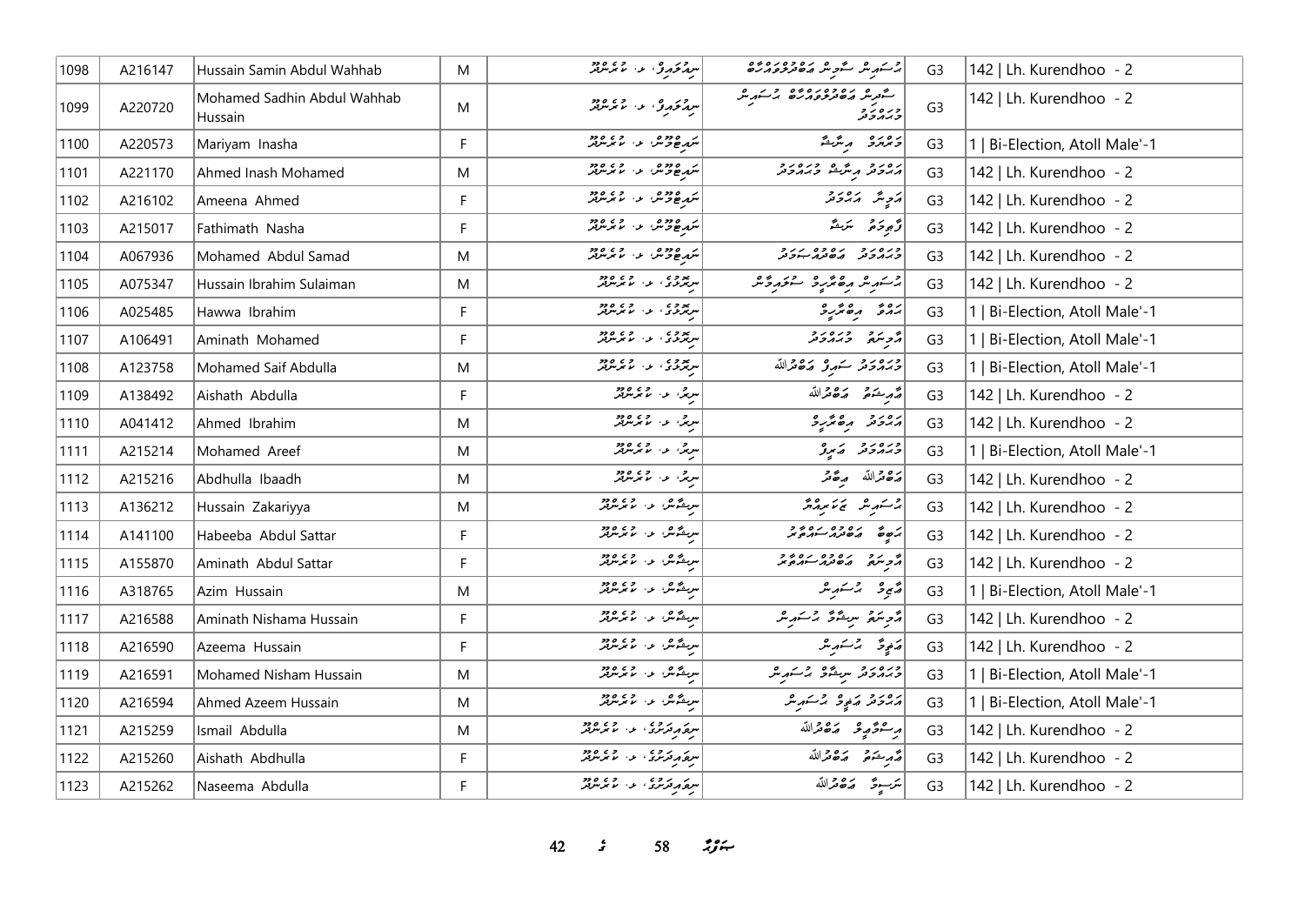| 1098 | A216147 | Hussain Samin Abdul Wahhab | M | ސިއްމަހީ، ލ. ކުރެންދޫ | ޙުސައިން ސާމިން ޢަބްދުލްވައްހާބް | G3 | 142 \| Lh. Kurendhoo - 2 |
|---|---|---|---|---|---|---|---|
| 1099 | A220720 | Mohamed Sadhin Abdul Wahhab Hussain | M | ސިއްމަހީ، ލ. ކުރެންދޫ | ސާދިން ޢަބްދުލްވައްހާބް ޙުސައިން މުޙައްމަދު | G3 | 142 \| Lh. Kurendhoo - 2 |
| 1100 | A220573 | Mariyam Inasha | F | ނަޢީމާބާދު، ލ. ކުރެންދޫ | މަރިޔަމް އިނާޝާ | G3 | 1 \| Bi-Election, Atoll Male'-1 |
| 1101 | A221170 | Ahmed Inash Mohamed | M | ނަޢީމާބާދު، ލ. ކުރެންދޫ | އަޙްމަދު އިނާޝް މުޙައްމަދު | G3 | 142 \| Lh. Kurendhoo - 2 |
| 1102 | A216102 | Ameena Ahmed | F | ނަޢީމާބާދު، ލ. ކުރެންދޫ | އަމީނާ އަޙްމަދު | G3 | 142 \| Lh. Kurendhoo - 2 |
| 1103 | A215017 | Fathimath Nasha | F | ނަޢީމާބާދު، ލ. ކުރެންދޫ | ފާތިމަތު ނަޝާ | G3 | 142 \| Lh. Kurendhoo - 2 |
| 1104 | A067936 | Mohamed Abdul Samad | M | ނަޢީމާބާދު، ލ. ކުރެންދޫ | މުޙައްމަދު ޢަބްދުއްސަމަދު | G3 | 142 \| Lh. Kurendhoo - 2 |
| 1105 | A075347 | Hussain Ibrahim Sulaiman | M | ނިރުމާގެ، ލ. ކުރެންދޫ | ޙުސައިން އިބްރާހީމް ސުލައިމާން | G3 | 142 \| Lh. Kurendhoo - 2 |
| 1106 | A025485 | Hawwa Ibrahim | F | ނިރުމާގެ، ލ. ކުރެންދޫ | ޙައްވާ އިބްރާހީމް | G3 | 1 \| Bi-Election, Atoll Male'-1 |
| 1107 | A106491 | Aminath Mohamed | F | ނިރުމާގެ، ލ. ކުރެންދޫ | އާމިނަތު މުޙައްމަދު | G3 | 1 \| Bi-Election, Atoll Male'-1 |
| 1108 | A123758 | Mohamed Saif Abdulla | M | ނިރުމާގެ، ލ. ކުރެންދޫ | މުޙައްމަދު ސައިފް ޢަބްދުﷲ | G3 | 1 \| Bi-Election, Atoll Male'-1 |
| 1109 | A138492 | Aishath Abdulla | F | ނިރު، ލ. ކުރެންދޫ | ޢާއިޝަތު ޢަބްދުﷲ | G3 | 142 \| Lh. Kurendhoo - 2 |
| 1110 | A041412 | Ahmed Ibrahim | M | ނިރު، ލ. ކުރެންދޫ | އަޙްމަދު އިބްރާހީމް | G3 | 142 \| Lh. Kurendhoo - 2 |
| 1111 | A215214 | Mohamed Areef | M | ނިރު، ލ. ކުރެންދޫ | މުޙައްމަދު ޢަރީފް | G3 | 1 \| Bi-Election, Atoll Male'-1 |
| 1112 | A215216 | Abdhulla Ibaadh | M | ނިރު، ލ. ކުރެންދޫ | ޢަބްދުﷲ އިބާދު | G3 | 142 \| Lh. Kurendhoo - 2 |
| 1113 | A136212 | Hussain Zakariyya | M | ނިޝާން، ލ. ކުރެންދޫ | ޙުސައިން ޒަކަރިއްޔާ | G3 | 142 \| Lh. Kurendhoo - 2 |
| 1114 | A141100 | Habeeba Abdul Sattar | F | ނިޝާން، ލ. ކުރެންދޫ | ހަބީބާ ޢަބްދުއްސައްތާރު | G3 | 142 \| Lh. Kurendhoo - 2 |
| 1115 | A155870 | Aminath Abdul Sattar | F | ނިޝާން، ލ. ކުރެންދޫ | އާމިނަތު ޢަބްދުއްސައްތާރު | G3 | 142 \| Lh. Kurendhoo - 2 |
| 1116 | A318765 | Azim Hussain | M | ނިޝާން، ލ. ކުރެންދޫ | ޢާޒިމް ޙުސައިން | G3 | 1 \| Bi-Election, Atoll Male'-1 |
| 1117 | A216588 | Aminath Nishama Hussain | F | ނިޝާން، ލ. ކުރެންދޫ | އާމިނަތު ނިޝާމާ ޙުސައިން | G3 | 142 \| Lh. Kurendhoo - 2 |
| 1118 | A216590 | Azeema Hussain | F | ނިޝާން، ލ. ކުރެންދޫ | ޢަޒީމާ ޙުސައިން | G3 | 142 \| Lh. Kurendhoo - 2 |
| 1119 | A216591 | Mohamed Nisham Hussain | M | ނިޝާން، ލ. ކުރެންދޫ | މުޙައްމަދު ނިޝާމް ޙުސައިން | G3 | 1 \| Bi-Election, Atoll Male'-1 |
| 1120 | A216594 | Ahmed Azeem Hussain | M | ނިޝާން، ލ. ކުރެންދޫ | އަޙްމަދު ޢަޒީމް ޙުސައިން | G3 | 1 \| Bi-Election, Atoll Male'-1 |
| 1121 | A215259 | Ismail Abdulla | M | ނިޔަމިދުރުގެ، ލ. ކުރެންދޫ | އިސްމާޢީލް ޢަބްދުﷲ | G3 | 142 \| Lh. Kurendhoo - 2 |
| 1122 | A215260 | Aishath Abdhulla | F | ނިޔަމިދުރުގެ، ލ. ކުރެންދޫ | ޢާއިޝަތު ޢަބްދުﷲ | G3 | 142 \| Lh. Kurendhoo - 2 |
| 1123 | A215262 | Naseema Abdulla | F | ނިޔަމިދުރުގެ، ލ. ކުރެންދޫ | ނަސީމާ ޢަބްދުﷲ | G3 | 142 \| Lh. Kurendhoo - 2 |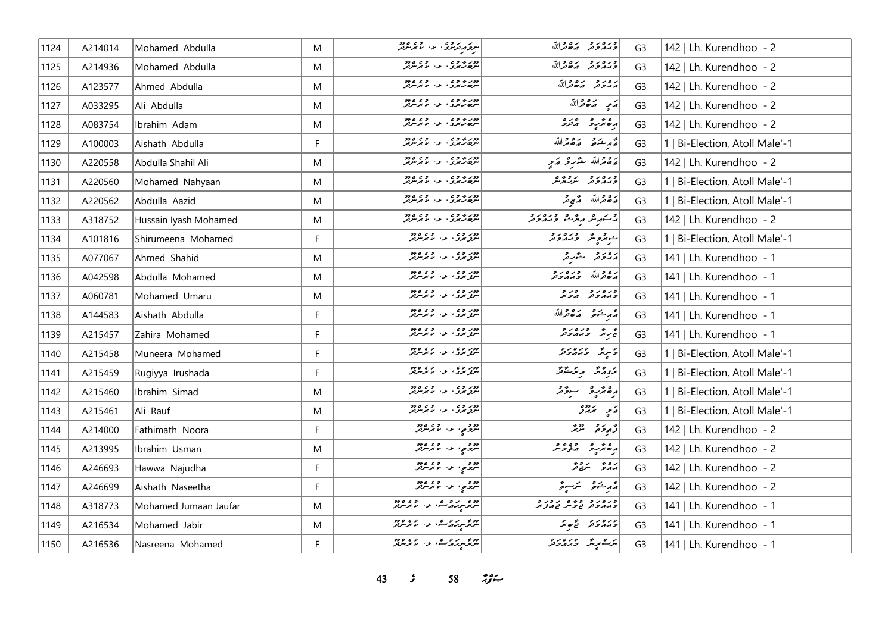| 1124 | A214014 | Mohamed Abdulla | M | ސިޔާމީދާރުގެ، ލ. ކުރެންދޫ | މުހައްމަދު އަބްދުﷲ | G3 | 142 \| Lh. Kurendhoo - 2 |
|---|---|---|---|---|---|---|---|
| 1125 | A214936 | Mohamed Abdulla | M | ނޫރާނާގެ، ލ. ކުރެންދޫ | މުހައްމަދު އަބްދުﷲ | G3 | 142 \| Lh. Kurendhoo - 2 |
| 1126 | A123577 | Ahmed Abdulla | M | ނޫރާނާގެ، ލ. ކުރެންދޫ | އަހުމަދު އަބްދުﷲ | G3 | 142 \| Lh. Kurendhoo - 2 |
| 1127 | A033295 | Ali Abdulla | M | ނޫރާނާގެ، ލ. ކުރެންދޫ | އަލި އަބްދުﷲ | G3 | 142 \| Lh. Kurendhoo - 2 |
| 1128 | A083754 | Ibrahim Adam | M | ނޫރާނާގެ، ލ. ކުރެންދޫ | އިބްރާހީމް އާދަމް | G3 | 142 \| Lh. Kurendhoo - 2 |
| 1129 | A100003 | Aishath Abdulla | F | ނޫރާނާގެ، ލ. ކުރެންދޫ | އައިޝަތު އަބްދުﷲ | G3 | 1 \| Bi-Election, Atoll Male'-1 |
| 1130 | A220558 | Abdulla Shahil Ali | M | ނޫރާނާގެ، ލ. ކުރެންދޫ | އަބްދުﷲ ޝާހިލް އަލި | G3 | 142 \| Lh. Kurendhoo - 2 |
| 1131 | A220560 | Mohamed Nahyaan | M | ނޫރާނާގެ، ލ. ކުރެންދޫ | މުހައްމަދު ނަހްޔާން | G3 | 1 \| Bi-Election, Atoll Male'-1 |
| 1132 | A220562 | Abdulla Aazid | M | ނޫރާނާގެ، ލ. ކުރެންދޫ | އަބްދުﷲ އާޒިދު | G3 | 1 \| Bi-Election, Atoll Male'-1 |
| 1133 | A318752 | Hussain Iyash Mohamed | M | ނޫރާނާގެ، ލ. ކުރެންދޫ | ހުސައިން އިޔާޝް މުހައްމަދު | G3 | 142 \| Lh. Kurendhoo - 2 |
| 1134 | A101816 | Shirumeena Mohamed | F | ނޫރުގެ، ލ. ކުރެންދޫ | ޝިރުމީނާ މުހައްމަދު | G3 | 1 \| Bi-Election, Atoll Male'-1 |
| 1135 | A077067 | Ahmed Shahid | M | ނޫރުގެ، ލ. ކުރެންދޫ | އަހުމަދު ޝާހިދު | G3 | 141 \| Lh. Kurendhoo - 1 |
| 1136 | A042598 | Abdulla Mohamed | M | ނޫރުގެ، ލ. ކުރެންދޫ | އަބްދުﷲ މުހައްމަދު | G3 | 141 \| Lh. Kurendhoo - 1 |
| 1137 | A060781 | Mohamed Umaru | M | ނޫރުގެ، ލ. ކުރެންދޫ | މުހައްމަދު އުމަރު | G3 | 141 \| Lh. Kurendhoo - 1 |
| 1138 | A144583 | Aishath Abdulla | F | ނޫރުގެ، ލ. ކުރެންދޫ | އައިޝަތު އަބްދުﷲ | G3 | 141 \| Lh. Kurendhoo - 1 |
| 1139 | A215457 | Zahira Mohamed | F | ނޫރުގެ، ލ. ކުރެންދޫ | ޒާހިރާ މުހައްމަދު | G3 | 141 \| Lh. Kurendhoo - 1 |
| 1140 | A215458 | Muneera Mohamed | F | ނޫރުގެ، ލ. ކުރެންދޫ | މުނީރާ މުހައްމަދު | G3 | 1 \| Bi-Election, Atoll Male'-1 |
| 1141 | A215459 | Rugiyya Irushada | F | ނޫރުގެ، ލ. ކުރެންދޫ | ރުގިއްޔާ އިރުޝާދާ | G3 | 1 \| Bi-Election, Atoll Male'-1 |
| 1142 | A215460 | Ibrahim Simad | M | ނޫރުގެ، ލ. ކުރެންދޫ | އިބްރާހީމް ސިމާދު | G3 | 1 \| Bi-Election, Atoll Male'-1 |
| 1143 | A215461 | Ali Rauf | M | ނޫރުގެ، ލ. ކުރެންދޫ | އަލި ރައުފް | G3 | 1 \| Bi-Election, Atoll Male'-1 |
| 1144 | A214000 | Fathimath Noora | F | ނޫރުމީ، ލ. ކުރެންދޫ | ފާތިމަތު ނޫރާ | G3 | 142 \| Lh. Kurendhoo - 2 |
| 1145 | A213995 | Ibrahim Usman | M | ނޫރުމީ، ލ. ކުރެންދޫ | އިބްރާހީމް އުސްމާން | G3 | 142 \| Lh. Kurendhoo - 2 |
| 1146 | A246693 | Hawwa Najudha | F | ނޫރުމީ، ލ. ކުރެންދޫ | ހައްވާ ނަޖޫދާ | G3 | 142 \| Lh. Kurendhoo - 2 |
| 1147 | A246699 | Aishath Naseetha | F | ނޫރުމީ، ލ. ކުރެންދޫ | އައިޝަތު ނަސީތާ | G3 | 142 \| Lh. Kurendhoo - 2 |
| 1148 | A318773 | Mohamed Jumaan Jaufar | M | ނޫރާނީހައުސް، ލ. ކުރެންދޫ | މުހައްމަދު ޖުމާން ޖައުފަރު | G3 | 141 \| Lh. Kurendhoo - 1 |
| 1149 | A216534 | Mohamed Jabir | M | ނޫރާނީހައުސް، ލ. ކުރެންދޫ | މުހައްމަދު ޖާބިރު | G3 | 141 \| Lh. Kurendhoo - 1 |
| 1150 | A216536 | Nasreena Mohamed | F | ނޫރާނީހައުސް، ލ. ކުރެންދޫ | ނަސްރީނާ މުހައްމަދު | G3 | 141 \| Lh. Kurendhoo - 1 |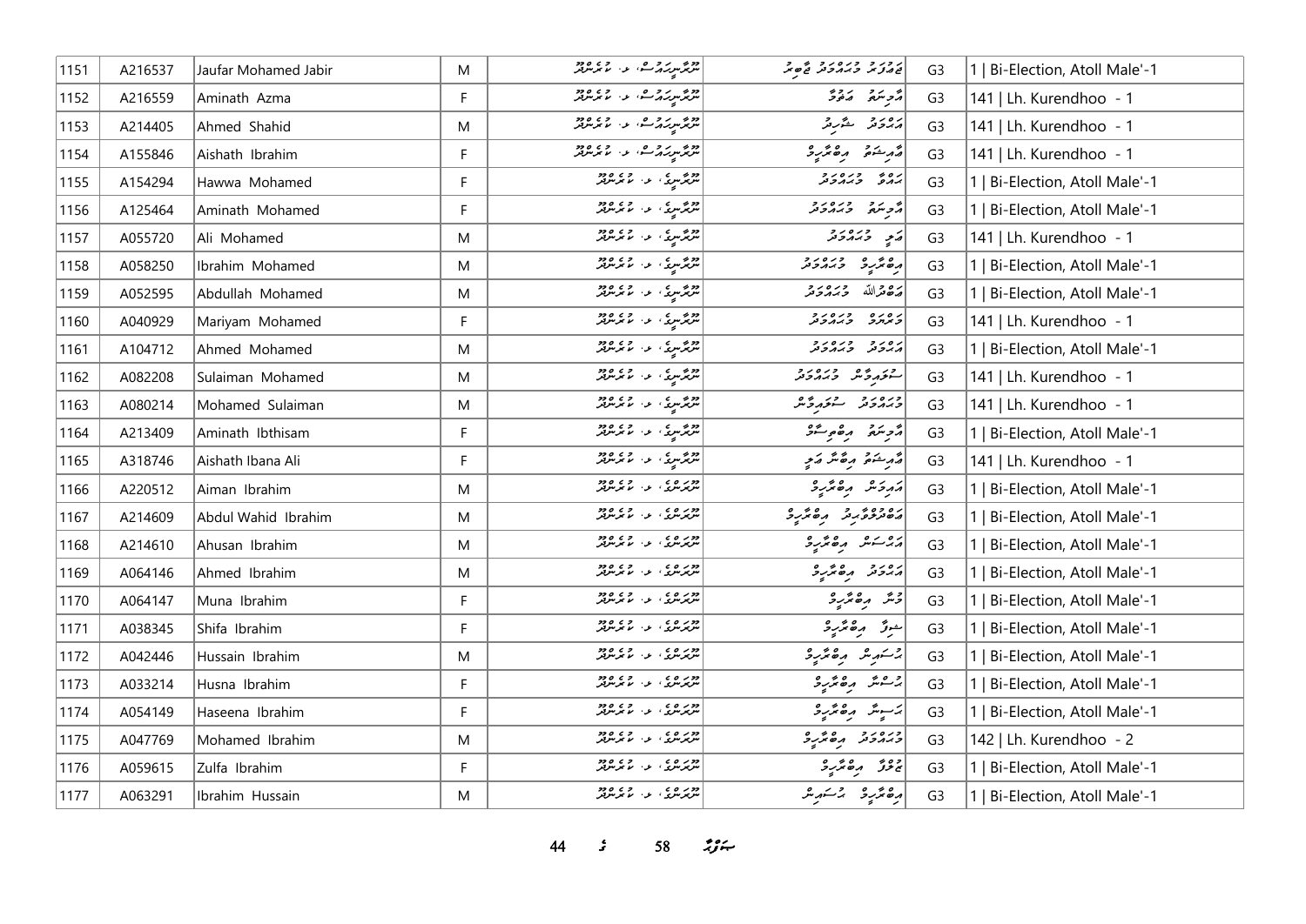| 1151 | A216537 | Jaufar Mohamed Jabir | M | ދޫރާނިހަުސް، ލ. މާވަންދޫ | ޖައުފަރު މުހައްމަދު ޖާބިރު | G3 | 1 \| Bi-Election, Atoll Male'-1 |
|---|---|---|---|---|---|---|---|
| 1152 | A216559 | Aminath Azma | F | ދޫރާނިހަުސް، ލ. މާވަންދޫ | އާމިނަތު އަޒްމާ | G3 | 141 \| Lh. Kurendhoo - 1 |
| 1153 | A214405 | Ahmed Shahid | M | ދޫރާނިހަުސް، ލ. މާވަންދޫ | އަހްމަދު ޝާހިދު | G3 | 141 \| Lh. Kurendhoo - 1 |
| 1154 | A155846 | Aishath Ibrahim | F | ދޫރާނިހަުސް، ލ. މާވަންދޫ | އާއިޝަތު އިބްރާހީމް | G3 | 141 \| Lh. Kurendhoo - 1 |
| 1155 | A154294 | Hawwa Mohamed | F | ދޫރާނީގެ، ލ. މާވަންދޫ | ހައްވާ މުހައްމަދު | G3 | 1 \| Bi-Election, Atoll Male'-1 |
| 1156 | A125464 | Aminath Mohamed | F | ދޫރާނީގެ، ލ. މާވަންދޫ | އާމިނަތު މުހައްމަދު | G3 | 1 \| Bi-Election, Atoll Male'-1 |
| 1157 | A055720 | Ali Mohamed | M | ދޫރާނީގެ، ލ. މާވަންދޫ | އަލި މުހައްމަދު | G3 | 141 \| Lh. Kurendhoo - 1 |
| 1158 | A058250 | Ibrahim Mohamed | M | ދޫރާނީގެ، ލ. މާވަންދޫ | އިބްރާހީމް މުހައްމަދު | G3 | 1 \| Bi-Election, Atoll Male'-1 |
| 1159 | A052595 | Abdullah Mohamed | M | ދޫރާނީގެ، ލ. މާވަންދޫ | އަބްދުﷲ މުހައްމަދު | G3 | 1 \| Bi-Election, Atoll Male'-1 |
| 1160 | A040929 | Mariyam Mohamed | F | ދޫރާނީގެ، ލ. މާވަންދޫ | މަރިޔަމް މުހައްމަދު | G3 | 141 \| Lh. Kurendhoo - 1 |
| 1161 | A104712 | Ahmed Mohamed | M | ދޫރާނީގެ، ލ. މާވަންދޫ | އަހްމަދު މުހައްމަދު | G3 | 1 \| Bi-Election, Atoll Male'-1 |
| 1162 | A082208 | Sulaiman Mohamed | M | ދޫރާނީގެ، ލ. މާވަންދޫ | ސުލައިމާން މުހައްމަދު | G3 | 141 \| Lh. Kurendhoo - 1 |
| 1163 | A080214 | Mohamed Sulaiman | M | ދޫރާނީގެ، ލ. މާވަންދޫ | މުހައްމަދު ސުލައިމާން | G3 | 141 \| Lh. Kurendhoo - 1 |
| 1164 | A213409 | Aminath Ibthisam | F | ދޫރާނީގެ، ލ. މާވަންދޫ | އާމިނަތު އިބްތިސާމް | G3 | 1 \| Bi-Election, Atoll Male'-1 |
| 1165 | A318746 | Aishath Ibana Ali | F | ދޫރާނީގެ، ލ. މާވަންދޫ | އާއިޝަތު އިބާނާ އަލި | G3 | 141 \| Lh. Kurendhoo - 1 |
| 1166 | A220512 | Aiman Ibrahim | M | ދޫރަންގެ، ލ. މާވަންދޫ | އައިމަން އިބްރާހީމް | G3 | 1 \| Bi-Election, Atoll Male'-1 |
| 1167 | A214609 | Abdul Wahid Ibrahim | M | ދޫރަންގެ، ލ. މާވަންދޫ | އަބްދުލްވާހިދު އިބްރާހީމް | G3 | 1 \| Bi-Election, Atoll Male'-1 |
| 1168 | A214610 | Ahusan Ibrahim | M | ދޫރަންގެ، ލ. މާވަންދޫ | އަހުސަން އިބްރާހީމް | G3 | 1 \| Bi-Election, Atoll Male'-1 |
| 1169 | A064146 | Ahmed Ibrahim | M | ދޫރަންގެ، ލ. މާވަންދޫ | އަހްމަދު އިބްރާހީމް | G3 | 1 \| Bi-Election, Atoll Male'-1 |
| 1170 | A064147 | Muna Ibrahim | F | ދޫރަންގެ، ލ. މާވަންދޫ | މުނާ އިބްރާހީމް | G3 | 1 \| Bi-Election, Atoll Male'-1 |
| 1171 | A038345 | Shifa Ibrahim | F | ދޫރަންގެ، ލ. މާވަންދޫ | ޝިފާ އިބްރާހީމް | G3 | 1 \| Bi-Election, Atoll Male'-1 |
| 1172 | A042446 | Hussain Ibrahim | M | ދޫރަންގެ، ލ. މާވަންދޫ | ހުސައިން އިބްރާހީމް | G3 | 1 \| Bi-Election, Atoll Male'-1 |
| 1173 | A033214 | Husna Ibrahim | F | ދޫރަންގެ، ލ. މާވަންދޫ | ހުސްނާ އިބްރާހީމް | G3 | 1 \| Bi-Election, Atoll Male'-1 |
| 1174 | A054149 | Haseena Ibrahim | F | ދޫރަންގެ، ލ. މާވަންދޫ | ހަސީނާ އިބްރާހީމް | G3 | 1 \| Bi-Election, Atoll Male'-1 |
| 1175 | A047769 | Mohamed Ibrahim | M | ދޫރަންގެ، ލ. މާވަންދޫ | މުހައްމަދު އިބްރާހީމް | G3 | 142 \| Lh. Kurendhoo - 2 |
| 1176 | A059615 | Zulfa Ibrahim | F | ދޫރަންގެ، ލ. މާވަންދޫ | ޒުލްފާ އިބްރާހީމް | G3 | 1 \| Bi-Election, Atoll Male'-1 |
| 1177 | A063291 | Ibrahim Hussain | M | ދޫރަންގެ، ލ. މާވަންދޫ | އިބްރާހީމް ހުސައިން | G3 | 1 \| Bi-Election, Atoll Male'-1 |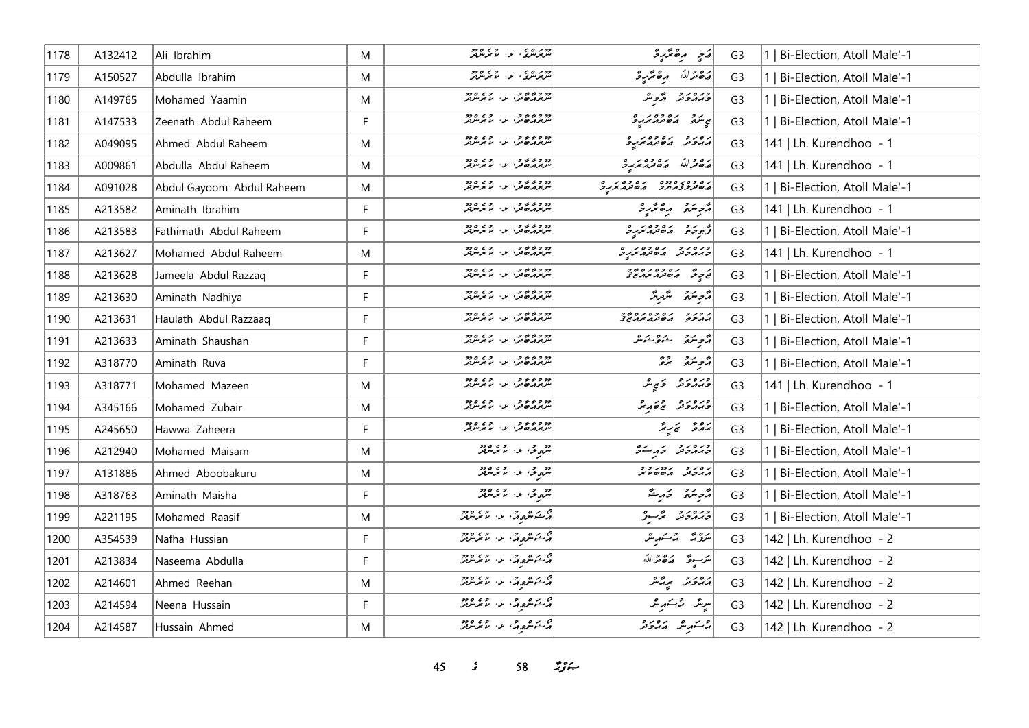| 1178 | A132412 | Ali Ibrahim | M | ދޫރަށުގެ، ލ. ކުރެންދޫ | އަލި އިބްރާހީމް | G3 | 1 \| Bi-Election, Atoll Male'-1 |
|---|---|---|---|---|---|---|---|
| 1179 | A150527 | Abdulla Ibrahim | M | ދޫރަށުގެ، ލ. ކުރެންދޫ | އަބްދުﷲ އިބްރާހީމް | G3 | 1 \| Bi-Election, Atoll Male'-1 |
| 1180 | A149765 | Mohamed Yaamin | M | ނޫރުއްޒުބާ، ލ. ކުރެންދޫ | މުހައްމަދު ޔާމިން | G3 | 1 \| Bi-Election, Atoll Male'-1 |
| 1181 | A147533 | Zeenath Abdul Raheem | F | ނޫރުއްޒުބާ، ލ. ކުރެންދޫ | ޒީނަތު އަބްދުއްރަހީމް | G3 | 1 \| Bi-Election, Atoll Male'-1 |
| 1182 | A049095 | Ahmed Abdul Raheem | M | ނޫރުއްޒުބާ، ލ. ކުރެންދޫ | އަހްމަދު އަބްދުއްރަހީމް | G3 | 141 \| Lh. Kurendhoo - 1 |
| 1183 | A009861 | Abdulla Abdul Raheem | M | ނޫރުއްޒުބާ، ލ. ކުރެންދޫ | އަބްދުﷲ އަބްދުއްރަހީމް | G3 | 141 \| Lh. Kurendhoo - 1 |
| 1184 | A091028 | Abdul Gayoom Abdul Raheem | M | ނޫރުއްޒުބާ، ލ. ކުރެންދޫ | އަބްދުލްގައްޔޫމް އަބްދުއްރަހީމް | G3 | 1 \| Bi-Election, Atoll Male'-1 |
| 1185 | A213582 | Aminath Ibrahim | F | ނޫރުއްޒުބާ، ލ. ކުރެންދޫ | އާމިނަތު އިބްރާހީމް | G3 | 141 \| Lh. Kurendhoo - 1 |
| 1186 | A213583 | Fathimath Abdul Raheem | F | ނޫރުއްޒުބާ، ލ. ކުރެންދޫ | ފާތިމަތު އަބްދުއްރަހީމް | G3 | 1 \| Bi-Election, Atoll Male'-1 |
| 1187 | A213627 | Mohamed Abdul Raheem | M | ނޫރުއްޒުބާ، ލ. ކުރެންދޫ | މުހައްމަދު އަބްދުއްރަހީމް | G3 | 141 \| Lh. Kurendhoo - 1 |
| 1188 | A213628 | Jameela Abdul Razzaq | F | ނޫރުއްޒުބާ، ލ. ކުރެންދޫ | ޖަމީލާ އަބްދުއްރައްޒާޤު | G3 | 1 \| Bi-Election, Atoll Male'-1 |
| 1189 | A213630 | Aminath Nadhiya | F | ނޫރުއްޒުބާ، ލ. ކުރެންދޫ | އާމިނަތު ނާދިޔާ | G3 | 1 \| Bi-Election, Atoll Male'-1 |
| 1190 | A213631 | Haulath Abdul Razzaaq | F | ނޫރުއްޒުބާ، ލ. ކުރެންދޫ | ހައުލަތު އަބްދުއްރައްޒާޤު | G3 | 1 \| Bi-Election, Atoll Male'-1 |
| 1191 | A213633 | Aminath Shaushan | F | ނޫރުއްޒުބާ، ލ. ކުރެންދޫ | އާމިނަތު ޝަވުޝަން | G3 | 1 \| Bi-Election, Atoll Male'-1 |
| 1192 | A318770 | Aminath Ruva | F | ނޫރުއްޒުބާ، ލ. ކުރެންދޫ | އާމިނަތު ރުވާ | G3 | 1 \| Bi-Election, Atoll Male'-1 |
| 1193 | A318771 | Mohamed Mazeen | M | ނޫރުއްޒުބާ، ލ. ކުރެންދޫ | މުހައްމަދު މަޒީން | G3 | 141 \| Lh. Kurendhoo - 1 |
| 1194 | A345166 | Mohamed Zubair | M | ނޫރުއްޒުބާ، ލ. ކުރެންދޫ | މުހައްމަދު ޒުބައިރު | G3 | 1 \| Bi-Election, Atoll Male'-1 |
| 1195 | A245650 | Hawwa Zaheera | F | ނޫރުއްޒުބާ، ލ. ކުރެންދޫ | ހައްވާ ޒަހީރާ | G3 | 1 \| Bi-Election, Atoll Male'-1 |
| 1196 | A212940 | Mohamed Maisam | M | ނޫވިލާ، ލ. ކުރެންދޫ | މުހައްމަދު މައިސަމް | G3 | 1 \| Bi-Election, Atoll Male'-1 |
| 1197 | A131886 | Ahmed Aboobakuru | M | ނޫވިލާ، ލ. ކުރެންދޫ | އަހްމަދު އަބޫބަކުރު | G3 | 1 \| Bi-Election, Atoll Male'-1 |
| 1198 | A318763 | Aminath Maisha | F | ނޫވިލާ، ލ. ކުރެންދޫ | އާމިނަތު މައިޝާ | G3 | 1 \| Bi-Election, Atoll Male'-1 |
| 1199 | A221195 | Mohamed Raasif | M | އޭޝަންވިއު، ލ. ކުރެންދޫ | މުހައްމަދު ރާސިފު | G3 | 1 \| Bi-Election, Atoll Male'-1 |
| 1200 | A354539 | Nafha Hussian | F | އޭޝަންވިއު، ލ. ކުރެންދޫ | ނަފްހާ ހުސައިން | G3 | 142 \| Lh. Kurendhoo - 2 |
| 1201 | A213834 | Naseema Abdulla | F | އޭޝަންވިއު، ލ. ކުރެންދޫ | ނަސީމާ އަބްދުﷲ | G3 | 142 \| Lh. Kurendhoo - 2 |
| 1202 | A214601 | Ahmed Reehan | M | އޭޝަންވިއު، ލ. ކުރެންދޫ | އަހްމަދު ރީހާން | G3 | 142 \| Lh. Kurendhoo - 2 |
| 1203 | A214594 | Neena Hussain | F | އޭޝަންވިއު، ލ. ކުރެންދޫ | ނީނާ ހުސައިން | G3 | 142 \| Lh. Kurendhoo - 2 |
| 1204 | A214587 | Hussain Ahmed | M | އޭޝަންވިއު، ލ. ކުރެންދޫ | ހުސައިން އަހްމަދު | G3 | 142 \| Lh. Kurendhoo - 2 |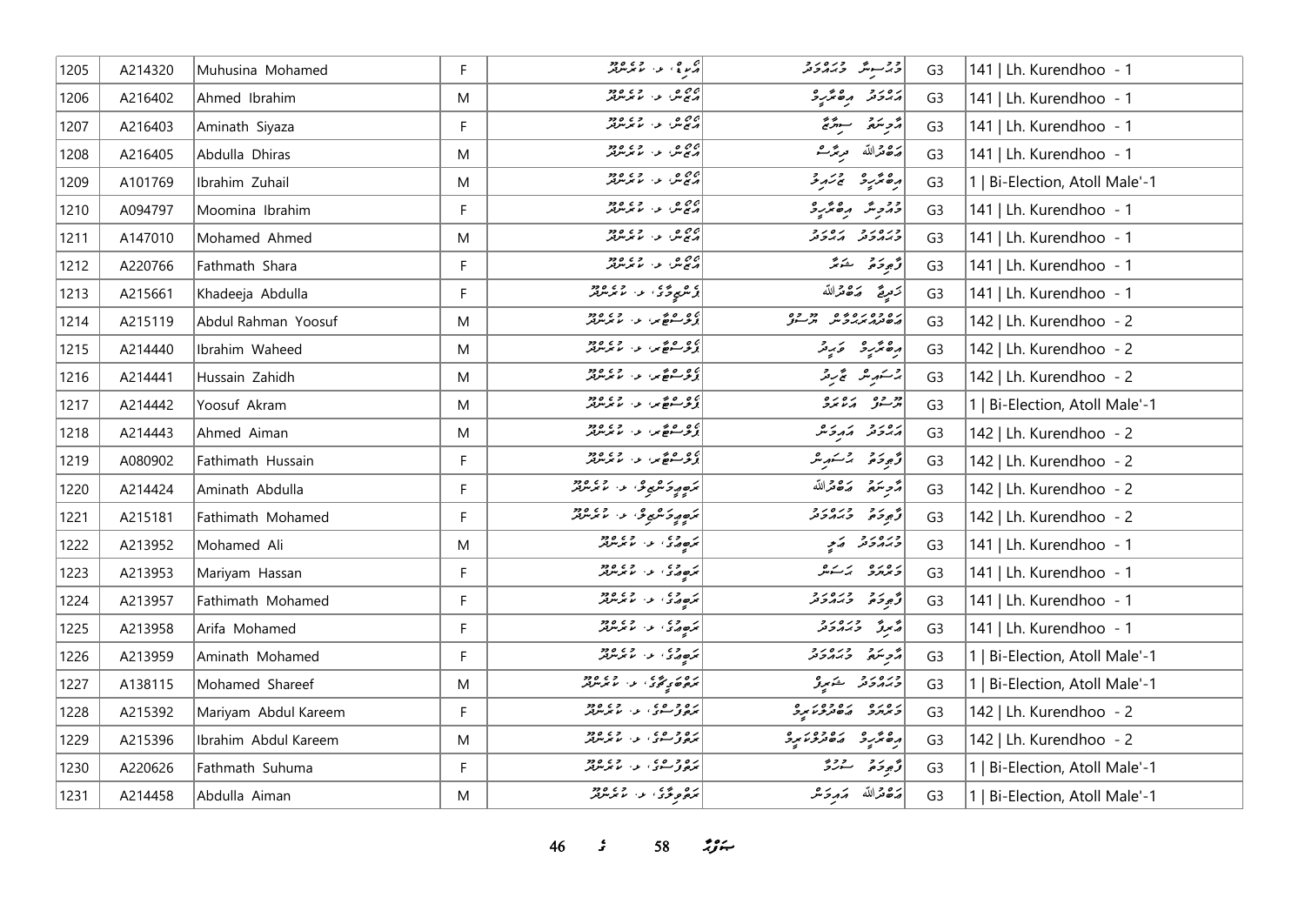| 1205 | A214320 | Muhusina Mohamed | F | އިލާގެ، ލ. ކުރެންދޫ | މުޙުސިނާ މުޙައްމަދު | G3 | 141 \| Lh. Kurendhoo - 1 |
|---|---|---|---|---|---|---|---|
| 1206 | A216402 | Ahmed Ibrahim | M | އަޒުން، ލ. ކުރެންދޫ | އަޙްމަދު އިބްރާހީމް | G3 | 141 \| Lh. Kurendhoo - 1 |
| 1207 | A216403 | Aminath Siyaza | F | އަޒުން، ލ. ކުރެންދޫ | އާމިނަތު ސިޔާޒާ | G3 | 141 \| Lh. Kurendhoo - 1 |
| 1208 | A216405 | Abdulla Dhiras | M | އަޒުން، ލ. ކުރެންދޫ | އަބްދުﷲ ދިރާސް | G3 | 141 \| Lh. Kurendhoo - 1 |
| 1209 | A101769 | Ibrahim Zuhail | M | އަޒުން، ލ. ކުރެންދޫ | އިބްރާހީމް ޒުހައިލް | G3 | 1 \| Bi-Election, Atoll Male'-1 |
| 1210 | A094797 | Moomina Ibrahim | F | އަޒުން، ލ. ކުރެންދޫ | މޫމިނާ އިބްރާހީމް | G3 | 141 \| Lh. Kurendhoo - 1 |
| 1211 | A147010 | Mohamed Ahmed | M | އަޒުން، ލ. ކުރެންދޫ | މުޙައްމަދު އަޙްމަދު | G3 | 141 \| Lh. Kurendhoo - 1 |
| 1212 | A220766 | Fathmath Shara | F | އަޒުން، ލ. ކުރެންދޫ | ފާތިމަތު ޝަރާ | G3 | 141 \| Lh. Kurendhoo - 1 |
| 1213 | A215661 | Khadeeja Abdulla | F | ވެންޗުވާގެ، ލ. ކުރެންދޫ | ޚަދީޖާ އަބްދުﷲ | G3 | 141 \| Lh. Kurendhoo - 1 |
| 1214 | A215119 | Abdul Rahman Yoosuf | M | ވެލްސަމްބަރ، ލ. ކުރެންދޫ | އަބްދުއްރަޙްމާން ޔޫސުފް | G3 | 142 \| Lh. Kurendhoo - 2 |
| 1215 | A214440 | Ibrahim Waheed | M | ވެލްސަމްބަރ، ލ. ކުރެންދޫ | އިބްރާހީމް ވަޙީދު | G3 | 142 \| Lh. Kurendhoo - 2 |
| 1216 | A214441 | Hussain Zahidh | M | ވެލްސަމްބަރ، ލ. ކުރެންދޫ | ޙުސައިން ޒާހިދު | G3 | 142 \| Lh. Kurendhoo - 2 |
| 1217 | A214442 | Yoosuf Akram | M | ވެލްސަމްބަރ، ލ. ކުރެންދޫ | ޔޫސުފް އަކްރަމް | G3 | 1 \| Bi-Election, Atoll Male'-1 |
| 1218 | A214443 | Ahmed Aiman | M | ވެލްސަމްބަރ، ލ. ކުރެންދޫ | އަޙްމަދު އައިމަން | G3 | 142 \| Lh. Kurendhoo - 2 |
| 1219 | A080902 | Fathimath Hussain | F | ވެލްސަމްބަރ، ލ. ކުރެންދޫ | ފާތިމަތު ޙުސައިން | G3 | 142 \| Lh. Kurendhoo - 2 |
| 1220 | A214424 | Aminath Abdulla | F | ރަބީޢުމަންޒިލް، ލ. ކުރެންދޫ | އާމިނަތު އަބްދުﷲ | G3 | 142 \| Lh. Kurendhoo - 2 |
| 1221 | A215181 | Fathimath Mohamed | F | ރަބީޢުމަންޒިލް، ލ. ކުރެންދޫ | ފާތިމަތު މުޙައްމަދު | G3 | 142 \| Lh. Kurendhoo - 2 |
| 1222 | A213952 | Mohamed Ali | M | ރަބީޢާގެ، ލ. ކުރެންދޫ | މުޙައްމަދު ޢަލީ | G3 | 141 \| Lh. Kurendhoo - 1 |
| 1223 | A213953 | Mariyam Hassan | F | ރަބީޢާގެ، ލ. ކުރެންދޫ | މަރިޔަމް ޙަސަން | G3 | 141 \| Lh. Kurendhoo - 1 |
| 1224 | A213957 | Fathimath Mohamed | F | ރަބީޢާގެ، ލ. ކުރެންދޫ | ފާތިމަތު މުޙައްމަދު | G3 | 141 \| Lh. Kurendhoo - 1 |
| 1225 | A213958 | Arifa Mohamed | F | ރަބީޢާގެ، ލ. ކުރެންދޫ | އާރިފާ މުޙައްމަދު | G3 | 141 \| Lh. Kurendhoo - 1 |
| 1226 | A213959 | Aminath Mohamed | F | ރަބީޢާގެ، ލ. ކުރެންދޫ | އާމިނަތު މުޙައްމަދު | G3 | 1 \| Bi-Election, Atoll Male'-1 |
| 1227 | A138115 | Mohamed Shareef | M | ރަބްބަނީގޭ، ލ. ކުރެންދޫ | މުޙައްމަދު ޝަރީފް | G3 | 1 \| Bi-Election, Atoll Male'-1 |
| 1228 | A215392 | Mariyam Abdul Kareem | F | ރަތްވުސްގެ، ލ. ކުރެންދޫ | މަރިޔަމް އަބްދުލްކަރީމް | G3 | 142 \| Lh. Kurendhoo - 2 |
| 1229 | A215396 | Ibrahim Abdul Kareem | M | ރަތްވުސްގެ، ލ. ކުރެންދޫ | އިބްރާހީމް އަބްދުލްކަރީމް | G3 | 142 \| Lh. Kurendhoo - 2 |
| 1230 | A220626 | Fathmath Suhuma | F | ރަތްވުސްގެ، ލ. ކުރެންދޫ | ފާތިމަތު ސުހުމާ | G3 | 1 \| Bi-Election, Atoll Male'-1 |
| 1231 | A214458 | Abdulla Aiman | M | ރަތްވިލާގެ، ލ. ކުރެންދޫ | އަބްދުﷲ އައިމަން | G3 | 1 \| Bi-Election, Atoll Male'-1 |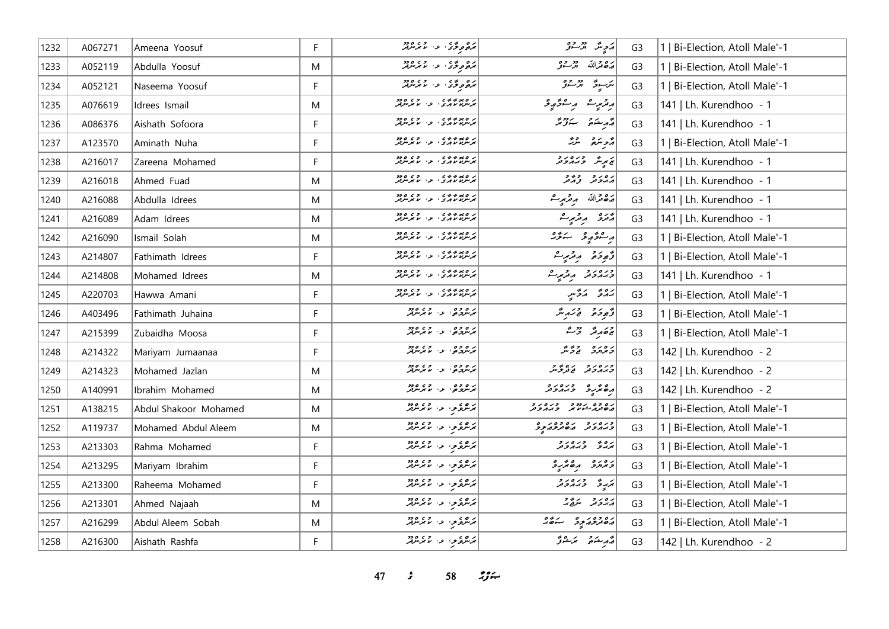| 1232 | A067271 | Ameena Yoosuf | F | ރަތުވިލާގެ، ލ. ކުރެންދޫ | އަމީނާ ޔޫސުފު | G3 | 1 \| Bi-Election, Atoll Male'-1 |
|---|---|---|---|---|---|---|---|
| 1233 | A052119 | Abdulla Yoosuf | M | ރަތުވިލާގެ، ލ. ކުރެންދޫ | އަބްދުއްﷲ ޔޫސުފު | G3 | 1 \| Bi-Election, Atoll Male'-1 |
| 1234 | A052121 | Naseema Yoosuf | F | ރަތުވިލާގެ، ލ. ކުރެންދޫ | ނަސީމާ ޔޫސުފު | G3 | 1 \| Bi-Election, Atoll Male'-1 |
| 1235 | A076619 | Idrees Ismail | M | ރަންމަހާރުގެ، ލ. ކުރެންދޫ | އިދްރީސް އިސްމާއީލް | G3 | 141 \| Lh. Kurendhoo - 1 |
| 1236 | A086376 | Aishath Sofoora | F | ރަންމަހާރުގެ، ލ. ކުރެންދޫ | އައިޝަތު ސަފޫރާ | G3 | 141 \| Lh. Kurendhoo - 1 |
| 1237 | A123570 | Aminath Nuha | F | ރަންމަހާރުގެ، ލ. ކުރެންދޫ | އާމިނަތު ނުހާ | G3 | 1 \| Bi-Election, Atoll Male'-1 |
| 1238 | A216017 | Zareena Mohamed | F | ރަންމަހާރުގެ، ލ. ކުރެންދޫ | ޒަރީނާ މުޙައްމަދު | G3 | 141 \| Lh. Kurendhoo - 1 |
| 1239 | A216018 | Ahmed Fuad | M | ރަންމަހާރުގެ، ލ. ކުރެންދޫ | އަޙްމަދު ފުއާދު | G3 | 141 \| Lh. Kurendhoo - 1 |
| 1240 | A216088 | Abdulla Idrees | M | ރަންމަހާރުގެ، ލ. ކުރެންދޫ | އަބްދުއްﷲ އިދްރީސް | G3 | 141 \| Lh. Kurendhoo - 1 |
| 1241 | A216089 | Adam Idrees | M | ރަންމަހާރުގެ، ލ. ކުރެންދޫ | އާދަމް އިދްރީސް | G3 | 141 \| Lh. Kurendhoo - 1 |
| 1242 | A216090 | Ismail Solah | M | ރަންމަހާރުގެ، ލ. ކުރެންދޫ | އިސްމާއީލް ސަލާހް | G3 | 1 \| Bi-Election, Atoll Male'-1 |
| 1243 | A214807 | Fathimath Idrees | F | ރަންމަހާރުގެ، ލ. ކުރެންދޫ | ފާތިމަތު އިދްރީސް | G3 | 1 \| Bi-Election, Atoll Male'-1 |
| 1244 | A214808 | Mohamed Idrees | M | ރަންމަހާރުގެ، ލ. ކުރެންދޫ | މުޙައްމަދު އިދްރީސް | G3 | 141 \| Lh. Kurendhoo - 1 |
| 1245 | A220703 | Hawwa Amani | F | ރަންމަހާރުގެ، ލ. ކުރެންދޫ | ހައްވާ އަމާނީ | G3 | 1 \| Bi-Election, Atoll Male'-1 |
| 1246 | A403496 | Fathimath Juhaina | F | ރަންދުވާ، ލ. ކުރެންދޫ | ފާތިމަތު ޖުހައިނާ | G3 | 1 \| Bi-Election, Atoll Male'-1 |
| 1247 | A215399 | Zubaidha Moosa | F | ރަންދުވާ، ލ. ކުރެންދޫ | ޒުބައިދާ މޫސާ | G3 | 1 \| Bi-Election, Atoll Male'-1 |
| 1248 | A214322 | Mariyam Jumaanaa | F | ރަންދުވާ، ލ. ކުރެންދޫ | މަރިޔަމް ޖުމާނާ | G3 | 142 \| Lh. Kurendhoo - 2 |
| 1249 | A214323 | Mohamed Jazlan | M | ރަންދުވާ، ލ. ކުރެންދޫ | މުޙައްމަދު ޖަޒްލާން | G3 | 142 \| Lh. Kurendhoo - 2 |
| 1250 | A140991 | Ibrahim Mohamed | M | ރަންދުވާ، ލ. ކުރެންދޫ | އިބްރާހީމް މުޙައްމަދު | G3 | 142 \| Lh. Kurendhoo - 2 |
| 1251 | A138215 | Abdul Shakoor Mohamed | M | ރަންގެވި، ލ. ކުރެންދޫ | އަބްދުލްޝަކޫރު މުޙައްމަދު | G3 | 1 \| Bi-Election, Atoll Male'-1 |
| 1252 | A119737 | Mohamed Abdul Aleem | M | ރަންގެވި، ލ. ކުރެންދޫ | މުޙައްމަދު އަބްދުލްޢަލީމް | G3 | 1 \| Bi-Election, Atoll Male'-1 |
| 1253 | A213303 | Rahma Mohamed | F | ރަންގެވި، ލ. ކުރެންދޫ | ރަޙްމާ މުޙައްމަދު | G3 | 1 \| Bi-Election, Atoll Male'-1 |
| 1254 | A213295 | Mariyam Ibrahim | F | ރަންގެވި، ލ. ކުރެންދޫ | މަރިޔަމް އިބްރާހީމް | G3 | 1 \| Bi-Election, Atoll Male'-1 |
| 1255 | A213300 | Raheema Mohamed | F | ރަންގެވި، ލ. ކުރެންދޫ | ރަޙީމާ މުޙައްމަދު | G3 | 1 \| Bi-Election, Atoll Male'-1 |
| 1256 | A213301 | Ahmed Najaah | M | ރަންގެވި، ލ. ކުރެންދޫ | އަޙްމަދު ނަޖާޙް | G3 | 1 \| Bi-Election, Atoll Male'-1 |
| 1257 | A216299 | Abdul Aleem Sobah | M | ރަންގެވި، ލ. ކުރެންދޫ | އަބްދުލްޢަލީމް ސަބާޙް | G3 | 1 \| Bi-Election, Atoll Male'-1 |
| 1258 | A216300 | Aishath Rashfa | F | ރަންގެވި، ލ. ކުރެންދޫ | އައިޝަތު ރަޝްފާ | G3 | 142 \| Lh. Kurendhoo - 2 |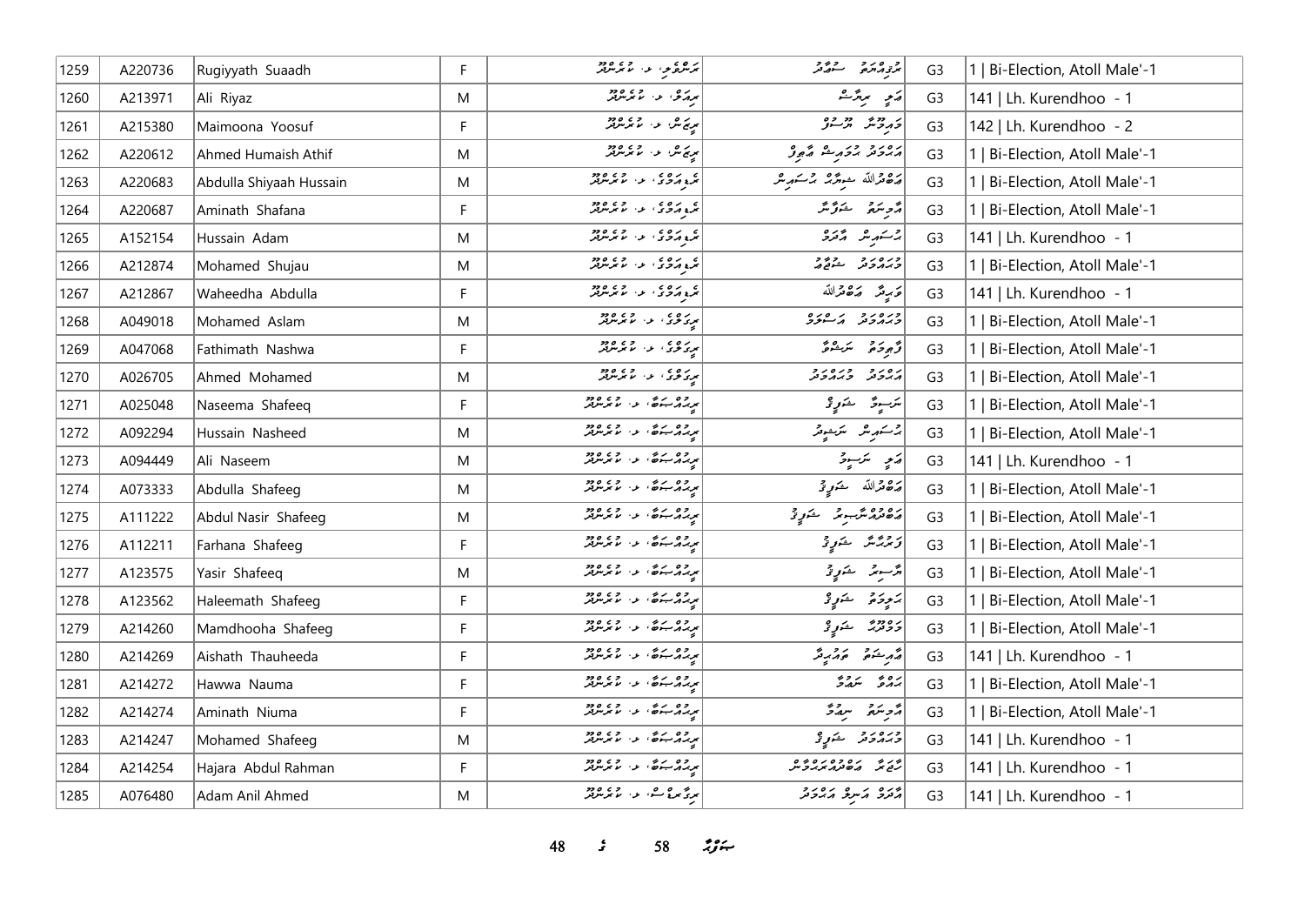| 1259 | A220736 | Rugiyyath Suaadh | F | ކަންތެލި، ލ. ކުރެންދޫ | ރުޤިއްޔާތު ސުޢާދު | G3 | 1 \| Bi-Election, Atoll Male'-1 |
|---|---|---|---|---|---|---|---|
| 1260 | A213971 | Ali Riyaz | M | ރިއަލް، ލ. ކުރެންދޫ | ޢަލީ ރިޔާޒް | G3 | 141 \| Lh. Kurendhoo - 1 |
| 1261 | A215380 | Maimoona Yoosuf | F | ރިޖަން، ލ. ކުރެންދޫ | މައިމޫނާ ޔޫސުފް | G3 | 142 \| Lh. Kurendhoo - 2 |
| 1262 | A220612 | Ahmed Humaish Athif | M | ރިޖަން، ލ. ކުރެންދޫ | އަޙްމަދު ހުމައިޝް އާތިފް | G3 | 1 \| Bi-Election, Atoll Male'-1 |
| 1263 | A220683 | Abdulla Shiyaah Hussain | M | ރޯޒްއަވާ، ލ. ކުރެންދޫ | އަބްދުﷲ ޝިޔާޙް ހުސައިން | G3 | 1 \| Bi-Election, Atoll Male'-1 |
| 1264 | A220687 | Aminath Shafana | F | ރޯޒްއަވާ، ލ. ކުރެންދޫ | އާމިނަތު ޝަފާނާ | G3 | 1 \| Bi-Election, Atoll Male'-1 |
| 1265 | A152154 | Hussain Adam | M | ރޯޒްއަވާ، ލ. ކުރެންދޫ | ހުސައިން އާދަމް | G3 | 141 \| Lh. Kurendhoo - 1 |
| 1266 | A212874 | Mohamed Shujau | M | ރޯޒްއަވާ، ލ. ކުރެންދޫ | މުޙައްމަދު ޝުޖާޢު | G3 | 1 \| Bi-Election, Atoll Male'-1 |
| 1267 | A212867 | Waheedha Abdulla | F | ރޯޒްއަވާ، ލ. ކުރެންދޫ | ވަޙީދާ އަބްދުﷲ | G3 | 141 \| Lh. Kurendhoo - 1 |
| 1268 | A049018 | Mohamed Aslam | M | ރިވަލީ، ލ. ކުރެންދޫ | މުޙައްމަދު އަސްލަމް | G3 | 1 \| Bi-Election, Atoll Male'-1 |
| 1269 | A047068 | Fathimath Nashwa | F | ރިވަލީ، ލ. ކުރެންދޫ | ފާތިމަތު ނަޝްވާ | G3 | 1 \| Bi-Election, Atoll Male'-1 |
| 1270 | A026705 | Ahmed Mohamed | M | ރިވަލީ، ލ. ކުރެންދޫ | އަޙްމަދު މުޙައްމަދު | G3 | 1 \| Bi-Election, Atoll Male'-1 |
| 1271 | A025048 | Naseema Shafeeq | F | ރިޔާސަބަހާ، ލ. ކުރެންދޫ | ނަސީމާ ޝަފީޤު | G3 | 1 \| Bi-Election, Atoll Male'-1 |
| 1272 | A092294 | Hussain Nasheed | M | ރިޔާސަބަހާ، ލ. ކުރެންދޫ | ހުސައިން ނަޝީދު | G3 | 1 \| Bi-Election, Atoll Male'-1 |
| 1273 | A094449 | Ali Naseem | M | ރިޔާސަބަހާ، ލ. ކުރެންދޫ | ޢަލީ ނަސީމް | G3 | 141 \| Lh. Kurendhoo - 1 |
| 1274 | A073333 | Abdulla Shafeeg | M | ރިޔާސަބަހާ، ލ. ކުރެންދޫ | އަބްދުﷲ ޝަފީގު | G3 | 1 \| Bi-Election, Atoll Male'-1 |
| 1275 | A111222 | Abdul Nasir Shafeeg | M | ރިޔާސަބަހާ، ލ. ކުރެންދޫ | އަބްދުލްނާސިރު ޝަފީގު | G3 | 1 \| Bi-Election, Atoll Male'-1 |
| 1276 | A112211 | Farhana Shafeeg | F | ރިޔާސަބަހާ، ލ. ކުރެންދޫ | ފަރުހާނާ ޝަފީގު | G3 | 1 \| Bi-Election, Atoll Male'-1 |
| 1277 | A123575 | Yasir Shafeeq | M | ރިޔާސަބަހާ، ލ. ކުރެންދޫ | ޔާސިރު ޝަފީޤު | G3 | 1 \| Bi-Election, Atoll Male'-1 |
| 1278 | A123562 | Haleemath Shafeeg | F | ރިޔާސަބަހާ، ލ. ކުރެންދޫ | ހަލީމަތު ޝަފީގު | G3 | 1 \| Bi-Election, Atoll Male'-1 |
| 1279 | A214260 | Mamdhooha Shafeeg | F | ރިޔާސަބަހާ، ލ. ކުރެންދޫ | މަމްދޫޙާ ޝަފީގު | G3 | 1 \| Bi-Election, Atoll Male'-1 |
| 1280 | A214269 | Aishath Thauheeda | F | ރިޔާސަބަހާ، ލ. ކުރެންދޫ | އާއިޝަތު ތައުހީދާ | G3 | 141 \| Lh. Kurendhoo - 1 |
| 1281 | A214272 | Hawwa Nauma | F | ރިޔާސަބަހާ، ލ. ކުރެންދޫ | ހައްވާ ނަޢުމާ | G3 | 1 \| Bi-Election, Atoll Male'-1 |
| 1282 | A214274 | Aminath Niuma | F | ރިޔާސަބަހާ، ލ. ކުރެންދޫ | އާމިނަތު ނިޢުމާ | G3 | 1 \| Bi-Election, Atoll Male'-1 |
| 1283 | A214247 | Mohamed Shafeeg | M | ރިޔާސަބަހާ، ލ. ކުރެންދޫ | މުޙައްމަދު ޝަފީގު | G3 | 141 \| Lh. Kurendhoo - 1 |
| 1284 | A214254 | Hajara Abdul Rahman | F | ރިޔާސަބަހާ، ލ. ކުރެންދޫ | ހާޖަރާ އަބްދުއްރަޙްމާން | G3 | 141 \| Lh. Kurendhoo - 1 |
| 1285 | A076480 | Adam Anil Ahmed | M | ރިވާރިސް، ލ. ކުރެންދޫ | އާދަމް އަނިލް އަޙްމަދު | G3 | 141 \| Lh. Kurendhoo - 1 |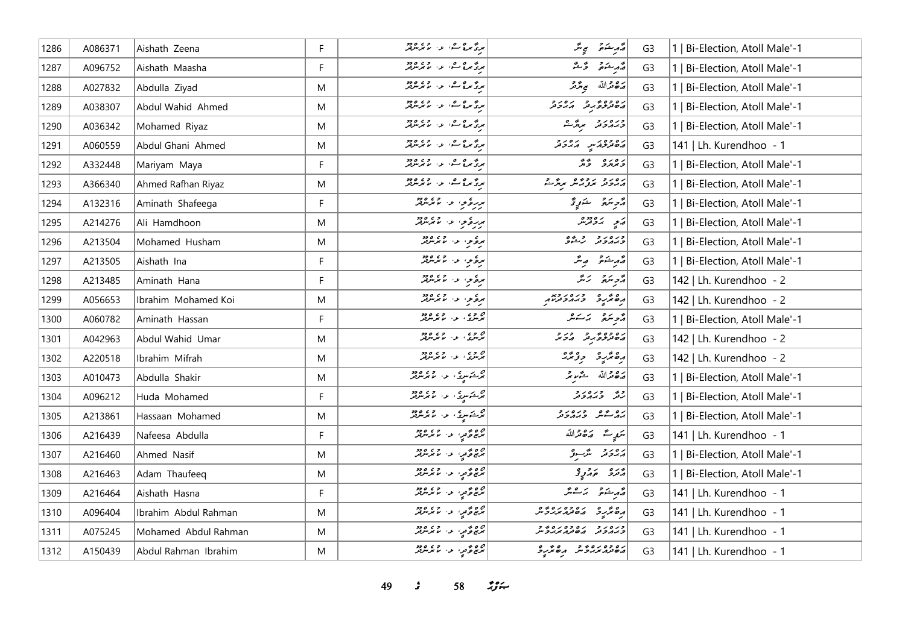| 1286 | A086371 | Aishath Zeena | F | ރިމާރިޗް ސީ، ރ. މަރަދޫ | އާއިޝަތު ޒީނާ | G3 | 1 \| Bi-Election, Atoll Male'-1 |
|---|---|---|---|---|---|---|---|
| 1287 | A096752 | Aishath Maasha | F | ރިމާރިޗް ސީ، ރ. މަރަދޫ | އާއިޝަތު މާޝާ | G3 | 1 \| Bi-Election, Atoll Male'-1 |
| 1288 | A027832 | Abdulla Ziyad | M | ރިމާރިޗް ސީ، ރ. މަރަދޫ | އަބްދުﷲ ޒިޔާދު | G3 | 1 \| Bi-Election, Atoll Male'-1 |
| 1289 | A038307 | Abdul Wahid Ahmed | M | ރިމާރިޗް ސީ، ރ. މަރަދޫ | އަބްދުލްވާހިދު އަހުމަދު | G3 | 1 \| Bi-Election, Atoll Male'-1 |
| 1290 | A036342 | Mohamed Riyaz | M | ރިމާރިޗް ސީ، ރ. މަރަދޫ | މުހައްމަދު ރިޔާޒް | G3 | 1 \| Bi-Election, Atoll Male'-1 |
| 1291 | A060559 | Abdul Ghani Ahmed | M | ރިމާރިޗް ސީ، ރ. މަރަދޫ | އަބްދުލްޣަނީ އަހުމަދު | G3 | 141 \| Lh. Kurendhoo - 1 |
| 1292 | A332448 | Mariyam Maya | F | ރިމާރިޗް ސީ، ރ. މަރަދޫ | މަރިޔަމް މާޔާ | G3 | 1 \| Bi-Election, Atoll Male'-1 |
| 1293 | A366340 | Ahmed Rafhan Riyaz | M | ރިމާރިޗް ސީ، ރ. މަރަދޫ | އަހުމަދު ރަފްހާން ރިޔާޒް | G3 | 1 \| Bi-Election, Atoll Male'-1 |
| 1294 | A132316 | Aminath Shafeega | F | ރިހިލާލީ، ރ. މަރަދޫ | އާމިނަތު ޝަފީގާ | G3 | 1 \| Bi-Election, Atoll Male'-1 |
| 1295 | A214276 | Ali Hamdhoon | M | ރިހިލާލީ، ރ. މަރަދޫ | އަލި ހަމްދޫން | G3 | 1 \| Bi-Election, Atoll Male'-1 |
| 1296 | A213504 | Mohamed Husham | M | ރިލާލީ، ރ. މަރަދޫ | މުހައްމަދު ހުޝާމް | G3 | 1 \| Bi-Election, Atoll Male'-1 |
| 1297 | A213505 | Aishath Ina | F | ރިލާލީ، ރ. މަރަދޫ | އާއިޝަތު އިނާ | G3 | 1 \| Bi-Election, Atoll Male'-1 |
| 1298 | A213485 | Aminath Hana | F | ރިލާލީ، ރ. މަރަދޫ | އާމިނަތު ހަނާ | G3 | 142 \| Lh. Kurendhoo - 2 |
| 1299 | A056653 | Ibrahim Mohamed Koi | M | ރިލާލީ، ރ. މަރަދޫ | އިބްރާހިމް މުހައްމަދުކޮއި | G3 | 142 \| Lh. Kurendhoo - 2 |
| 1300 | A060782 | Aminath Hassan | F | ރޯނުގެ، ރ. މަރަދޫ | އާމިނަތު ހަސަން | G3 | 1 \| Bi-Election, Atoll Male'-1 |
| 1301 | A042963 | Abdul Wahid Umar | M | ރޯނުގެ، ރ. މަރަދޫ | އަބްދުލްވާހިދު އުމަރު | G3 | 142 \| Lh. Kurendhoo - 2 |
| 1302 | A220518 | Ibrahim Mifrah | M | ރޯނުގެ، ރ. މަރަދޫ | އިބްރާހިމް މިފްރާހު | G3 | 142 \| Lh. Kurendhoo - 2 |
| 1303 | A010473 | Abdulla Shakir | M | ރޯޝަނީގެ، ރ. މަރަދޫ | އަބްދުﷲ ޝާކިރު | G3 | 1 \| Bi-Election, Atoll Male'-1 |
| 1304 | A096212 | Huda Mohamed | F | ރޯޝަނީގެ، ރ. މަރަދޫ | ހުދާ މުހައްމަދު | G3 | 1 \| Bi-Election, Atoll Male'-1 |
| 1305 | A213861 | Hassaan Mohamed | M | ރޯޝަނީގެ، ރ. މަރަދޫ | ހައްސާން މުހައްމަދު | G3 | 1 \| Bi-Election, Atoll Male'-1 |
| 1306 | A216439 | Nafeesa Abdulla | F | ރޯޒްވިލާ، ރ. މަރަދޫ | ނަފީސާ އަބްދުﷲ | G3 | 141 \| Lh. Kurendhoo - 1 |
| 1307 | A216460 | Ahmed Nasif | M | ރޯޒްވިލާ، ރ. މަރަދޫ | އަހުމަދު ނާސިފު | G3 | 1 \| Bi-Election, Atoll Male'-1 |
| 1308 | A216463 | Adam Thaufeeq | M | ރޯޒްވިލާ، ރ. މަރަދޫ | އާދަމް ތައުފީޤު | G3 | 1 \| Bi-Election, Atoll Male'-1 |
| 1309 | A216464 | Aishath Hasna | F | ރޯޒްވިލާ، ރ. މަރަދޫ | އާއިޝަތު ހަސްނާ | G3 | 141 \| Lh. Kurendhoo - 1 |
| 1310 | A096404 | Ibrahim Abdul Rahman | M | ރޯޒްވިލާ، ރ. މަރަދޫ | އިބްރާހިމް އަބްދުއްރަހްމާން | G3 | 141 \| Lh. Kurendhoo - 1 |
| 1311 | A075245 | Mohamed Abdul Rahman | M | ރޯޒްވިލާ، ރ. މަރަދޫ | މުހައްމަދު އަބްދުއްރަހްމާން | G3 | 141 \| Lh. Kurendhoo - 1 |
| 1312 | A150439 | Abdul Rahman Ibrahim | M | ރޯޒްވިލާ، ރ. މަރަދޫ | އަބްދުއްރަހްމާން އިބްރާހިމް | G3 | 141 \| Lh. Kurendhoo - 1 |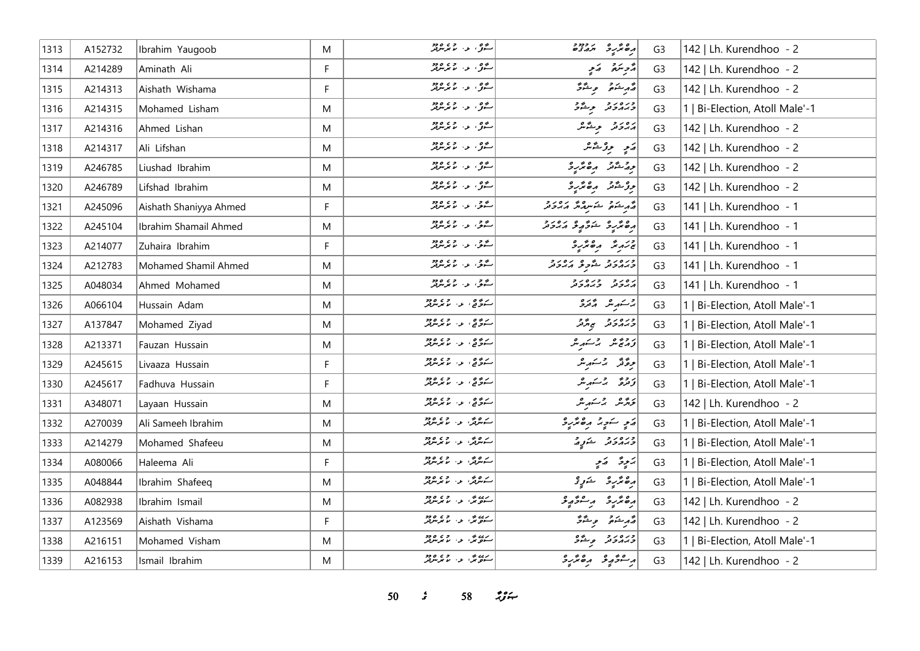| 1313 | A152732 | Ibrahim Yaugoob | M | ސޯލް، ލ. ކުރެންދޫ | އިބްރާހީމް ޔައުގޫބު | G3 | 142 \| Lh. Kurendhoo - 2 |
|---|---|---|---|---|---|---|---|
| 1314 | A214289 | Aminath Ali | F | ސޯލް، ލ. ކުރެންދޫ | އާމިނަތު ޢަލީ | G3 | 142 \| Lh. Kurendhoo - 2 |
| 1315 | A214313 | Aishath Wishama | F | ސޯލް، ލ. ކުރެންދޫ | ޢާއިޝަތު ވިޝާމާ | G3 | 142 \| Lh. Kurendhoo - 2 |
| 1316 | A214315 | Mohamed Lisham | M | ސޯލް، ލ. ކުރެންދޫ | މުޙައްމަދު ލިޝާމް | G3 | 1 \| Bi-Election, Atoll Male'-1 |
| 1317 | A214316 | Ahmed Lishan | M | ސޯލް، ލ. ކުރެންދޫ | އަޙްމަދު ލިޝާން | G3 | 142 \| Lh. Kurendhoo - 2 |
| 1318 | A214317 | Ali Lifshan | M | ސޯލް، ލ. ކުރެންދޫ | ޢަލީ ލިފްޝާން | G3 | 142 \| Lh. Kurendhoo - 2 |
| 1319 | A246785 | Liushad Ibrahim | M | ސޯލް، ލ. ކުރެންދޫ | ލިއުޝާދު އިބްރާހީމް | G3 | 142 \| Lh. Kurendhoo - 2 |
| 1320 | A246789 | Lifshad Ibrahim | M | ސޯލް، ލ. ކުރެންދޫ | ލިފްޝާދު އިބްރާހީމް | G3 | 142 \| Lh. Kurendhoo - 2 |
| 1321 | A245096 | Aishath Shaniyya Ahmed | F | ސޯލް، ލ. ކުރެންދޫ | ޢާއިޝަތު ޝަނިއްޔާ އަޙްމަދު | G3 | 141 \| Lh. Kurendhoo - 1 |
| 1322 | A245104 | Ibrahim Shamail Ahmed | M | ސޯލް، ލ. ކުރެންދޫ | އިބްރާހީމް ޝަމާއިލް އަޙްމަދު | G3 | 141 \| Lh. Kurendhoo - 1 |
| 1323 | A214077 | Zuhaira Ibrahim | F | ސޯލް، ލ. ކުރެންދޫ | ޒުހައިރާ އިބްރާހީމް | G3 | 141 \| Lh. Kurendhoo - 1 |
| 1324 | A212783 | Mohamed Shamil Ahmed | M | ސޯލް، ލ. ކުރެންދޫ | މުޙައްމަދު ޝާމިލް އަޙްމަދު | G3 | 141 \| Lh. Kurendhoo - 1 |
| 1325 | A048034 | Ahmed Mohamed | M | ސޯލް، ލ. ކުރެންދޫ | އަޙްމަދު މުޙައްމަދު | G3 | 141 \| Lh. Kurendhoo - 1 |
| 1326 | A066104 | Hussain Adam | M | ސަވާއު، ލ. ކުރެންދޫ | ޙުސައިން އާދަމް | G3 | 1 \| Bi-Election, Atoll Male'-1 |
| 1327 | A137847 | Mohamed Ziyad | M | ސަވާއު، ލ. ކުރެންދޫ | މުޙައްމަދު ޒިޔާދު | G3 | 1 \| Bi-Election, Atoll Male'-1 |
| 1328 | A213371 | Fauzan Hussain | M | ސަވާއު، ލ. ކުރެންދޫ | ފައުޒާން ޙުސައިން | G3 | 1 \| Bi-Election, Atoll Male'-1 |
| 1329 | A245615 | Livaaza Hussain | F | ސަވާއު، ލ. ކުރެންދޫ | ލިވާޒާ ޙުސައިން | G3 | 1 \| Bi-Election, Atoll Male'-1 |
| 1330 | A245617 | Fadhuva Hussain | F | ސަވާއު، ލ. ކުރެންދޫ | ފަދުވާ ޙުސައިން | G3 | 1 \| Bi-Election, Atoll Male'-1 |
| 1331 | A348071 | Layaan Hussain | M | ސަވާއު، ލ. ކުރެންދޫ | ލަޔާން ޙުސައިން | G3 | 142 \| Lh. Kurendhoo - 2 |
| 1332 | A270039 | Ali Sameeh Ibrahim | M | ސަންނާ، ލ. ކުރެންދޫ | ޢަލީ ސަމީޙް އިބްރާހީމް | G3 | 1 \| Bi-Election, Atoll Male'-1 |
| 1333 | A214279 | Mohamed Shafeeu | M | ސަންނާ، ލ. ކުރެންދޫ | މުޙައްމަދު ޝަފީޢު | G3 | 1 \| Bi-Election, Atoll Male'-1 |
| 1334 | A080066 | Haleema Ali | F | ސަންނާ، ލ. ކުރެންދޫ | ހަލީމާ ޢަލީ | G3 | 1 \| Bi-Election, Atoll Male'-1 |
| 1335 | A048844 | Ibrahim Shafeeq | M | ސަންނާ، ލ. ކުރެންދޫ | އިބްރާހީމް ޝަފީޤު | G3 | 1 \| Bi-Election, Atoll Male'-1 |
| 1336 | A082938 | Ibrahim Ismail | M | ސަވޭރާ، ލ. ކުރެންދޫ | އިބްރާހީމް އިސްމާޢީލް | G3 | 142 \| Lh. Kurendhoo - 2 |
| 1337 | A123569 | Aishath Vishama | F | ސަވޭރާ، ލ. ކުރެންދޫ | ޢާއިޝަތު ވިޝާމާ | G3 | 142 \| Lh. Kurendhoo - 2 |
| 1338 | A216151 | Mohamed Visham | M | ސަވޭރާ، ލ. ކުރެންދޫ | މުޙައްމަދު ވިޝާމް | G3 | 1 \| Bi-Election, Atoll Male'-1 |
| 1339 | A216153 | Ismail Ibrahim | M | ސަވޭރާ، ލ. ކުރެންދޫ | އިސްމާޢީލް އިބްރާހީމް | G3 | 142 \| Lh. Kurendhoo - 2 |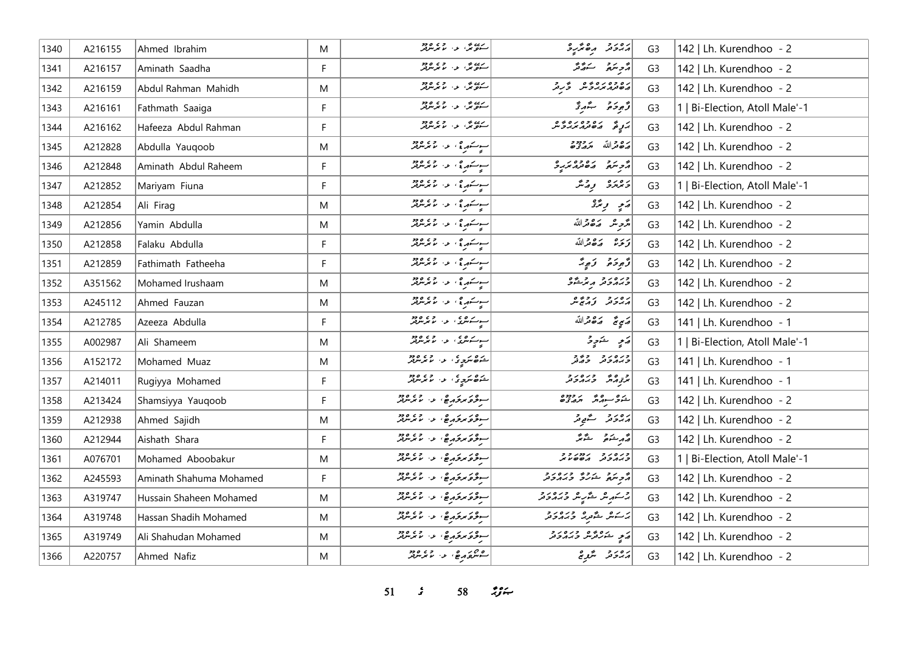| 1340 | A216155 | Ahmed Ibrahim | M | ސަވޯރާ، ލ. ކުރެންދޫ | އަހުމަދު އިބްރާހީމް | G3 | 142 \| Lh. Kurendhoo - 2 |
|---|---|---|---|---|---|---|---|
| 1341 | A216157 | Aminath Saadha | F | ސަވޯރާ، ލ. ކުރެންދޫ | އާމިނަތު ސައުދާ | G3 | 142 \| Lh. Kurendhoo - 2 |
| 1342 | A216159 | Abdul Rahman Mahidh | M | ސަވޯރާ، ލ. ކުރެންދޫ | އަބްދުއްރަޙްމާން މާހިދު | G3 | 142 \| Lh. Kurendhoo - 2 |
| 1343 | A216161 | Fathmath Saaiga | F | ސަވޯރާ، ލ. ކުރެންދޫ | ފާތިމަތު ސާއިގާ | G3 | 1 \| Bi-Election, Atoll Male'-1 |
| 1344 | A216162 | Hafeeza Abdul Rahman | F | ސަވޯރާ، ލ. ކުރެންދޫ | ހަފީޒާ އަބްދުއްރަޙްމާން | G3 | 142 \| Lh. Kurendhoo - 2 |
| 1345 | A212828 | Abdulla Yauqoob | M | ސީސަންޑް، ލ. ކުރެންދޫ | އަބްދުﷲ ޔައުޤޫބު | G3 | 142 \| Lh. Kurendhoo - 2 |
| 1346 | A212848 | Aminath Abdul Raheem | F | ސީސަންޑް، ލ. ކުރެންދޫ | އާމިނަތު އަބްދުއްރަޙީމް | G3 | 142 \| Lh. Kurendhoo - 2 |
| 1347 | A212852 | Mariyam Fiuna | F | ސީސަންޑް، ލ. ކުރެންދޫ | މަރިޔަމް ފިއުނާ | G3 | 1 \| Bi-Election, Atoll Male'-1 |
| 1348 | A212854 | Ali Firag | M | ސީސަންޑް، ލ. ކުރެންދޫ | އަލީ ފިރާގު | G3 | 142 \| Lh. Kurendhoo - 2 |
| 1349 | A212856 | Yamin Abdulla | M | ސީސަންޑް، ލ. ކުރެންދޫ | ޔާމިން އަބްދުﷲ | G3 | 142 \| Lh. Kurendhoo - 2 |
| 1350 | A212858 | Falaku Abdulla | F | ސީސަންޑް، ލ. ކުރެންދޫ | ފަލަކު އަބްދުﷲ | G3 | 142 \| Lh. Kurendhoo - 2 |
| 1351 | A212859 | Fathimath Fatheeha | F | ސީސަންޑް، ލ. ކުރެންދޫ | ފާތިމަތު ފަތީހާ | G3 | 142 \| Lh. Kurendhoo - 2 |
| 1352 | A351562 | Mohamed Irushaam | M | ސީސަންޑް، ލ. ކުރެންދޫ | މުހައްމަދު އިރުޝާމް | G3 | 142 \| Lh. Kurendhoo - 2 |
| 1353 | A245112 | Ahmed Fauzan | M | ސީސަންޑް، ލ. ކުރެންދޫ | އަހުމަދު ފައުޒާން | G3 | 142 \| Lh. Kurendhoo - 2 |
| 1354 | A212785 | Azeeza Abdulla | F | ސީސަންޑޯ، ލ. ކުރެންދޫ | އަޒީޒާ އަބްދުﷲ | G3 | 141 \| Lh. Kurendhoo - 1 |
| 1355 | A002987 | Ali Shameem | M | ސީސަންޑޯ، ލ. ކުރެންދޫ | އަލީ ޝަމީމް | G3 | 1 \| Bi-Election, Atoll Male'-1 |
| 1356 | A152172 | Mohamed Muaz | M | ޝަބްނަމްގެ، ލ. ކުރެންދޫ | މުހައްމަދު މުޢާޛު | G3 | 141 \| Lh. Kurendhoo - 1 |
| 1357 | A214011 | Rugiyya Mohamed | F | ޝަބްނަމްގެ، ލ. ކުރެންދޫ | ރުގިއްޔާ މުހައްމަދު | G3 | 141 \| Lh. Kurendhoo - 1 |
| 1358 | A213424 | Shamsiyya Yauqoob | F | ސިލްވަރބަލައިޓް، ލ. ކުރެންދޫ | ޝަމްސިއްޔާ ޔައުޤޫބު | G3 | 142 \| Lh. Kurendhoo - 2 |
| 1359 | A212938 | Ahmed Sajidh | M | ސިލްވަރބަލައިޓް، ލ. ކުރެންދޫ | އަހުމަދު ސާޖިދު | G3 | 142 \| Lh. Kurendhoo - 2 |
| 1360 | A212944 | Aishath Shara | F | ސިލްވަރބަލައިޓް، ލ. ކުރެންދޫ | އައިޝަތު ޝާރާ | G3 | 142 \| Lh. Kurendhoo - 2 |
| 1361 | A076701 | Mohamed Aboobakur | M | ސިލްވަރބަލައިޓް، ލ. ކުރެންދޫ | މުހައްމަދު އަބޫބަކުރު | G3 | 1 \| Bi-Election, Atoll Male'-1 |
| 1362 | A245593 | Aminath Shahuma Mohamed | F | ސިލްވަރބަލައިޓް، ލ. ކުރެންދޫ | އާމިނަތު ޝަހުމާ މުހައްމަދު | G3 | 142 \| Lh. Kurendhoo - 2 |
| 1363 | A319747 | Hussain Shaheen Mohamed | M | ސިލްވަރބަލައިޓް، ލ. ކުރެންދޫ | ހުސައިން ޝާހީން މުހައްމަދު | G3 | 142 \| Lh. Kurendhoo - 2 |
| 1364 | A319748 | Hassan Shadih Mohamed | M | ސިލްވަރބަލައިޓް، ލ. ކުރެންދޫ | ހަސަން ޝާދިހު މުހައްމަދު | G3 | 142 \| Lh. Kurendhoo - 2 |
| 1365 | A319749 | Ali Shahudan Mohamed | M | ސިލްވަރބަލައިޓް، ލ. ކުރެންދޫ | އަލީ ޝަހުދާން މުހައްމަދު | G3 | 142 \| Lh. Kurendhoo - 2 |
| 1366 | A220757 | Ahmed Nafiz | M | ސްނޯވައިޓް، ލ. ކުރެންދޫ | އަހުމަދު ނާފިޒު | G3 | 142 \| Lh. Kurendhoo - 2 |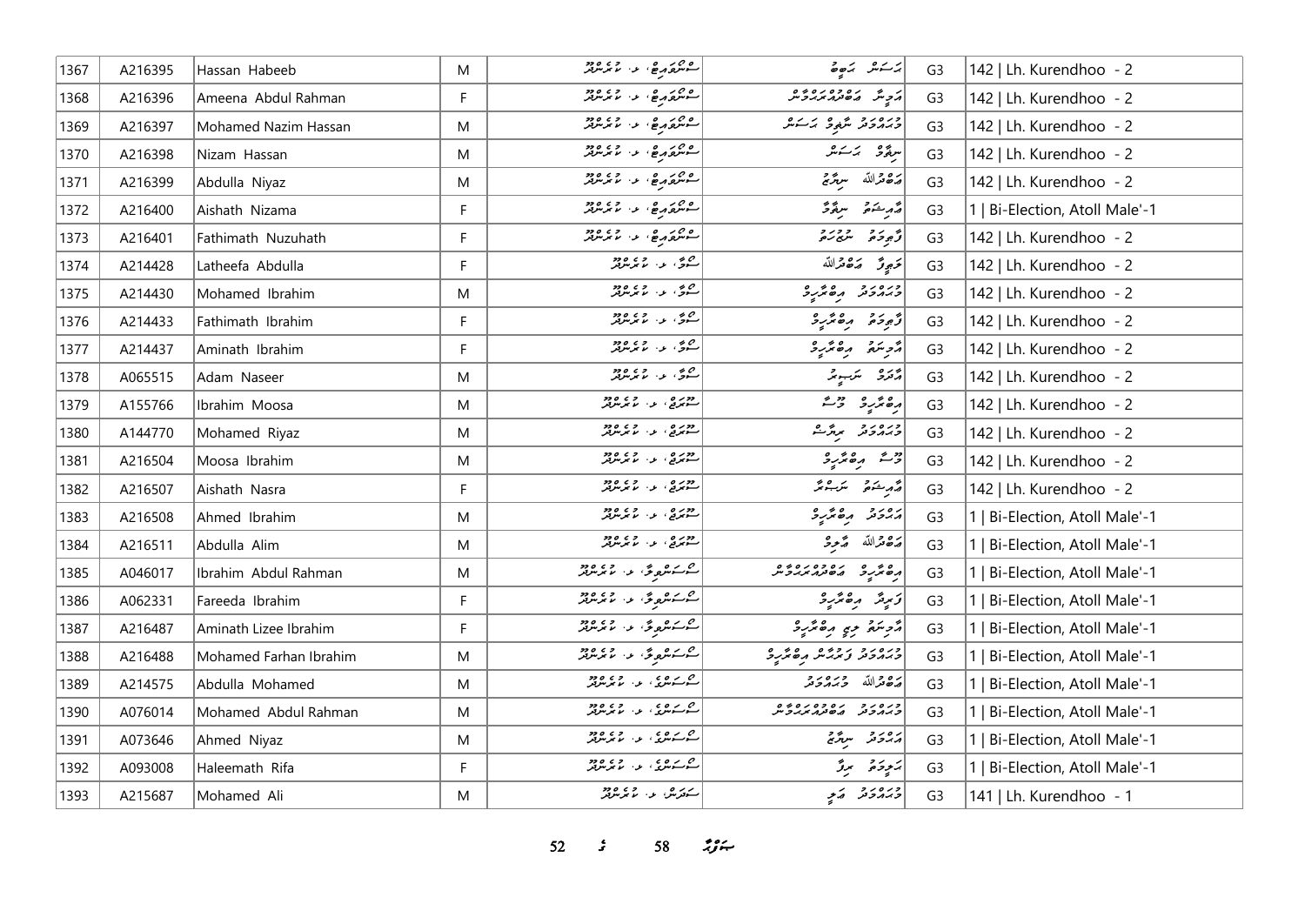| 1367 | A216395 | Hassan Habeeb | M | ސުންބުލާގެ، ލ. ކުރެންދޫ | ހަސަން ހަބީބު | G3 | 142 \| Lh. Kurendhoo - 2 |
|---|---|---|---|---|---|---|---|
| 1368 | A216396 | Ameena Abdul Rahman | F | ސުންބުލާގެ، ލ. ކުރެންދޫ | އަމީނާ އަބްދުއްރަޙްމާން | G3 | 142 \| Lh. Kurendhoo - 2 |
| 1369 | A216397 | Mohamed Nazim Hassan | M | ސުންބުލާގެ، ލ. ކުރެންދޫ | މުޙައްމަދު ނާޒިމް ހަސަން | G3 | 142 \| Lh. Kurendhoo - 2 |
| 1370 | A216398 | Nizam Hassan | M | ސުންބުލާގެ، ލ. ކުރެންދޫ | ނިޒާމް ހަސަން | G3 | 142 \| Lh. Kurendhoo - 2 |
| 1371 | A216399 | Abdulla Niyaz | M | ސުންބުލާގެ، ލ. ކުރެންދޫ | އަބްދުﷲ ނިޔާޒު | G3 | 142 \| Lh. Kurendhoo - 2 |
| 1372 | A216400 | Aishath Nizama | F | ސުންބުލާގެ، ލ. ކުރެންދޫ | އާއިޝަތު ނިޒާމާ | G3 | 1 \| Bi-Election, Atoll Male'-1 |
| 1373 | A216401 | Fathimath Nuzuhath | F | ސުންބުލާގެ، ލ. ކުރެންދޫ | ފާތިމަތު ނުޒުހަތު | G3 | 142 \| Lh. Kurendhoo - 2 |
| 1374 | A214428 | Latheefa Abdulla | F | ސޯލް، ލ. ކުރެންދޫ | ލަޠީފާ އަބްދުﷲ | G3 | 142 \| Lh. Kurendhoo - 2 |
| 1375 | A214430 | Mohamed Ibrahim | M | ސޯލް، ލ. ކުރެންދޫ | މުޙައްމަދު އިބްރާހީމް | G3 | 142 \| Lh. Kurendhoo - 2 |
| 1376 | A214433 | Fathimath Ibrahim | F | ސޯލް، ލ. ކުރެންދޫ | ފާތިމަތު އިބްރާހީމް | G3 | 142 \| Lh. Kurendhoo - 2 |
| 1377 | A214437 | Aminath Ibrahim | F | ސޯލް، ލ. ކުރެންދޫ | އާމިނަތު އިބްރާހީމް | G3 | 142 \| Lh. Kurendhoo - 2 |
| 1378 | A065515 | Adam Naseer | M | ސޯލް، ލ. ކުރެންދޫ | އާދަމް ނަސީރު | G3 | 142 \| Lh. Kurendhoo - 2 |
| 1379 | A155766 | Ibrahim Moosa | M | ސޫރަޖް، ލ. ކުރެންދޫ | އިބްރާހީމް މޫސާ | G3 | 142 \| Lh. Kurendhoo - 2 |
| 1380 | A144770 | Mohamed Riyaz | M | ސޫރަޖް، ލ. ކުރެންދޫ | މުޙައްމަދު ރިޔާޒް | G3 | 142 \| Lh. Kurendhoo - 2 |
| 1381 | A216504 | Moosa Ibrahim | M | ސޫރަޖް، ލ. ކުރެންދޫ | މޫސާ އިބްރާހީމް | G3 | 142 \| Lh. Kurendhoo - 2 |
| 1382 | A216507 | Aishath Nasra | F | ސޫރަޖް، ލ. ކުރެންދޫ | އާއިޝަތު ނަސްރާ | G3 | 142 \| Lh. Kurendhoo - 2 |
| 1383 | A216508 | Ahmed Ibrahim | M | ސޫރަޖް، ލ. ކުރެންދޫ | އަޙްމަދު އިބްރާހީމް | G3 | 1 \| Bi-Election, Atoll Male'-1 |
| 1384 | A216511 | Abdulla Alim | M | ސޫރަޖް، ލ. ކުރެންދޫ | އަބްދުﷲ އާލިމް | G3 | 1 \| Bi-Election, Atoll Male'-1 |
| 1385 | A046017 | Ibrahim Abdul Rahman | M | ސުސަންވިލާ، ލ. ކުރެންދޫ | އިބްރާހީމް އަބްދުއްރަޙްމާން | G3 | 1 \| Bi-Election, Atoll Male'-1 |
| 1386 | A062331 | Fareeda Ibrahim | F | ސުސަންވިލާ، ލ. ކުރެންދޫ | ފަރީދާ އިބްރާހީމް | G3 | 1 \| Bi-Election, Atoll Male'-1 |
| 1387 | A216487 | Aminath Lizee Ibrahim | F | ސުސަންވިލާ، ލ. ކުރެންދޫ | އާމިނަތު ލިޒީ އިބްރާހީމް | G3 | 1 \| Bi-Election, Atoll Male'-1 |
| 1388 | A216488 | Mohamed Farhan Ibrahim | M | ސުސަންވިލާ، ލ. ކުރެންދޫ | މުޙައްމަދު ފަރުހާން އިބްރާހީމް | G3 | 1 \| Bi-Election, Atoll Male'-1 |
| 1389 | A214575 | Abdulla Mohamed | M | ސުސަންގު، ލ. ކުރެންދޫ | އަބްދުﷲ މުޙައްމަދު | G3 | 1 \| Bi-Election, Atoll Male'-1 |
| 1390 | A076014 | Mohamed Abdul Rahman | M | ސުސަންގު، ލ. ކުރެންދޫ | މުޙައްމަދު އަބްދުއްރަޙްމާން | G3 | 1 \| Bi-Election, Atoll Male'-1 |
| 1391 | A073646 | Ahmed Niyaz | M | ސުސަންގު، ލ. ކުރެންދޫ | އަޙްމަދު ނިޔާޒު | G3 | 1 \| Bi-Election, Atoll Male'-1 |
| 1392 | A093008 | Haleemath Rifa | F | ސުސަންގު، ލ. ކުރެންދޫ | ހަލީމަތު ރިފާ | G3 | 1 \| Bi-Election, Atoll Male'-1 |
| 1393 | A215687 | Mohamed Ali | M | ސަރަން، ލ. ކުރެންދޫ | މުޙައްމަދު ޢަލީ | G3 | 141 \| Lh. Kurendhoo - 1 |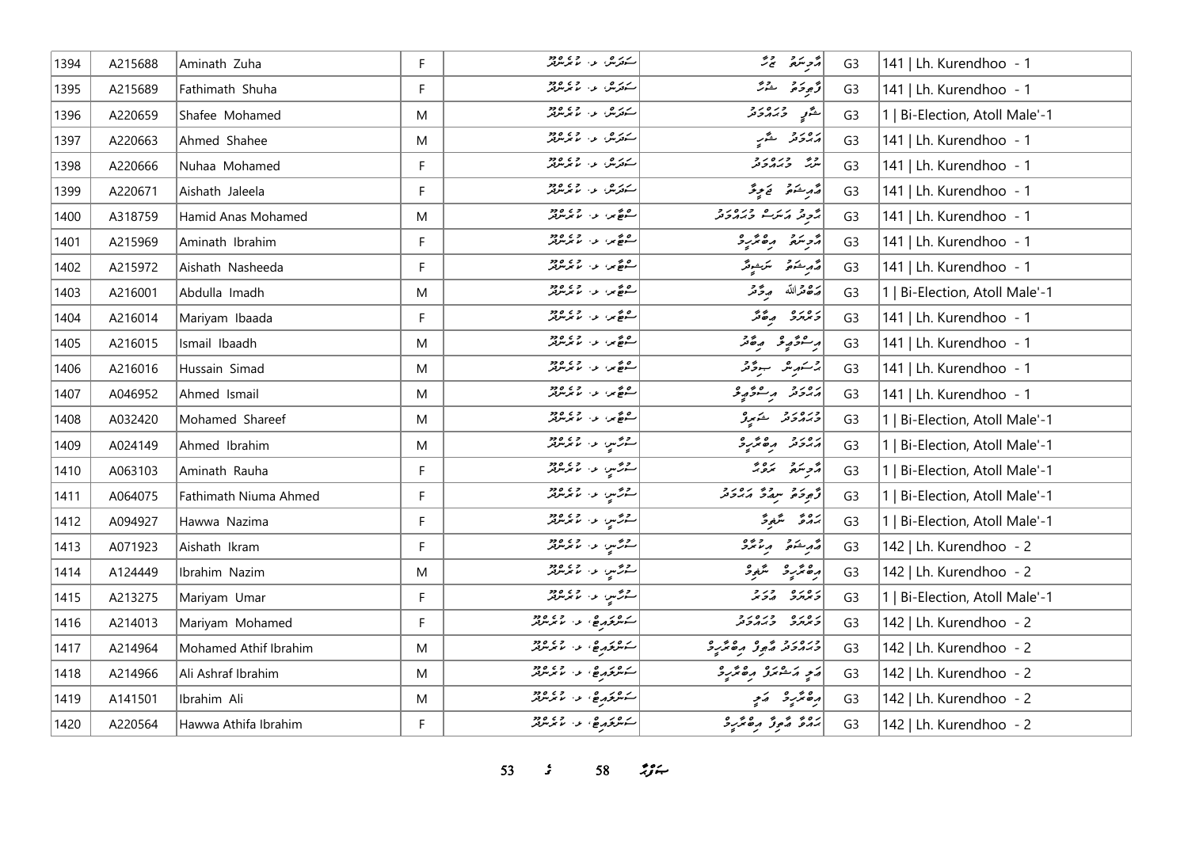| 1394 | A215688 | Aminath Zuha | F | ސަރަނ، ލ. ކުރެންދޫ | އާމިނަތު ޒުހާ | G3 | 141 \| Lh. Kurendhoo - 1 |
|---|---|---|---|---|---|---|---|
| 1395 | A215689 | Fathimath Shuha | F | ސަރަނ، ލ. ކުރެންދޫ | ފާތިމަތު ޝުހާ | G3 | 141 \| Lh. Kurendhoo - 1 |
| 1396 | A220659 | Shafee Mohamed | M | ސަރަނ، ލ. ކުރެންދޫ | ޝާފީ މުޙައްމަދު | G3 | 1 \| Bi-Election, Atoll Male'-1 |
| 1397 | A220663 | Ahmed Shahee | M | ސަރަނ، ލ. ކުރެންދޫ | އަޙްމަދު ޝާހީ | G3 | 141 \| Lh. Kurendhoo - 1 |
| 1398 | A220666 | Nuhaa Mohamed | F | ސަރަނ، ލ. ކުރެންދޫ | ނުހާ މުޙައްމަދު | G3 | 141 \| Lh. Kurendhoo - 1 |
| 1399 | A220671 | Aishath Jaleela | F | ސަރަނ، ލ. ކުރެންދޫ | އާއިޝަތު ޖަލީލާ | G3 | 141 \| Lh. Kurendhoo - 1 |
| 1400 | A318759 | Hamid Anas Mohamed | M | ސްޓާރ، ލ. ކުރެންދޫ | ހާމިދު އަނަސް މުޙައްމަދު | G3 | 141 \| Lh. Kurendhoo - 1 |
| 1401 | A215969 | Aminath Ibrahim | F | ސްޓާރ، ލ. ކުރެންދޫ | އާމިނަތު އިބްރާހީމް | G3 | 141 \| Lh. Kurendhoo - 1 |
| 1402 | A215972 | Aishath Nasheeda | F | ސްޓާރ، ލ. ކުރެންދޫ | އާއިޝަތު ނަޝީދާ | G3 | 141 \| Lh. Kurendhoo - 1 |
| 1403 | A216001 | Abdulla Imadh | M | ސްޓާރ، ލ. ކުރެންދޫ | އަބްދުﷲ އިމާދު | G3 | 1 \| Bi-Election, Atoll Male'-1 |
| 1404 | A216014 | Mariyam Ibaada | F | ސްޓާރ، ލ. ކުރެންދޫ | މަރިޔަމް އިބާދާ | G3 | 141 \| Lh. Kurendhoo - 1 |
| 1405 | A216015 | Ismail Ibaadh | M | ސްޓާރ، ލ. ކުރެންދޫ | އިސްމާޢީލް އިބާދު | G3 | 141 \| Lh. Kurendhoo - 1 |
| 1406 | A216016 | Hussain Simad | M | ސްޓާރ، ލ. ކުރެންދޫ | ހުސައިން ސިމާދު | G3 | 141 \| Lh. Kurendhoo - 1 |
| 1407 | A046952 | Ahmed Ismail | M | ސްޓާރ، ލ. ކުރެންދޫ | އަޙްމަދު އިސްމާޢީލް | G3 | 141 \| Lh. Kurendhoo - 1 |
| 1408 | A032420 | Mohamed Shareef | M | ސްޓާރ، ލ. ކުރެންދޫ | މުޙައްމަދު ޝަރީފު | G3 | 1 \| Bi-Election, Atoll Male'-1 |
| 1409 | A024149 | Ahmed Ibrahim | M | ސުރާސި، ލ. ކުރެންދޫ | އަޙްމަދު އިބްރާހީމް | G3 | 1 \| Bi-Election, Atoll Male'-1 |
| 1410 | A063103 | Aminath Rauha | F | ސުރާސި، ލ. ކުރެންދޫ | އާމިނަތު ރައުހާ | G3 | 1 \| Bi-Election, Atoll Male'-1 |
| 1411 | A064075 | Fathimath Niuma Ahmed | F | ސުރާސި، ލ. ކުރެންދޫ | ފާތިމަތު ނިޢުމާ އަޙްމަދު | G3 | 1 \| Bi-Election, Atoll Male'-1 |
| 1412 | A094927 | Hawwa Nazima | F | ސުރާސި، ލ. ކުރެންދޫ | ހައްވާ ނާޒިމާ | G3 | 1 \| Bi-Election, Atoll Male'-1 |
| 1413 | A071923 | Aishath Ikram | F | ސުރާސި، ލ. ކުރެންދޫ | އާއިޝަތު އިކްރާމް | G3 | 142 \| Lh. Kurendhoo - 2 |
| 1414 | A124449 | Ibrahim Nazim | M | ސުރާސި، ލ. ކުރެންދޫ | އިބްރާހީމް ނާޒިމް | G3 | 142 \| Lh. Kurendhoo - 2 |
| 1415 | A213275 | Mariyam Umar | F | ސުރާސި، ލ. ކުރެންދޫ | މަރިޔަމް އުމަރު | G3 | 1 \| Bi-Election, Atoll Male'-1 |
| 1416 | A214013 | Mariyam Mohamed | F | ސަންލައިޓް، ލ. ކުރެންދޫ | މަރިޔަމް މުޙައްމަދު | G3 | 142 \| Lh. Kurendhoo - 2 |
| 1417 | A214964 | Mohamed Athif Ibrahim | M | ސަންލައިޓް، ލ. ކުރެންދޫ | މުޙައްމަދު އާތިފު އިބްރާހީމް | G3 | 142 \| Lh. Kurendhoo - 2 |
| 1418 | A214966 | Ali Ashraf Ibrahim | M | ސަންލައިޓް، ލ. ކުރެންދޫ | އަލީ އަޝްރަފު އިބްރާހީމް | G3 | 142 \| Lh. Kurendhoo - 2 |
| 1419 | A141501 | Ibrahim Ali | M | ސަންލައިޓް، ލ. ކުރެންދޫ | އިބްރާހީމް އަލީ | G3 | 142 \| Lh. Kurendhoo - 2 |
| 1420 | A220564 | Hawwa Athifa Ibrahim | F | ސަންލައިޓް، ލ. ކުރެންދޫ | ހައްވާ އާތިފާ އިބްރާހީމް | G3 | 142 \| Lh. Kurendhoo - 2 |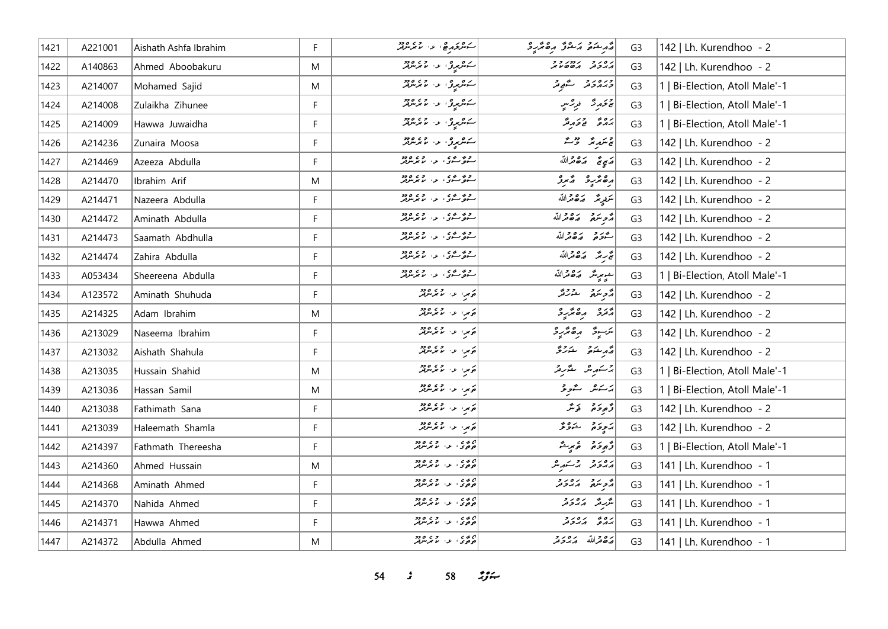| 1421 | A221001 | Aishath Ashfa Ibrahim | F | ސަންރައިޒް، ލ. ކުރެންދޫ | އާއިޝަތު އަޝްފާ އިބްރާހީމް | G3 | 142 \| Lh. Kurendhoo - 2 |
|---|---|---|---|---|---|---|---|
| 1422 | A140863 | Ahmed Aboobakuru | M | ސަންރީލް، ލ. ކުރެންދޫ | އަހުމަދު އަބޫބަކުރު | G3 | 142 \| Lh. Kurendhoo - 2 |
| 1423 | A214007 | Mohamed Sajid | M | ސަންރީލް، ލ. ކުރެންދޫ | މުހައްމަދު ސާޖިދު | G3 | 1 \| Bi-Election, Atoll Male'-1 |
| 1424 | A214008 | Zulaikha Zihunee | F | ސަންރީލް، ލ. ކުރެންދޫ | ޒުލައިޚާ ޒިހުނީ | G3 | 1 \| Bi-Election, Atoll Male'-1 |
| 1425 | A214009 | Hawwa Juwaidha | F | ސަންރީލް، ލ. ކުރެންދޫ | ހައްވާ ޖުވައިދާ | G3 | 1 \| Bi-Election, Atoll Male'-1 |
| 1426 | A214236 | Zunaira Moosa | F | ސަންރީލް، ލ. ކުރެންދޫ | ޒުނައިރާ މޫސާ | G3 | 142 \| Lh. Kurendhoo - 2 |
| 1427 | A214469 | Azeeza Abdulla | F | ސުވާސާގީ، ލ. ކުރެންދޫ | އަޒީޒާ އަބްދުﷲ | G3 | 142 \| Lh. Kurendhoo - 2 |
| 1428 | A214470 | Ibrahim Arif | M | ސުވާސާގީ، ލ. ކުރެންދޫ | އިބްރާހީމް އާރިފް | G3 | 142 \| Lh. Kurendhoo - 2 |
| 1429 | A214471 | Nazeera Abdulla | F | ސުވާސާގީ، ލ. ކުރެންދޫ | ނަޒީރާ އަބްދުﷲ | G3 | 142 \| Lh. Kurendhoo - 2 |
| 1430 | A214472 | Aminath Abdulla | F | ސުވާސާގީ، ލ. ކުރެންދޫ | އާމިނަތު އަބްދުﷲ | G3 | 142 \| Lh. Kurendhoo - 2 |
| 1431 | A214473 | Saamath Abdhulla | F | ސުވާސާގީ، ލ. ކުރެންދޫ | ސާމަތު އަބްދުﷲ | G3 | 142 \| Lh. Kurendhoo - 2 |
| 1432 | A214474 | Zahira Abdulla | F | ސުވާސާގީ، ލ. ކުރެންދޫ | ޒާހިރާ އަބްދުﷲ | G3 | 142 \| Lh. Kurendhoo - 2 |
| 1433 | A053434 | Sheereena Abdulla | F | ސުވާސާގީ، ލ. ކުރެންދޫ | ޝީރީނާ އަބްދުﷲ | G3 | 1 \| Bi-Election, Atoll Male'-1 |
| 1434 | A123572 | Aminath Shuhuda | F | ތަރި، ލ. ކުރެންދޫ | އާމިނަތު ޝުހުދާ | G3 | 142 \| Lh. Kurendhoo - 2 |
| 1435 | A214325 | Adam Ibrahim | M | ތަރި، ލ. ކުރެންދޫ | އާދަމް އިބްރާހީމް | G3 | 142 \| Lh. Kurendhoo - 2 |
| 1436 | A213029 | Naseema Ibrahim | F | ތަރި، ލ. ކުރެންދޫ | ނަސީމާ އިބްރާހީމް | G3 | 142 \| Lh. Kurendhoo - 2 |
| 1437 | A213032 | Aishath Shahula | F | ތަރި، ލ. ކުރެންދޫ | އާއިޝަތު ޝަހުލާ | G3 | 142 \| Lh. Kurendhoo - 2 |
| 1438 | A213035 | Hussain Shahid | M | ތަރި، ލ. ކުރެންދޫ | ހުސައިން ޝާހިދު | G3 | 1 \| Bi-Election, Atoll Male'-1 |
| 1439 | A213036 | Hassan Samil | M | ތަރި، ލ. ކުރެންދޫ | ހަސަން ސާމިލް | G3 | 1 \| Bi-Election, Atoll Male'-1 |
| 1440 | A213038 | Fathimath Sana | F | ތަރި، ލ. ކުރެންދޫ | ފާތިމަތު ސަނާ | G3 | 142 \| Lh. Kurendhoo - 2 |
| 1441 | A213039 | Haleemath Shamla | F | ތަރި، ލ. ކުރެންދޫ | ހަލީމަތު ޝަމްލާ | G3 | 142 \| Lh. Kurendhoo - 2 |
| 1442 | A214397 | Fathmath Thereesha | F | ތޮތާގީ، ލ. ކުރެންދޫ | ފާތިމަތު ތެރީޝާ | G3 | 1 \| Bi-Election, Atoll Male'-1 |
| 1443 | A214360 | Ahmed Hussain | M | ތޮތާގީ، ލ. ކުރެންދޫ | އަހުމަދު ހުސައިން | G3 | 141 \| Lh. Kurendhoo - 1 |
| 1444 | A214368 | Aminath Ahmed | F | ތޮތާގީ، ލ. ކުރެންދޫ | އާމިނަތު އަހުމަދު | G3 | 141 \| Lh. Kurendhoo - 1 |
| 1445 | A214370 | Nahida Ahmed | F | ތޮތާގީ، ލ. ކުރެންދޫ | ނާހިދާ އަހުމަދު | G3 | 141 \| Lh. Kurendhoo - 1 |
| 1446 | A214371 | Hawwa Ahmed | F | ތޮތާގީ، ލ. ކުރެންދޫ | ހައްވާ އަހުމަދު | G3 | 141 \| Lh. Kurendhoo - 1 |
| 1447 | A214372 | Abdulla Ahmed | M | ތޮތާގީ، ލ. ކުރެންދޫ | އަބްދުﷲ އަހުމަދު | G3 | 141 \| Lh. Kurendhoo - 1 |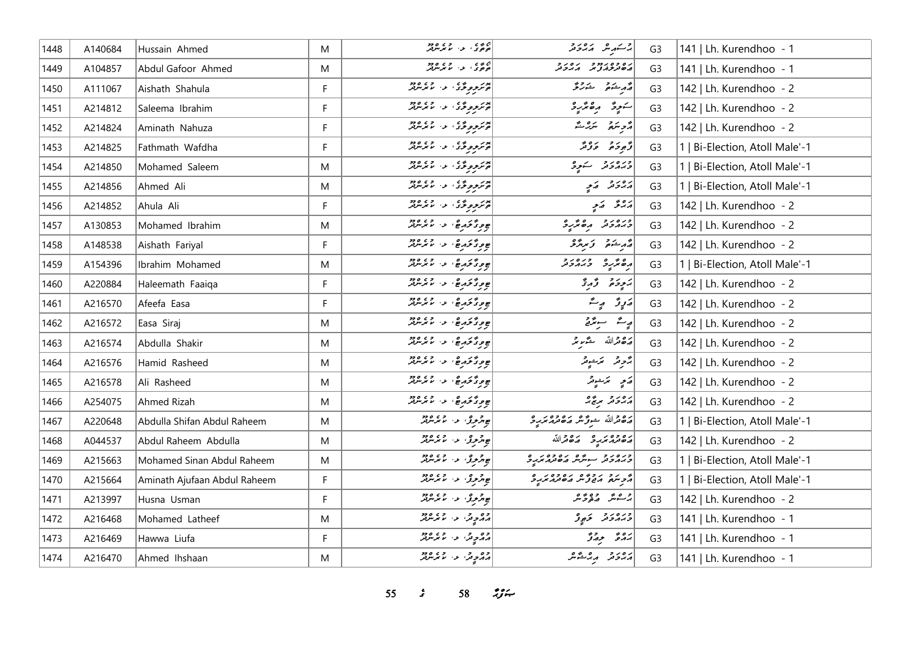| 1448 | A140684 | Hussain Ahmed | M | ޓޫވޯގެ، ލ. ކުރެންދޫ | ޙުސައިން އަޙްމަދު | G3 | 141 \| Lh. Kurendhoo - 1 |
|---|---|---|---|---|---|---|---|
| 1449 | A104857 | Abdul Gafoor Ahmed | M | ޓޫވޯގެ، ލ. ކުރެންދޫ | އަބްދުލްޣަފޫރު އަޙްމަދު | G3 | 141 \| Lh. Kurendhoo - 1 |
| 1450 | A111067 | Aishath Shahula | F | ޓޮރޮވިލާގެ، ލ. ކުރެންދޫ | އައިޝަތު ޝަހުލާ | G3 | 142 \| Lh. Kurendhoo - 2 |
| 1451 | A214812 | Saleema Ibrahim | F | ޓޮރޮވިލާގެ، ލ. ކުރެންދޫ | ސަލީމާ އިބްރާހީމް | G3 | 142 \| Lh. Kurendhoo - 2 |
| 1452 | A214824 | Aminath Nahuza | F | ޓޮރޮވިލާގެ، ލ. ކުރެންދޫ | އާމިނަތު ނަހުޒާ | G3 | 142 \| Lh. Kurendhoo - 2 |
| 1453 | A214825 | Fathmath Wafdha | F | ޓޮރޮވިލާގެ، ލ. ކުރެންދޫ | ފާތިމަތު ވަފްދާ | G3 | 1 \| Bi-Election, Atoll Male'-1 |
| 1454 | A214850 | Mohamed Saleem | M | ޓޮރޮވިލާގެ، ލ. ކުރެންދޫ | މުޙައްމަދު ސަލީމް | G3 | 1 \| Bi-Election, Atoll Male'-1 |
| 1455 | A214856 | Ahmed Ali | M | ޓޮރޮވިލާގެ، ލ. ކުރެންދޫ | އަޙްމަދު ޢަލީ | G3 | 1 \| Bi-Election, Atoll Male'-1 |
| 1456 | A214852 | Ahula Ali | F | ޓޮރޮވިލާގެ، ލ. ކުރެންދޫ | އަހުލާ ޢަލީ | G3 | 142 \| Lh. Kurendhoo - 2 |
| 1457 | A130853 | Mohamed Ibrahim | M | ޖިވިމާޅުގެ، ލ. ކުރެންދޫ | މުޙައްމަދު އިބްރާހީމް | G3 | 142 \| Lh. Kurendhoo - 2 |
| 1458 | A148538 | Aishath Fariyal | F | ޖިވިމާޅުގެ، ލ. ކުރެންދޫ | އައިޝަތު ފަރިޔާލް | G3 | 142 \| Lh. Kurendhoo - 2 |
| 1459 | A154396 | Ibrahim Mohamed | M | ޖިވިމާޅުގެ، ލ. ކުރެންދޫ | އިބްރާހީމް މުޙައްމަދު | G3 | 1 \| Bi-Election, Atoll Male'-1 |
| 1460 | A220884 | Haleemath Faaiqa | F | ޖިވިމާޅުގެ، ލ. ކުރެންދޫ | ހަލީމަތު ފާއިޤާ | G3 | 142 \| Lh. Kurendhoo - 2 |
| 1461 | A216570 | Afeefa Easa | F | ޖިވިމާޅުގެ، ލ. ކުރެންދޫ | އަފީފާ ޢީސާ | G3 | 142 \| Lh. Kurendhoo - 2 |
| 1462 | A216572 | Easa Siraj | M | ޖިވިމާޅުގެ، ލ. ކުރެންދޫ | ޢީސާ ސިރާޖު | G3 | 142 \| Lh. Kurendhoo - 2 |
| 1463 | A216574 | Abdulla Shakir | M | ޖިވިމާޅުގެ، ލ. ކުރެންދޫ | އަބްދުﷲ ޝާކިރު | G3 | 142 \| Lh. Kurendhoo - 2 |
| 1464 | A216576 | Hamid Rasheed | M | ޖިވިމާޅުގެ، ލ. ކުރެންދޫ | ހާމިދު ރަޝީދު | G3 | 142 \| Lh. Kurendhoo - 2 |
| 1465 | A216578 | Ali Rasheed | M | ޖިވިމާޅުގެ، ލ. ކުރެންދޫ | ޢަލީ ރަޝީދު | G3 | 142 \| Lh. Kurendhoo - 2 |
| 1466 | A254075 | Ahmed Rizah | M | ޖިވިމާޅުގެ، ލ. ކުރެންދޫ | އަޙްމަދު ރިޟާ | G3 | 142 \| Lh. Kurendhoo - 2 |
| 1467 | A220648 | Abdulla Shifan Abdul Raheem | M | ޖިއުލިޔާ، ލ. ކުރެންދޫ | އަބްދުﷲ ޝިފާން އަބްދުއްރަޙީމް | G3 | 1 \| Bi-Election, Atoll Male'-1 |
| 1468 | A044537 | Abdul Raheem Abdulla | M | ޖިއުލިޔާ، ލ. ކުރެންދޫ | އަބްދުއްރަޙީމް އަބްދުﷲ | G3 | 142 \| Lh. Kurendhoo - 2 |
| 1469 | A215663 | Mohamed Sinan Abdul Raheem | M | ޖިއުލިޔާ، ލ. ކުރެންދޫ | މުޙައްމަދު ސިނާން އަބްދުއްރަޙީމް | G3 | 1 \| Bi-Election, Atoll Male'-1 |
| 1470 | A215664 | Aminath Ajufaan Abdul Raheem | F | ޖިއުލިޔާ، ލ. ކުރެންދޫ | އާމިނަތު އަޖުފާން އަބްދުއްރަޙީމް | G3 | 1 \| Bi-Election, Atoll Male'-1 |
| 1471 | A213997 | Husna Usman | F | ޖިއުލިޔާ، ލ. ކުރެންދޫ | ހުސްނާ ޢުثްމާން | G3 | 142 \| Lh. Kurendhoo - 2 |
| 1472 | A216468 | Mohamed Latheef | M | ޑްރީމް، ލ. ކުރެންދޫ | މުޙައްމަދު ލަޠީފު | G3 | 141 \| Lh. Kurendhoo - 1 |
| 1473 | A216469 | Hawwa Liufa | F | ޑްރީމް، ލ. ކުރެންދޫ | ހައްވާ ލިއުފާ | G3 | 141 \| Lh. Kurendhoo - 1 |
| 1474 | A216470 | Ahmed Ihshaan | M | ޑްރީމް، ލ. ކުރެންދޫ | އަޙްމަދު އިޙްސާން | G3 | 141 \| Lh. Kurendhoo - 1 |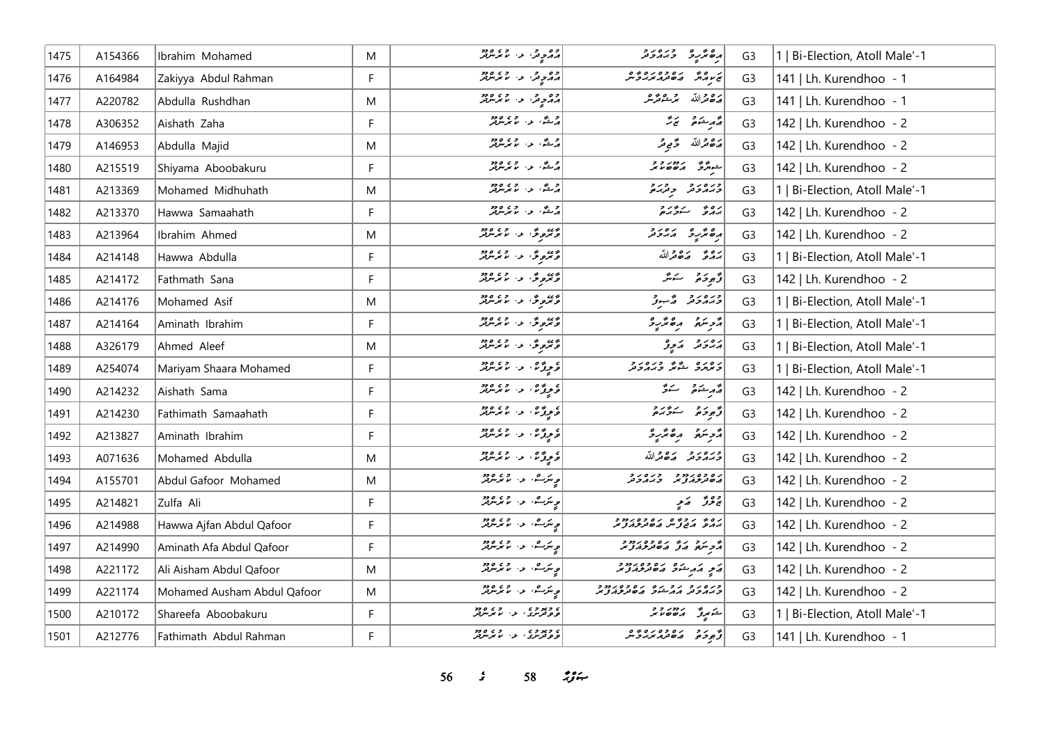| 1475 | A154366 | Ibrahim Mohamed | M | އައްޑިދ، ލ. ކުރެންދޫ | އިބްރާހީމް މުހައްމަދު | G3 | 1 \| Bi-Election, Atoll Male'-1 |
|---|---|---|---|---|---|---|---|
| 1476 | A164984 | Zakiyya Abdul Rahman | F | އައްޑިދ، ލ. ކުރެންދޫ | ޒަކިއްޔާ އަބްދުއްރަޙްމާން | G3 | 141 \| Lh. Kurendhoo - 1 |
| 1477 | A220782 | Abdulla Rushdhan | M | އައްޑިދ، ލ. ކުރެންދޫ | އަބްދުﷲ ރުޝްދާން | G3 | 141 \| Lh. Kurendhoo - 1 |
| 1478 | A306352 | Aishath Zaha | F | އަސްޓާ، ލ. ކުރެންދޫ | އައިޝަތު ޒަހާ | G3 | 142 \| Lh. Kurendhoo - 2 |
| 1479 | A146953 | Abdulla Majid | M | އަސްޓާ، ލ. ކުރެންދޫ | އަބްދުﷲ މާޖިދު | G3 | 142 \| Lh. Kurendhoo - 2 |
| 1480 | A215519 | Shiyama Aboobakuru | F | އަސްޓާ، ލ. ކުރެންދޫ | ޝިޔާމާ އަބޫބަކުރު | G3 | 142 \| Lh. Kurendhoo - 2 |
| 1481 | A213369 | Mohamed Midhuhath | M | އަސްޓާ، ލ. ކުރެންދޫ | މުހައްމަދު މިދުހަތު | G3 | 1 \| Bi-Election, Atoll Male'-1 |
| 1482 | A213370 | Hawwa Samaahath | F | އަސްޓާ، ލ. ކުރެންދޫ | ހައްވާ ސަމާހަތު | G3 | 142 \| Lh. Kurendhoo - 2 |
| 1483 | A213964 | Ibrahim Ahmed | M | ވާރުވިލާ، ލ. ކުރެންދޫ | އިބްރާހީމް އަޙްމަދު | G3 | 142 \| Lh. Kurendhoo - 2 |
| 1484 | A214148 | Hawwa Abdulla | F | ވާރުވިލާ، ލ. ކުރެންދޫ | ހައްވާ އަބްދުﷲ | G3 | 1 \| Bi-Election, Atoll Male'-1 |
| 1485 | A214172 | Fathmath Sana | F | ވާރުވިލާ، ލ. ކުރެންދޫ | ފާތިމަތު ސަނާ | G3 | 142 \| Lh. Kurendhoo - 2 |
| 1486 | A214176 | Mohamed Asif | M | ވާރުވިލާ، ލ. ކުރެންދޫ | މުހައްމަދު އާސިފު | G3 | 1 \| Bi-Election, Atoll Male'-1 |
| 1487 | A214164 | Aminath Ibrahim | F | ވާރުވިލާ، ލ. ކުރެންދޫ | އާމިނަތު އިބްރާހީމް | G3 | 1 \| Bi-Election, Atoll Male'-1 |
| 1488 | A326179 | Ahmed Aleef | M | ވާރުވިލާ، ލ. ކުރެންދޫ | އަޙްމަދު އަލީފު | G3 | 1 \| Bi-Election, Atoll Male'-1 |
| 1489 | A254074 | Mariyam Shaara Mohamed | F | ވެލިވާޓް، ލ. ކުރެންދޫ | މަރިޔަމް ޝާރާ މުހައްމަދު | G3 | 1 \| Bi-Election, Atoll Male'-1 |
| 1490 | A214232 | Aishath Sama | F | ވެލިވާޓް، ލ. ކުރެންދޫ | އައިޝަތު ސަމާ | G3 | 142 \| Lh. Kurendhoo - 2 |
| 1491 | A214230 | Fathimath Samaahath | F | ވެލިވާޓް، ލ. ކުރެންދޫ | ފާތިމަތު ސަމާހަތު | G3 | 142 \| Lh. Kurendhoo - 2 |
| 1492 | A213827 | Aminath Ibrahim | F | ވެލިވާޓް، ލ. ކުރެންދޫ | އާމިނަތު އިބްރާހީމް | G3 | 142 \| Lh. Kurendhoo - 2 |
| 1493 | A071636 | Mohamed Abdulla | M | ވެލިވާޓް، ލ. ކުރެންދޫ | މުހައްމަދު އަބްދުﷲ | G3 | 142 \| Lh. Kurendhoo - 2 |
| 1494 | A155701 | Abdul Gafoor Mohamed | M | ވިނަސް، ލ. ކުރެންދޫ | އަބްދުލްޣަފޫރު މުހައްމަދު | G3 | 142 \| Lh. Kurendhoo - 2 |
| 1495 | A214821 | Zulfa Ali | F | ވިނަސް، ލ. ކުރެންދޫ | ޒުލްފާ އަލި | G3 | 142 \| Lh. Kurendhoo - 2 |
| 1496 | A214988 | Hawwa Ajfan Abdul Qafoor | F | ވިނަސް، ލ. ކުރެންދޫ | ހައްވާ އަޖްފާން އަބްދުލްޤަފޫރު | G3 | 142 \| Lh. Kurendhoo - 2 |
| 1497 | A214990 | Aminath Afa Abdul Qafoor | F | ވިނަސް، ލ. ކުރެންދޫ | އާމިނަތު އަފާ އަބްދުލްޤަފޫރު | G3 | 142 \| Lh. Kurendhoo - 2 |
| 1498 | A221172 | Ali Aisham Abdul Qafoor | M | ވިނަސް، ލ. ކުރެންދޫ | އަލި އައިޝަމް އަބްދުލްޤަފޫރު | G3 | 142 \| Lh. Kurendhoo - 2 |
| 1499 | A221174 | Mohamed Ausham Abdul Qafoor | M | ވިނަސް، ލ. ކުރެންދޫ | މުހައްމަދު އައުޝަމް އަބްދުލްޤަފޫރު | G3 | 142 \| Lh. Kurendhoo - 2 |
| 1500 | A210172 | Shareefa Aboobakuru | F | ވޮޑަރުގެ، ލ. ކުރެންދޫ | ޝަރީފާ އަބޫބަކުރު | G3 | 1 \| Bi-Election, Atoll Male'-1 |
| 1501 | A212776 | Fathimath Abdul Rahman | F | ވޮޑަރުގެ، ލ. ކުރެންދޫ | ފާތިމަތު އަބްދުއްރަޙްމާން | G3 | 141 \| Lh. Kurendhoo - 1 |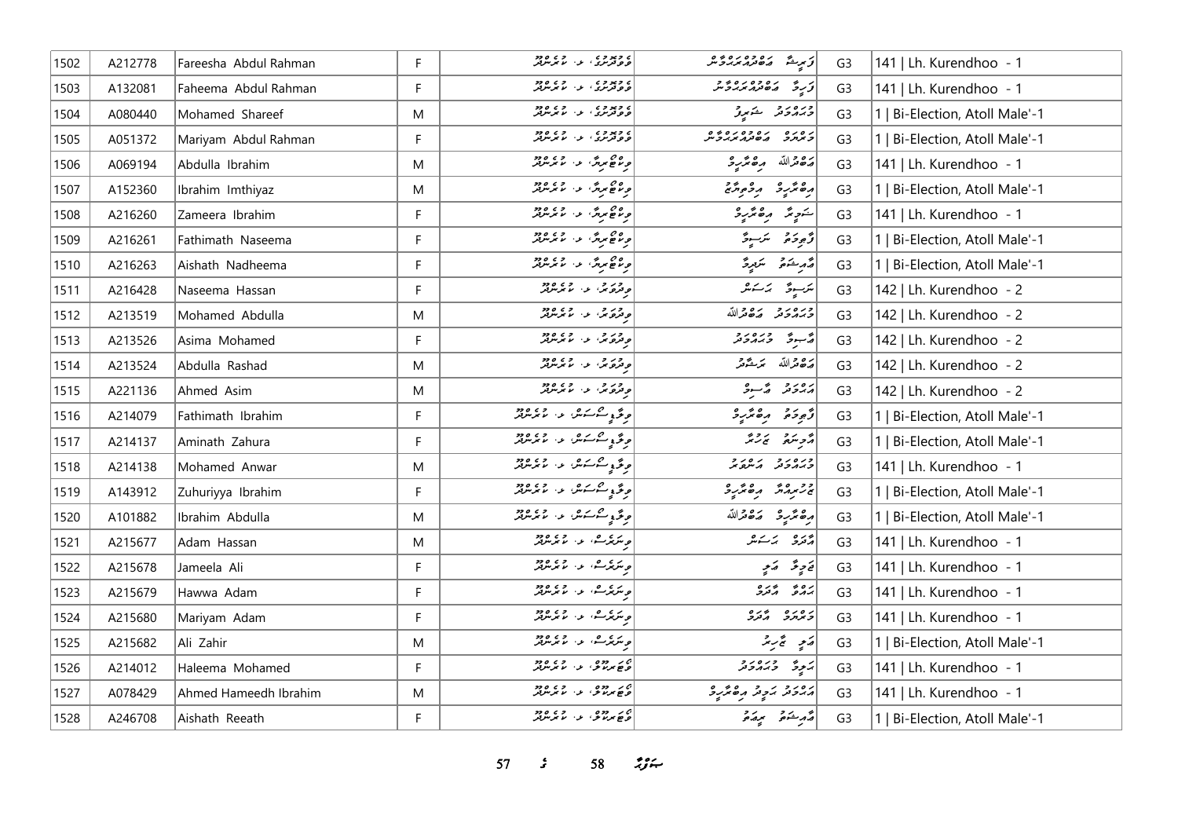| 1502 | A212778 | Fareesha Abdul Rahman | F | ޑޯވުދޫގެ، ލ. ކުރެންދޫ | ފަރީޝާ ޢަބްދުއްރަޙްމާން | G3 | 141 \| Lh. Kurendhoo - 1 |
|---|---|---|---|---|---|---|---|
| 1503 | A132081 | Faheema Abdul Rahman | F | ޑޯވުދޫގެ، ލ. ކުރެންދޫ | ފަހީމާ ޢަބްދުއްރަޙްމާން | G3 | 141 \| Lh. Kurendhoo - 1 |
| 1504 | A080440 | Mohamed Shareef | M | ޑޯވުދޫގެ، ލ. ކުރެންދޫ | މުޙައްމަދު ޝަރީފު | G3 | 1 \| Bi-Election, Atoll Male'-1 |
| 1505 | A051372 | Mariyam Abdul Rahman | F | ޑޯވުދޫގެ، ލ. ކުރެންދޫ | މަރިޔަމް ޢަބްދުއްރަޙްމާން | G3 | 1 \| Bi-Election, Atoll Male'-1 |
| 1506 | A069194 | Abdulla Ibrahim | M | ވިލާޖެހިގެ، ލ. ކުރެންދޫ | ޢަބްދުﷲ އިބްރާހީމް | G3 | 141 \| Lh. Kurendhoo - 1 |
| 1507 | A152360 | Ibrahim Imthiyaz | M | ވިލާޖެހިގެ، ލ. ކުރެންދޫ | އިބްރާހީމް އިމްތިޔާޒު | G3 | 1 \| Bi-Election, Atoll Male'-1 |
| 1508 | A216260 | Zameera Ibrahim | F | ވިލާޖެހިގެ، ލ. ކުރެންދޫ | ޒަމީރާ އިބްރާހީމް | G3 | 141 \| Lh. Kurendhoo - 1 |
| 1509 | A216261 | Fathimath Naseema | F | ވިލާޖެހިގެ، ލ. ކުރެންދޫ | ފާތިމަތު ނަސީމާ | G3 | 1 \| Bi-Election, Atoll Male'-1 |
| 1510 | A216263 | Aishath Nadheema | F | ވިލާޖެހިގެ، ލ. ކުރެންދޫ | އައިޝަތު ނަދީމާ | G3 | 1 \| Bi-Election, Atoll Male'-1 |
| 1511 | A216428 | Naseema Hassan | F | ވިދުވަރު، ލ. ކުރެންދޫ | ނަސީމާ ޙަސަން | G3 | 142 \| Lh. Kurendhoo - 2 |
| 1512 | A213519 | Mohamed Abdulla | M | ވިދުވަރު، ލ. ކުރެންދޫ | މުޙައްމަދު ޢަބްދުﷲ | G3 | 142 \| Lh. Kurendhoo - 2 |
| 1513 | A213526 | Asima Mohamed | F | ވިދުވަރު، ލ. ކުރެންދޫ | އާސިމާ މުޙައްމަދު | G3 | 142 \| Lh. Kurendhoo - 2 |
| 1514 | A213524 | Abdulla Rashad | M | ވިދުވަރު، ލ. ކުރެންދޫ | ޢަބްދުﷲ ރަޝާދު | G3 | 142 \| Lh. Kurendhoo - 2 |
| 1515 | A221136 | Ahmed Asim | M | ވިދުވަރު، ލ. ކުރެންދޫ | އަޙްމަދު އާސިމް | G3 | 142 \| Lh. Kurendhoo - 2 |
| 1516 | A214079 | Fathimath Ibrahim | F | ވިލާވިސްނަން، ލ. ކުރެންދޫ | ފާތިމަތު އިބްރާހީމް | G3 | 1 \| Bi-Election, Atoll Male'-1 |
| 1517 | A214137 | Aminath Zahura | F | ވިލާވިސްނަން، ލ. ކުރެންދޫ | އާމިނަތު ޒަހުރާ | G3 | 1 \| Bi-Election, Atoll Male'-1 |
| 1518 | A214138 | Mohamed Anwar | M | ވިލާވިސްނަން، ލ. ކުރެންދޫ | މުޙައްމަދު އަންވަރު | G3 | 141 \| Lh. Kurendhoo - 1 |
| 1519 | A143912 | Zuhuriyya Ibrahim | F | ވިލާވިސްނަން، ލ. ކުރެންދޫ | ޒުހުރިއްޔާ އިބްރާހީމް | G3 | 1 \| Bi-Election, Atoll Male'-1 |
| 1520 | A101882 | Ibrahim Abdulla | M | ވިލާވިސްނަން، ލ. ކުރެންދޫ | އިބްރާހީމް ޢަބްދުﷲ | G3 | 1 \| Bi-Election, Atoll Male'-1 |
| 1521 | A215677 | Adam Hassan | M | ވިނަރެސް، ލ. ކުރެންދޫ | އާދަމް ޙަސަން | G3 | 141 \| Lh. Kurendhoo - 1 |
| 1522 | A215678 | Jameela Ali | F | ވިނަރެސް، ލ. ކުރެންދޫ | ޖަމީލާ ޢަލީ | G3 | 141 \| Lh. Kurendhoo - 1 |
| 1523 | A215679 | Hawwa Adam | F | ވިނަރެސް، ލ. ކުރެންދޫ | ޙައްވާ އާދަމް | G3 | 141 \| Lh. Kurendhoo - 1 |
| 1524 | A215680 | Mariyam Adam | F | ވިނަރެސް، ލ. ކުރެންދޫ | މަރިޔަމް އާދަމް | G3 | 141 \| Lh. Kurendhoo - 1 |
| 1525 | A215682 | Ali Zahir | M | ވިނަރެސް، ލ. ކުރެންދޫ | ޢަލީ ޒާހިރު | G3 | 1 \| Bi-Election, Atoll Male'-1 |
| 1526 | A214012 | Haleema Mohamed | F | ވޭޖެހިގޯތި، ލ. ކުރެންދޫ | ހަލީމާ މުޙައްމަދު | G3 | 141 \| Lh. Kurendhoo - 1 |
| 1527 | A078429 | Ahmed Hameedh Ibrahim | M | ވޭޖެހިގޯތި، ލ. ކުރެންދޫ | އަޙްމަދު ހަމީދު އިބްރާހީމް | G3 | 141 \| Lh. Kurendhoo - 1 |
| 1528 | A246708 | Aishath Reeath | F | ވޭޖެހިގޯތި، ލ. ކުރެންދޫ | އައިޝަތު ރިޔާޢު | G3 | 1 \| Bi-Election, Atoll Male'-1 |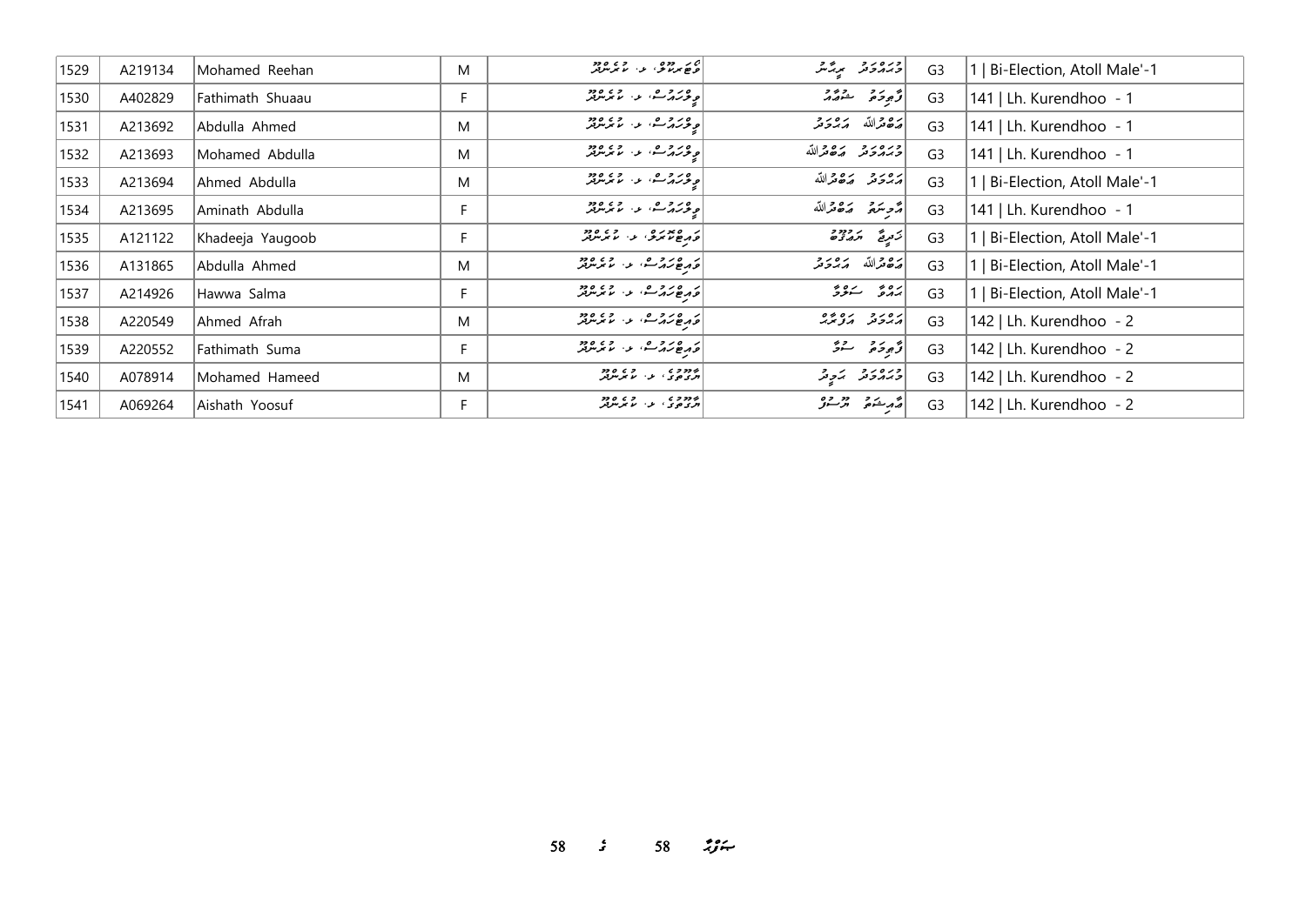| | | | | | | | |
|---|---|---|---|---|---|---|---|
| 1529 | A219134 | Mohamed Reehan | M | ޕޮޕީނިކޮ، ލ. ކުރެންދޫ | މުހައްމަދު ރީހާން | G3 | 1 \| Bi-Election, Atoll Male'-1 |
| 1530 | A402829 | Fathimath Shuaau | F | ޑިވެހިރާސް، ލ. ކުރެންދޫ | ފާތިމަތު ޝުޢާއު | G3 | 141 \| Lh. Kurendhoo - 1 |
| 1531 | A213692 | Abdulla Ahmed | M | ޑިވެހިރާސް، ލ. ކުރެންދޫ | އަބްދުﷲ އަޙްމަދު | G3 | 141 \| Lh. Kurendhoo - 1 |
| 1532 | A213693 | Mohamed Abdulla | M | ޑިވެހިރާސް، ލ. ކުރެންދޫ | މުހައްމަދު އަބްދުﷲ | G3 | 141 \| Lh. Kurendhoo - 1 |
| 1533 | A213694 | Ahmed Abdulla | M | ޑިވެހިރާސް، ލ. ކުރެންދޫ | އަޙްމަދު އަބްދުﷲ | G3 | 1 \| Bi-Election, Atoll Male'-1 |
| 1534 | A213695 | Aminath Abdulla | F | ޑިވެހިރާސް، ލ. ކުރެންދޫ | އާމިނަތު އަބްދުﷲ | G3 | 141 \| Lh. Kurendhoo - 1 |
| 1535 | A121122 | Khadeeja Yaugoob | F | ވައިބްކަރޯ، ލ. ކުރެންދޫ | ޚަދީޖާ ޔަޢުޤޫބު | G3 | 1 \| Bi-Election, Atoll Male'-1 |
| 1536 | A131865 | Abdulla Ahmed | M | ވައިބްހައުސް، ލ. ކުރެންދޫ | އަބްދުﷲ އަޙްމަދު | G3 | 1 \| Bi-Election, Atoll Male'-1 |
| 1537 | A214926 | Hawwa Salma | F | ވައިބްހައުސް، ލ. ކުރެންދޫ | ހައްވާ ސަލްމާ | G3 | 1 \| Bi-Election, Atoll Male'-1 |
| 1538 | A220549 | Ahmed Afrah | M | ވައިބްހައުސް، ލ. ކުރެންދޫ | އަޙްމަދު އަފްރާހް | G3 | 142 \| Lh. Kurendhoo - 2 |
| 1539 | A220552 | Fathimath Suma | F | ވައިބްހައުސް، ލ. ކުރެންދޫ | ފާތިމަތު ސުމާ | G3 | 142 \| Lh. Kurendhoo - 2 |
| 1540 | A078914 | Mohamed Hameed | M | އަރުމޫގެ، ލ. ކުރެންދޫ | މުހައްމަދު ހަމީދު | G3 | 142 \| Lh. Kurendhoo - 2 |
| 1541 | A069264 | Aishath Yoosuf | F | އަރުމޫގެ، ލ. ކުރެންދޫ | އާއިޝަތު ޔޫސުފު | G3 | 142 \| Lh. Kurendhoo - 2 |